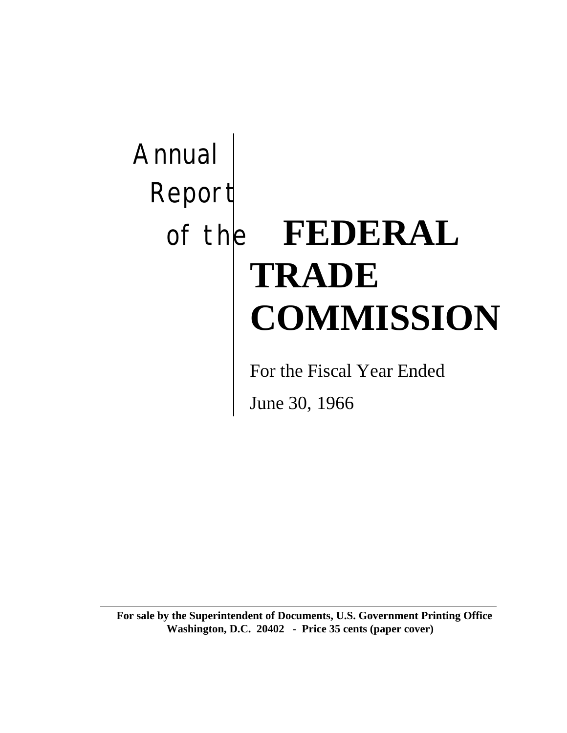# Annual Report of the FEDERAL TRADE COMMISSION

For the Fiscal Year Ended

June 30, 1966

---

**For sale by the Superintendent of Documents, U.S. Government Printing Office Washington, D.C. 20402 - Price 35 cents (paper cover)**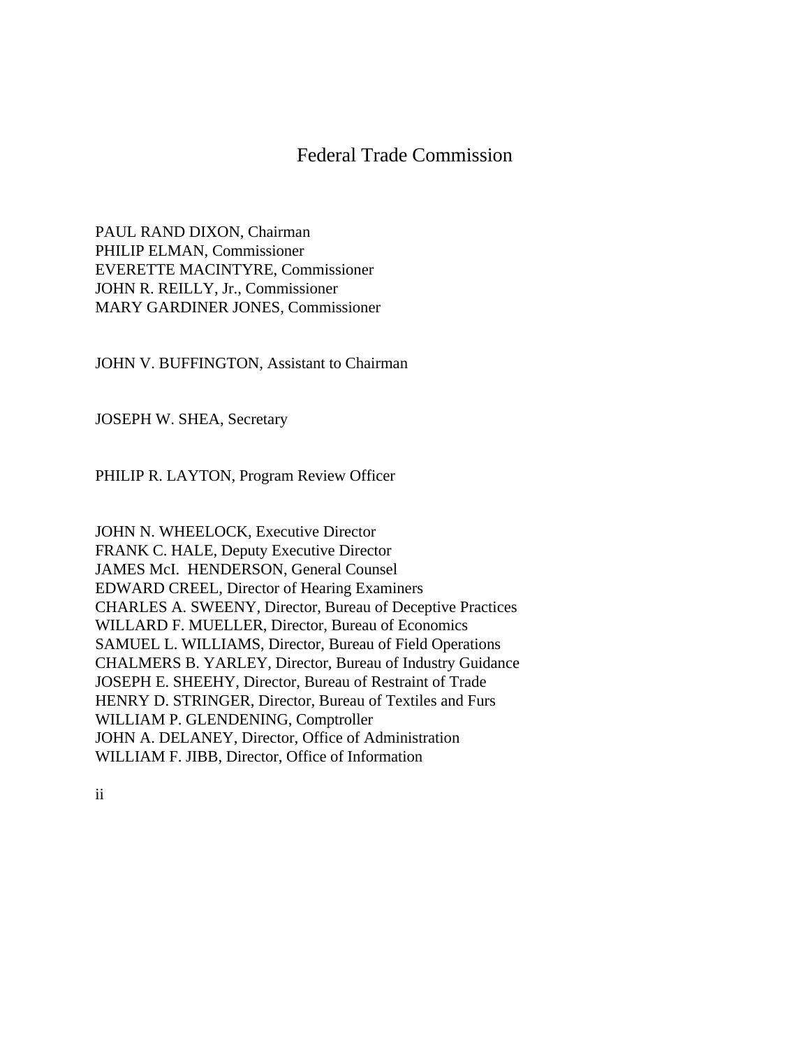# Federal Trade Commission

PAUL RAND DIXON, Chairman
PHILIP ELMAN, Commissioner
EVERETTE MACINTYRE, Commissioner
JOHN R. REILLY, Jr., Commissioner
MARY GARDINER JONES, Commissioner

JOHN V. BUFFINGTON, Assistant to Chairman

JOSEPH W. SHEA, Secretary

PHILIP R. LAYTON, Program Review Officer

JOHN N. WHEELOCK, Executive Director
FRANK C. HALE, Deputy Executive Director
JAMES McI. HENDERSON, General Counsel
EDWARD CREEL, Director of Hearing Examiners
CHARLES A. SWEENY, Director, Bureau of Deceptive Practices
WILLARD F. MUELLER, Director, Bureau of Economics
SAMUEL L. WILLIAMS, Director, Bureau of Field Operations
CHALMERS B. YARLEY, Director, Bureau of Industry Guidance
JOSEPH E. SHEEHY, Director, Bureau of Restraint of Trade
HENRY D. STRINGER, Director, Bureau of Textiles and Furs
WILLIAM P. GLENDENING, Comptroller
JOHN A. DELANEY, Director, Office of Administration
WILLIAM F. JIBB, Director, Office of Information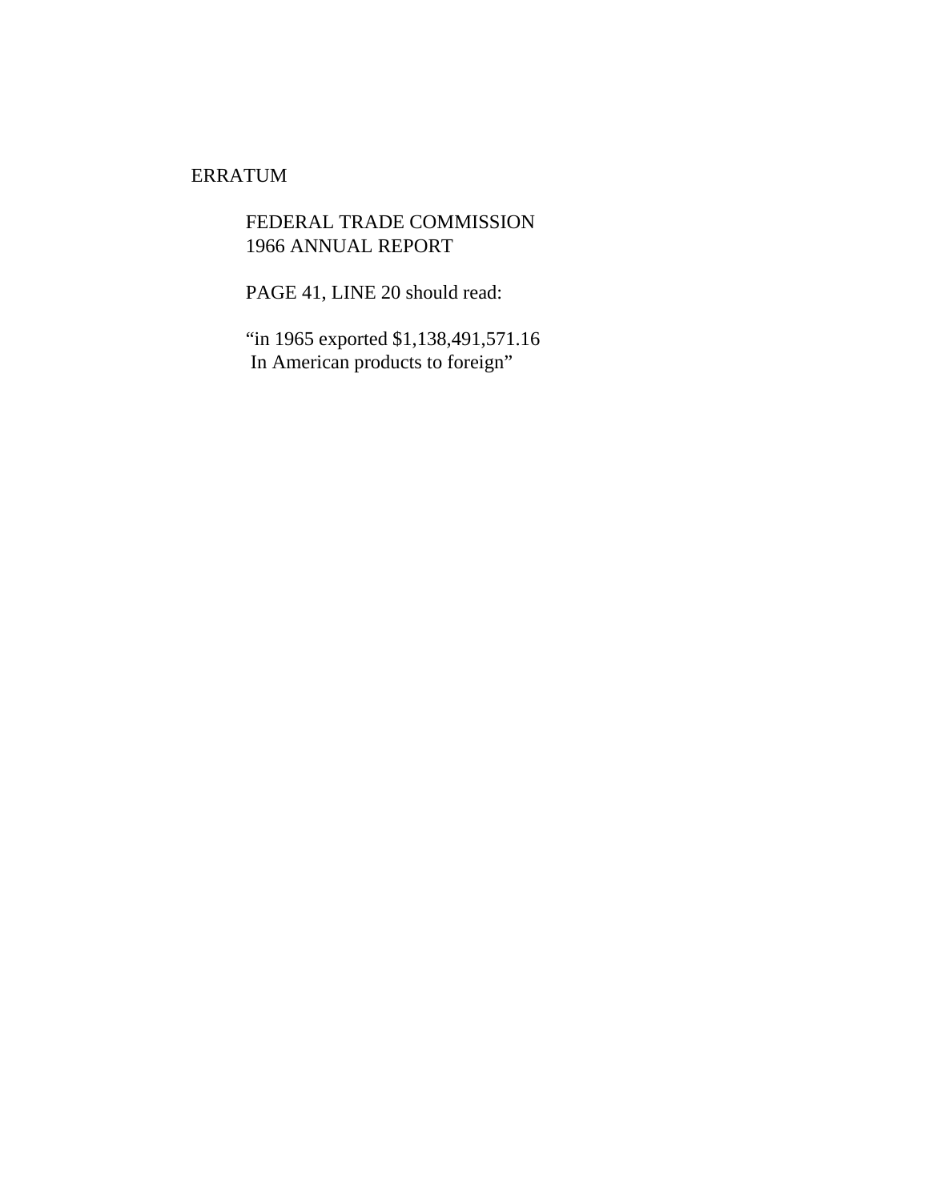ERRATUM

FEDERAL TRADE COMMISSION
1966 ANNUAL REPORT

PAGE 41, LINE 20 should read:

"in 1965 exported $1,138,491,571.16
In American products to foreign"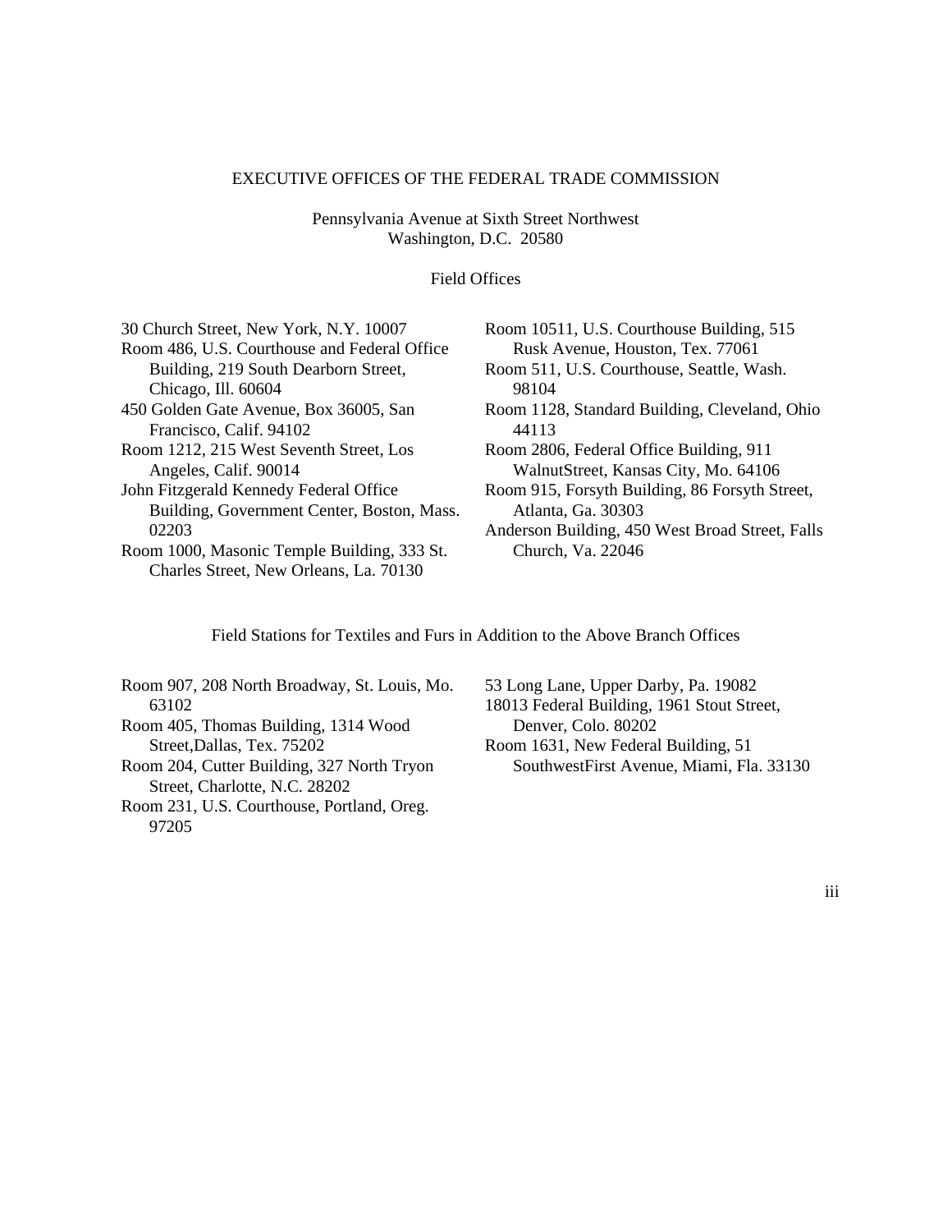# EXECUTIVE OFFICES OF THE FEDERAL TRADE COMMISSION

Pennsylvania Avenue at Sixth Street Northwest
Washington, D.C. 20580

## Field Offices

30 Church Street, New York, N.Y. 10007

Room 486, U.S. Courthouse and Federal Office Building, 219 South Dearborn Street, Chicago, Ill. 60604

450 Golden Gate Avenue, Box 36005, San Francisco, Calif. 94102

Room 1212, 215 West Seventh Street, Los Angeles, Calif. 90014

John Fitzgerald Kennedy Federal Office Building, Government Center, Boston, Mass. 02203

Room 1000, Masonic Temple Building, 333 St. Charles Street, New Orleans, La. 70130

Room 10511, U.S. Courthouse Building, 515 Rusk Avenue, Houston, Tex. 77061

Room 511, U.S. Courthouse, Seattle, Wash. 98104

Room 1128, Standard Building, Cleveland, Ohio 44113

Room 2806, Federal Office Building, 911 WalnutStreet, Kansas City, Mo. 64106

Room 915, Forsyth Building, 86 Forsyth Street, Atlanta, Ga. 30303

Anderson Building, 450 West Broad Street, Falls Church, Va. 22046

## Field Stations for Textiles and Furs in Addition to the Above Branch Offices

Room 907, 208 North Broadway, St. Louis, Mo. 63102

Room 405, Thomas Building, 1314 Wood Street,Dallas, Tex. 75202

Room 204, Cutter Building, 327 North Tryon Street, Charlotte, N.C. 28202

Room 231, U.S. Courthouse, Portland, Oreg. 97205

53 Long Lane, Upper Darby, Pa. 19082

18013 Federal Building, 1961 Stout Street, Denver, Colo. 80202

Room 1631, New Federal Building, 51 SouthwestFirst Avenue, Miami, Fla. 33130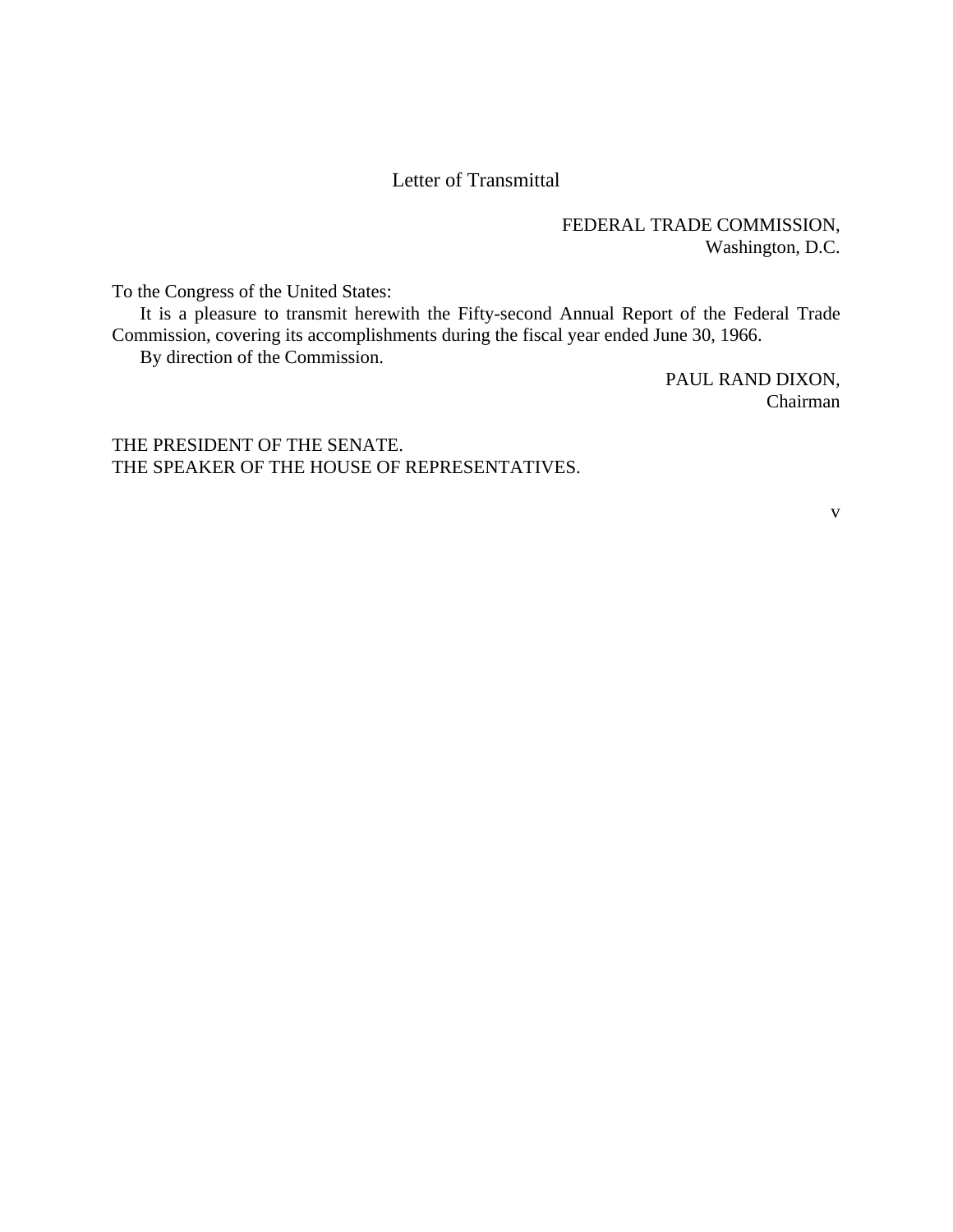# Letter of Transmittal

FEDERAL TRADE COMMISSION,
Washington, D.C.

To the Congress of the United States:

It is a pleasure to transmit herewith the Fifty-second Annual Report of the Federal Trade Commission, covering its accomplishments during the fiscal year ended June 30, 1966.

By direction of the Commission.

PAUL RAND DIXON,
Chairman

THE PRESIDENT OF THE SENATE.
THE SPEAKER OF THE HOUSE OF REPRESENTATIVES.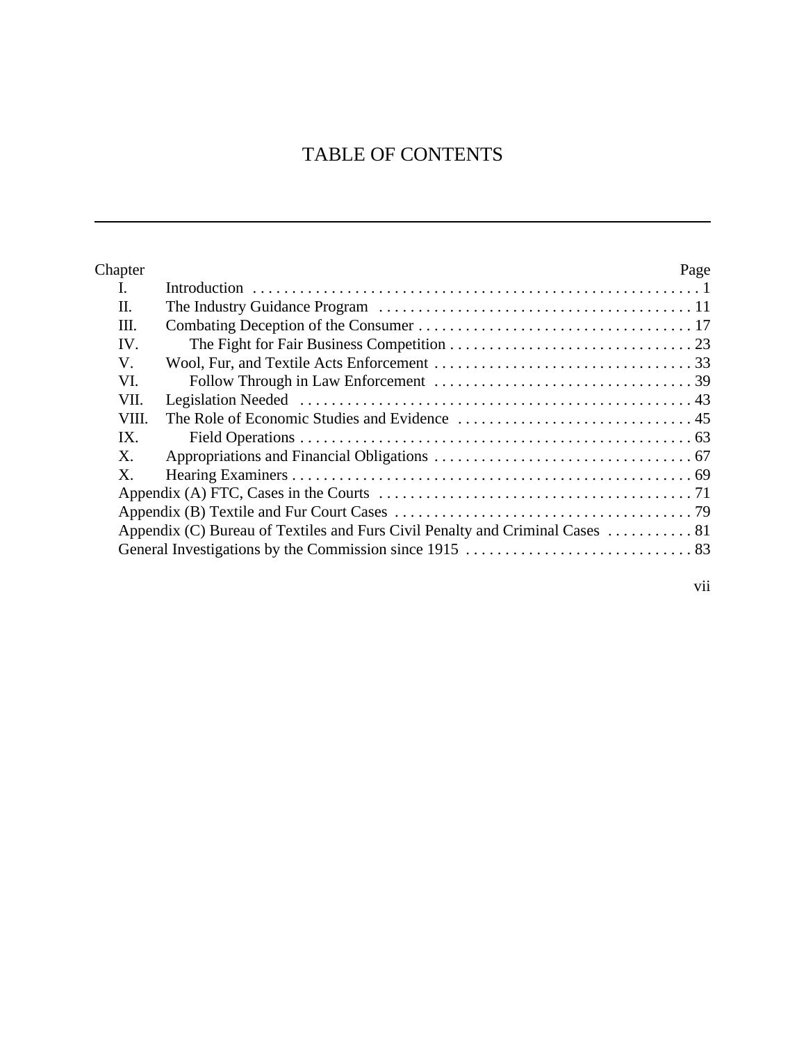# TABLE OF CONTENTS

| Chapter | | Page |
|---|---|---|
| I. | Introduction | 1 |
| II. | The Industry Guidance Program | 11 |
| III. | Combating Deception of the Consumer | 17 |
| IV. | The Fight for Fair Business Competition | 23 |
| V. | Wool, Fur, and Textile Acts Enforcement | 33 |
| VI. | Follow Through in Law Enforcement | 39 |
| VII. | Legislation Needed | 43 |
| VIII. | The Role of Economic Studies and Evidence | 45 |
| IX. | Field Operations | 63 |
| X. | Appropriations and Financial Obligations | 67 |
| X. | Hearing Examiners | 69 |
| | Appendix (A) FTC, Cases in the Courts | 71 |
| | Appendix (B) Textile and Fur Court Cases | 79 |
| | Appendix (C) Bureau of Textiles and Furs Civil Penalty and Criminal Cases | 81 |
| | General Investigations by the Commission since 1915 | 83 |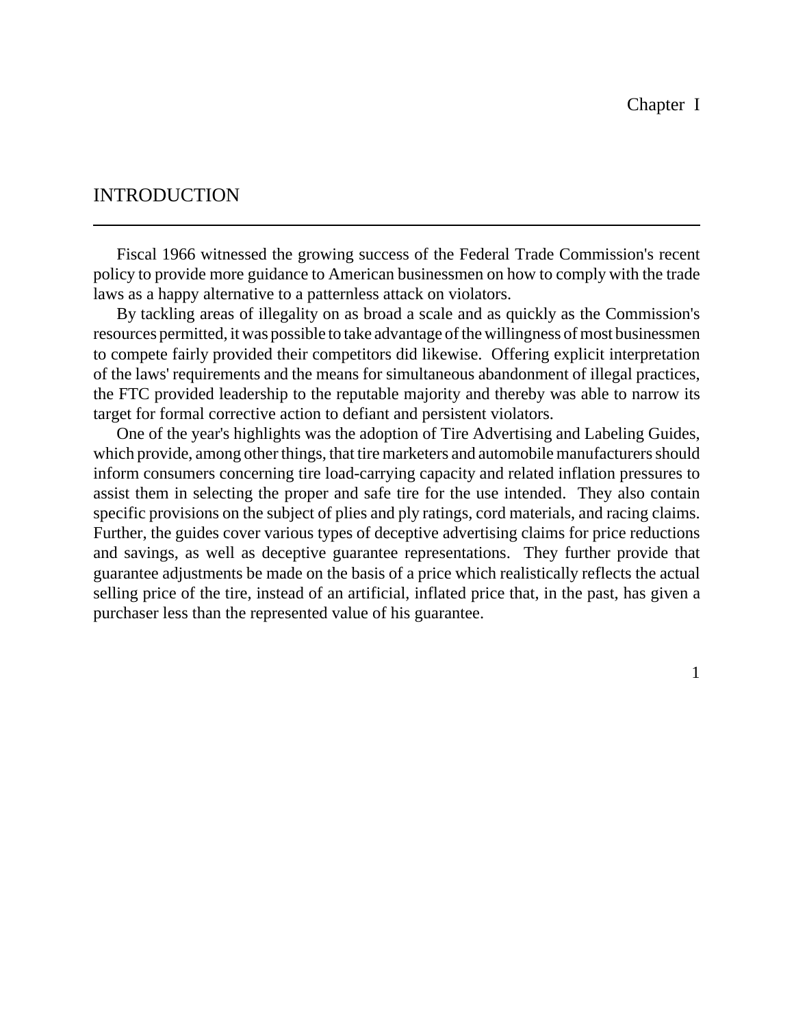# Chapter I

## INTRODUCTION

Fiscal 1966 witnessed the growing success of the Federal Trade Commission's recent policy to provide more guidance to American businessmen on how to comply with the trade laws as a happy alternative to a patternless attack on violators.

By tackling areas of illegality on as broad a scale and as quickly as the Commission's resources permitted, it was possible to take advantage of the willingness of most businessmen to compete fairly provided their competitors did likewise. Offering explicit interpretation of the laws' requirements and the means for simultaneous abandonment of illegal practices, the FTC provided leadership to the reputable majority and thereby was able to narrow its target for formal corrective action to defiant and persistent violators.

One of the year's highlights was the adoption of Tire Advertising and Labeling Guides, which provide, among other things, that tire marketers and automobile manufacturers should inform consumers concerning tire load-carrying capacity and related inflation pressures to assist them in selecting the proper and safe tire for the use intended. They also contain specific provisions on the subject of plies and ply ratings, cord materials, and racing claims. Further, the guides cover various types of deceptive advertising claims for price reductions and savings, as well as deceptive guarantee representations. They further provide that guarantee adjustments be made on the basis of a price which realistically reflects the actual selling price of the tire, instead of an artificial, inflated price that, in the past, has given a purchaser less than the represented value of his guarantee.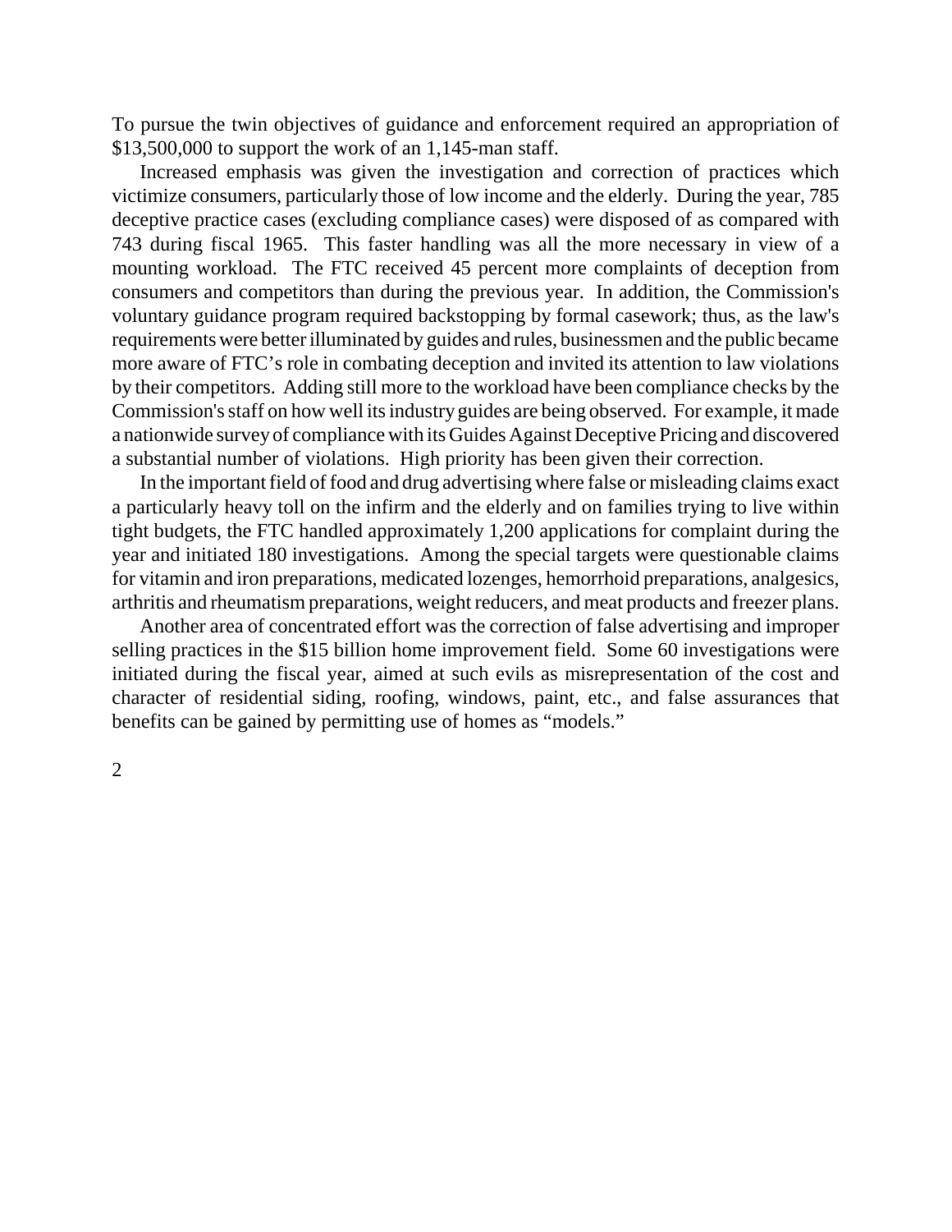To pursue the twin objectives of guidance and enforcement required an appropriation of $13,500,000 to support the work of an 1,145-man staff.

Increased emphasis was given the investigation and correction of practices which victimize consumers, particularly those of low income and the elderly. During the year, 785 deceptive practice cases (excluding compliance cases) were disposed of as compared with 743 during fiscal 1965. This faster handling was all the more necessary in view of a mounting workload. The FTC received 45 percent more complaints of deception from consumers and competitors than during the previous year. In addition, the Commission's voluntary guidance program required backstopping by formal casework; thus, as the law's requirements were better illuminated by guides and rules, businessmen and the public became more aware of FTC's role in combating deception and invited its attention to law violations by their competitors. Adding still more to the workload have been compliance checks by the Commission's staff on how well its industry guides are being observed. For example, it made a nationwide survey of compliance with its Guides Against Deceptive Pricing and discovered a substantial number of violations. High priority has been given their correction.

In the important field of food and drug advertising where false or misleading claims exact a particularly heavy toll on the infirm and the elderly and on families trying to live within tight budgets, the FTC handled approximately 1,200 applications for complaint during the year and initiated 180 investigations. Among the special targets were questionable claims for vitamin and iron preparations, medicated lozenges, hemorrhoid preparations, analgesics, arthritis and rheumatism preparations, weight reducers, and meat products and freezer plans.

Another area of concentrated effort was the correction of false advertising and improper selling practices in the $15 billion home improvement field. Some 60 investigations were initiated during the fiscal year, aimed at such evils as misrepresentation of the cost and character of residential siding, roofing, windows, paint, etc., and false assurances that benefits can be gained by permitting use of homes as "models."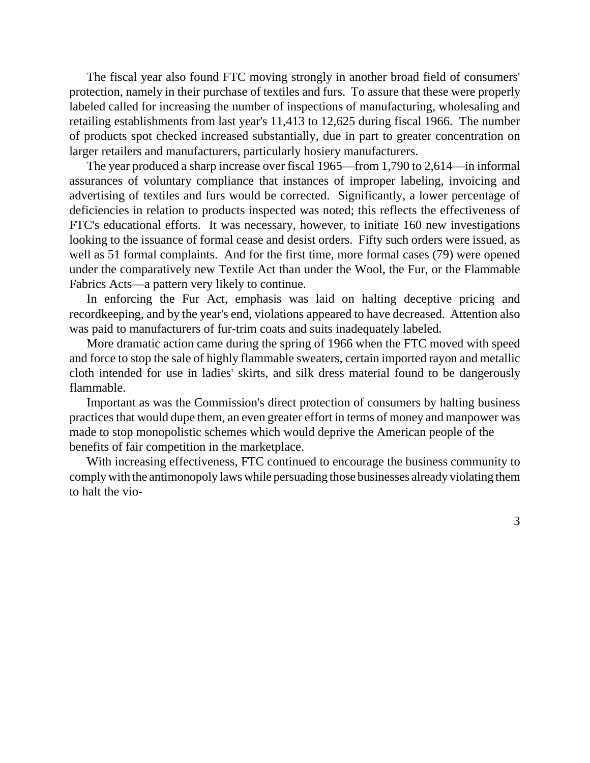The fiscal year also found FTC moving strongly in another broad field of consumers' protection, namely in their purchase of textiles and furs. To assure that these were properly labeled called for increasing the number of inspections of manufacturing, wholesaling and retailing establishments from last year's 11,413 to 12,625 during fiscal 1966. The number of products spot checked increased substantially, due in part to greater concentration on larger retailers and manufacturers, particularly hosiery manufacturers.

The year produced a sharp increase over fiscal 1965—from 1,790 to 2,614—in informal assurances of voluntary compliance that instances of improper labeling, invoicing and advertising of textiles and furs would be corrected. Significantly, a lower percentage of deficiencies in relation to products inspected was noted; this reflects the effectiveness of FTC's educational efforts. It was necessary, however, to initiate 160 new investigations looking to the issuance of formal cease and desist orders. Fifty such orders were issued, as well as 51 formal complaints. And for the first time, more formal cases (79) were opened under the comparatively new Textile Act than under the Wool, the Fur, or the Flammable Fabrics Acts—a pattern very likely to continue.

In enforcing the Fur Act, emphasis was laid on halting deceptive pricing and recordkeeping, and by the year's end, violations appeared to have decreased. Attention also was paid to manufacturers of fur-trim coats and suits inadequately labeled.

More dramatic action came during the spring of 1966 when the FTC moved with speed and force to stop the sale of highly flammable sweaters, certain imported rayon and metallic cloth intended for use in ladies' skirts, and silk dress material found to be dangerously flammable.

Important as was the Commission's direct protection of consumers by halting business practices that would dupe them, an even greater effort in terms of money and manpower was made to stop monopolistic schemes which would deprive the American people of the benefits of fair competition in the marketplace.

With increasing effectiveness, FTC continued to encourage the business community to comply with the antimonopoly laws while persuading those businesses already violating them to halt the vio-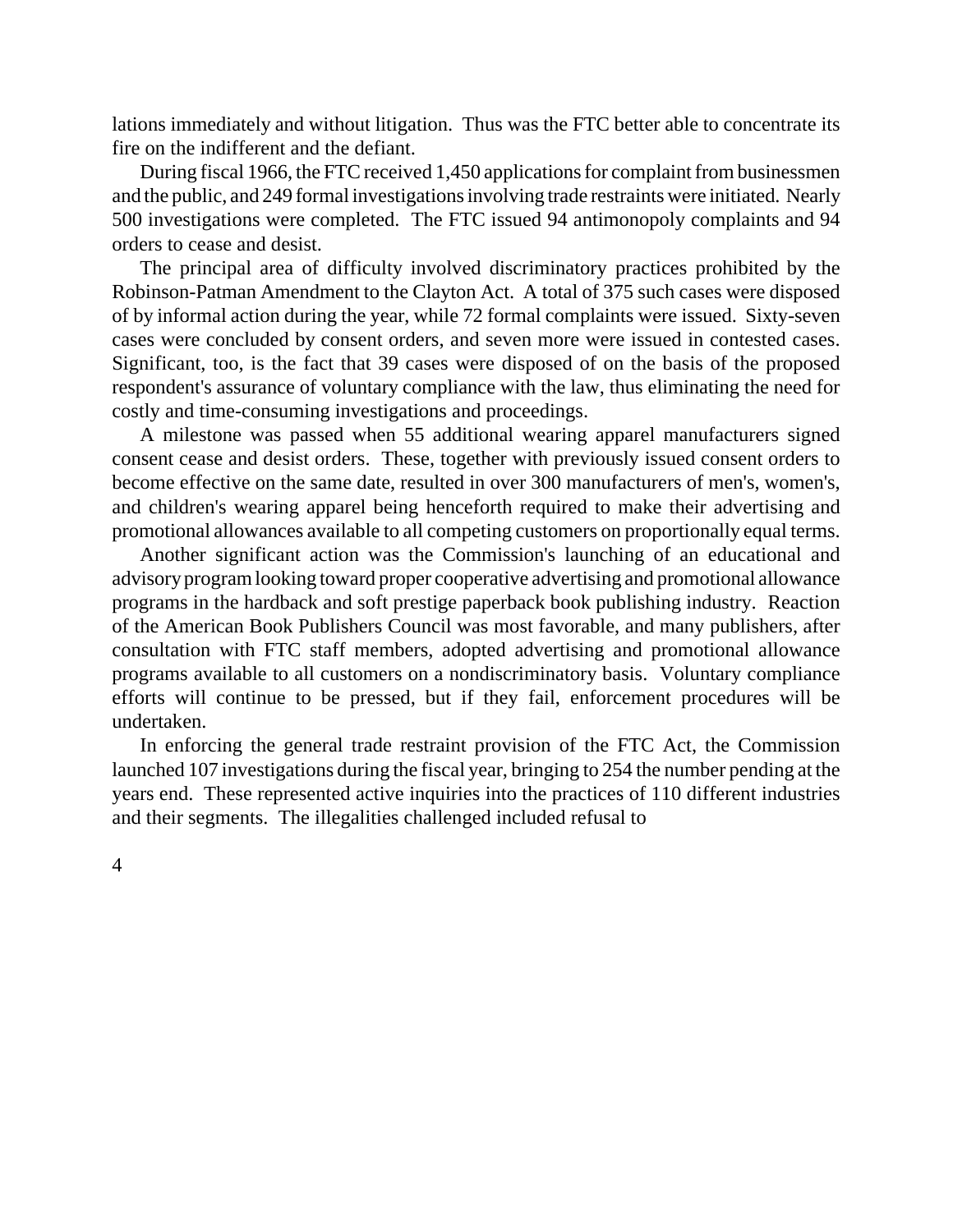lations immediately and without litigation.  Thus was the FTC better able to concentrate its fire on the indifferent and the defiant.

During fiscal 1966, the FTC received 1,450 applications for complaint from businessmen and the public, and 249 formal investigations involving trade restraints were initiated.  Nearly 500 investigations were completed.  The FTC issued 94 antimonopoly complaints and 94 orders to cease and desist.

The principal area of difficulty involved discriminatory practices prohibited by the Robinson-Patman Amendment to the Clayton Act.  A total of 375 such cases were disposed of by informal action during the year, while 72 formal complaints were issued.  Sixty-seven cases were concluded by consent orders, and seven more were issued in contested cases. Significant, too, is the fact that 39 cases were disposed of on the basis of the proposed respondent's assurance of voluntary compliance with the law, thus eliminating the need for costly and time-consuming investigations and proceedings.

A milestone was passed when 55 additional wearing apparel manufacturers signed consent cease and desist orders.  These, together with previously issued consent orders to become effective on the same date, resulted in over 300 manufacturers of men's, women's, and children's wearing apparel being henceforth required to make their advertising and promotional allowances available to all competing customers on proportionally equal terms.

Another significant action was the Commission's launching of an educational and advisory program looking toward proper cooperative advertising and promotional allowance programs in the hardback and soft prestige paperback book publishing industry.  Reaction of the American Book Publishers Council was most favorable, and many publishers, after consultation with FTC staff members, adopted advertising and promotional allowance programs available to all customers on a nondiscriminatory basis.  Voluntary compliance efforts will continue to be pressed, but if they fail, enforcement procedures will be undertaken.

In enforcing the general trade restraint provision of the FTC Act, the Commission launched 107 investigations during the fiscal year, bringing to 254 the number pending at the years end.  These represented active inquiries into the practices of 110 different industries and their segments.  The illegalities challenged included refusal to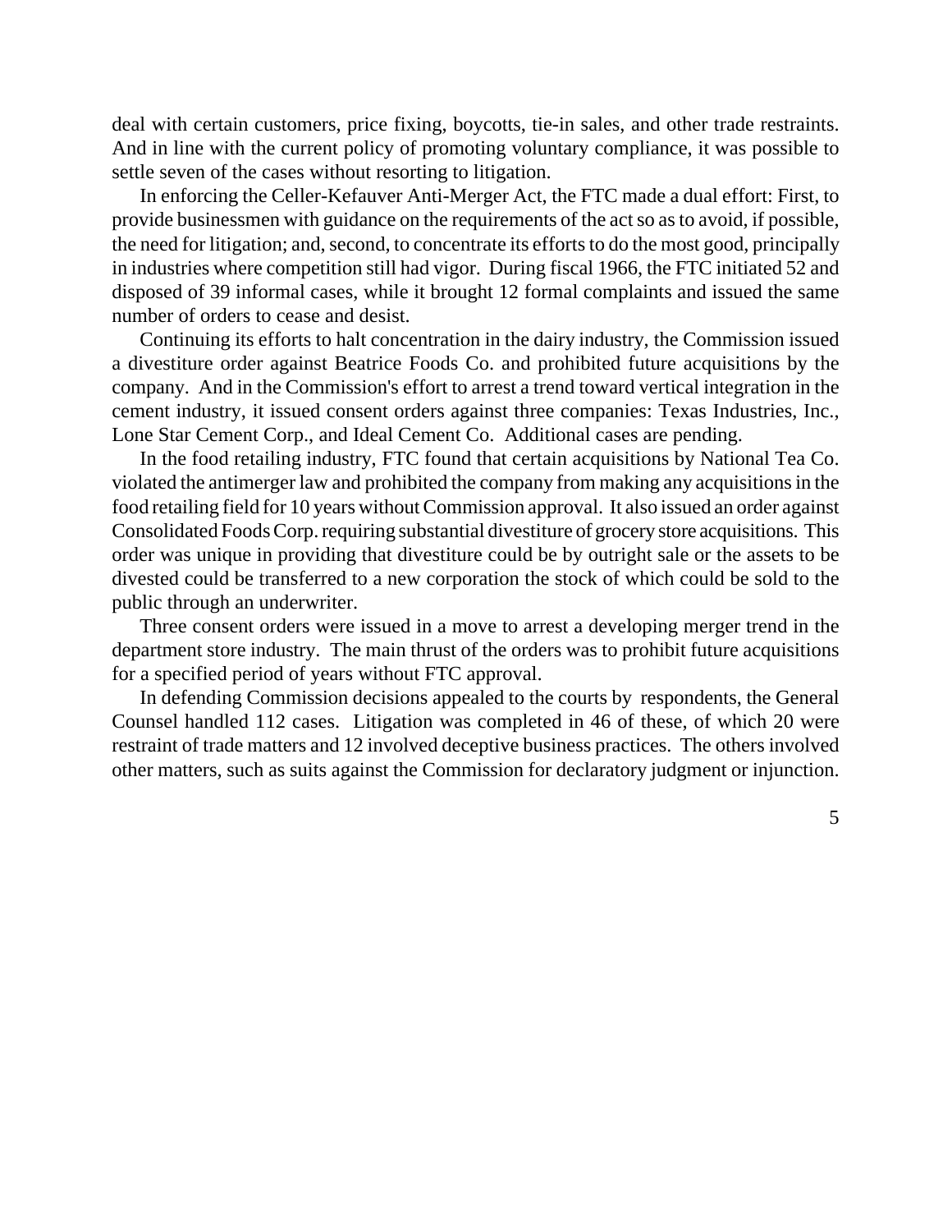deal with certain customers, price fixing, boycotts, tie-in sales, and other trade restraints. And in line with the current policy of promoting voluntary compliance, it was possible to settle seven of the cases without resorting to litigation.

In enforcing the Celler-Kefauver Anti-Merger Act, the FTC made a dual effort: First, to provide businessmen with guidance on the requirements of the act so as to avoid, if possible, the need for litigation; and, second, to concentrate its efforts to do the most good, principally in industries where competition still had vigor. During fiscal 1966, the FTC initiated 52 and disposed of 39 informal cases, while it brought 12 formal complaints and issued the same number of orders to cease and desist.

Continuing its efforts to halt concentration in the dairy industry, the Commission issued a divestiture order against Beatrice Foods Co. and prohibited future acquisitions by the company. And in the Commission's effort to arrest a trend toward vertical integration in the cement industry, it issued consent orders against three companies: Texas Industries, Inc., Lone Star Cement Corp., and Ideal Cement Co. Additional cases are pending.

In the food retailing industry, FTC found that certain acquisitions by National Tea Co. violated the antimerger law and prohibited the company from making any acquisitions in the food retailing field for 10 years without Commission approval. It also issued an order against Consolidated Foods Corp. requiring substantial divestiture of grocery store acquisitions. This order was unique in providing that divestiture could be by outright sale or the assets to be divested could be transferred to a new corporation the stock of which could be sold to the public through an underwriter.

Three consent orders were issued in a move to arrest a developing merger trend in the department store industry. The main thrust of the orders was to prohibit future acquisitions for a specified period of years without FTC approval.

In defending Commission decisions appealed to the courts by respondents, the General Counsel handled 112 cases. Litigation was completed in 46 of these, of which 20 were restraint of trade matters and 12 involved deceptive business practices. The others involved other matters, such as suits against the Commission for declaratory judgment or injunction.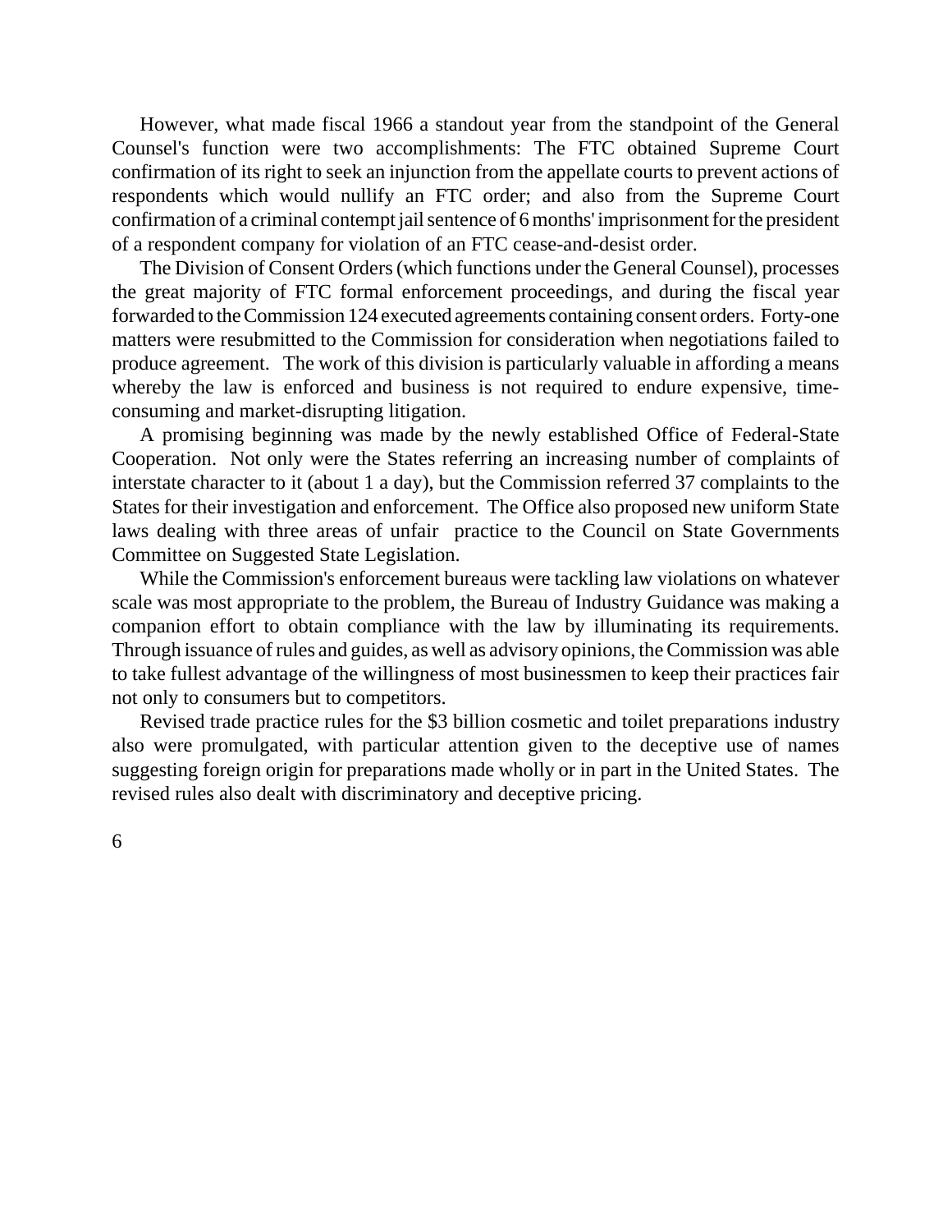However, what made fiscal 1966 a standout year from the standpoint of the General Counsel's function were two accomplishments: The FTC obtained Supreme Court confirmation of its right to seek an injunction from the appellate courts to prevent actions of respondents which would nullify an FTC order; and also from the Supreme Court confirmation of a criminal contempt jail sentence of 6 months' imprisonment for the president of a respondent company for violation of an FTC cease-and-desist order.

The Division of Consent Orders (which functions under the General Counsel), processes the great majority of FTC formal enforcement proceedings, and during the fiscal year forwarded to the Commission 124 executed agreements containing consent orders. Forty-one matters were resubmitted to the Commission for consideration when negotiations failed to produce agreement. The work of this division is particularly valuable in affording a means whereby the law is enforced and business is not required to endure expensive, time-consuming and market-disrupting litigation.

A promising beginning was made by the newly established Office of Federal-State Cooperation. Not only were the States referring an increasing number of complaints of interstate character to it (about 1 a day), but the Commission referred 37 complaints to the States for their investigation and enforcement. The Office also proposed new uniform State laws dealing with three areas of unfair practice to the Council on State Governments Committee on Suggested State Legislation.

While the Commission's enforcement bureaus were tackling law violations on whatever scale was most appropriate to the problem, the Bureau of Industry Guidance was making a companion effort to obtain compliance with the law by illuminating its requirements. Through issuance of rules and guides, as well as advisory opinions, the Commission was able to take fullest advantage of the willingness of most businessmen to keep their practices fair not only to consumers but to competitors.

Revised trade practice rules for the $3 billion cosmetic and toilet preparations industry also were promulgated, with particular attention given to the deceptive use of names suggesting foreign origin for preparations made wholly or in part in the United States. The revised rules also dealt with discriminatory and deceptive pricing.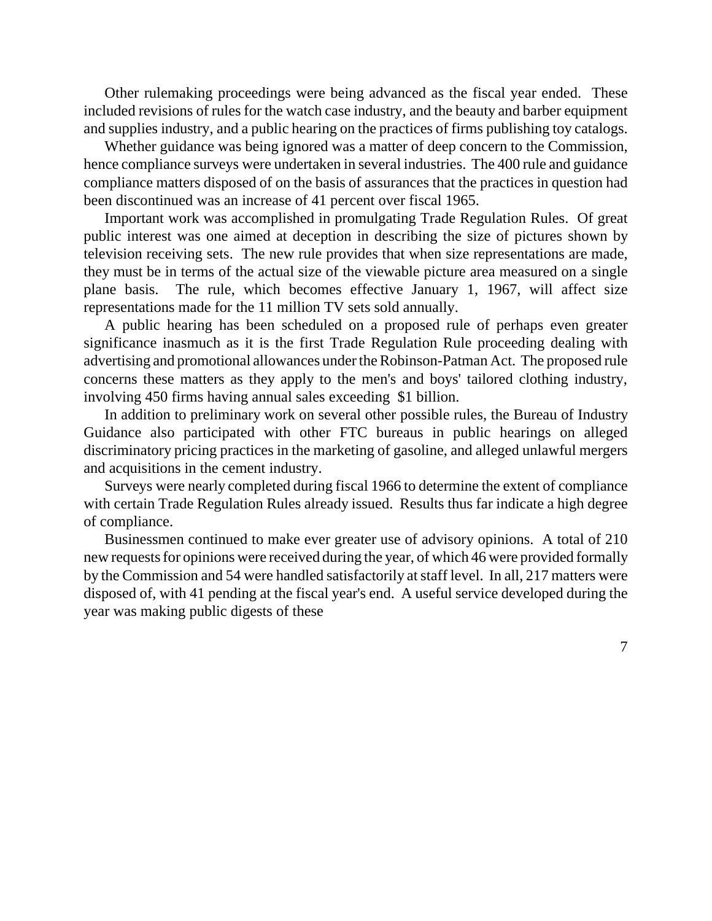Other rulemaking proceedings were being advanced as the fiscal year ended. These included revisions of rules for the watch case industry, and the beauty and barber equipment and supplies industry, and a public hearing on the practices of firms publishing toy catalogs.

Whether guidance was being ignored was a matter of deep concern to the Commission, hence compliance surveys were undertaken in several industries. The 400 rule and guidance compliance matters disposed of on the basis of assurances that the practices in question had been discontinued was an increase of 41 percent over fiscal 1965.

Important work was accomplished in promulgating Trade Regulation Rules. Of great public interest was one aimed at deception in describing the size of pictures shown by television receiving sets. The new rule provides that when size representations are made, they must be in terms of the actual size of the viewable picture area measured on a single plane basis. The rule, which becomes effective January 1, 1967, will affect size representations made for the 11 million TV sets sold annually.

A public hearing has been scheduled on a proposed rule of perhaps even greater significance inasmuch as it is the first Trade Regulation Rule proceeding dealing with advertising and promotional allowances under the Robinson-Patman Act. The proposed rule concerns these matters as they apply to the men's and boys' tailored clothing industry, involving 450 firms having annual sales exceeding $1 billion.

In addition to preliminary work on several other possible rules, the Bureau of Industry Guidance also participated with other FTC bureaus in public hearings on alleged discriminatory pricing practices in the marketing of gasoline, and alleged unlawful mergers and acquisitions in the cement industry.

Surveys were nearly completed during fiscal 1966 to determine the extent of compliance with certain Trade Regulation Rules already issued. Results thus far indicate a high degree of compliance.

Businessmen continued to make ever greater use of advisory opinions. A total of 210 new requests for opinions were received during the year, of which 46 were provided formally by the Commission and 54 were handled satisfactorily at staff level. In all, 217 matters were disposed of, with 41 pending at the fiscal year's end. A useful service developed during the year was making public digests of these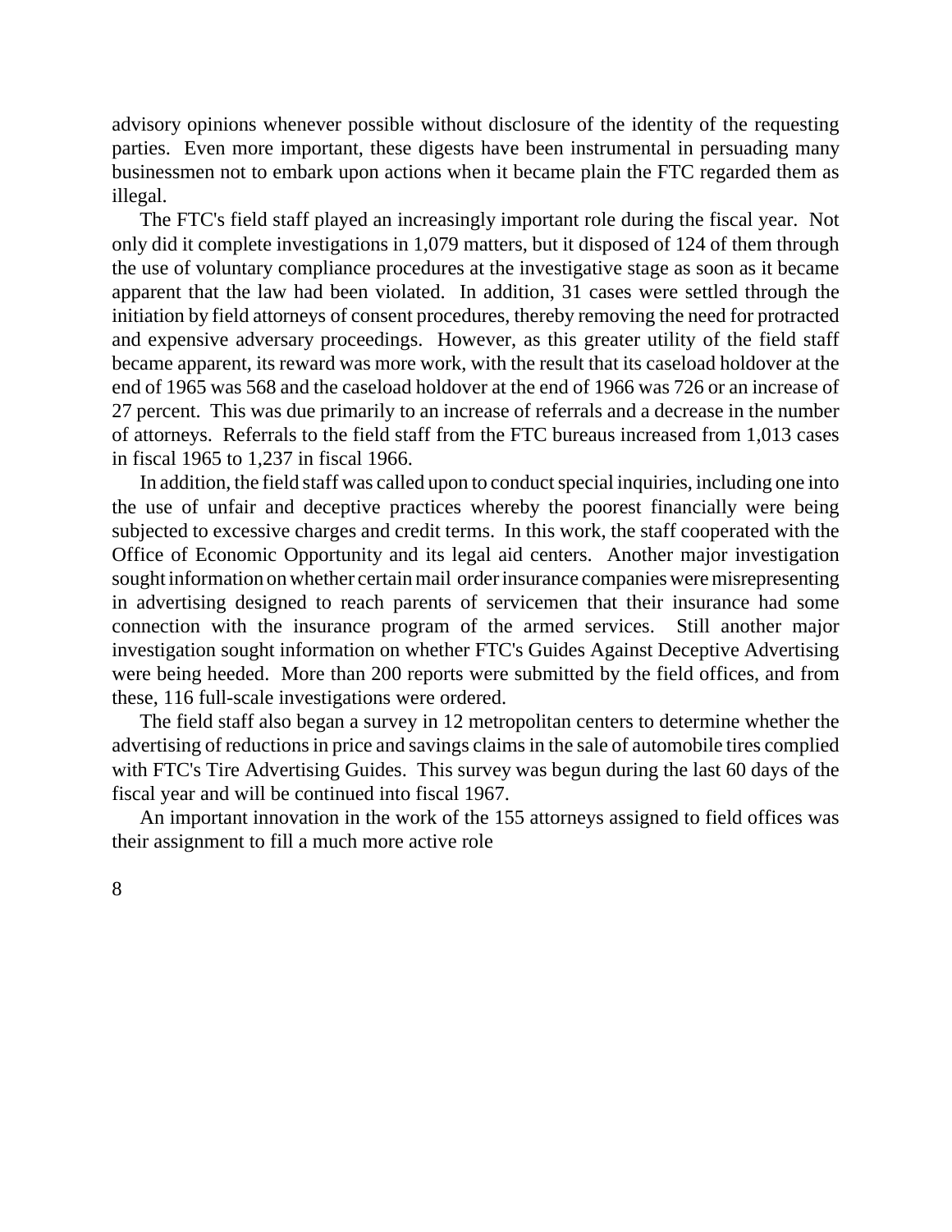advisory opinions whenever possible without disclosure of the identity of the requesting parties. Even more important, these digests have been instrumental in persuading many businessmen not to embark upon actions when it became plain the FTC regarded them as illegal.

The FTC's field staff played an increasingly important role during the fiscal year. Not only did it complete investigations in 1,079 matters, but it disposed of 124 of them through the use of voluntary compliance procedures at the investigative stage as soon as it became apparent that the law had been violated. In addition, 31 cases were settled through the initiation by field attorneys of consent procedures, thereby removing the need for protracted and expensive adversary proceedings. However, as this greater utility of the field staff became apparent, its reward was more work, with the result that its caseload holdover at the end of 1965 was 568 and the caseload holdover at the end of 1966 was 726 or an increase of 27 percent. This was due primarily to an increase of referrals and a decrease in the number of attorneys. Referrals to the field staff from the FTC bureaus increased from 1,013 cases in fiscal 1965 to 1,237 in fiscal 1966.

In addition, the field staff was called upon to conduct special inquiries, including one into the use of unfair and deceptive practices whereby the poorest financially were being subjected to excessive charges and credit terms. In this work, the staff cooperated with the Office of Economic Opportunity and its legal aid centers. Another major investigation sought information on whether certain mail order insurance companies were misrepresenting in advertising designed to reach parents of servicemen that their insurance had some connection with the insurance program of the armed services. Still another major investigation sought information on whether FTC's Guides Against Deceptive Advertising were being heeded. More than 200 reports were submitted by the field offices, and from these, 116 full-scale investigations were ordered.

The field staff also began a survey in 12 metropolitan centers to determine whether the advertising of reductions in price and savings claims in the sale of automobile tires complied with FTC's Tire Advertising Guides. This survey was begun during the last 60 days of the fiscal year and will be continued into fiscal 1967.

An important innovation in the work of the 155 attorneys assigned to field offices was their assignment to fill a much more active role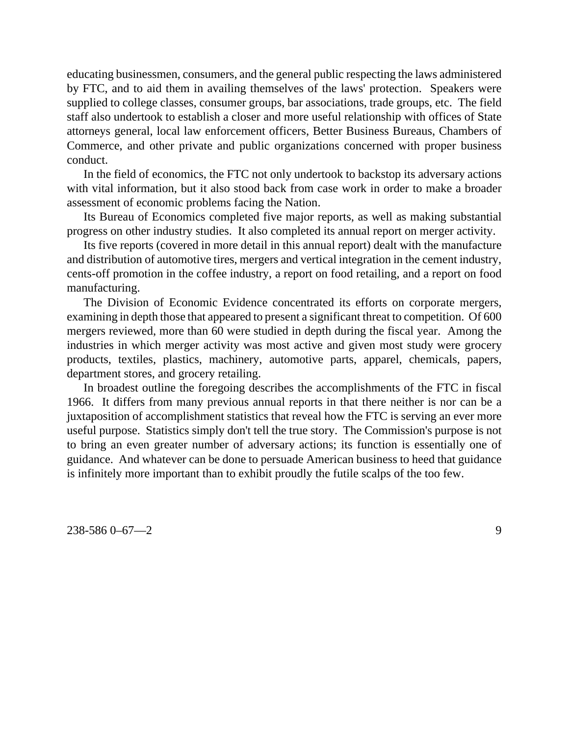educating businessmen, consumers, and the general public respecting the laws administered by FTC, and to aid them in availing themselves of the laws' protection. Speakers were supplied to college classes, consumer groups, bar associations, trade groups, etc. The field staff also undertook to establish a closer and more useful relationship with offices of State attorneys general, local law enforcement officers, Better Business Bureaus, Chambers of Commerce, and other private and public organizations concerned with proper business conduct.

In the field of economics, the FTC not only undertook to backstop its adversary actions with vital information, but it also stood back from case work in order to make a broader assessment of economic problems facing the Nation.

Its Bureau of Economics completed five major reports, as well as making substantial progress on other industry studies. It also completed its annual report on merger activity.

Its five reports (covered in more detail in this annual report) dealt with the manufacture and distribution of automotive tires, mergers and vertical integration in the cement industry, cents-off promotion in the coffee industry, a report on food retailing, and a report on food manufacturing.

The Division of Economic Evidence concentrated its efforts on corporate mergers, examining in depth those that appeared to present a significant threat to competition. Of 600 mergers reviewed, more than 60 were studied in depth during the fiscal year. Among the industries in which merger activity was most active and given most study were grocery products, textiles, plastics, machinery, automotive parts, apparel, chemicals, papers, department stores, and grocery retailing.

In broadest outline the foregoing describes the accomplishments of the FTC in fiscal 1966. It differs from many previous annual reports in that there neither is nor can be a juxtaposition of accomplishment statistics that reveal how the FTC is serving an ever more useful purpose. Statistics simply don't tell the true story. The Commission's purpose is not to bring an even greater number of adversary actions; its function is essentially one of guidance. And whatever can be done to persuade American business to heed that guidance is infinitely more important than to exhibit proudly the futile scalps of the too few.

238-586 0–67—2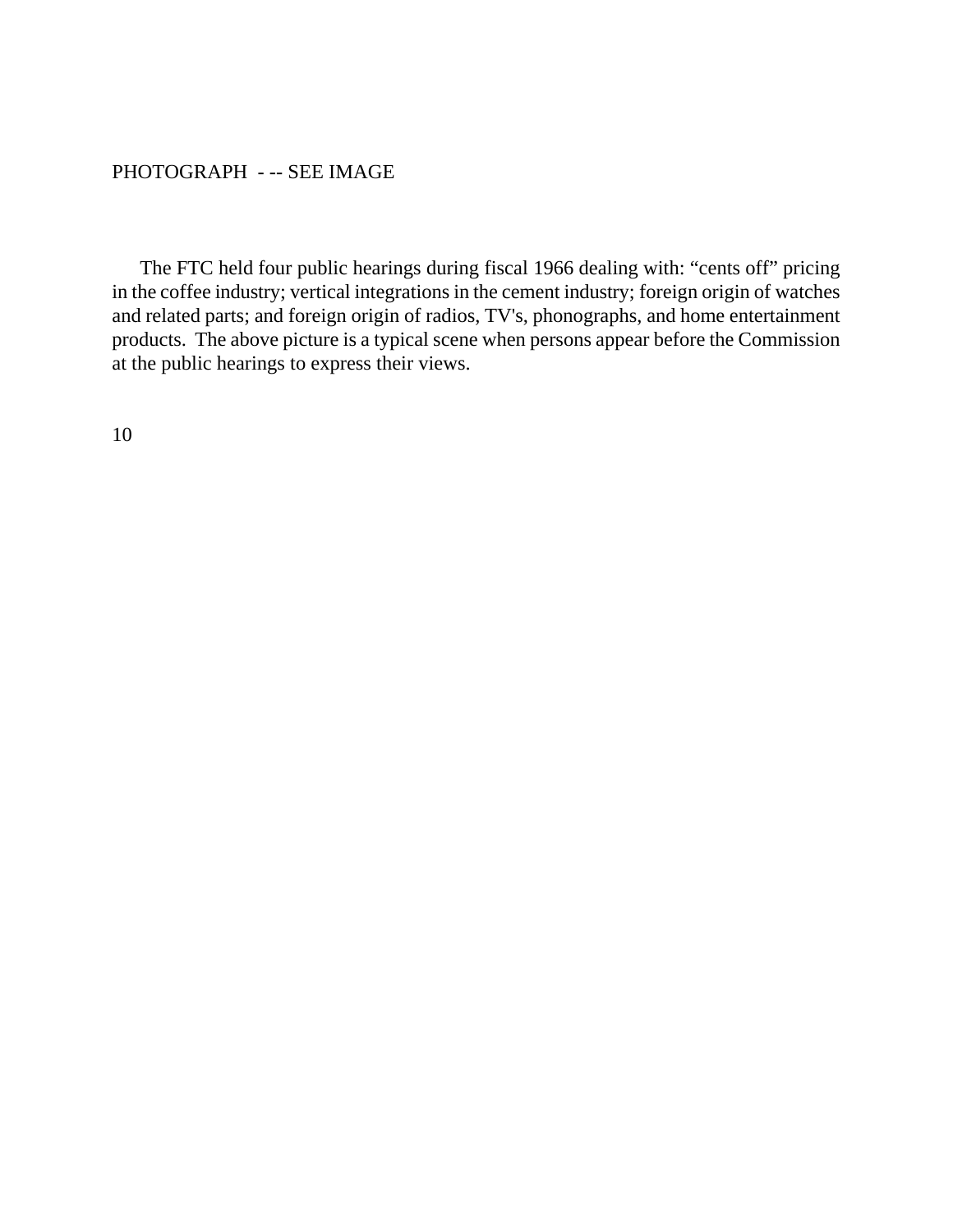PHOTOGRAPH - -- SEE IMAGE

The FTC held four public hearings during fiscal 1966 dealing with: “cents off” pricing in the coffee industry; vertical integrations in the cement industry; foreign origin of watches and related parts; and foreign origin of radios, TV's, phonographs, and home entertainment products. The above picture is a typical scene when persons appear before the Commission at the public hearings to express their views.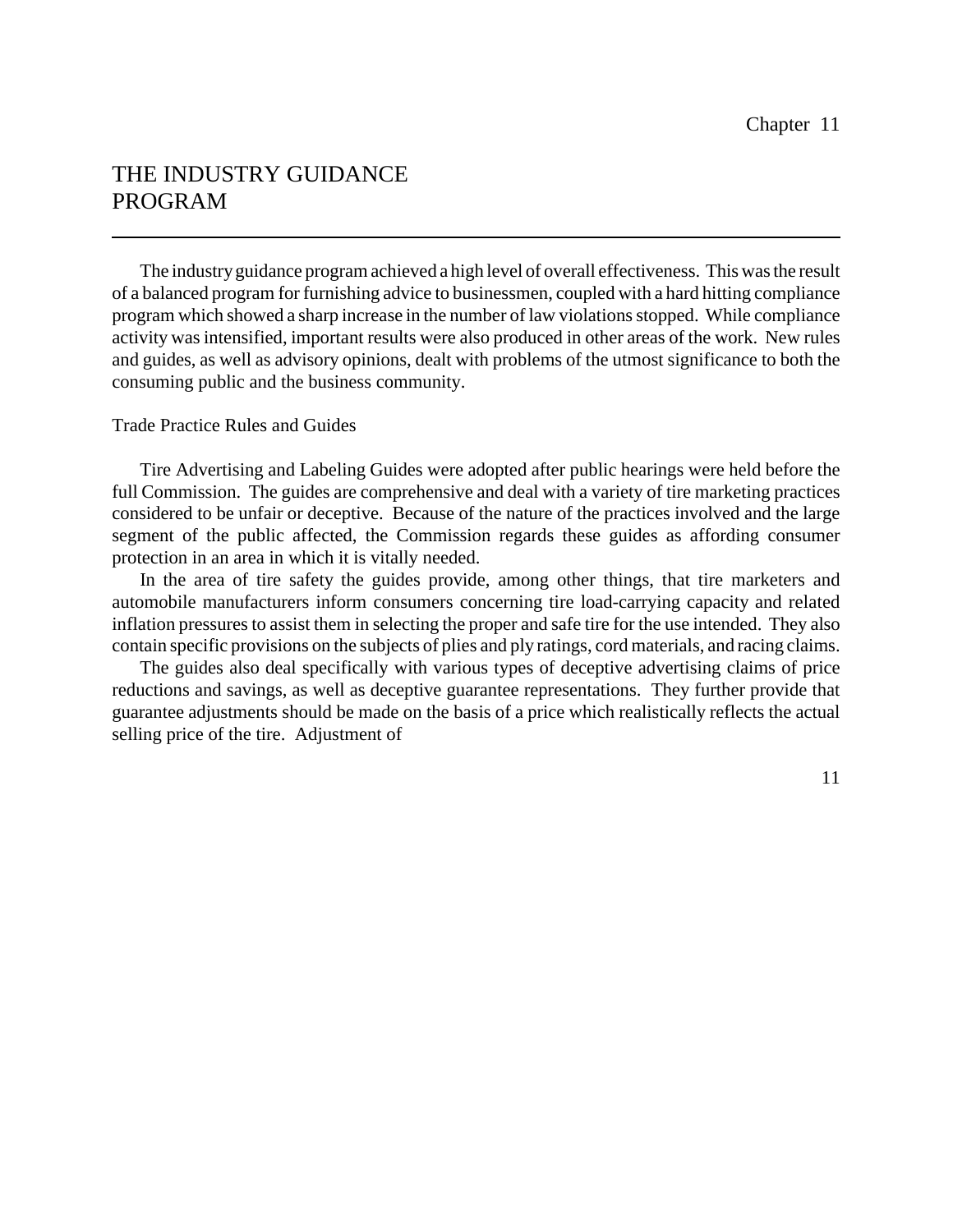Chapter 11

# THE INDUSTRY GUIDANCE PROGRAM

The industry guidance program achieved a high level of overall effectiveness. This was the result of a balanced program for furnishing advice to businessmen, coupled with a hard hitting compliance program which showed a sharp increase in the number of law violations stopped. While compliance activity was intensified, important results were also produced in other areas of the work. New rules and guides, as well as advisory opinions, dealt with problems of the utmost significance to both the consuming public and the business community.

## Trade Practice Rules and Guides

Tire Advertising and Labeling Guides were adopted after public hearings were held before the full Commission. The guides are comprehensive and deal with a variety of tire marketing practices considered to be unfair or deceptive. Because of the nature of the practices involved and the large segment of the public affected, the Commission regards these guides as affording consumer protection in an area in which it is vitally needed.

In the area of tire safety the guides provide, among other things, that tire marketers and automobile manufacturers inform consumers concerning tire load-carrying capacity and related inflation pressures to assist them in selecting the proper and safe tire for the use intended. They also contain specific provisions on the subjects of plies and ply ratings, cord materials, and racing claims.

The guides also deal specifically with various types of deceptive advertising claims of price reductions and savings, as well as deceptive guarantee representations. They further provide that guarantee adjustments should be made on the basis of a price which realistically reflects the actual selling price of the tire. Adjustment of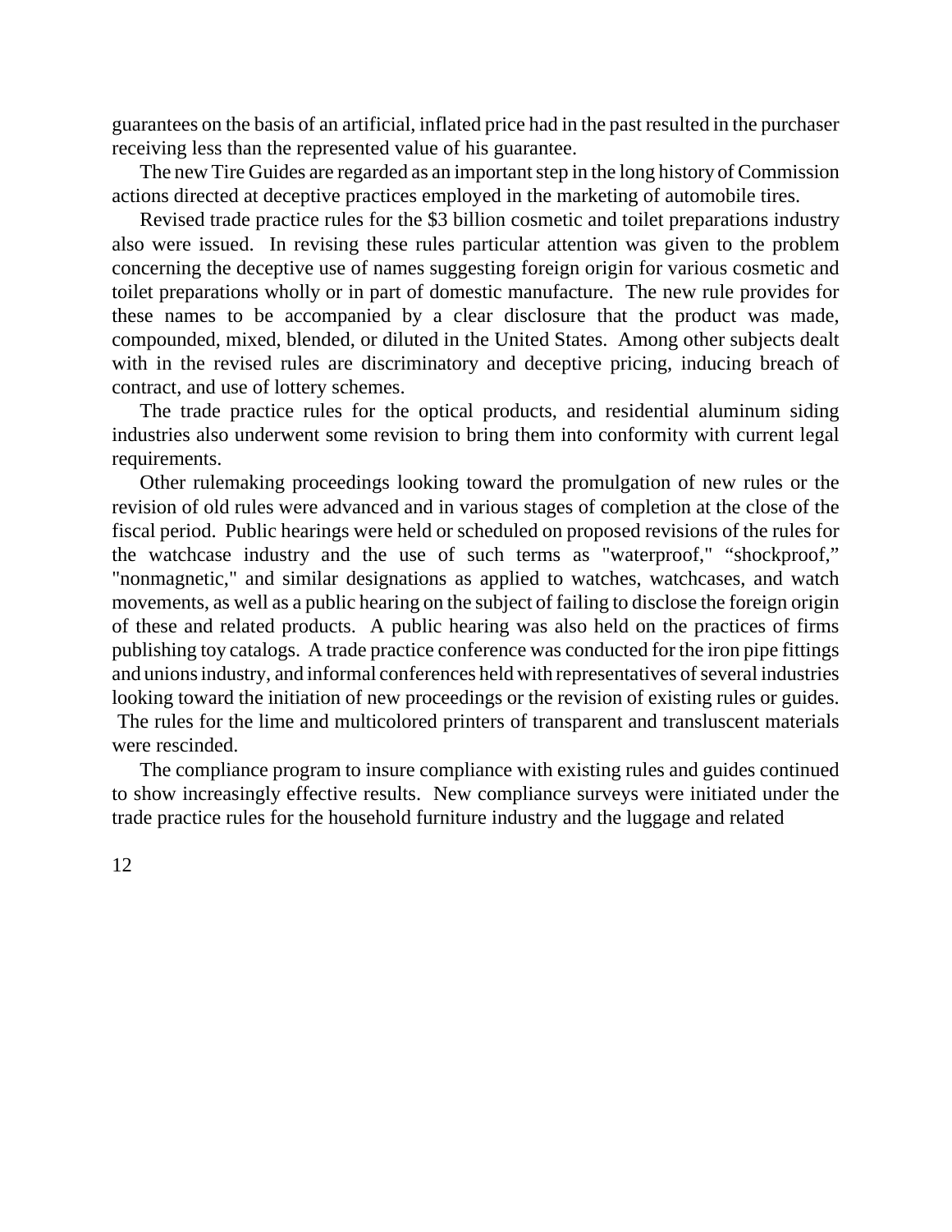guarantees on the basis of an artificial, inflated price had in the past resulted in the purchaser receiving less than the represented value of his guarantee.

The new Tire Guides are regarded as an important step in the long history of Commission actions directed at deceptive practices employed in the marketing of automobile tires.

Revised trade practice rules for the $3 billion cosmetic and toilet preparations industry also were issued. In revising these rules particular attention was given to the problem concerning the deceptive use of names suggesting foreign origin for various cosmetic and toilet preparations wholly or in part of domestic manufacture. The new rule provides for these names to be accompanied by a clear disclosure that the product was made, compounded, mixed, blended, or diluted in the United States. Among other subjects dealt with in the revised rules are discriminatory and deceptive pricing, inducing breach of contract, and use of lottery schemes.

The trade practice rules for the optical products, and residential aluminum siding industries also underwent some revision to bring them into conformity with current legal requirements.

Other rulemaking proceedings looking toward the promulgation of new rules or the revision of old rules were advanced and in various stages of completion at the close of the fiscal period. Public hearings were held or scheduled on proposed revisions of the rules for the watchcase industry and the use of such terms as "waterproof," "shockproof," "nonmagnetic," and similar designations as applied to watches, watchcases, and watch movements, as well as a public hearing on the subject of failing to disclose the foreign origin of these and related products. A public hearing was also held on the practices of firms publishing toy catalogs. A trade practice conference was conducted for the iron pipe fittings and unions industry, and informal conferences held with representatives of several industries looking toward the initiation of new proceedings or the revision of existing rules or guides. The rules for the lime and multicolored printers of transparent and transluscent materials were rescinded.

The compliance program to insure compliance with existing rules and guides continued to show increasingly effective results. New compliance surveys were initiated under the trade practice rules for the household furniture industry and the luggage and related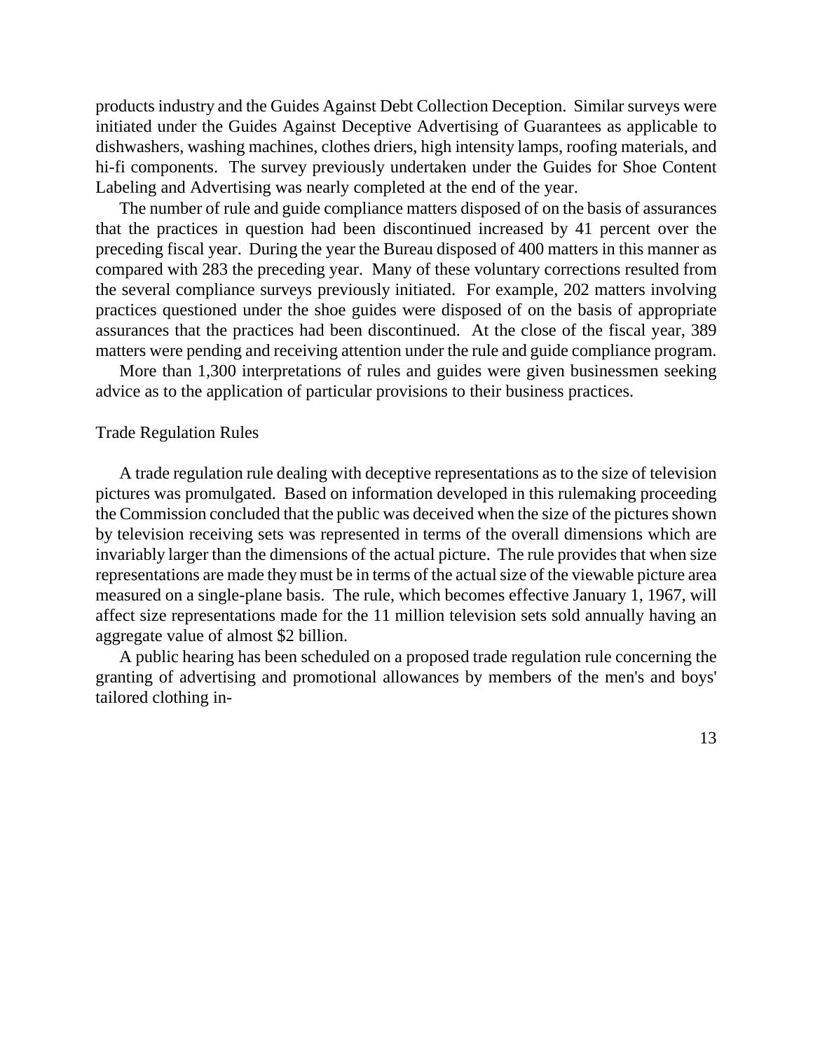products industry and the Guides Against Debt Collection Deception. Similar surveys were initiated under the Guides Against Deceptive Advertising of Guarantees as applicable to dishwashers, washing machines, clothes driers, high intensity lamps, roofing materials, and hi-fi components. The survey previously undertaken under the Guides for Shoe Content Labeling and Advertising was nearly completed at the end of the year.

The number of rule and guide compliance matters disposed of on the basis of assurances that the practices in question had been discontinued increased by 41 percent over the preceding fiscal year. During the year the Bureau disposed of 400 matters in this manner as compared with 283 the preceding year. Many of these voluntary corrections resulted from the several compliance surveys previously initiated. For example, 202 matters involving practices questioned under the shoe guides were disposed of on the basis of appropriate assurances that the practices had been discontinued. At the close of the fiscal year, 389 matters were pending and receiving attention under the rule and guide compliance program.

More than 1,300 interpretations of rules and guides were given businessmen seeking advice as to the application of particular provisions to their business practices.

## Trade Regulation Rules

A trade regulation rule dealing with deceptive representations as to the size of television pictures was promulgated. Based on information developed in this rulemaking proceeding the Commission concluded that the public was deceived when the size of the pictures shown by television receiving sets was represented in terms of the overall dimensions which are invariably larger than the dimensions of the actual picture. The rule provides that when size representations are made they must be in terms of the actual size of the viewable picture area measured on a single-plane basis. The rule, which becomes effective January 1, 1967, will affect size representations made for the 11 million television sets sold annually having an aggregate value of almost $2 billion.

A public hearing has been scheduled on a proposed trade regulation rule concerning the granting of advertising and promotional allowances by members of the men's and boys' tailored clothing in-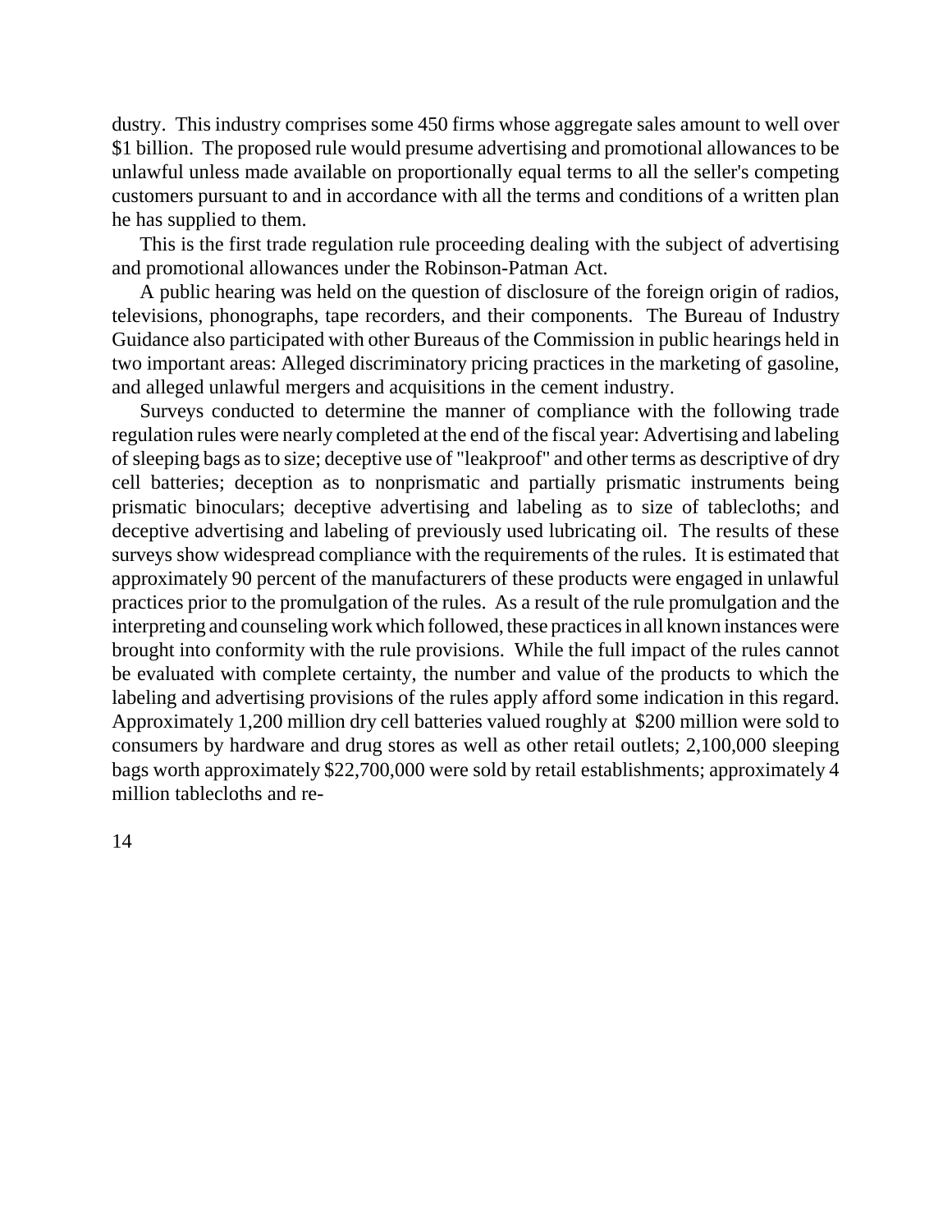dustry. This industry comprises some 450 firms whose aggregate sales amount to well over $1 billion. The proposed rule would presume advertising and promotional allowances to be unlawful unless made available on proportionally equal terms to all the seller's competing customers pursuant to and in accordance with all the terms and conditions of a written plan he has supplied to them.

This is the first trade regulation rule proceeding dealing with the subject of advertising and promotional allowances under the Robinson-Patman Act.

A public hearing was held on the question of disclosure of the foreign origin of radios, televisions, phonographs, tape recorders, and their components. The Bureau of Industry Guidance also participated with other Bureaus of the Commission in public hearings held in two important areas: Alleged discriminatory pricing practices in the marketing of gasoline, and alleged unlawful mergers and acquisitions in the cement industry.

Surveys conducted to determine the manner of compliance with the following trade regulation rules were nearly completed at the end of the fiscal year: Advertising and labeling of sleeping bags as to size; deceptive use of "leakproof" and other terms as descriptive of dry cell batteries; deception as to nonprismatic and partially prismatic instruments being prismatic binoculars; deceptive advertising and labeling as to size of tablecloths; and deceptive advertising and labeling of previously used lubricating oil. The results of these surveys show widespread compliance with the requirements of the rules. It is estimated that approximately 90 percent of the manufacturers of these products were engaged in unlawful practices prior to the promulgation of the rules. As a result of the rule promulgation and the interpreting and counseling work which followed, these practices in all known instances were brought into conformity with the rule provisions. While the full impact of the rules cannot be evaluated with complete certainty, the number and value of the products to which the labeling and advertising provisions of the rules apply afford some indication in this regard. Approximately 1,200 million dry cell batteries valued roughly at $200 million were sold to consumers by hardware and drug stores as well as other retail outlets; 2,100,000 sleeping bags worth approximately $22,700,000 were sold by retail establishments; approximately 4 million tablecloths and re-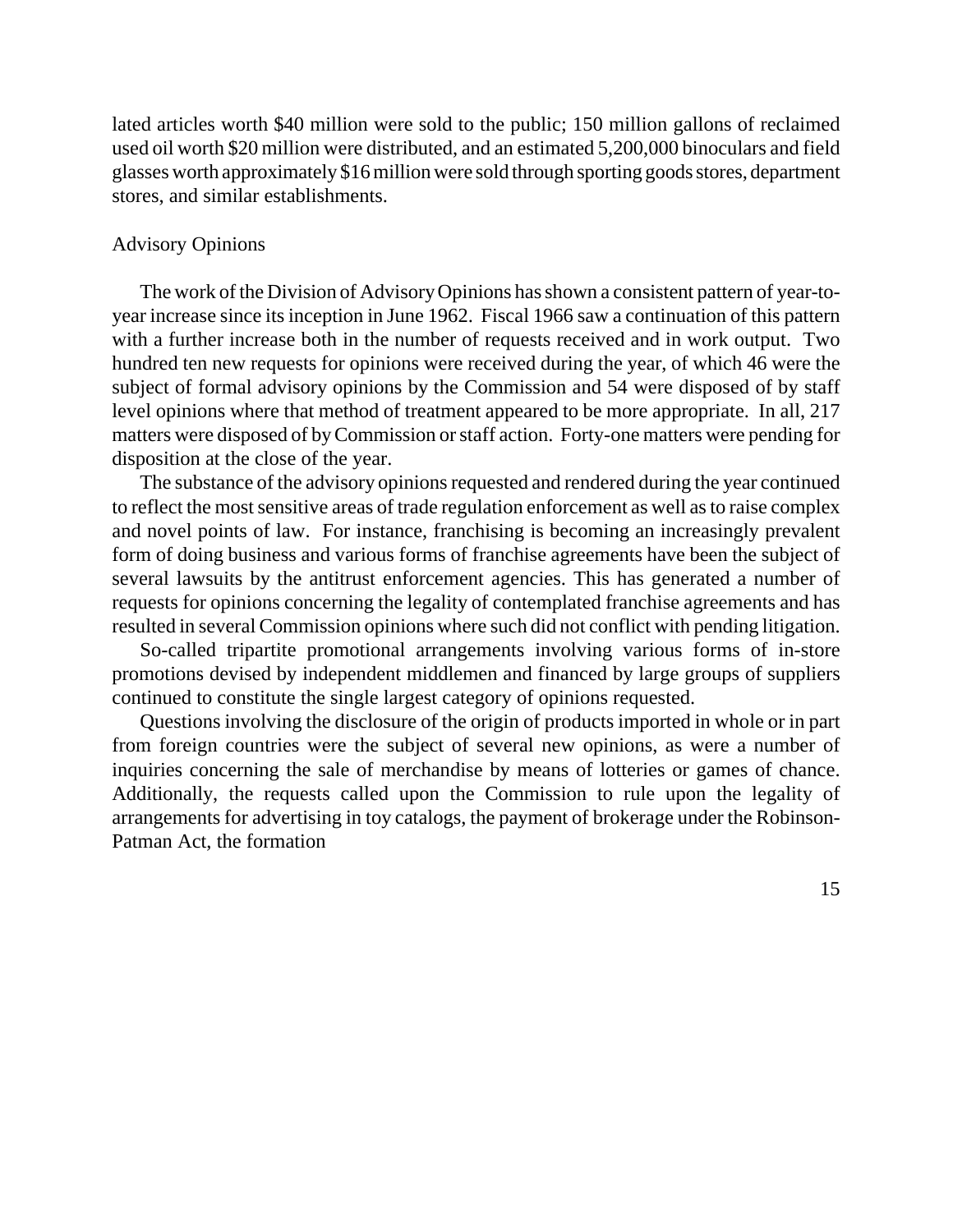lated articles worth $40 million were sold to the public; 150 million gallons of reclaimed used oil worth $20 million were distributed, and an estimated 5,200,000 binoculars and field glasses worth approximately $16 million were sold through sporting goods stores, department stores, and similar establishments.

## Advisory Opinions

The work of the Division of Advisory Opinions has shown a consistent pattern of year-to-year increase since its inception in June 1962. Fiscal 1966 saw a continuation of this pattern with a further increase both in the number of requests received and in work output. Two hundred ten new requests for opinions were received during the year, of which 46 were the subject of formal advisory opinions by the Commission and 54 were disposed of by staff level opinions where that method of treatment appeared to be more appropriate. In all, 217 matters were disposed of by Commission or staff action. Forty-one matters were pending for disposition at the close of the year.

The substance of the advisory opinions requested and rendered during the year continued to reflect the most sensitive areas of trade regulation enforcement as well as to raise complex and novel points of law. For instance, franchising is becoming an increasingly prevalent form of doing business and various forms of franchise agreements have been the subject of several lawsuits by the antitrust enforcement agencies. This has generated a number of requests for opinions concerning the legality of contemplated franchise agreements and has resulted in several Commission opinions where such did not conflict with pending litigation.

So-called tripartite promotional arrangements involving various forms of in-store promotions devised by independent middlemen and financed by large groups of suppliers continued to constitute the single largest category of opinions requested.

Questions involving the disclosure of the origin of products imported in whole or in part from foreign countries were the subject of several new opinions, as were a number of inquiries concerning the sale of merchandise by means of lotteries or games of chance. Additionally, the requests called upon the Commission to rule upon the legality of arrangements for advertising in toy catalogs, the payment of brokerage under the Robinson-Patman Act, the formation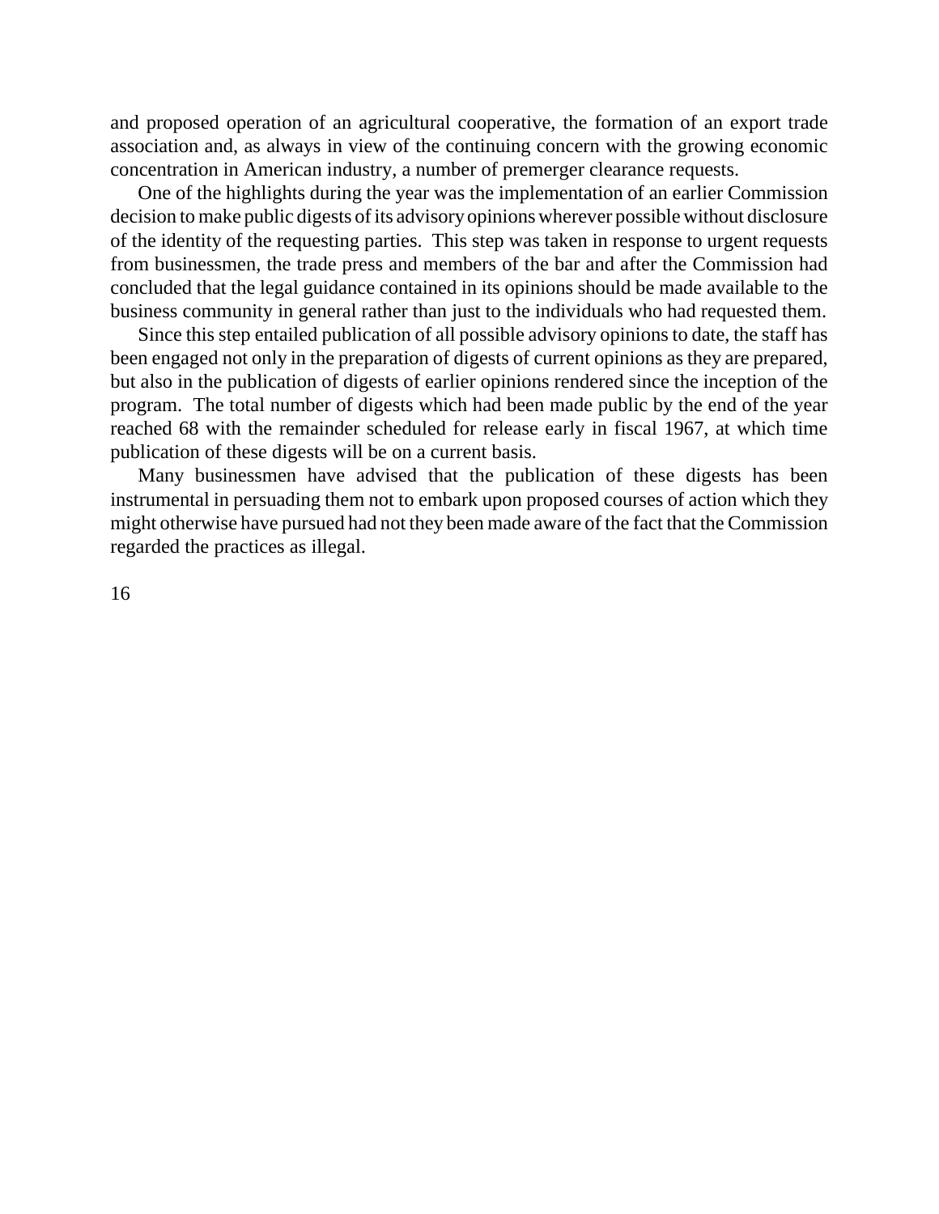and proposed operation of an agricultural cooperative, the formation of an export trade association and, as always in view of the continuing concern with the growing economic concentration in American industry, a number of premerger clearance requests.

One of the highlights during the year was the implementation of an earlier Commission decision to make public digests of its advisory opinions wherever possible without disclosure of the identity of the requesting parties. This step was taken in response to urgent requests from businessmen, the trade press and members of the bar and after the Commission had concluded that the legal guidance contained in its opinions should be made available to the business community in general rather than just to the individuals who had requested them.

Since this step entailed publication of all possible advisory opinions to date, the staff has been engaged not only in the preparation of digests of current opinions as they are prepared, but also in the publication of digests of earlier opinions rendered since the inception of the program. The total number of digests which had been made public by the end of the year reached 68 with the remainder scheduled for release early in fiscal 1967, at which time publication of these digests will be on a current basis.

Many businessmen have advised that the publication of these digests has been instrumental in persuading them not to embark upon proposed courses of action which they might otherwise have pursued had not they been made aware of the fact that the Commission regarded the practices as illegal.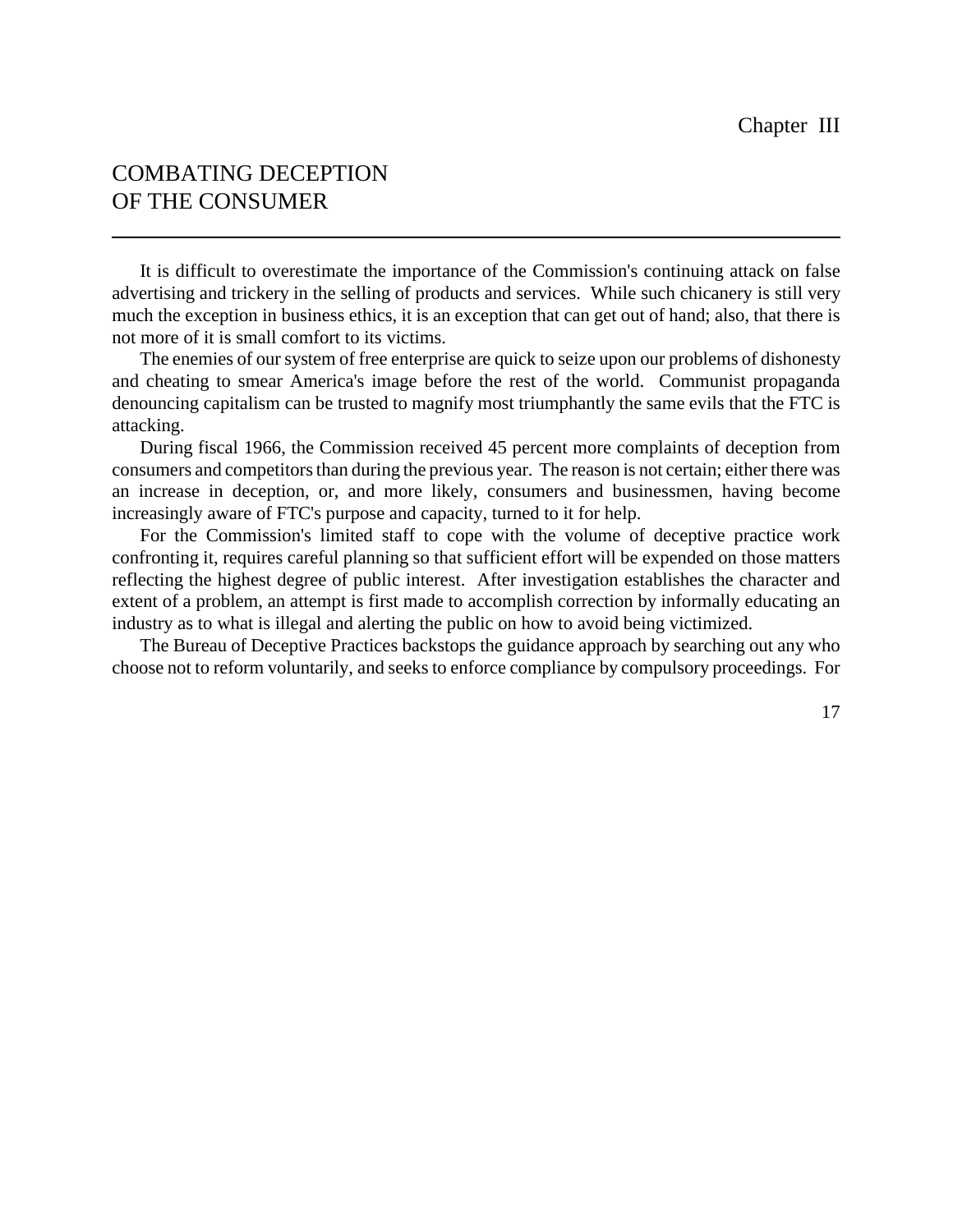Chapter III

# COMBATING DECEPTION OF THE CONSUMER

It is difficult to overestimate the importance of the Commission's continuing attack on false advertising and trickery in the selling of products and services. While such chicanery is still very much the exception in business ethics, it is an exception that can get out of hand; also, that there is not more of it is small comfort to its victims.

The enemies of our system of free enterprise are quick to seize upon our problems of dishonesty and cheating to smear America's image before the rest of the world. Communist propaganda denouncing capitalism can be trusted to magnify most triumphantly the same evils that the FTC is attacking.

During fiscal 1966, the Commission received 45 percent more complaints of deception from consumers and competitors than during the previous year. The reason is not certain; either there was an increase in deception, or, and more likely, consumers and businessmen, having become increasingly aware of FTC's purpose and capacity, turned to it for help.

For the Commission's limited staff to cope with the volume of deceptive practice work confronting it, requires careful planning so that sufficient effort will be expended on those matters reflecting the highest degree of public interest. After investigation establishes the character and extent of a problem, an attempt is first made to accomplish correction by informally educating an industry as to what is illegal and alerting the public on how to avoid being victimized.

The Bureau of Deceptive Practices backstops the guidance approach by searching out any who choose not to reform voluntarily, and seeks to enforce compliance by compulsory proceedings. For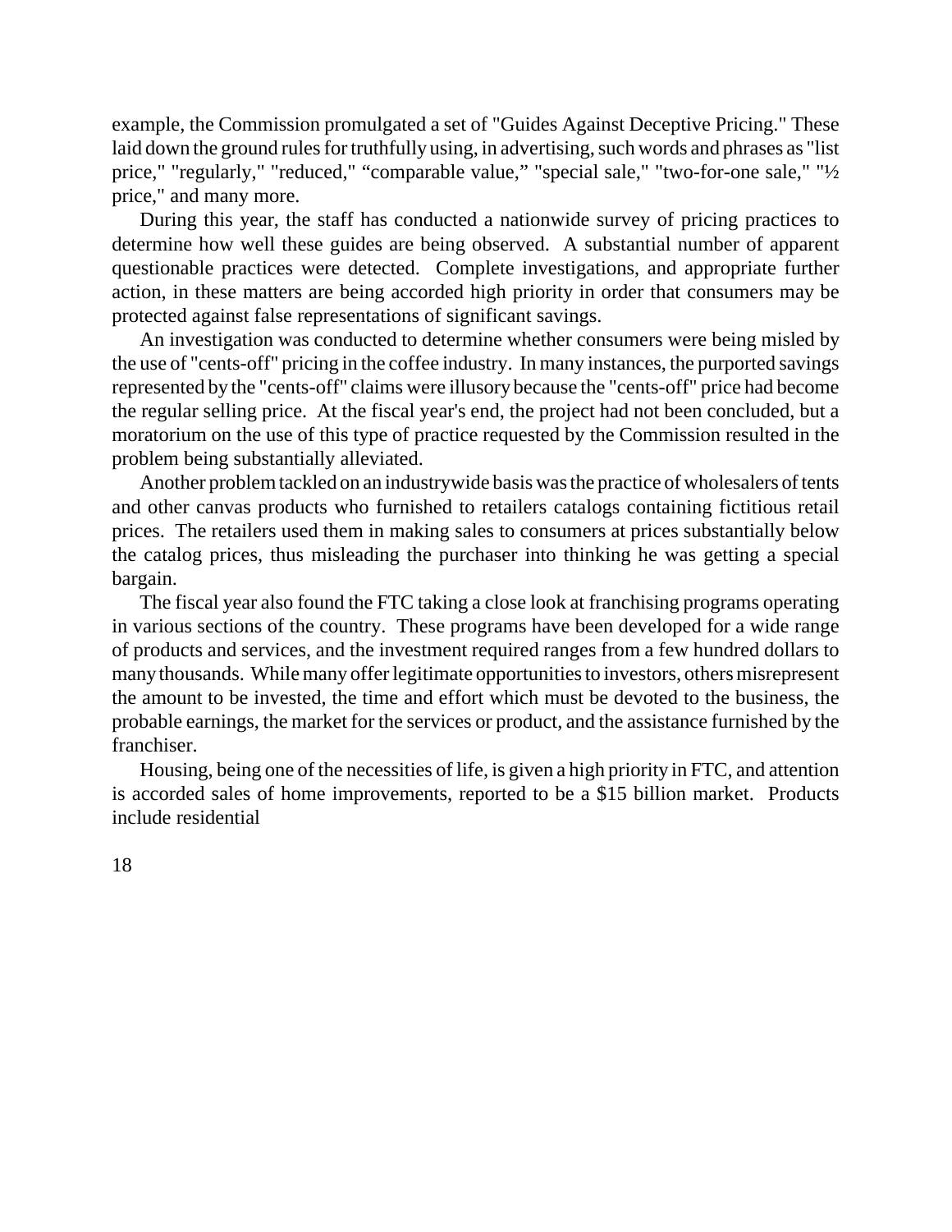example, the Commission promulgated a set of "Guides Against Deceptive Pricing." These laid down the ground rules for truthfully using, in advertising, such words and phrases as "list price," "regularly," "reduced," "comparable value," "special sale," "two-for-one sale," "½ price," and many more.

During this year, the staff has conducted a nationwide survey of pricing practices to determine how well these guides are being observed. A substantial number of apparent questionable practices were detected. Complete investigations, and appropriate further action, in these matters are being accorded high priority in order that consumers may be protected against false representations of significant savings.

An investigation was conducted to determine whether consumers were being misled by the use of "cents-off" pricing in the coffee industry. In many instances, the purported savings represented by the "cents-off" claims were illusory because the "cents-off" price had become the regular selling price. At the fiscal year's end, the project had not been concluded, but a moratorium on the use of this type of practice requested by the Commission resulted in the problem being substantially alleviated.

Another problem tackled on an industrywide basis was the practice of wholesalers of tents and other canvas products who furnished to retailers catalogs containing fictitious retail prices. The retailers used them in making sales to consumers at prices substantially below the catalog prices, thus misleading the purchaser into thinking he was getting a special bargain.

The fiscal year also found the FTC taking a close look at franchising programs operating in various sections of the country. These programs have been developed for a wide range of products and services, and the investment required ranges from a few hundred dollars to many thousands. While many offer legitimate opportunities to investors, others misrepresent the amount to be invested, the time and effort which must be devoted to the business, the probable earnings, the market for the services or product, and the assistance furnished by the franchiser.

Housing, being one of the necessities of life, is given a high priority in FTC, and attention is accorded sales of home improvements, reported to be a $15 billion market. Products include residential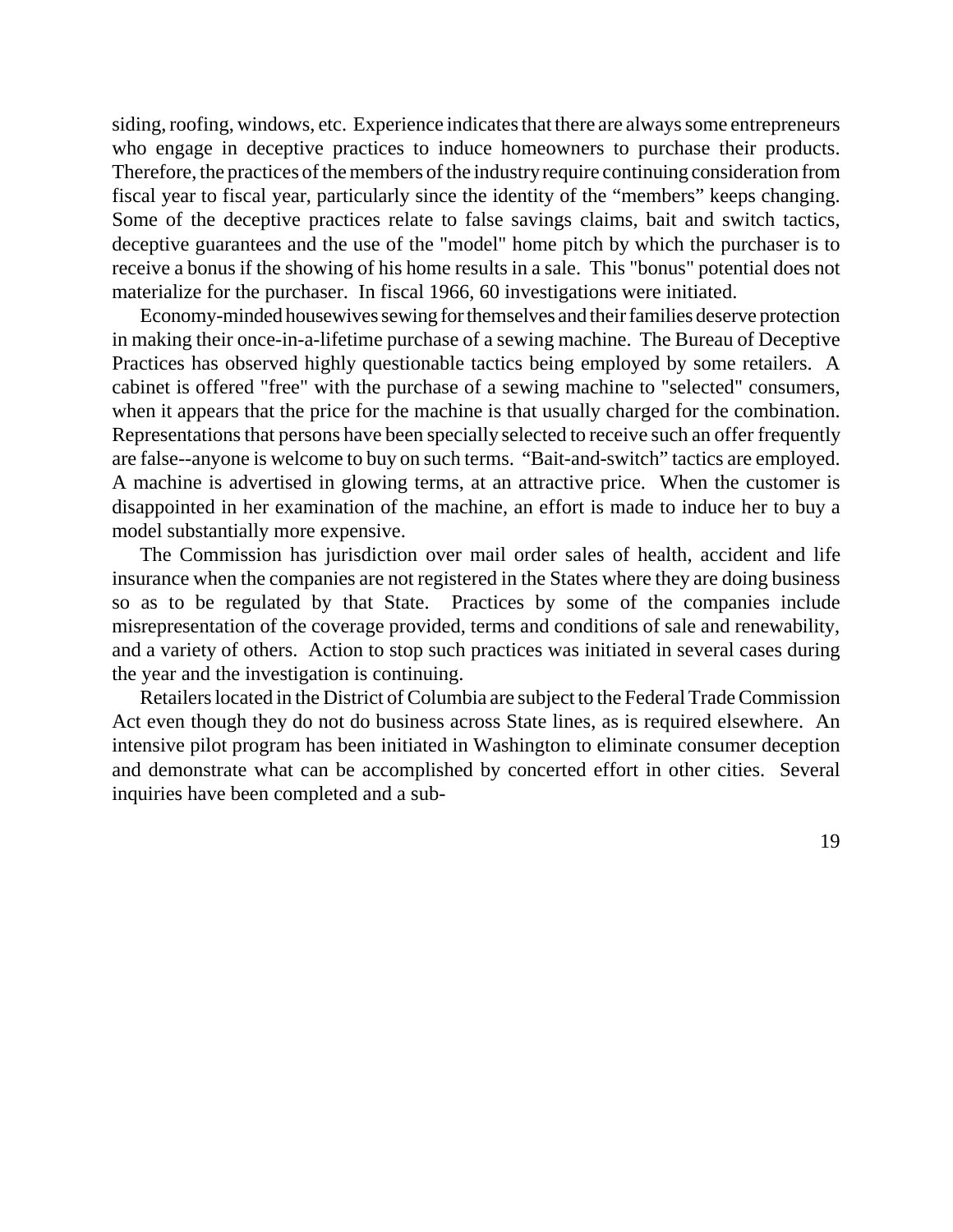siding, roofing, windows, etc. Experience indicates that there are always some entrepreneurs who engage in deceptive practices to induce homeowners to purchase their products. Therefore, the practices of the members of the industry require continuing consideration from fiscal year to fiscal year, particularly since the identity of the "members" keeps changing. Some of the deceptive practices relate to false savings claims, bait and switch tactics, deceptive guarantees and the use of the "model" home pitch by which the purchaser is to receive a bonus if the showing of his home results in a sale. This "bonus" potential does not materialize for the purchaser. In fiscal 1966, 60 investigations were initiated.

Economy-minded housewives sewing for themselves and their families deserve protection in making their once-in-a-lifetime purchase of a sewing machine. The Bureau of Deceptive Practices has observed highly questionable tactics being employed by some retailers. A cabinet is offered "free" with the purchase of a sewing machine to "selected" consumers, when it appears that the price for the machine is that usually charged for the combination. Representations that persons have been specially selected to receive such an offer frequently are false--anyone is welcome to buy on such terms. "Bait-and-switch" tactics are employed. A machine is advertised in glowing terms, at an attractive price. When the customer is disappointed in her examination of the machine, an effort is made to induce her to buy a model substantially more expensive.

The Commission has jurisdiction over mail order sales of health, accident and life insurance when the companies are not registered in the States where they are doing business so as to be regulated by that State. Practices by some of the companies include misrepresentation of the coverage provided, terms and conditions of sale and renewability, and a variety of others. Action to stop such practices was initiated in several cases during the year and the investigation is continuing.

Retailers located in the District of Columbia are subject to the Federal Trade Commission Act even though they do not do business across State lines, as is required elsewhere. An intensive pilot program has been initiated in Washington to eliminate consumer deception and demonstrate what can be accomplished by concerted effort in other cities. Several inquiries have been completed and a sub-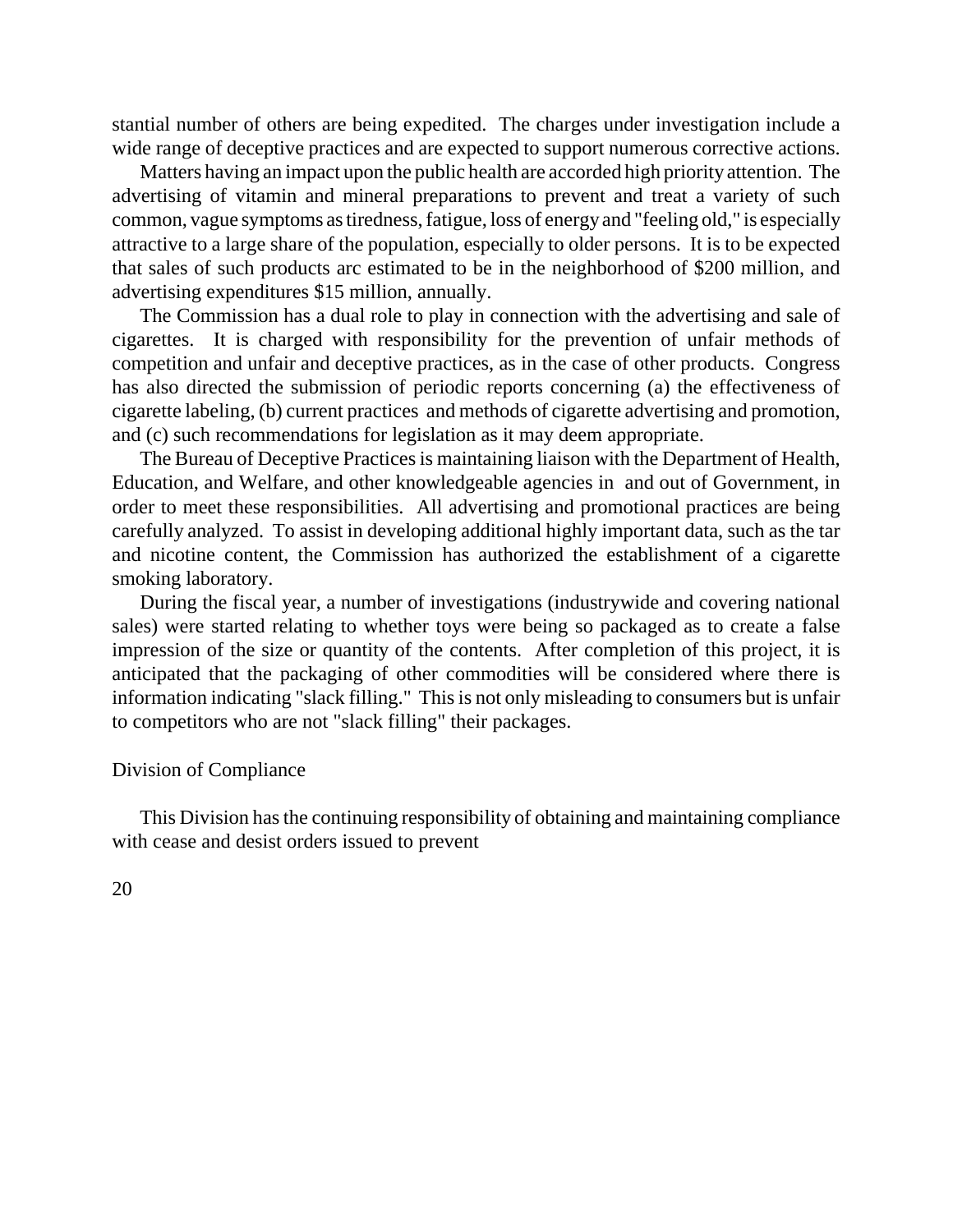stantial number of others are being expedited. The charges under investigation include a wide range of deceptive practices and are expected to support numerous corrective actions.

Matters having an impact upon the public health are accorded high priority attention. The advertising of vitamin and mineral preparations to prevent and treat a variety of such common, vague symptoms as tiredness, fatigue, loss of energy and "feeling old," is especially attractive to a large share of the population, especially to older persons. It is to be expected that sales of such products arc estimated to be in the neighborhood of $200 million, and advertising expenditures $15 million, annually.

The Commission has a dual role to play in connection with the advertising and sale of cigarettes. It is charged with responsibility for the prevention of unfair methods of competition and unfair and deceptive practices, as in the case of other products. Congress has also directed the submission of periodic reports concerning (a) the effectiveness of cigarette labeling, (b) current practices and methods of cigarette advertising and promotion, and (c) such recommendations for legislation as it may deem appropriate.

The Bureau of Deceptive Practices is maintaining liaison with the Department of Health, Education, and Welfare, and other knowledgeable agencies in and out of Government, in order to meet these responsibilities. All advertising and promotional practices are being carefully analyzed. To assist in developing additional highly important data, such as the tar and nicotine content, the Commission has authorized the establishment of a cigarette smoking laboratory.

During the fiscal year, a number of investigations (industrywide and covering national sales) were started relating to whether toys were being so packaged as to create a false impression of the size or quantity of the contents. After completion of this project, it is anticipated that the packaging of other commodities will be considered where there is information indicating "slack filling." This is not only misleading to consumers but is unfair to competitors who are not "slack filling" their packages.

## Division of Compliance

This Division has the continuing responsibility of obtaining and maintaining compliance with cease and desist orders issued to prevent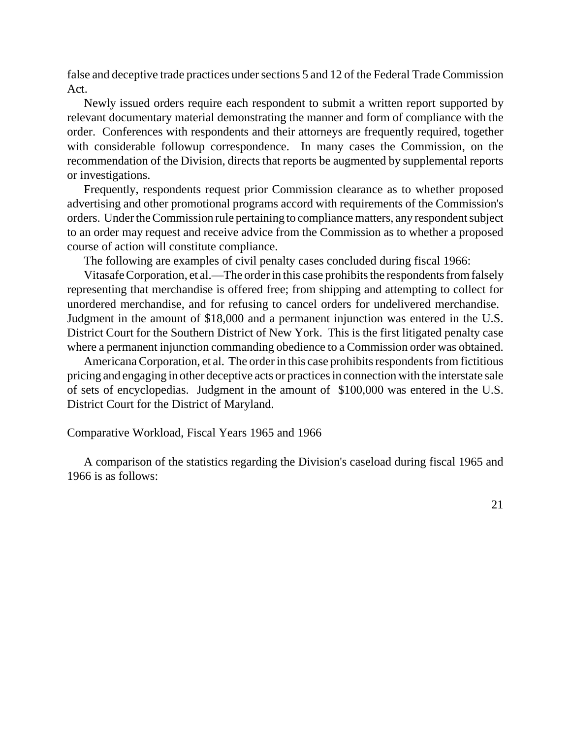false and deceptive trade practices under sections 5 and 12 of the Federal Trade Commission Act.

Newly issued orders require each respondent to submit a written report supported by relevant documentary material demonstrating the manner and form of compliance with the order. Conferences with respondents and their attorneys are frequently required, together with considerable followup correspondence. In many cases the Commission, on the recommendation of the Division, directs that reports be augmented by supplemental reports or investigations.

Frequently, respondents request prior Commission clearance as to whether proposed advertising and other promotional programs accord with requirements of the Commission's orders. Under the Commission rule pertaining to compliance matters, any respondent subject to an order may request and receive advice from the Commission as to whether a proposed course of action will constitute compliance.

The following are examples of civil penalty cases concluded during fiscal 1966:

Vitasafe Corporation, et al.—The order in this case prohibits the respondents from falsely representing that merchandise is offered free; from shipping and attempting to collect for unordered merchandise, and for refusing to cancel orders for undelivered merchandise. Judgment in the amount of $18,000 and a permanent injunction was entered in the U.S. District Court for the Southern District of New York. This is the first litigated penalty case where a permanent injunction commanding obedience to a Commission order was obtained.

Americana Corporation, et al. The order in this case prohibits respondents from fictitious pricing and engaging in other deceptive acts or practices in connection with the interstate sale of sets of encyclopedias. Judgment in the amount of $100,000 was entered in the U.S. District Court for the District of Maryland.

Comparative Workload, Fiscal Years 1965 and 1966

A comparison of the statistics regarding the Division's caseload during fiscal 1965 and 1966 is as follows: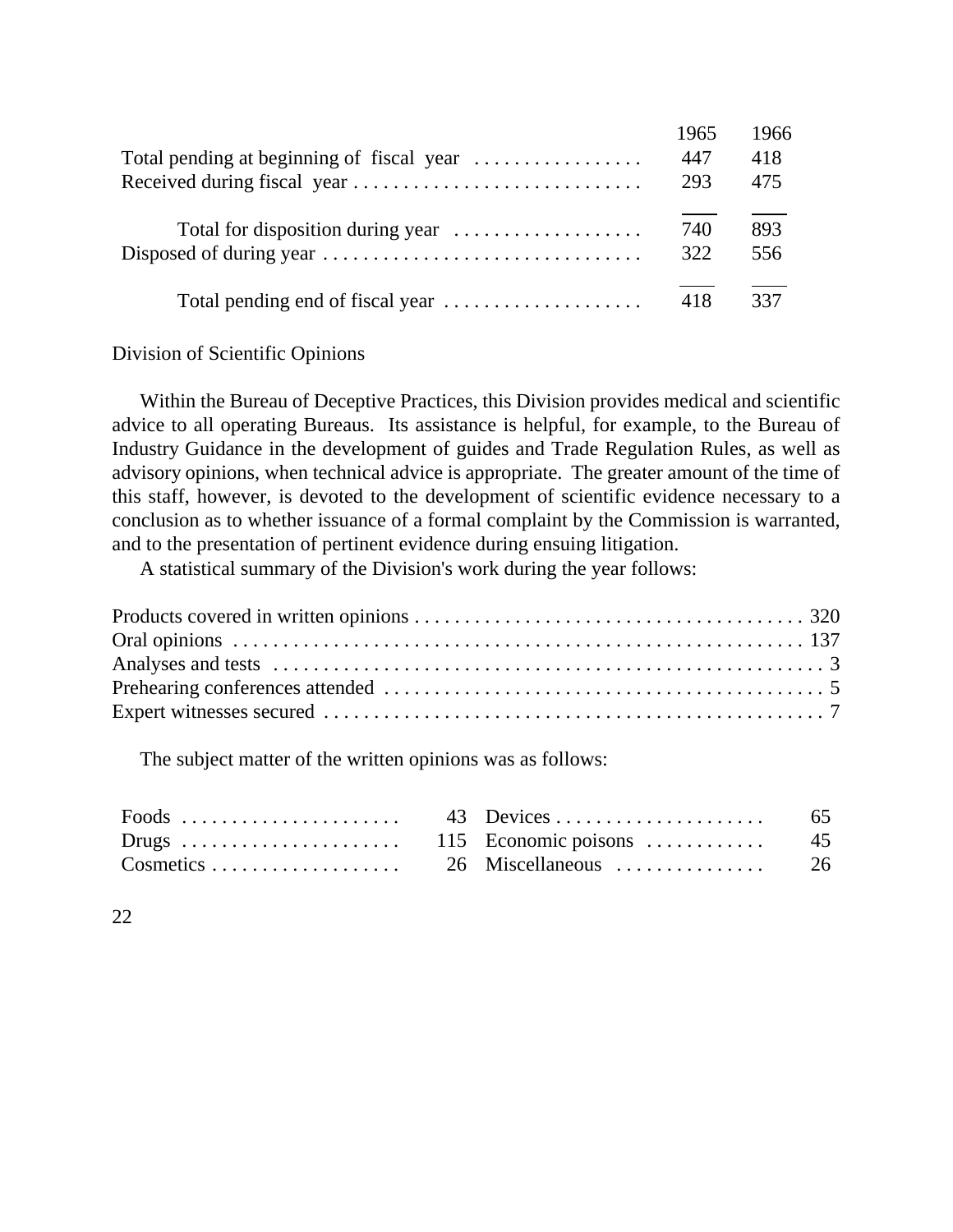| | 1965 | 1966 |
|---|---|---|
| Total pending at beginning of fiscal year | 447 | 418 |
| Received during fiscal year | 293 | 475 |
| Total for disposition during year | 740 | 893 |
| Disposed of during year | 322 | 556 |
| Total pending end of fiscal year | 418 | 337 |

## Division of Scientific Opinions

Within the Bureau of Deceptive Practices, this Division provides medical and scientific advice to all operating Bureaus. Its assistance is helpful, for example, to the Bureau of Industry Guidance in the development of guides and Trade Regulation Rules, as well as advisory opinions, when technical advice is appropriate. The greater amount of the time of this staff, however, is devoted to the development of scientific evidence necessary to a conclusion as to whether issuance of a formal complaint by the Commission is warranted, and to the presentation of pertinent evidence during ensuing litigation.

A statistical summary of the Division's work during the year follows:

| | |
|---|---|
| Products covered in written opinions | 320 |
| Oral opinions | 137 |
| Analyses and tests | 3 |
| Prehearing conferences attended | 5 |
| Expert witnesses secured | 7 |

The subject matter of the written opinions was as follows:

| | | | |
|---|---|---|---|
| Foods | 43 | Devices | 65 |
| Drugs | 115 | Economic poisons | 45 |
| Cosmetics | 26 | Miscellaneous | 26 |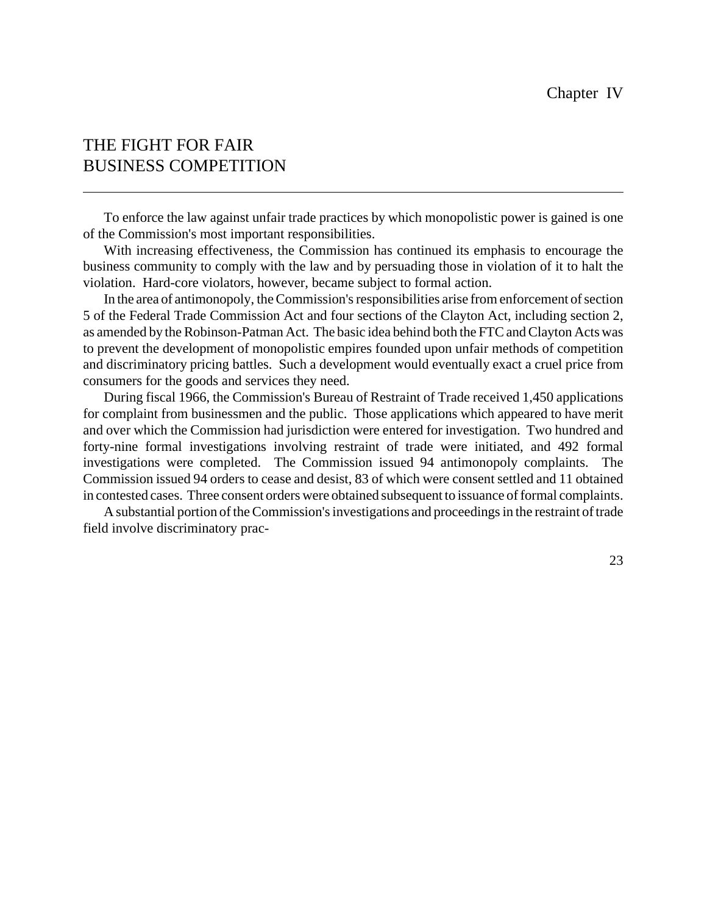Chapter IV

# THE FIGHT FOR FAIR BUSINESS COMPETITION

To enforce the law against unfair trade practices by which monopolistic power is gained is one of the Commission's most important responsibilities.

With increasing effectiveness, the Commission has continued its emphasis to encourage the business community to comply with the law and by persuading those in violation of it to halt the violation. Hard-core violators, however, became subject to formal action.

In the area of antimonopoly, the Commission's responsibilities arise from enforcement of section 5 of the Federal Trade Commission Act and four sections of the Clayton Act, including section 2, as amended by the Robinson-Patman Act. The basic idea behind both the FTC and Clayton Acts was to prevent the development of monopolistic empires founded upon unfair methods of competition and discriminatory pricing battles. Such a development would eventually exact a cruel price from consumers for the goods and services they need.

During fiscal 1966, the Commission's Bureau of Restraint of Trade received 1,450 applications for complaint from businessmen and the public. Those applications which appeared to have merit and over which the Commission had jurisdiction were entered for investigation. Two hundred and forty-nine formal investigations involving restraint of trade were initiated, and 492 formal investigations were completed. The Commission issued 94 antimonopoly complaints. The Commission issued 94 orders to cease and desist, 83 of which were consent settled and 11 obtained in contested cases. Three consent orders were obtained subsequent to issuance of formal complaints.

A substantial portion of the Commission's investigations and proceedings in the restraint of trade field involve discriminatory prac-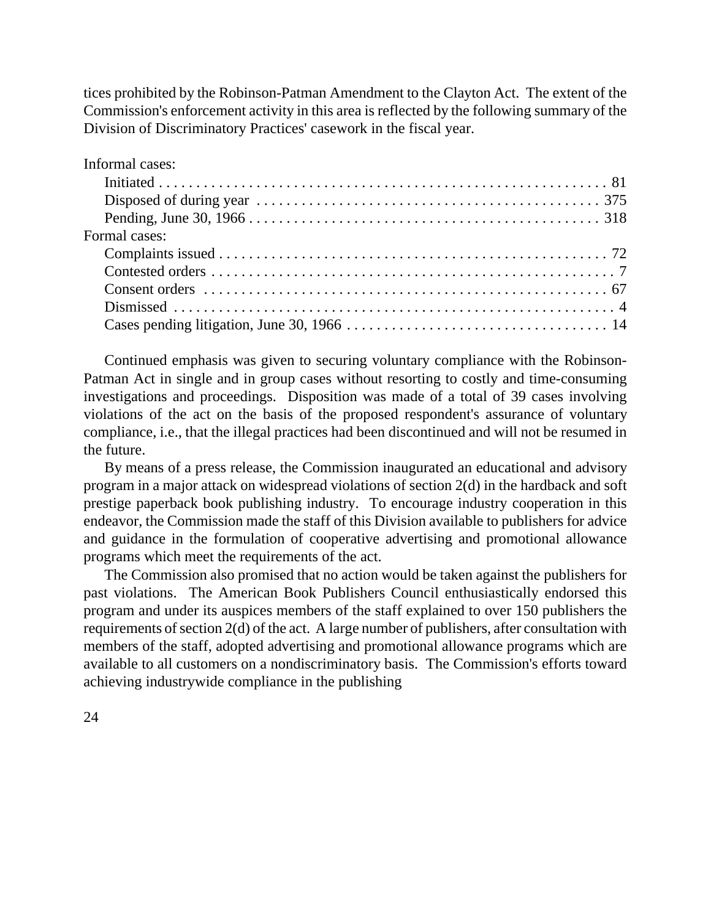tices prohibited by the Robinson-Patman Amendment to the Clayton Act. The extent of the Commission's enforcement activity in this area is reflected by the following summary of the Division of Discriminatory Practices' casework in the fiscal year.

| | |
|---|---|
| Informal cases: | |
| Initiated | 81 |
| Disposed of during year | 375 |
| Pending, June 30, 1966 | 318 |
| Formal cases: | |
| Complaints issued | 72 |
| Contested orders | 7 |
| Consent orders | 67 |
| Dismissed | 4 |
| Cases pending litigation, June 30, 1966 | 14 |

Continued emphasis was given to securing voluntary compliance with the Robinson-Patman Act in single and in group cases without resorting to costly and time-consuming investigations and proceedings. Disposition was made of a total of 39 cases involving violations of the act on the basis of the proposed respondent's assurance of voluntary compliance, i.e., that the illegal practices had been discontinued and will not be resumed in the future.

By means of a press release, the Commission inaugurated an educational and advisory program in a major attack on widespread violations of section 2(d) in the hardback and soft prestige paperback book publishing industry. To encourage industry cooperation in this endeavor, the Commission made the staff of this Division available to publishers for advice and guidance in the formulation of cooperative advertising and promotional allowance programs which meet the requirements of the act.

The Commission also promised that no action would be taken against the publishers for past violations. The American Book Publishers Council enthusiastically endorsed this program and under its auspices members of the staff explained to over 150 publishers the requirements of section 2(d) of the act. A large number of publishers, after consultation with members of the staff, adopted advertising and promotional allowance programs which are available to all customers on a nondiscriminatory basis. The Commission's efforts toward achieving industrywide compliance in the publishing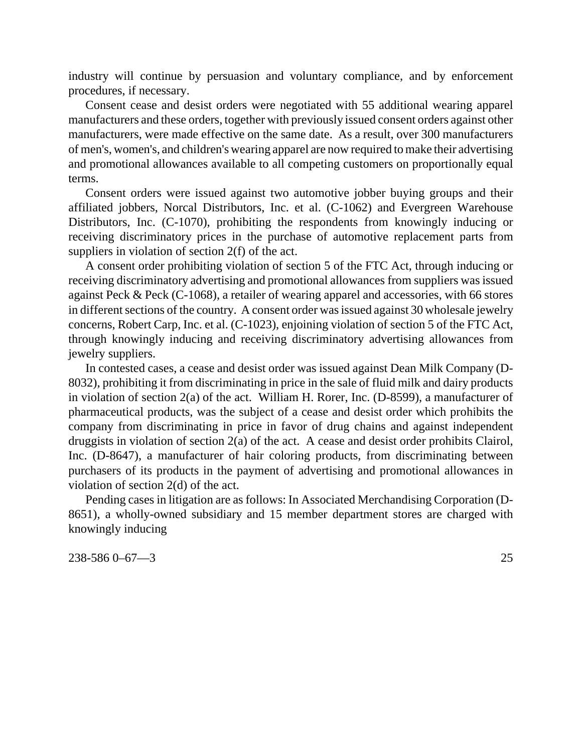industry will continue by persuasion and voluntary compliance, and by enforcement procedures, if necessary.

Consent cease and desist orders were negotiated with 55 additional wearing apparel manufacturers and these orders, together with previously issued consent orders against other manufacturers, were made effective on the same date. As a result, over 300 manufacturers of men's, women's, and children's wearing apparel are now required to make their advertising and promotional allowances available to all competing customers on proportionally equal terms.

Consent orders were issued against two automotive jobber buying groups and their affiliated jobbers, Norcal Distributors, Inc. et al. (C-1062) and Evergreen Warehouse Distributors, Inc. (C-1070), prohibiting the respondents from knowingly inducing or receiving discriminatory prices in the purchase of automotive replacement parts from suppliers in violation of section 2(f) of the act.

A consent order prohibiting violation of section 5 of the FTC Act, through inducing or receiving discriminatory advertising and promotional allowances from suppliers was issued against Peck & Peck (C-1068), a retailer of wearing apparel and accessories, with 66 stores in different sections of the country. A consent order was issued against 30 wholesale jewelry concerns, Robert Carp, Inc. et al. (C-1023), enjoining violation of section 5 of the FTC Act, through knowingly inducing and receiving discriminatory advertising allowances from jewelry suppliers.

In contested cases, a cease and desist order was issued against Dean Milk Company (D-8032), prohibiting it from discriminating in price in the sale of fluid milk and dairy products in violation of section 2(a) of the act. William H. Rorer, Inc. (D-8599), a manufacturer of pharmaceutical products, was the subject of a cease and desist order which prohibits the company from discriminating in price in favor of drug chains and against independent druggists in violation of section 2(a) of the act. A cease and desist order prohibits Clairol, Inc. (D-8647), a manufacturer of hair coloring products, from discriminating between purchasers of its products in the payment of advertising and promotional allowances in violation of section 2(d) of the act.

Pending cases in litigation are as follows: In Associated Merchandising Corporation (D-8651), a wholly-owned subsidiary and 15 member department stores are charged with knowingly inducing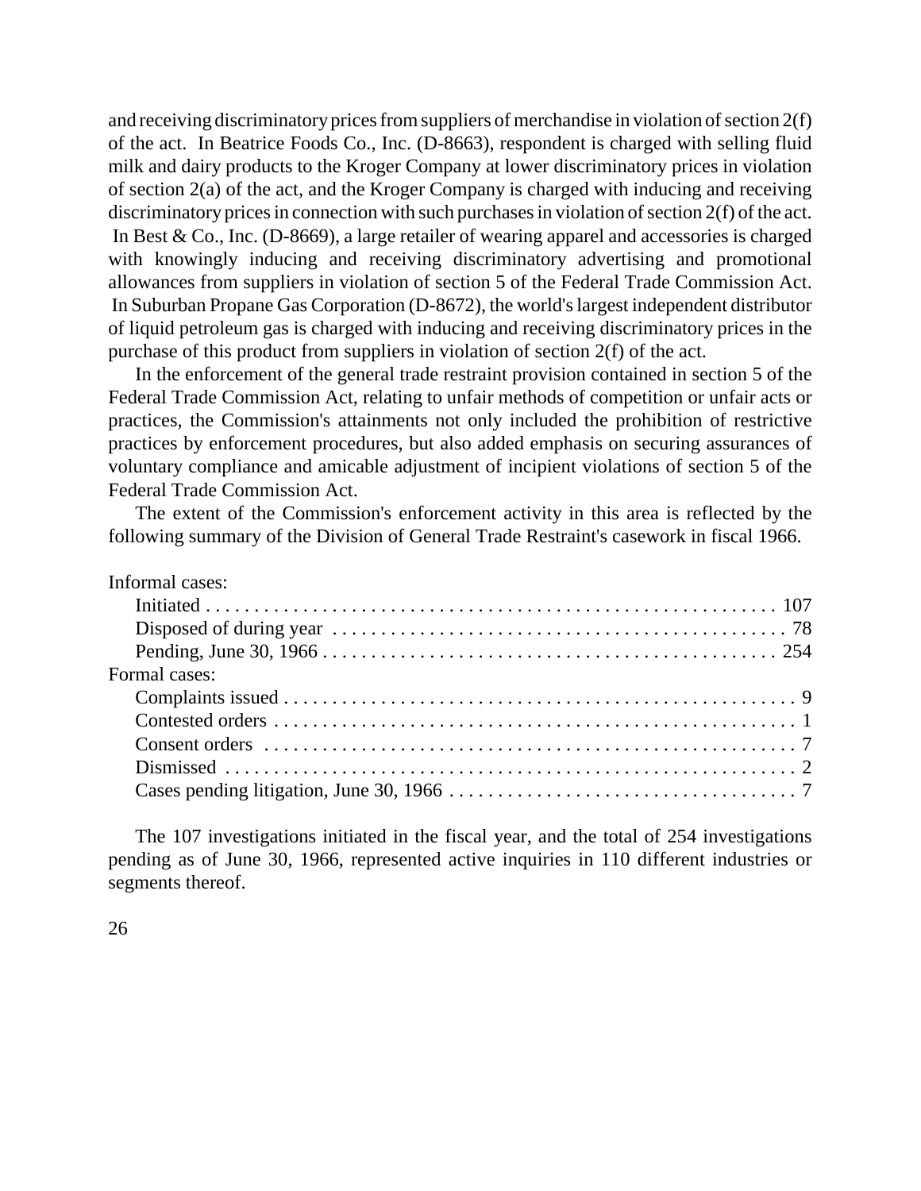and receiving discriminatory prices from suppliers of merchandise in violation of section 2(f) of the act. In Beatrice Foods Co., Inc. (D-8663), respondent is charged with selling fluid milk and dairy products to the Kroger Company at lower discriminatory prices in violation of section 2(a) of the act, and the Kroger Company is charged with inducing and receiving discriminatory prices in connection with such purchases in violation of section 2(f) of the act. In Best & Co., Inc. (D-8669), a large retailer of wearing apparel and accessories is charged with knowingly inducing and receiving discriminatory advertising and promotional allowances from suppliers in violation of section 5 of the Federal Trade Commission Act. In Suburban Propane Gas Corporation (D-8672), the world's largest independent distributor of liquid petroleum gas is charged with inducing and receiving discriminatory prices in the purchase of this product from suppliers in violation of section 2(f) of the act.

In the enforcement of the general trade restraint provision contained in section 5 of the Federal Trade Commission Act, relating to unfair methods of competition or unfair acts or practices, the Commission's attainments not only included the prohibition of restrictive practices by enforcement procedures, but also added emphasis on securing assurances of voluntary compliance and amicable adjustment of incipient violations of section 5 of the Federal Trade Commission Act.

The extent of the Commission's enforcement activity in this area is reflected by the following summary of the Division of General Trade Restraint's casework in fiscal 1966.

| | |
|---|---|
| Informal cases: | |
| Initiated | 107 |
| Disposed of during year | 78 |
| Pending, June 30, 1966 | 254 |
| Formal cases: | |
| Complaints issued | 9 |
| Contested orders | 1 |
| Consent orders | 7 |
| Dismissed | 2 |
| Cases pending litigation, June 30, 1966 | 7 |

The 107 investigations initiated in the fiscal year, and the total of 254 investigations pending as of June 30, 1966, represented active inquiries in 110 different industries or segments thereof.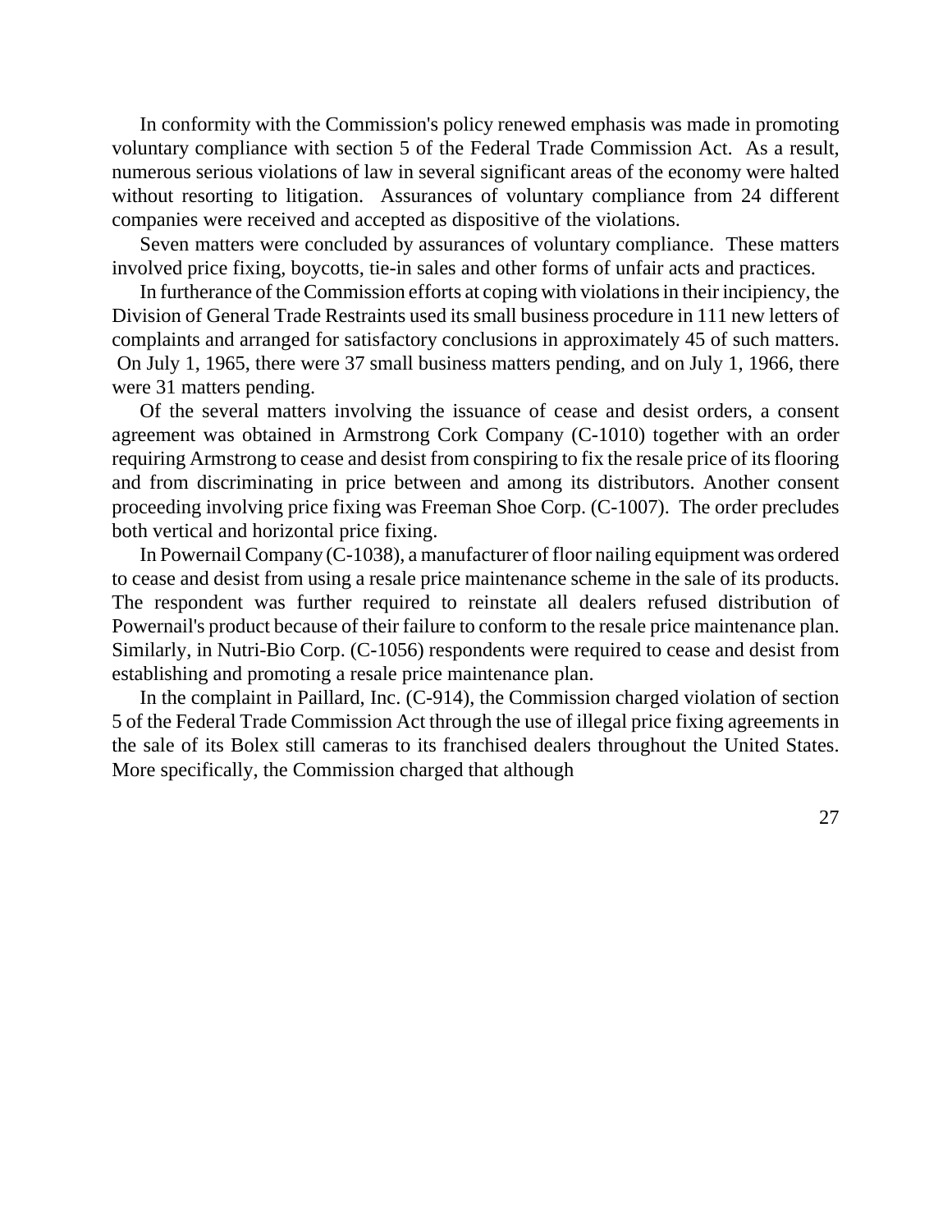In conformity with the Commission's policy renewed emphasis was made in promoting voluntary compliance with section 5 of the Federal Trade Commission Act. As a result, numerous serious violations of law in several significant areas of the economy were halted without resorting to litigation. Assurances of voluntary compliance from 24 different companies were received and accepted as dispositive of the violations.

Seven matters were concluded by assurances of voluntary compliance. These matters involved price fixing, boycotts, tie-in sales and other forms of unfair acts and practices.

In furtherance of the Commission efforts at coping with violations in their incipiency, the Division of General Trade Restraints used its small business procedure in 111 new letters of complaints and arranged for satisfactory conclusions in approximately 45 of such matters. On July 1, 1965, there were 37 small business matters pending, and on July 1, 1966, there were 31 matters pending.

Of the several matters involving the issuance of cease and desist orders, a consent agreement was obtained in Armstrong Cork Company (C-1010) together with an order requiring Armstrong to cease and desist from conspiring to fix the resale price of its flooring and from discriminating in price between and among its distributors. Another consent proceeding involving price fixing was Freeman Shoe Corp. (C-1007). The order precludes both vertical and horizontal price fixing.

In Powernail Company (C-1038), a manufacturer of floor nailing equipment was ordered to cease and desist from using a resale price maintenance scheme in the sale of its products. The respondent was further required to reinstate all dealers refused distribution of Powernail's product because of their failure to conform to the resale price maintenance plan. Similarly, in Nutri-Bio Corp. (C-1056) respondents were required to cease and desist from establishing and promoting a resale price maintenance plan.

In the complaint in Paillard, Inc. (C-914), the Commission charged violation of section 5 of the Federal Trade Commission Act through the use of illegal price fixing agreements in the sale of its Bolex still cameras to its franchised dealers throughout the United States. More specifically, the Commission charged that although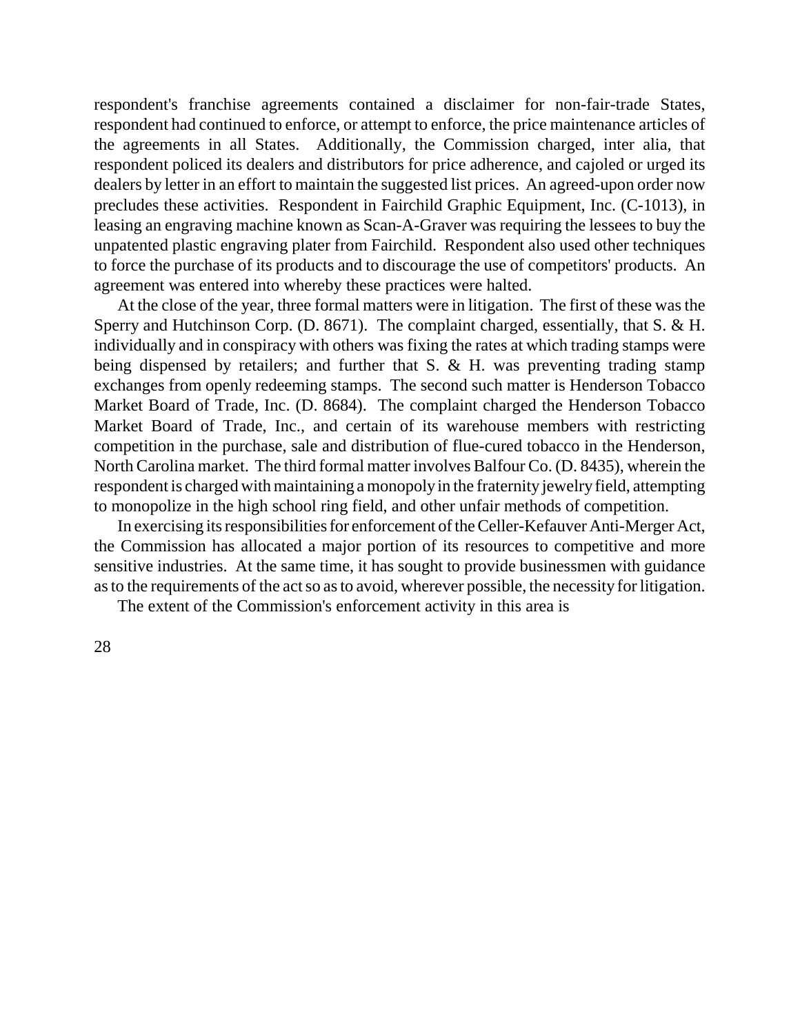respondent's franchise agreements contained a disclaimer for non-fair-trade States, respondent had continued to enforce, or attempt to enforce, the price maintenance articles of the agreements in all States. Additionally, the Commission charged, inter alia, that respondent policed its dealers and distributors for price adherence, and cajoled or urged its dealers by letter in an effort to maintain the suggested list prices. An agreed-upon order now precludes these activities. Respondent in Fairchild Graphic Equipment, Inc. (C-1013), in leasing an engraving machine known as Scan-A-Graver was requiring the lessees to buy the unpatented plastic engraving plater from Fairchild. Respondent also used other techniques to force the purchase of its products and to discourage the use of competitors' products. An agreement was entered into whereby these practices were halted.

At the close of the year, three formal matters were in litigation. The first of these was the Sperry and Hutchinson Corp. (D. 8671). The complaint charged, essentially, that S. & H. individually and in conspiracy with others was fixing the rates at which trading stamps were being dispensed by retailers; and further that S. & H. was preventing trading stamp exchanges from openly redeeming stamps. The second such matter is Henderson Tobacco Market Board of Trade, Inc. (D. 8684). The complaint charged the Henderson Tobacco Market Board of Trade, Inc., and certain of its warehouse members with restricting competition in the purchase, sale and distribution of flue-cured tobacco in the Henderson, North Carolina market. The third formal matter involves Balfour Co. (D. 8435), wherein the respondent is charged with maintaining a monopoly in the fraternity jewelry field, attempting to monopolize in the high school ring field, and other unfair methods of competition.

In exercising its responsibilities for enforcement of the Celler-Kefauver Anti-Merger Act, the Commission has allocated a major portion of its resources to competitive and more sensitive industries. At the same time, it has sought to provide businessmen with guidance as to the requirements of the act so as to avoid, wherever possible, the necessity for litigation.

The extent of the Commission's enforcement activity in this area is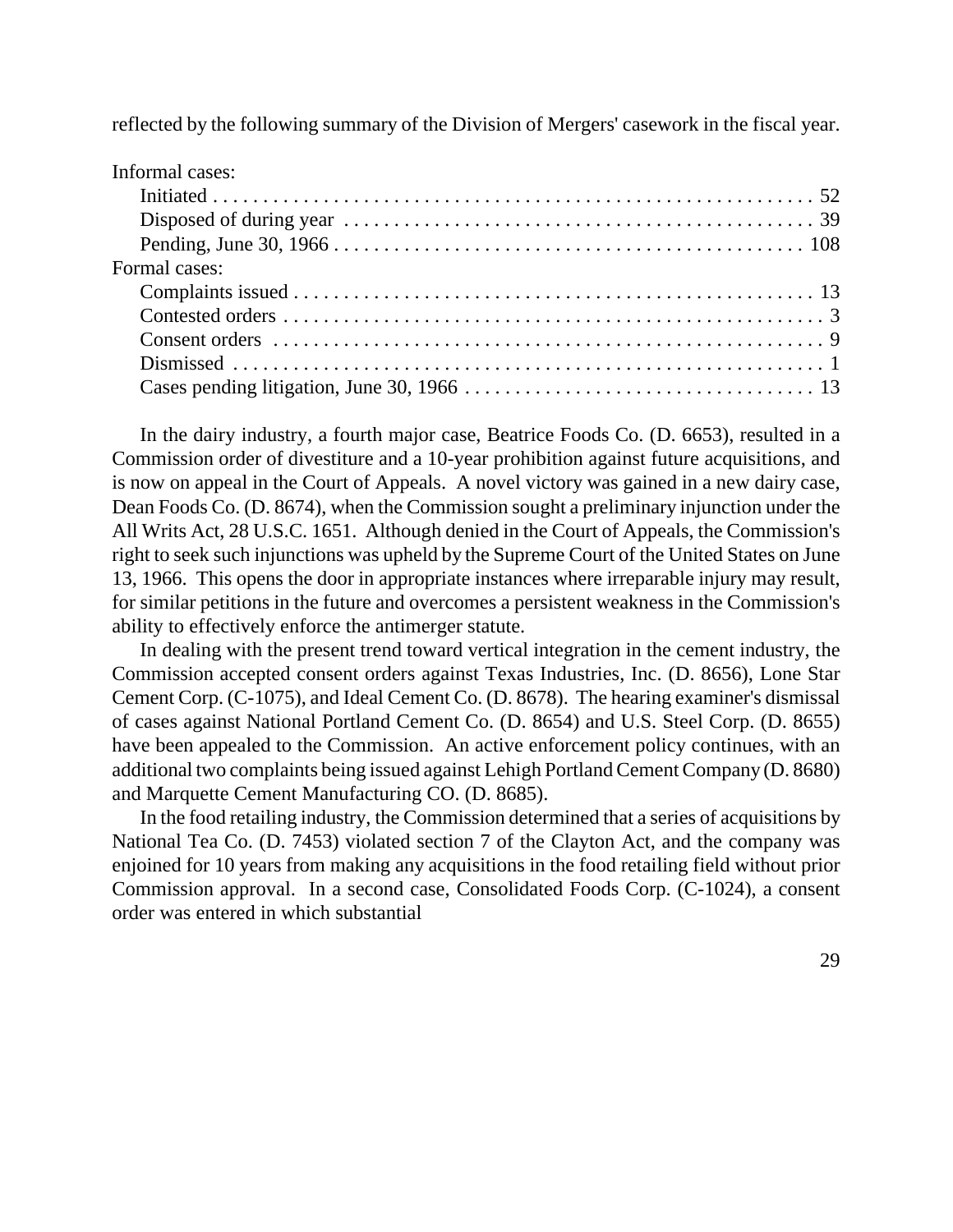reflected by the following summary of the Division of Mergers' casework in the fiscal year.

| Informal cases: | |
|---|---|
| Initiated | 52 |
| Disposed of during year | 39 |
| Pending, June 30, 1966 | 108 |
| Formal cases: | |
| Complaints issued | 13 |
| Contested orders | 3 |
| Consent orders | 9 |
| Dismissed | 1 |
| Cases pending litigation, June 30, 1966 | 13 |

In the dairy industry, a fourth major case, Beatrice Foods Co. (D. 6653), resulted in a Commission order of divestiture and a 10-year prohibition against future acquisitions, and is now on appeal in the Court of Appeals. A novel victory was gained in a new dairy case, Dean Foods Co. (D. 8674), when the Commission sought a preliminary injunction under the All Writs Act, 28 U.S.C. 1651. Although denied in the Court of Appeals, the Commission's right to seek such injunctions was upheld by the Supreme Court of the United States on June 13, 1966. This opens the door in appropriate instances where irreparable injury may result, for similar petitions in the future and overcomes a persistent weakness in the Commission's ability to effectively enforce the antimerger statute.

In dealing with the present trend toward vertical integration in the cement industry, the Commission accepted consent orders against Texas Industries, Inc. (D. 8656), Lone Star Cement Corp. (C-1075), and Ideal Cement Co. (D. 8678). The hearing examiner's dismissal of cases against National Portland Cement Co. (D. 8654) and U.S. Steel Corp. (D. 8655) have been appealed to the Commission. An active enforcement policy continues, with an additional two complaints being issued against Lehigh Portland Cement Company (D. 8680) and Marquette Cement Manufacturing CO. (D. 8685).

In the food retailing industry, the Commission determined that a series of acquisitions by National Tea Co. (D. 7453) violated section 7 of the Clayton Act, and the company was enjoined for 10 years from making any acquisitions in the food retailing field without prior Commission approval. In a second case, Consolidated Foods Corp. (C-1024), a consent order was entered in which substantial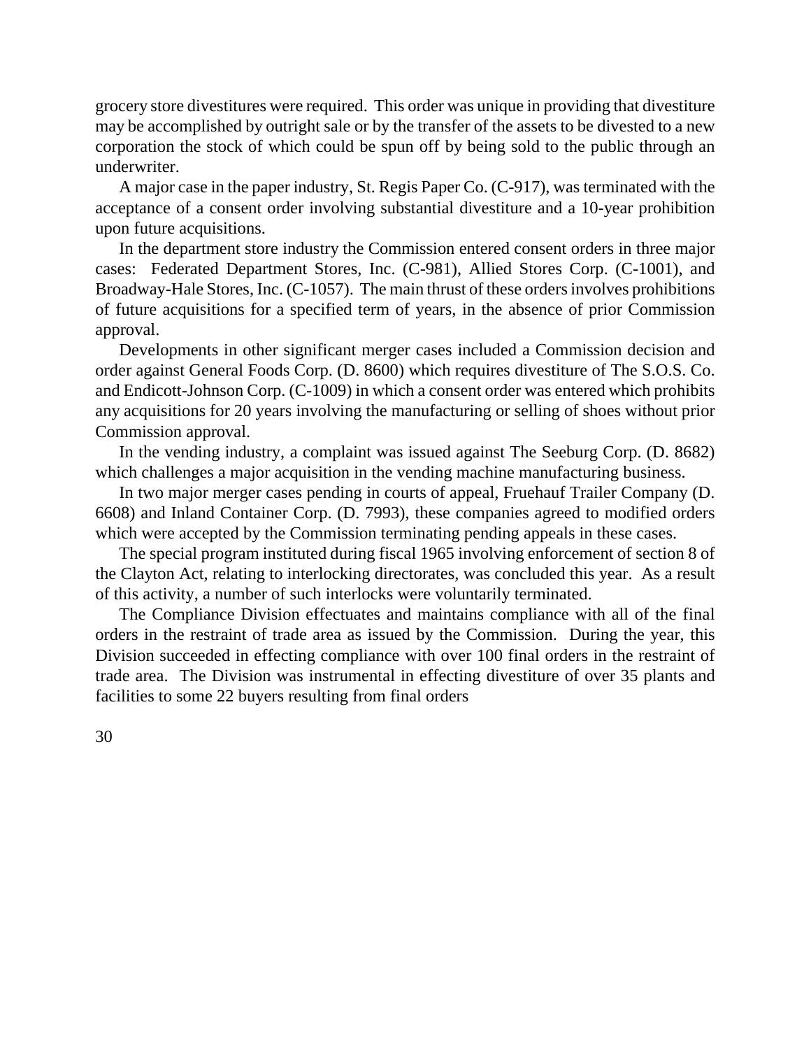grocery store divestitures were required. This order was unique in providing that divestiture may be accomplished by outright sale or by the transfer of the assets to be divested to a new corporation the stock of which could be spun off by being sold to the public through an underwriter.

A major case in the paper industry, St. Regis Paper Co. (C-917), was terminated with the acceptance of a consent order involving substantial divestiture and a 10-year prohibition upon future acquisitions.

In the department store industry the Commission entered consent orders in three major cases: Federated Department Stores, Inc. (C-981), Allied Stores Corp. (C-1001), and Broadway-Hale Stores, Inc. (C-1057). The main thrust of these orders involves prohibitions of future acquisitions for a specified term of years, in the absence of prior Commission approval.

Developments in other significant merger cases included a Commission decision and order against General Foods Corp. (D. 8600) which requires divestiture of The S.O.S. Co. and Endicott-Johnson Corp. (C-1009) in which a consent order was entered which prohibits any acquisitions for 20 years involving the manufacturing or selling of shoes without prior Commission approval.

In the vending industry, a complaint was issued against The Seeburg Corp. (D. 8682) which challenges a major acquisition in the vending machine manufacturing business.

In two major merger cases pending in courts of appeal, Fruehauf Trailer Company (D. 6608) and Inland Container Corp. (D. 7993), these companies agreed to modified orders which were accepted by the Commission terminating pending appeals in these cases.

The special program instituted during fiscal 1965 involving enforcement of section 8 of the Clayton Act, relating to interlocking directorates, was concluded this year. As a result of this activity, a number of such interlocks were voluntarily terminated.

The Compliance Division effectuates and maintains compliance with all of the final orders in the restraint of trade area as issued by the Commission. During the year, this Division succeeded in effecting compliance with over 100 final orders in the restraint of trade area. The Division was instrumental in effecting divestiture of over 35 plants and facilities to some 22 buyers resulting from final orders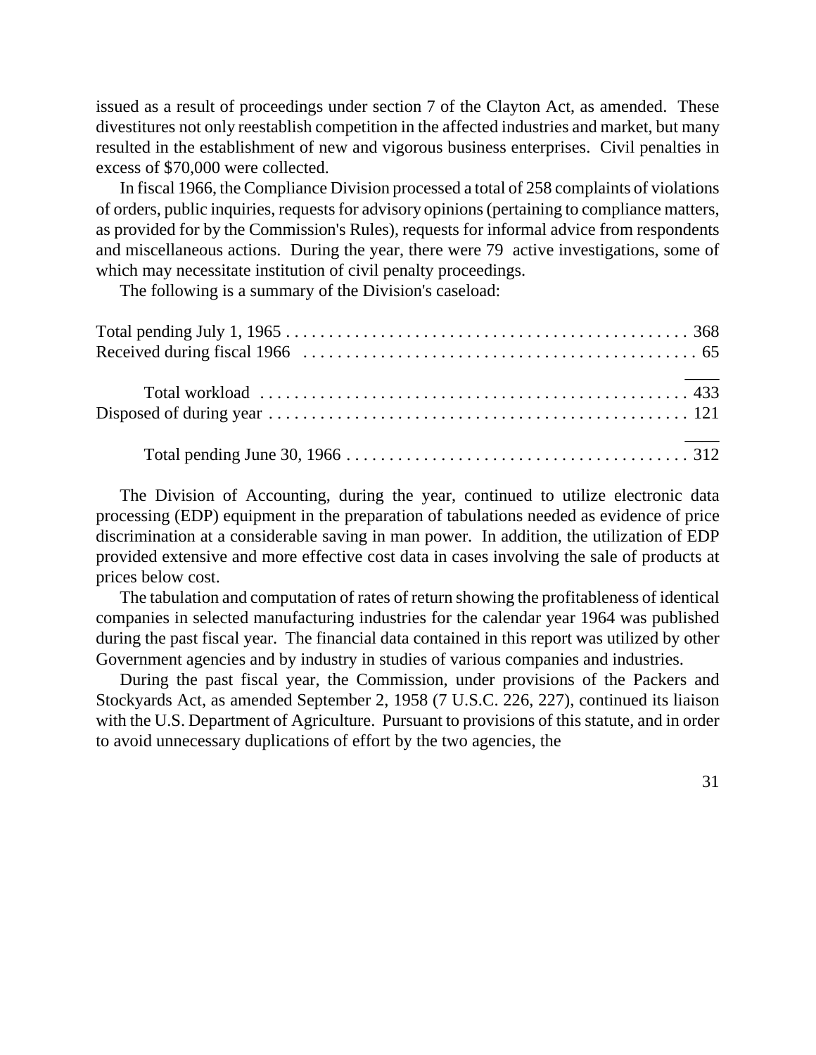issued as a result of proceedings under section 7 of the Clayton Act, as amended. These divestitures not only reestablish competition in the affected industries and market, but many resulted in the establishment of new and vigorous business enterprises. Civil penalties in excess of $70,000 were collected.

In fiscal 1966, the Compliance Division processed a total of 258 complaints of violations of orders, public inquiries, requests for advisory opinions (pertaining to compliance matters, as provided for by the Commission's Rules), requests for informal advice from respondents and miscellaneous actions. During the year, there were 79 active investigations, some of which may necessitate institution of civil penalty proceedings.

The following is a summary of the Division's caseload:

| | |
|---|---|
| Total pending July 1, 1965 | 368 |
| Received during fiscal 1966 | 65 |
| Total workload | 433 |
| Disposed of during year | 121 |
| Total pending June 30, 1966 | 312 |

The Division of Accounting, during the year, continued to utilize electronic data processing (EDP) equipment in the preparation of tabulations needed as evidence of price discrimination at a considerable saving in man power. In addition, the utilization of EDP provided extensive and more effective cost data in cases involving the sale of products at prices below cost.

The tabulation and computation of rates of return showing the profitableness of identical companies in selected manufacturing industries for the calendar year 1964 was published during the past fiscal year. The financial data contained in this report was utilized by other Government agencies and by industry in studies of various companies and industries.

During the past fiscal year, the Commission, under provisions of the Packers and Stockyards Act, as amended September 2, 1958 (7 U.S.C. 226, 227), continued its liaison with the U.S. Department of Agriculture. Pursuant to provisions of this statute, and in order to avoid unnecessary duplications of effort by the two agencies, the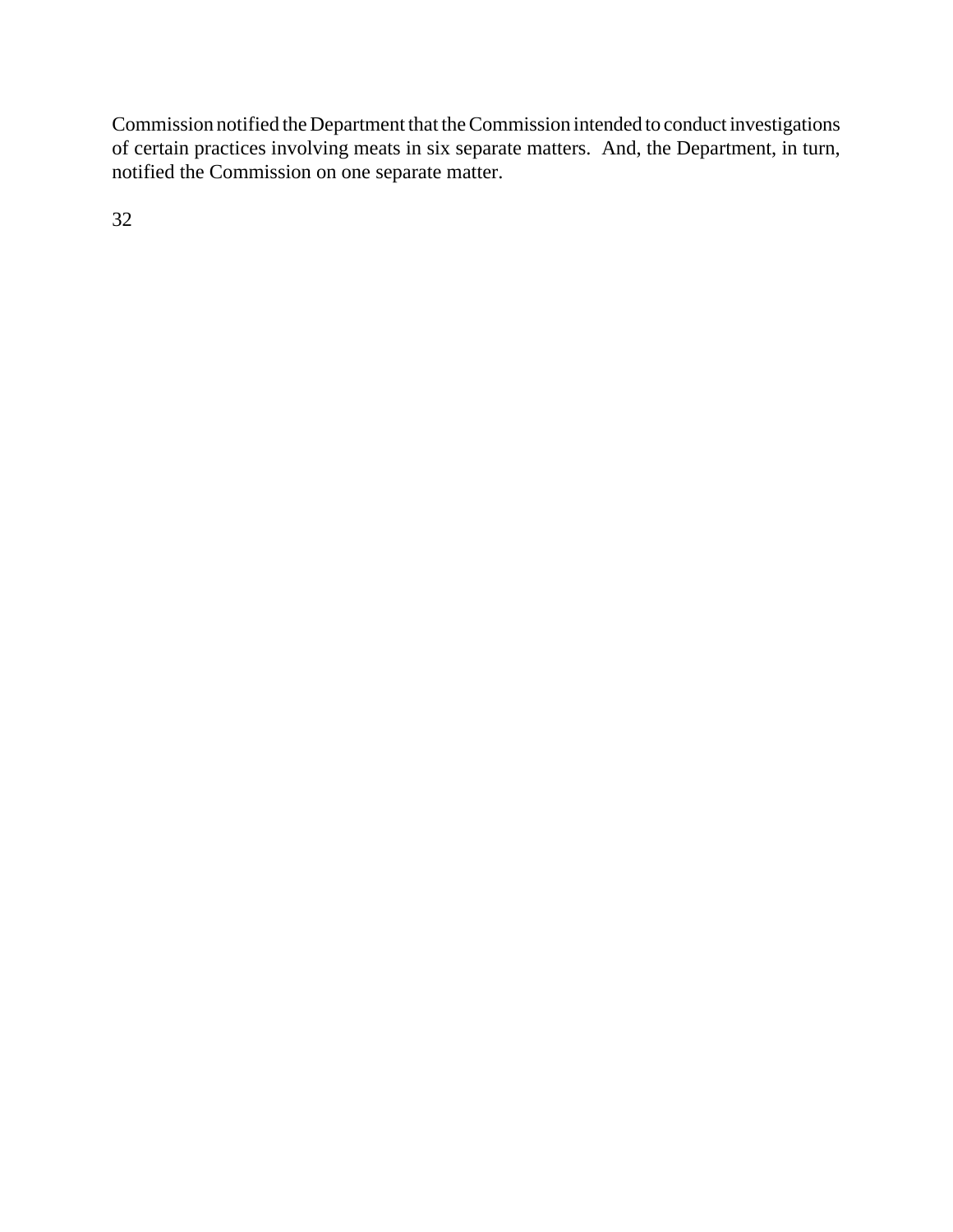Commission notified the Department that the Commission intended to conduct investigations of certain practices involving meats in six separate matters. And, the Department, in turn, notified the Commission on one separate matter.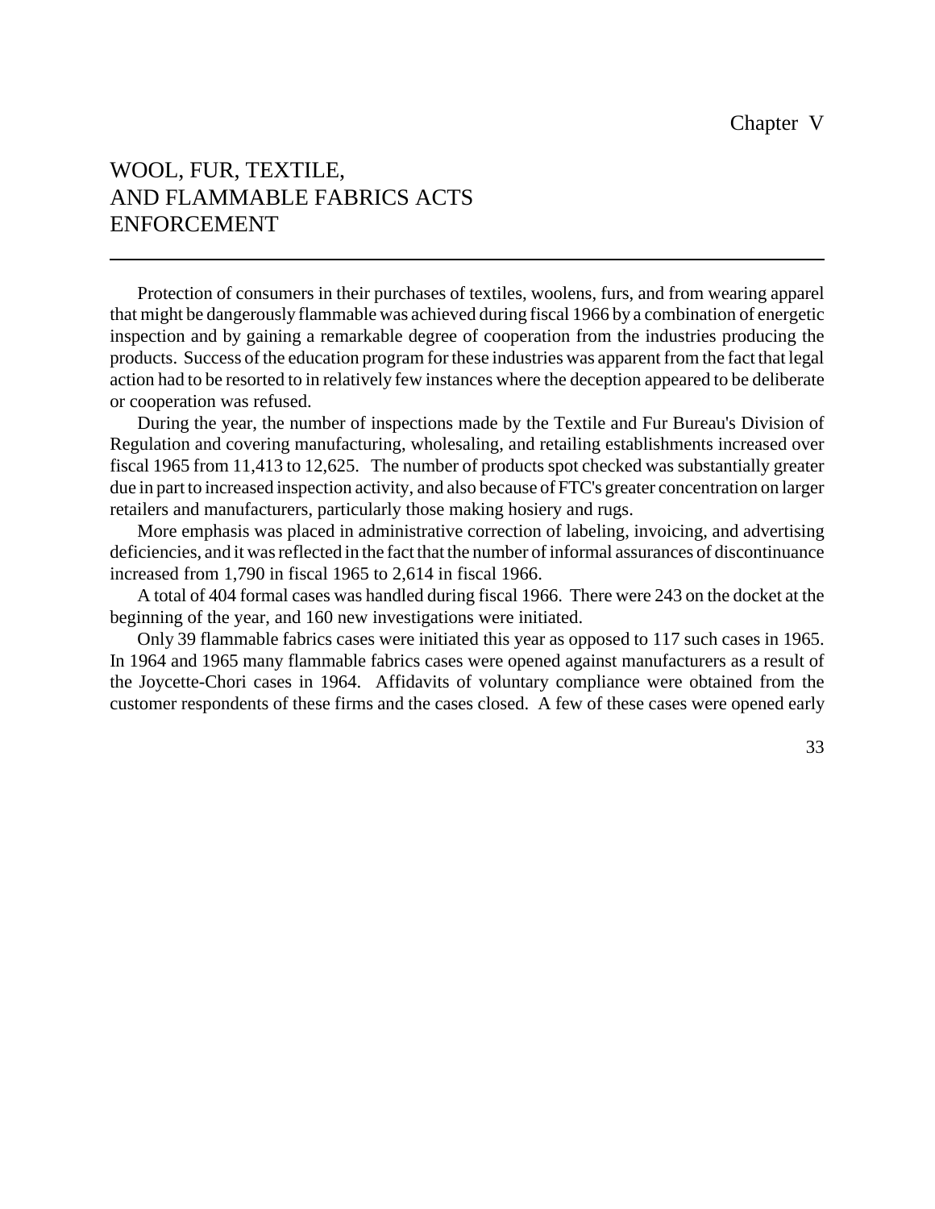Chapter V

# WOOL, FUR, TEXTILE, AND FLAMMABLE FABRICS ACTS ENFORCEMENT

Protection of consumers in their purchases of textiles, woolens, furs, and from wearing apparel that might be dangerously flammable was achieved during fiscal 1966 by a combination of energetic inspection and by gaining a remarkable degree of cooperation from the industries producing the products. Success of the education program for these industries was apparent from the fact that legal action had to be resorted to in relatively few instances where the deception appeared to be deliberate or cooperation was refused.

During the year, the number of inspections made by the Textile and Fur Bureau's Division of Regulation and covering manufacturing, wholesaling, and retailing establishments increased over fiscal 1965 from 11,413 to 12,625. The number of products spot checked was substantially greater due in part to increased inspection activity, and also because of FTC's greater concentration on larger retailers and manufacturers, particularly those making hosiery and rugs.

More emphasis was placed in administrative correction of labeling, invoicing, and advertising deficiencies, and it was reflected in the fact that the number of informal assurances of discontinuance increased from 1,790 in fiscal 1965 to 2,614 in fiscal 1966.

A total of 404 formal cases was handled during fiscal 1966. There were 243 on the docket at the beginning of the year, and 160 new investigations were initiated.

Only 39 flammable fabrics cases were initiated this year as opposed to 117 such cases in 1965. In 1964 and 1965 many flammable fabrics cases were opened against manufacturers as a result of the Joycette-Chori cases in 1964. Affidavits of voluntary compliance were obtained from the customer respondents of these firms and the cases closed. A few of these cases were opened early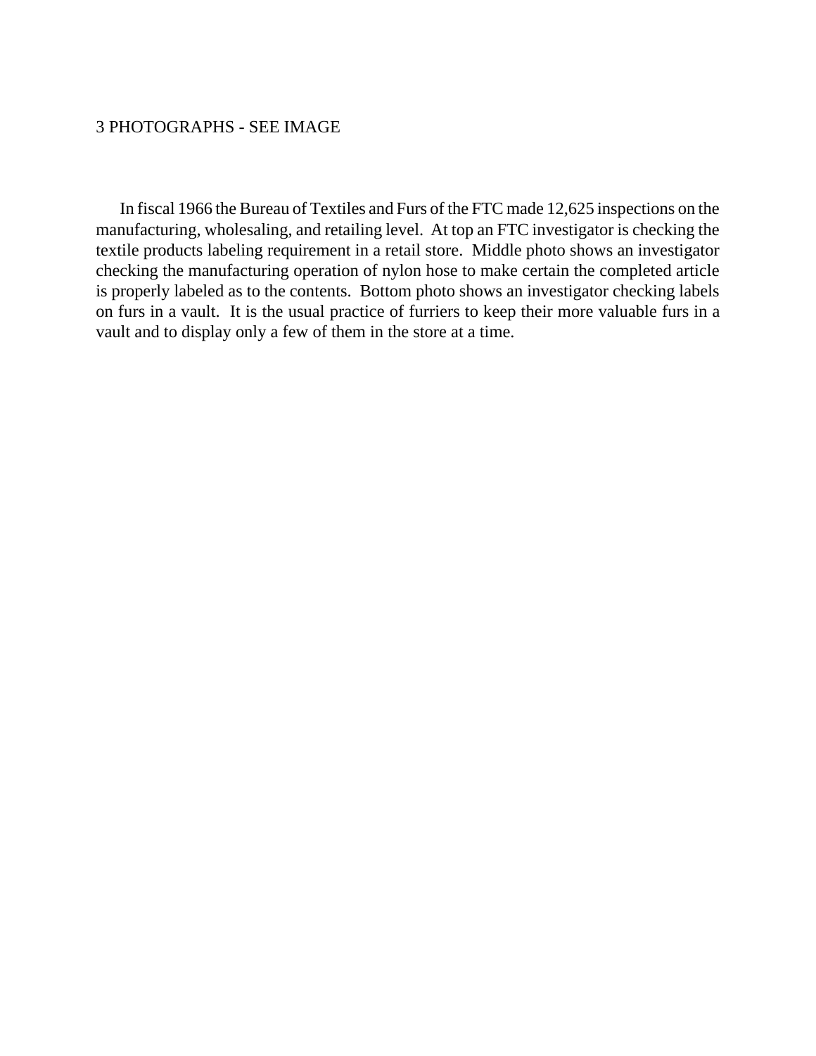3 PHOTOGRAPHS - SEE IMAGE

In fiscal 1966 the Bureau of Textiles and Furs of the FTC made 12,625 inspections on the manufacturing, wholesaling, and retailing level. At top an FTC investigator is checking the textile products labeling requirement in a retail store. Middle photo shows an investigator checking the manufacturing operation of nylon hose to make certain the completed article is properly labeled as to the contents. Bottom photo shows an investigator checking labels on furs in a vault. It is the usual practice of furriers to keep their more valuable furs in a vault and to display only a few of them in the store at a time.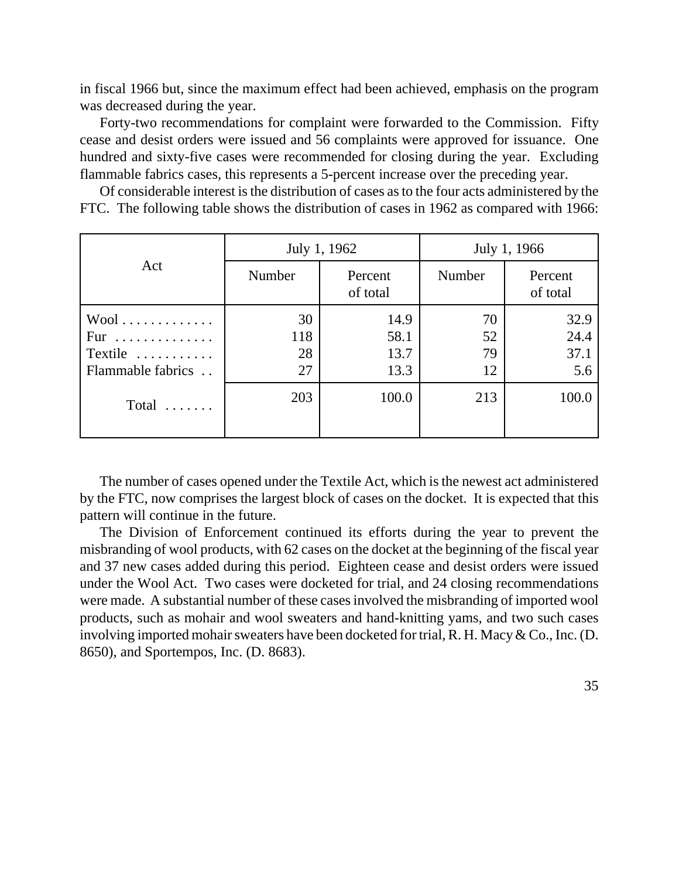in fiscal 1966 but, since the maximum effect had been achieved, emphasis on the program was decreased during the year.

Forty-two recommendations for complaint were forwarded to the Commission. Fifty cease and desist orders were issued and 56 complaints were approved for issuance. One hundred and sixty-five cases were recommended for closing during the year. Excluding flammable fabrics cases, this represents a 5-percent increase over the preceding year.

Of considerable interest is the distribution of cases as to the four acts administered by the FTC. The following table shows the distribution of cases in 1962 as compared with 1966:

| Act | July 1, 1962 | | July 1, 1966 | |
|---|---|---|---|---|
| | Number | Percent of total | Number | Percent of total |
| Wool | 30 | 14.9 | 70 | 32.9 |
| Fur | 118 | 58.1 | 52 | 24.4 |
| Textile | 28 | 13.7 | 79 | 37.1 |
| Flammable fabrics | 27 | 13.3 | 12 | 5.6 |
| Total | 203 | 100.0 | 213 | 100.0 |

The number of cases opened under the Textile Act, which is the newest act administered by the FTC, now comprises the largest block of cases on the docket. It is expected that this pattern will continue in the future.

The Division of Enforcement continued its efforts during the year to prevent the misbranding of wool products, with 62 cases on the docket at the beginning of the fiscal year and 37 new cases added during this period. Eighteen cease and desist orders were issued under the Wool Act. Two cases were docketed for trial, and 24 closing recommendations were made. A substantial number of these cases involved the misbranding of imported wool products, such as mohair and wool sweaters and hand-knitting yams, and two such cases involving imported mohair sweaters have been docketed for trial, R. H. Macy & Co., Inc. (D. 8650), and Sportempos, Inc. (D. 8683).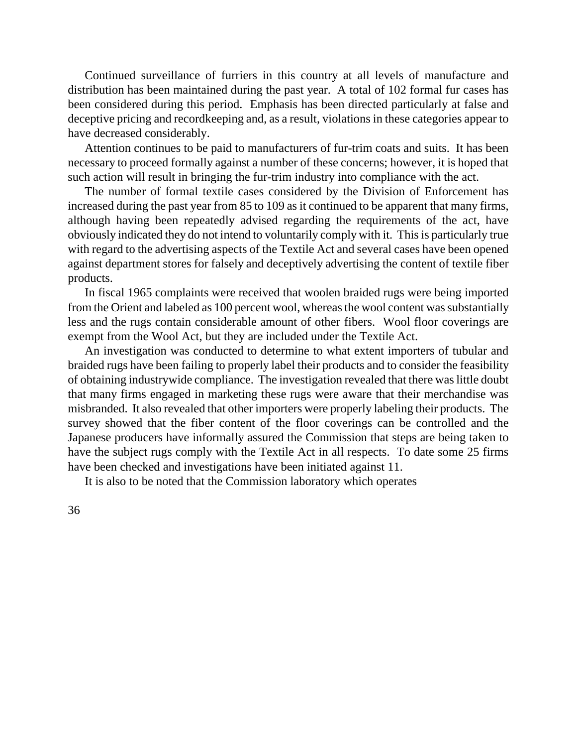Continued surveillance of furriers in this country at all levels of manufacture and distribution has been maintained during the past year. A total of 102 formal fur cases has been considered during this period. Emphasis has been directed particularly at false and deceptive pricing and recordkeeping and, as a result, violations in these categories appear to have decreased considerably.

Attention continues to be paid to manufacturers of fur-trim coats and suits. It has been necessary to proceed formally against a number of these concerns; however, it is hoped that such action will result in bringing the fur-trim industry into compliance with the act.

The number of formal textile cases considered by the Division of Enforcement has increased during the past year from 85 to 109 as it continued to be apparent that many firms, although having been repeatedly advised regarding the requirements of the act, have obviously indicated they do not intend to voluntarily comply with it. This is particularly true with regard to the advertising aspects of the Textile Act and several cases have been opened against department stores for falsely and deceptively advertising the content of textile fiber products.

In fiscal 1965 complaints were received that woolen braided rugs were being imported from the Orient and labeled as 100 percent wool, whereas the wool content was substantially less and the rugs contain considerable amount of other fibers. Wool floor coverings are exempt from the Wool Act, but they are included under the Textile Act.

An investigation was conducted to determine to what extent importers of tubular and braided rugs have been failing to properly label their products and to consider the feasibility of obtaining industrywide compliance. The investigation revealed that there was little doubt that many firms engaged in marketing these rugs were aware that their merchandise was misbranded. It also revealed that other importers were properly labeling their products. The survey showed that the fiber content of the floor coverings can be controlled and the Japanese producers have informally assured the Commission that steps are being taken to have the subject rugs comply with the Textile Act in all respects. To date some 25 firms have been checked and investigations have been initiated against 11.

It is also to be noted that the Commission laboratory which operates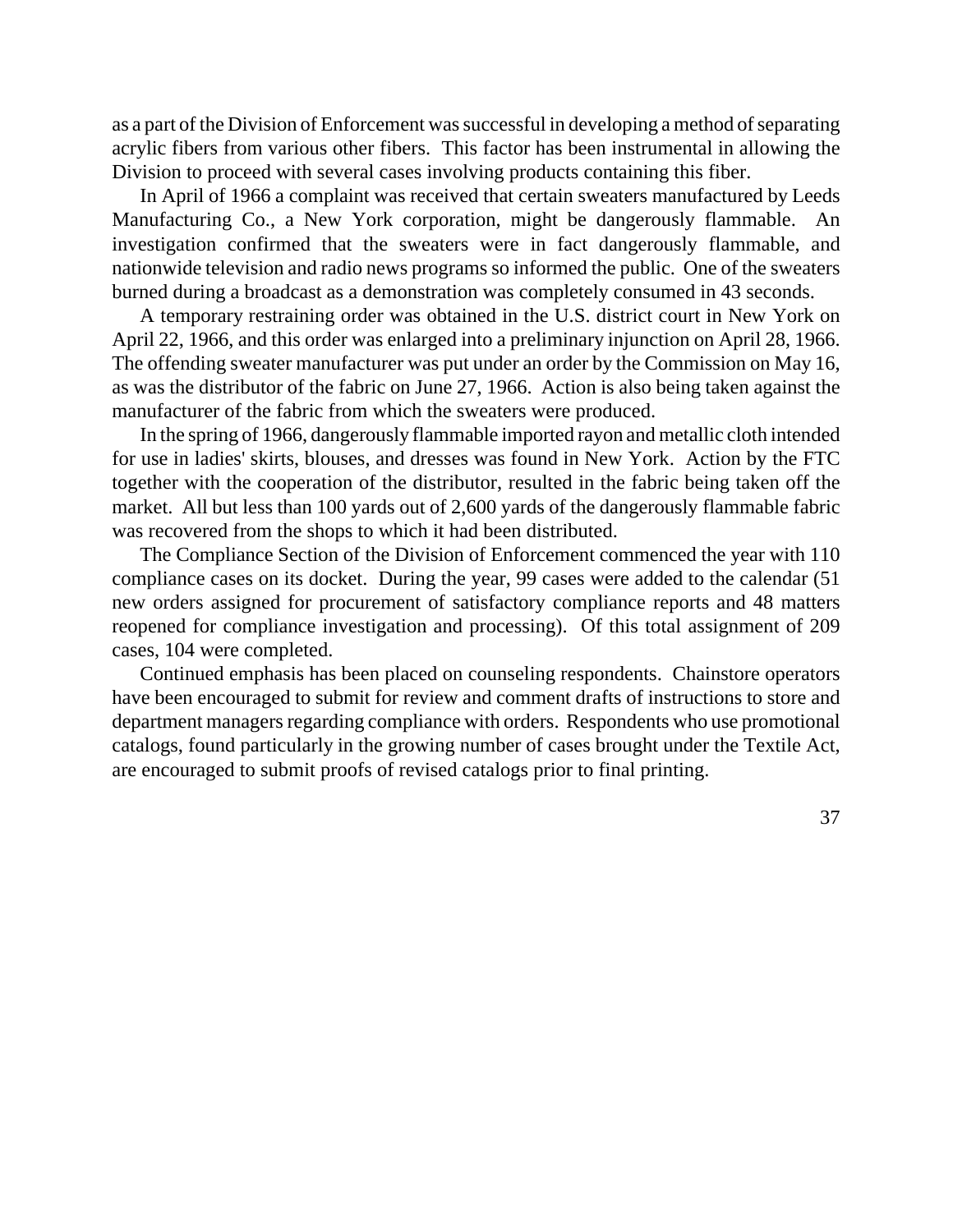as a part of the Division of Enforcement was successful in developing a method of separating acrylic fibers from various other fibers. This factor has been instrumental in allowing the Division to proceed with several cases involving products containing this fiber.

In April of 1966 a complaint was received that certain sweaters manufactured by Leeds Manufacturing Co., a New York corporation, might be dangerously flammable. An investigation confirmed that the sweaters were in fact dangerously flammable, and nationwide television and radio news programs so informed the public. One of the sweaters burned during a broadcast as a demonstration was completely consumed in 43 seconds.

A temporary restraining order was obtained in the U.S. district court in New York on April 22, 1966, and this order was enlarged into a preliminary injunction on April 28, 1966. The offending sweater manufacturer was put under an order by the Commission on May 16, as was the distributor of the fabric on June 27, 1966. Action is also being taken against the manufacturer of the fabric from which the sweaters were produced.

In the spring of 1966, dangerously flammable imported rayon and metallic cloth intended for use in ladies' skirts, blouses, and dresses was found in New York. Action by the FTC together with the cooperation of the distributor, resulted in the fabric being taken off the market. All but less than 100 yards out of 2,600 yards of the dangerously flammable fabric was recovered from the shops to which it had been distributed.

The Compliance Section of the Division of Enforcement commenced the year with 110 compliance cases on its docket. During the year, 99 cases were added to the calendar (51 new orders assigned for procurement of satisfactory compliance reports and 48 matters reopened for compliance investigation and processing). Of this total assignment of 209 cases, 104 were completed.

Continued emphasis has been placed on counseling respondents. Chainstore operators have been encouraged to submit for review and comment drafts of instructions to store and department managers regarding compliance with orders. Respondents who use promotional catalogs, found particularly in the growing number of cases brought under the Textile Act, are encouraged to submit proofs of revised catalogs prior to final printing.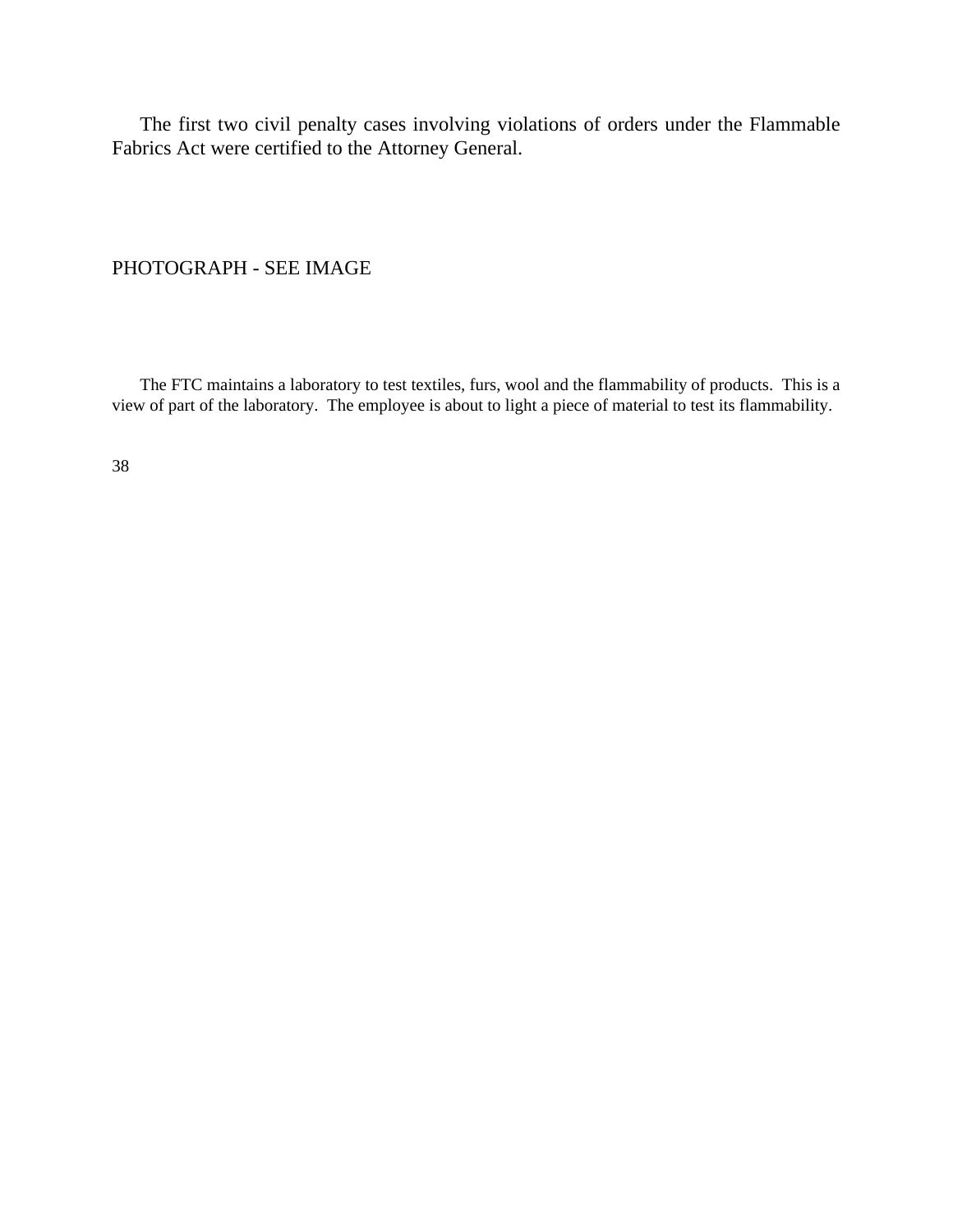The first two civil penalty cases involving violations of orders under the Flammable Fabrics Act were certified to the Attorney General.

PHOTOGRAPH - SEE IMAGE

The FTC maintains a laboratory to test textiles, furs, wool and the flammability of products. This is a view of part of the laboratory. The employee is about to light a piece of material to test its flammability.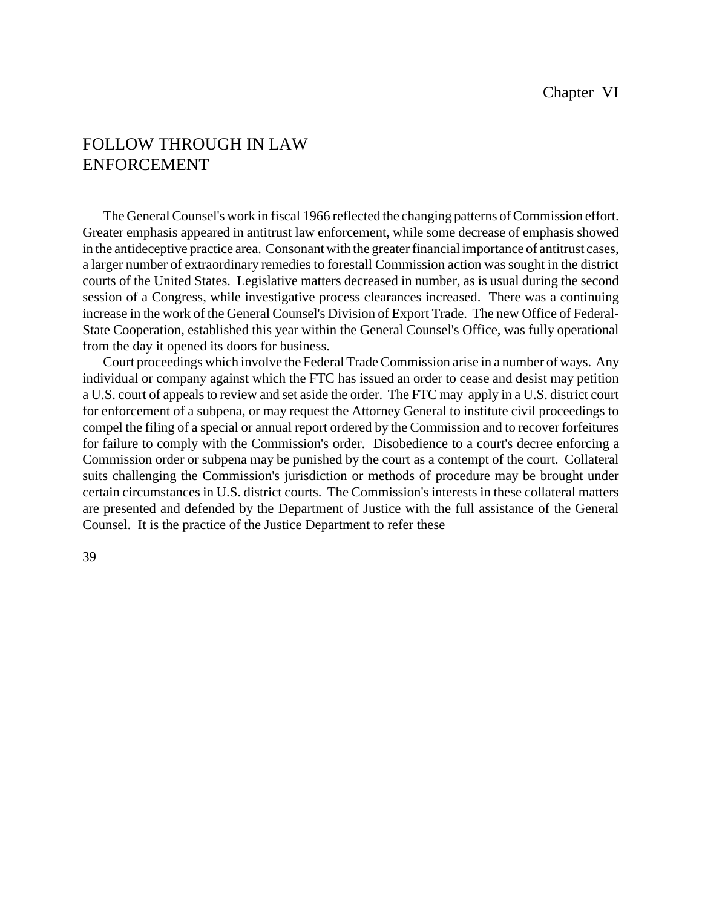Chapter VI

# FOLLOW THROUGH IN LAW ENFORCEMENT

The General Counsel's work in fiscal 1966 reflected the changing patterns of Commission effort. Greater emphasis appeared in antitrust law enforcement, while some decrease of emphasis showed in the antideceptive practice area. Consonant with the greater financial importance of antitrust cases, a larger number of extraordinary remedies to forestall Commission action was sought in the district courts of the United States. Legislative matters decreased in number, as is usual during the second session of a Congress, while investigative process clearances increased. There was a continuing increase in the work of the General Counsel's Division of Export Trade. The new Office of Federal-State Cooperation, established this year within the General Counsel's Office, was fully operational from the day it opened its doors for business.

Court proceedings which involve the Federal Trade Commission arise in a number of ways. Any individual or company against which the FTC has issued an order to cease and desist may petition a U.S. court of appeals to review and set aside the order. The FTC may apply in a U.S. district court for enforcement of a subpena, or may request the Attorney General to institute civil proceedings to compel the filing of a special or annual report ordered by the Commission and to recover forfeitures for failure to comply with the Commission's order. Disobedience to a court's decree enforcing a Commission order or subpena may be punished by the court as a contempt of the court. Collateral suits challenging the Commission's jurisdiction or methods of procedure may be brought under certain circumstances in U.S. district courts. The Commission's interests in these collateral matters are presented and defended by the Department of Justice with the full assistance of the General Counsel. It is the practice of the Justice Department to refer these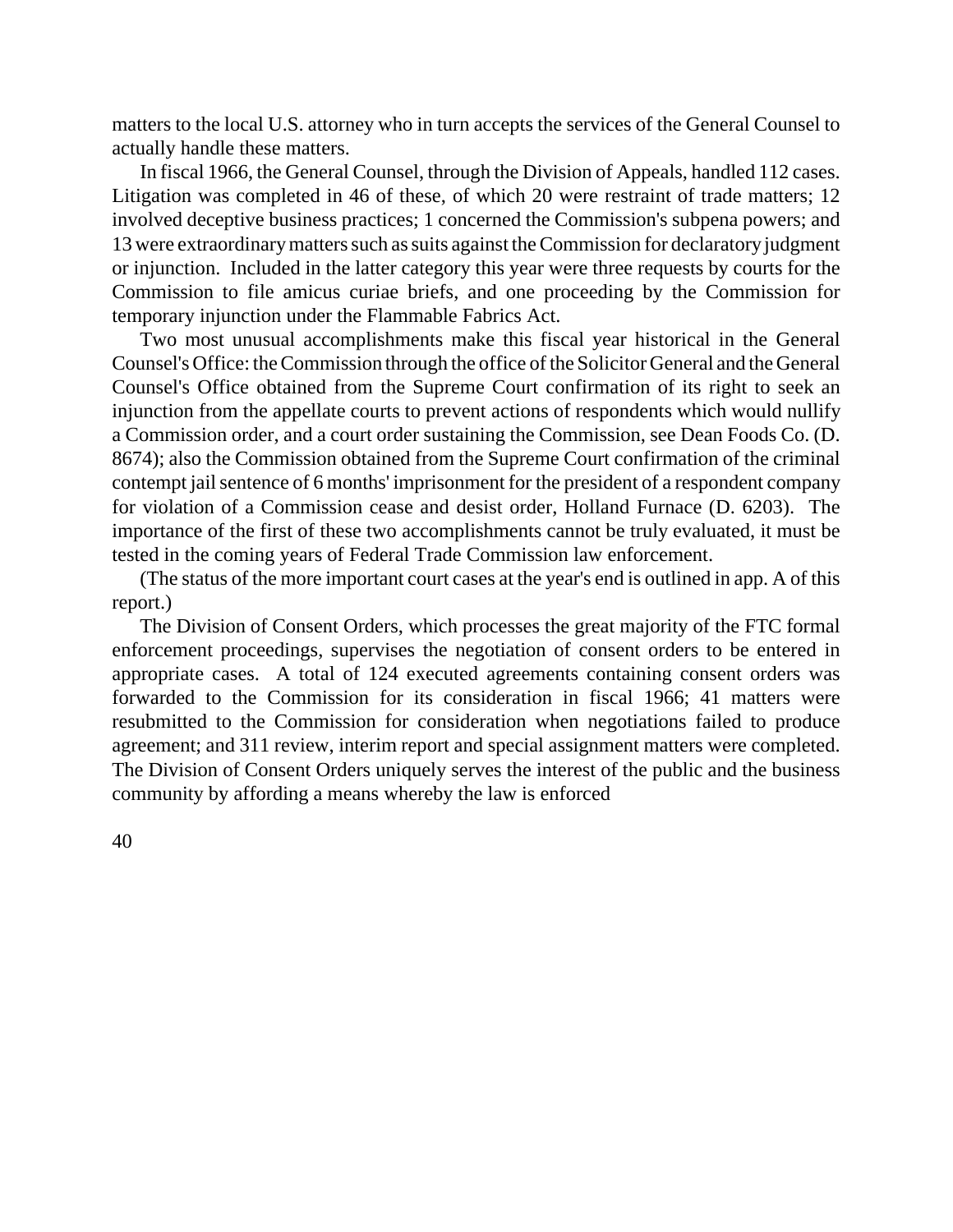matters to the local U.S. attorney who in turn accepts the services of the General Counsel to actually handle these matters.

In fiscal 1966, the General Counsel, through the Division of Appeals, handled 112 cases. Litigation was completed in 46 of these, of which 20 were restraint of trade matters; 12 involved deceptive business practices; 1 concerned the Commission's subpena powers; and 13 were extraordinary matters such as suits against the Commission for declaratory judgment or injunction. Included in the latter category this year were three requests by courts for the Commission to file amicus curiae briefs, and one proceeding by the Commission for temporary injunction under the Flammable Fabrics Act.

Two most unusual accomplishments make this fiscal year historical in the General Counsel's Office: the Commission through the office of the Solicitor General and the General Counsel's Office obtained from the Supreme Court confirmation of its right to seek an injunction from the appellate courts to prevent actions of respondents which would nullify a Commission order, and a court order sustaining the Commission, see Dean Foods Co. (D. 8674); also the Commission obtained from the Supreme Court confirmation of the criminal contempt jail sentence of 6 months' imprisonment for the president of a respondent company for violation of a Commission cease and desist order, Holland Furnace (D. 6203). The importance of the first of these two accomplishments cannot be truly evaluated, it must be tested in the coming years of Federal Trade Commission law enforcement.

(The status of the more important court cases at the year's end is outlined in app. A of this report.)

The Division of Consent Orders, which processes the great majority of the FTC formal enforcement proceedings, supervises the negotiation of consent orders to be entered in appropriate cases. A total of 124 executed agreements containing consent orders was forwarded to the Commission for its consideration in fiscal 1966; 41 matters were resubmitted to the Commission for consideration when negotiations failed to produce agreement; and 311 review, interim report and special assignment matters were completed. The Division of Consent Orders uniquely serves the interest of the public and the business community by affording a means whereby the law is enforced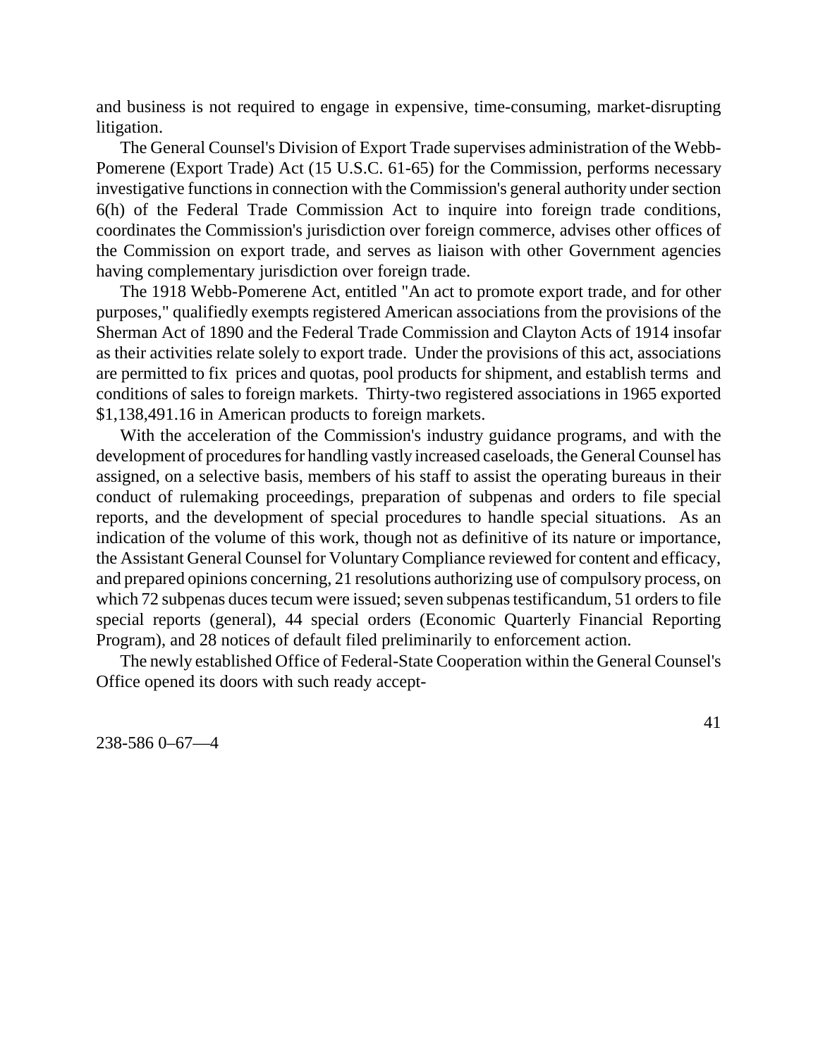and business is not required to engage in expensive, time-consuming, market-disrupting litigation.

The General Counsel's Division of Export Trade supervises administration of the Webb-Pomerene (Export Trade) Act (15 U.S.C. 61-65) for the Commission, performs necessary investigative functions in connection with the Commission's general authority under section 6(h) of the Federal Trade Commission Act to inquire into foreign trade conditions, coordinates the Commission's jurisdiction over foreign commerce, advises other offices of the Commission on export trade, and serves as liaison with other Government agencies having complementary jurisdiction over foreign trade.

The 1918 Webb-Pomerene Act, entitled "An act to promote export trade, and for other purposes," qualifiedly exempts registered American associations from the provisions of the Sherman Act of 1890 and the Federal Trade Commission and Clayton Acts of 1914 insofar as their activities relate solely to export trade. Under the provisions of this act, associations are permitted to fix prices and quotas, pool products for shipment, and establish terms and conditions of sales to foreign markets. Thirty-two registered associations in 1965 exported $1,138,491.16 in American products to foreign markets.

With the acceleration of the Commission's industry guidance programs, and with the development of procedures for handling vastly increased caseloads, the General Counsel has assigned, on a selective basis, members of his staff to assist the operating bureaus in their conduct of rulemaking proceedings, preparation of subpenas and orders to file special reports, and the development of special procedures to handle special situations. As an indication of the volume of this work, though not as definitive of its nature or importance, the Assistant General Counsel for Voluntary Compliance reviewed for content and efficacy, and prepared opinions concerning, 21 resolutions authorizing use of compulsory process, on which 72 subpenas duces tecum were issued; seven subpenas testificandum, 51 orders to file special reports (general), 44 special orders (Economic Quarterly Financial Reporting Program), and 28 notices of default filed preliminarily to enforcement action.

The newly established Office of Federal-State Cooperation within the General Counsel's Office opened its doors with such ready accept-

238-586 0–67—4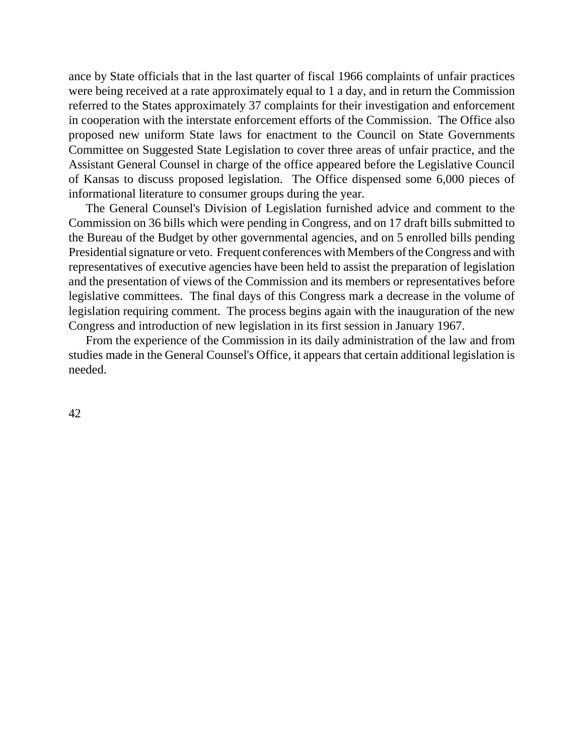ance by State officials that in the last quarter of fiscal 1966 complaints of unfair practices were being received at a rate approximately equal to 1 a day, and in return the Commission referred to the States approximately 37 complaints for their investigation and enforcement in cooperation with the interstate enforcement efforts of the Commission. The Office also proposed new uniform State laws for enactment to the Council on State Governments Committee on Suggested State Legislation to cover three areas of unfair practice, and the Assistant General Counsel in charge of the office appeared before the Legislative Council of Kansas to discuss proposed legislation. The Office dispensed some 6,000 pieces of informational literature to consumer groups during the year.

The General Counsel's Division of Legislation furnished advice and comment to the Commission on 36 bills which were pending in Congress, and on 17 draft bills submitted to the Bureau of the Budget by other governmental agencies, and on 5 enrolled bills pending Presidential signature or veto. Frequent conferences with Members of the Congress and with representatives of executive agencies have been held to assist the preparation of legislation and the presentation of views of the Commission and its members or representatives before legislative committees. The final days of this Congress mark a decrease in the volume of legislation requiring comment. The process begins again with the inauguration of the new Congress and introduction of new legislation in its first session in January 1967.

From the experience of the Commission in its daily administration of the law and from studies made in the General Counsel's Office, it appears that certain additional legislation is needed.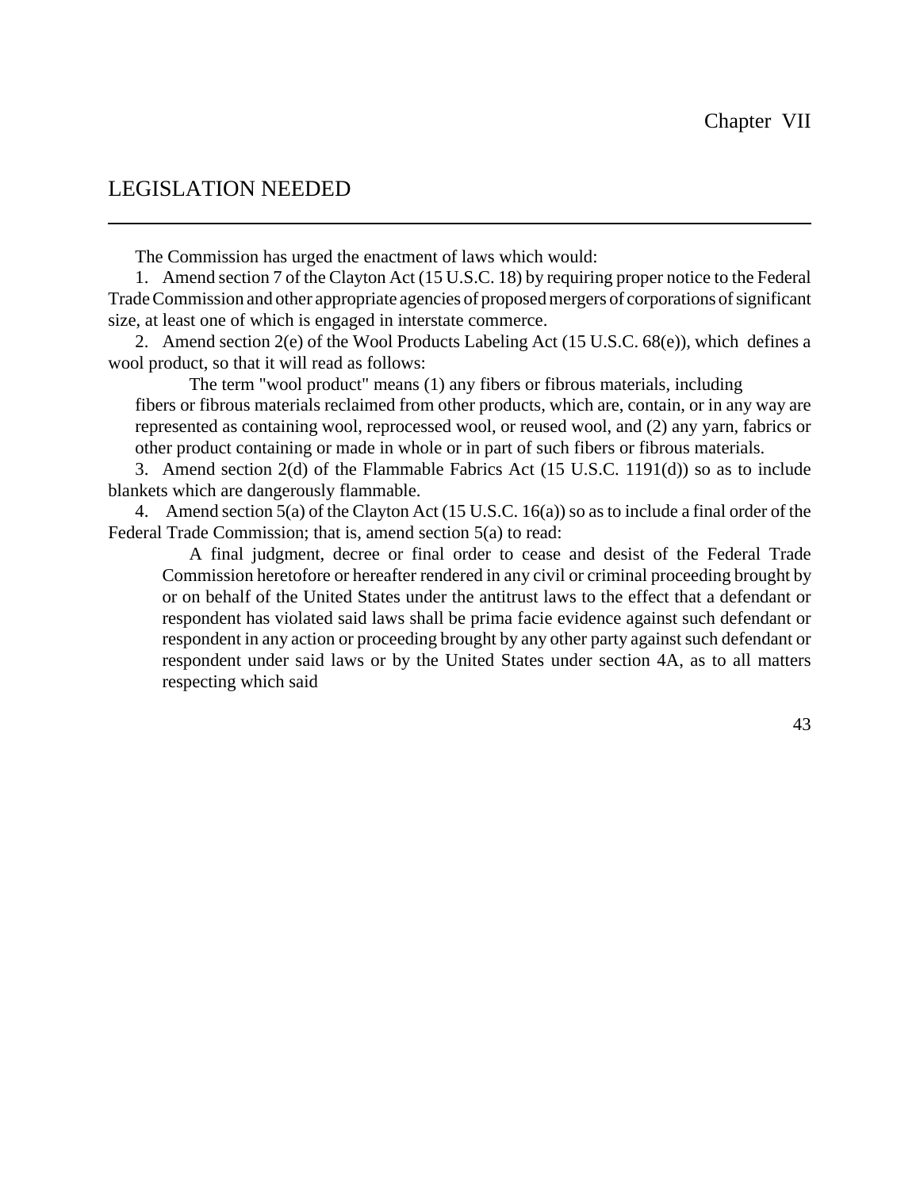Chapter VII

# LEGISLATION NEEDED

The Commission has urged the enactment of laws which would:

1. Amend section 7 of the Clayton Act (15 U.S.C. 18) by requiring proper notice to the Federal Trade Commission and other appropriate agencies of proposed mergers of corporations of significant size, at least one of which is engaged in interstate commerce.

2. Amend section 2(e) of the Wool Products Labeling Act (15 U.S.C. 68(e)), which defines a wool product, so that it will read as follows:

> The term "wool product" means (1) any fibers or fibrous materials, including fibers or fibrous materials reclaimed from other products, which are, contain, or in any way are represented as containing wool, reprocessed wool, or reused wool, and (2) any yarn, fabrics or other product containing or made in whole or in part of such fibers or fibrous materials.

3. Amend section 2(d) of the Flammable Fabrics Act (15 U.S.C. 1191(d)) so as to include blankets which are dangerously flammable.

4. Amend section 5(a) of the Clayton Act (15 U.S.C. 16(a)) so as to include a final order of the Federal Trade Commission; that is, amend section 5(a) to read:

> A final judgment, decree or final order to cease and desist of the Federal Trade Commission heretofore or hereafter rendered in any civil or criminal proceeding brought by or on behalf of the United States under the antitrust laws to the effect that a defendant or respondent has violated said laws shall be prima facie evidence against such defendant or respondent in any action or proceeding brought by any other party against such defendant or respondent under said laws or by the United States under section 4A, as to all matters respecting which said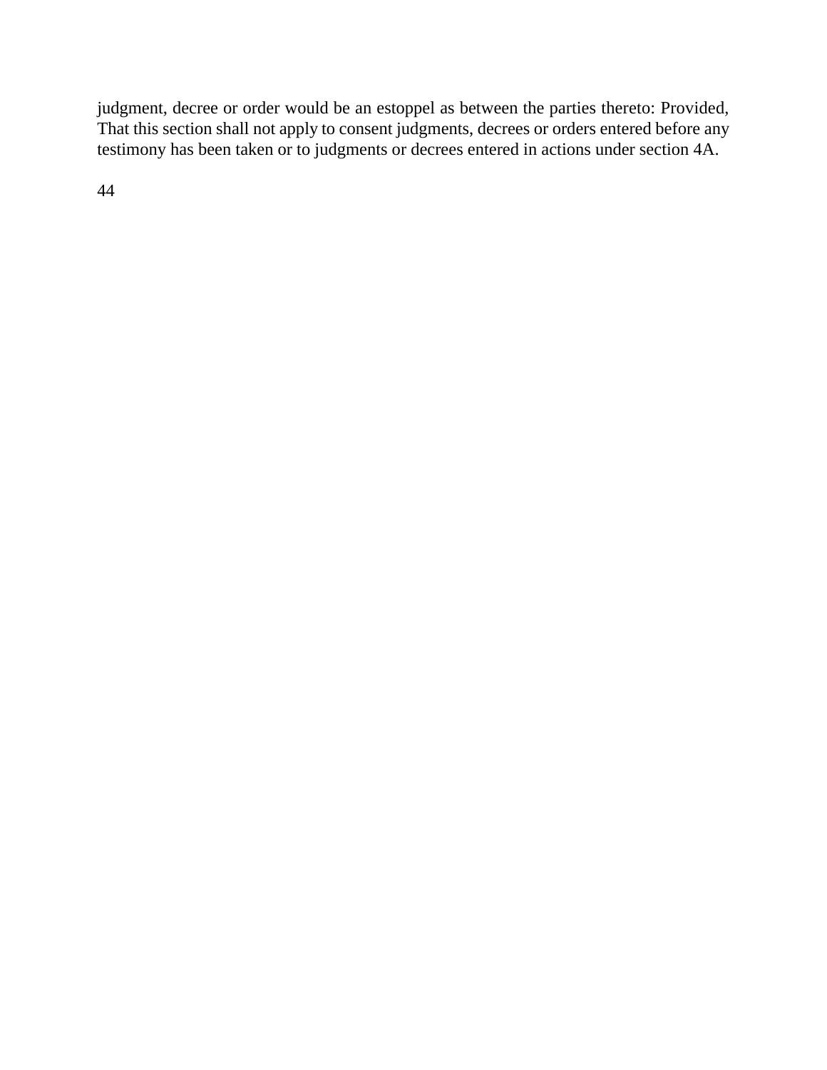judgment, decree or order would be an estoppel as between the parties thereto: Provided, That this section shall not apply to consent judgments, decrees or orders entered before any testimony has been taken or to judgments or decrees entered in actions under section 4A.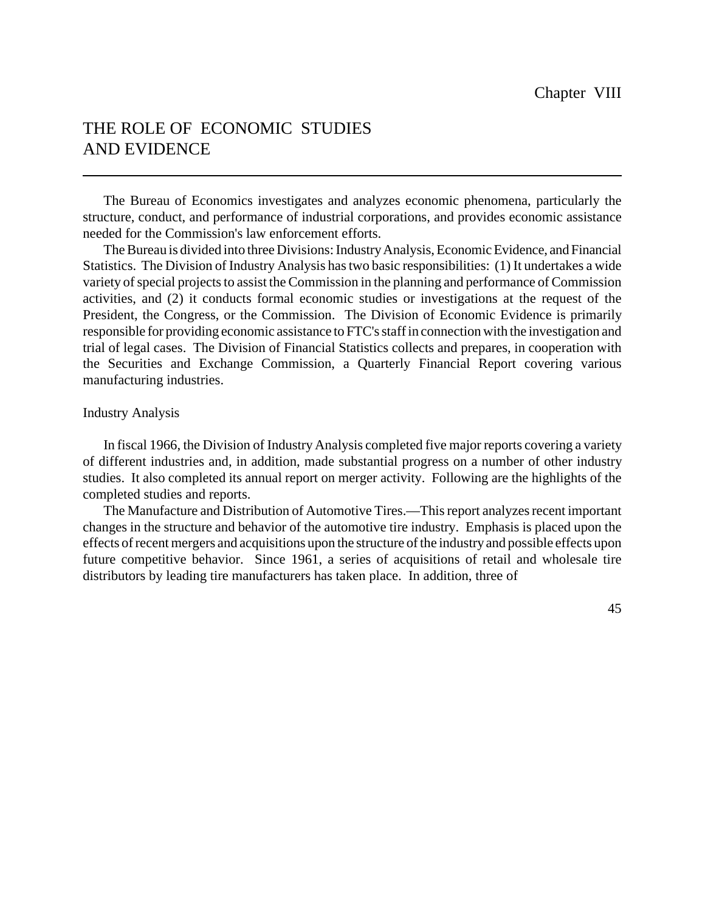Chapter VIII

# THE ROLE OF ECONOMIC STUDIES AND EVIDENCE

The Bureau of Economics investigates and analyzes economic phenomena, particularly the structure, conduct, and performance of industrial corporations, and provides economic assistance needed for the Commission's law enforcement efforts.

The Bureau is divided into three Divisions: Industry Analysis, Economic Evidence, and Financial Statistics. The Division of Industry Analysis has two basic responsibilities: (1) It undertakes a wide variety of special projects to assist the Commission in the planning and performance of Commission activities, and (2) it conducts formal economic studies or investigations at the request of the President, the Congress, or the Commission. The Division of Economic Evidence is primarily responsible for providing economic assistance to FTC's staff in connection with the investigation and trial of legal cases. The Division of Financial Statistics collects and prepares, in cooperation with the Securities and Exchange Commission, a Quarterly Financial Report covering various manufacturing industries.

## Industry Analysis

In fiscal 1966, the Division of Industry Analysis completed five major reports covering a variety of different industries and, in addition, made substantial progress on a number of other industry studies. It also completed its annual report on merger activity. Following are the highlights of the completed studies and reports.

The Manufacture and Distribution of Automotive Tires.—This report analyzes recent important changes in the structure and behavior of the automotive tire industry. Emphasis is placed upon the effects of recent mergers and acquisitions upon the structure of the industry and possible effects upon future competitive behavior. Since 1961, a series of acquisitions of retail and wholesale tire distributors by leading tire manufacturers has taken place. In addition, three of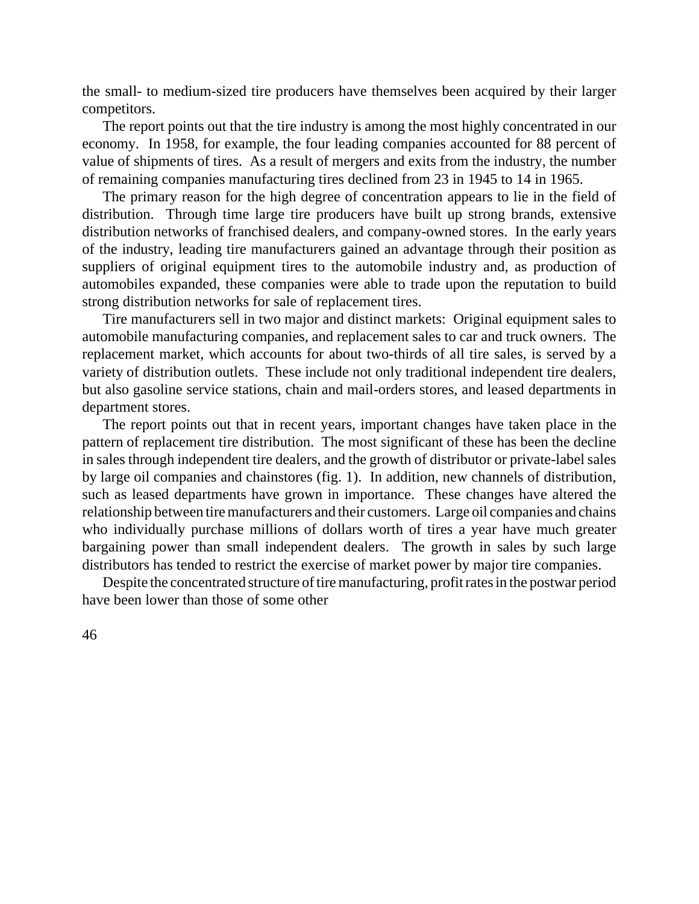the small- to medium-sized tire producers have themselves been acquired by their larger competitors.

The report points out that the tire industry is among the most highly concentrated in our economy. In 1958, for example, the four leading companies accounted for 88 percent of value of shipments of tires. As a result of mergers and exits from the industry, the number of remaining companies manufacturing tires declined from 23 in 1945 to 14 in 1965.

The primary reason for the high degree of concentration appears to lie in the field of distribution. Through time large tire producers have built up strong brands, extensive distribution networks of franchised dealers, and company-owned stores. In the early years of the industry, leading tire manufacturers gained an advantage through their position as suppliers of original equipment tires to the automobile industry and, as production of automobiles expanded, these companies were able to trade upon the reputation to build strong distribution networks for sale of replacement tires.

Tire manufacturers sell in two major and distinct markets: Original equipment sales to automobile manufacturing companies, and replacement sales to car and truck owners. The replacement market, which accounts for about two-thirds of all tire sales, is served by a variety of distribution outlets. These include not only traditional independent tire dealers, but also gasoline service stations, chain and mail-orders stores, and leased departments in department stores.

The report points out that in recent years, important changes have taken place in the pattern of replacement tire distribution. The most significant of these has been the decline in sales through independent tire dealers, and the growth of distributor or private-label sales by large oil companies and chainstores (fig. 1). In addition, new channels of distribution, such as leased departments have grown in importance. These changes have altered the relationship between tire manufacturers and their customers. Large oil companies and chains who individually purchase millions of dollars worth of tires a year have much greater bargaining power than small independent dealers. The growth in sales by such large distributors has tended to restrict the exercise of market power by major tire companies.

Despite the concentrated structure of tire manufacturing, profit rates in the postwar period have been lower than those of some other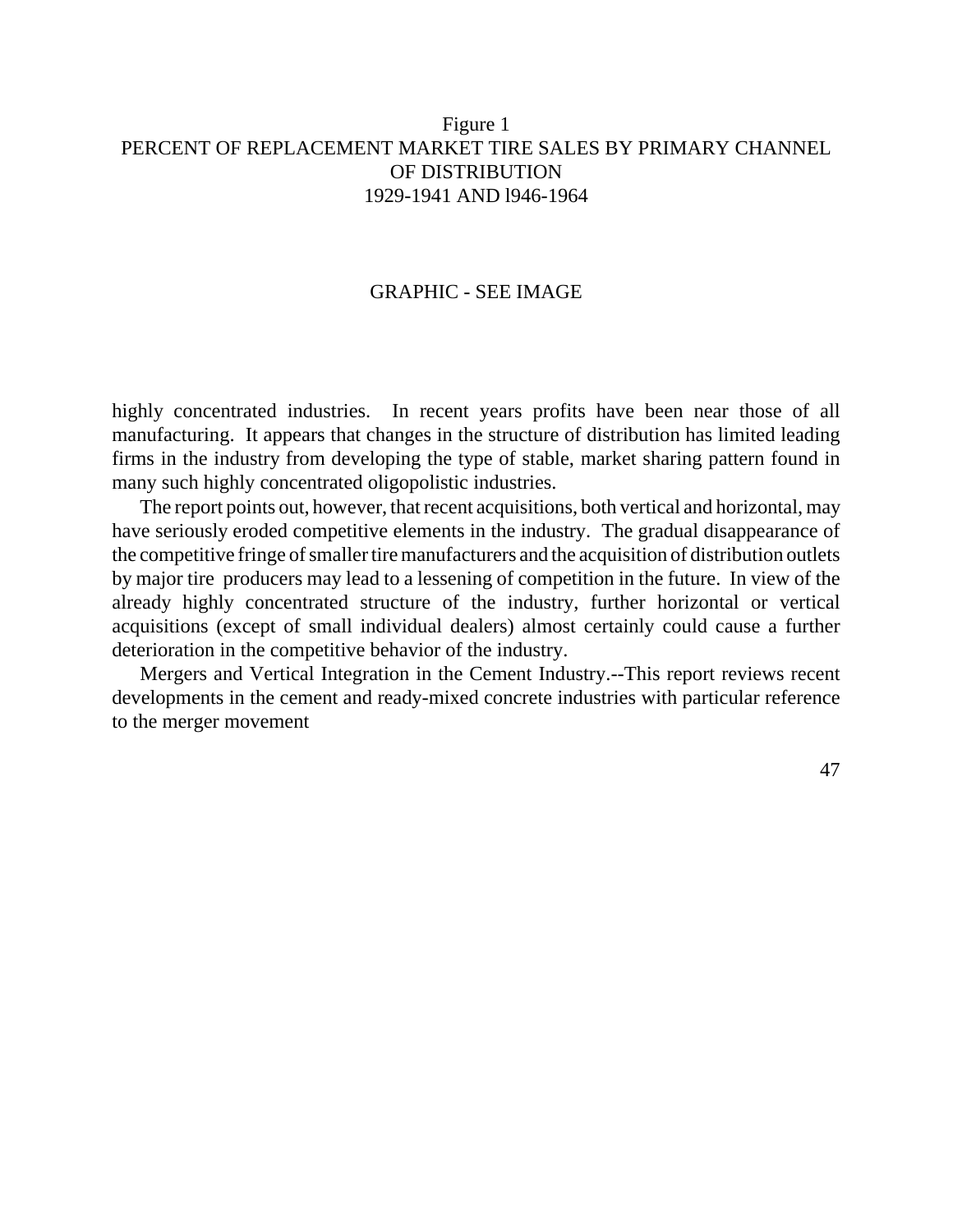Figure 1
PERCENT OF REPLACEMENT MARKET TIRE SALES BY PRIMARY CHANNEL OF DISTRIBUTION
1929-1941 AND l946-1964

GRAPHIC - SEE IMAGE

highly concentrated industries. In recent years profits have been near those of all manufacturing. It appears that changes in the structure of distribution has limited leading firms in the industry from developing the type of stable, market sharing pattern found in many such highly concentrated oligopolistic industries.

The report points out, however, that recent acquisitions, both vertical and horizontal, may have seriously eroded competitive elements in the industry. The gradual disappearance of the competitive fringe of smaller tire manufacturers and the acquisition of distribution outlets by major tire producers may lead to a lessening of competition in the future. In view of the already highly concentrated structure of the industry, further horizontal or vertical acquisitions (except of small individual dealers) almost certainly could cause a further deterioration in the competitive behavior of the industry.

Mergers and Vertical Integration in the Cement Industry.--This report reviews recent developments in the cement and ready-mixed concrete industries with particular reference to the merger movement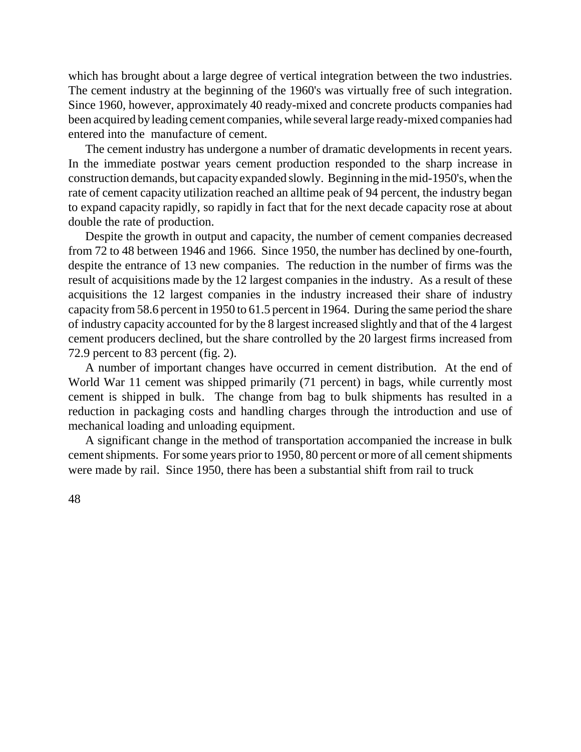which has brought about a large degree of vertical integration between the two industries. The cement industry at the beginning of the 1960's was virtually free of such integration. Since 1960, however, approximately 40 ready-mixed and concrete products companies had been acquired by leading cement companies, while several large ready-mixed companies had entered into the manufacture of cement.

The cement industry has undergone a number of dramatic developments in recent years. In the immediate postwar years cement production responded to the sharp increase in construction demands, but capacity expanded slowly. Beginning in the mid-1950's, when the rate of cement capacity utilization reached an alltime peak of 94 percent, the industry began to expand capacity rapidly, so rapidly in fact that for the next decade capacity rose at about double the rate of production.

Despite the growth in output and capacity, the number of cement companies decreased from 72 to 48 between 1946 and 1966. Since 1950, the number has declined by one-fourth, despite the entrance of 13 new companies. The reduction in the number of firms was the result of acquisitions made by the 12 largest companies in the industry. As a result of these acquisitions the 12 largest companies in the industry increased their share of industry capacity from 58.6 percent in 1950 to 61.5 percent in 1964. During the same period the share of industry capacity accounted for by the 8 largest increased slightly and that of the 4 largest cement producers declined, but the share controlled by the 20 largest firms increased from 72.9 percent to 83 percent (fig. 2).

A number of important changes have occurred in cement distribution. At the end of World War 11 cement was shipped primarily (71 percent) in bags, while currently most cement is shipped in bulk. The change from bag to bulk shipments has resulted in a reduction in packaging costs and handling charges through the introduction and use of mechanical loading and unloading equipment.

A significant change in the method of transportation accompanied the increase in bulk cement shipments. For some years prior to 1950, 80 percent or more of all cement shipments were made by rail. Since 1950, there has been a substantial shift from rail to truck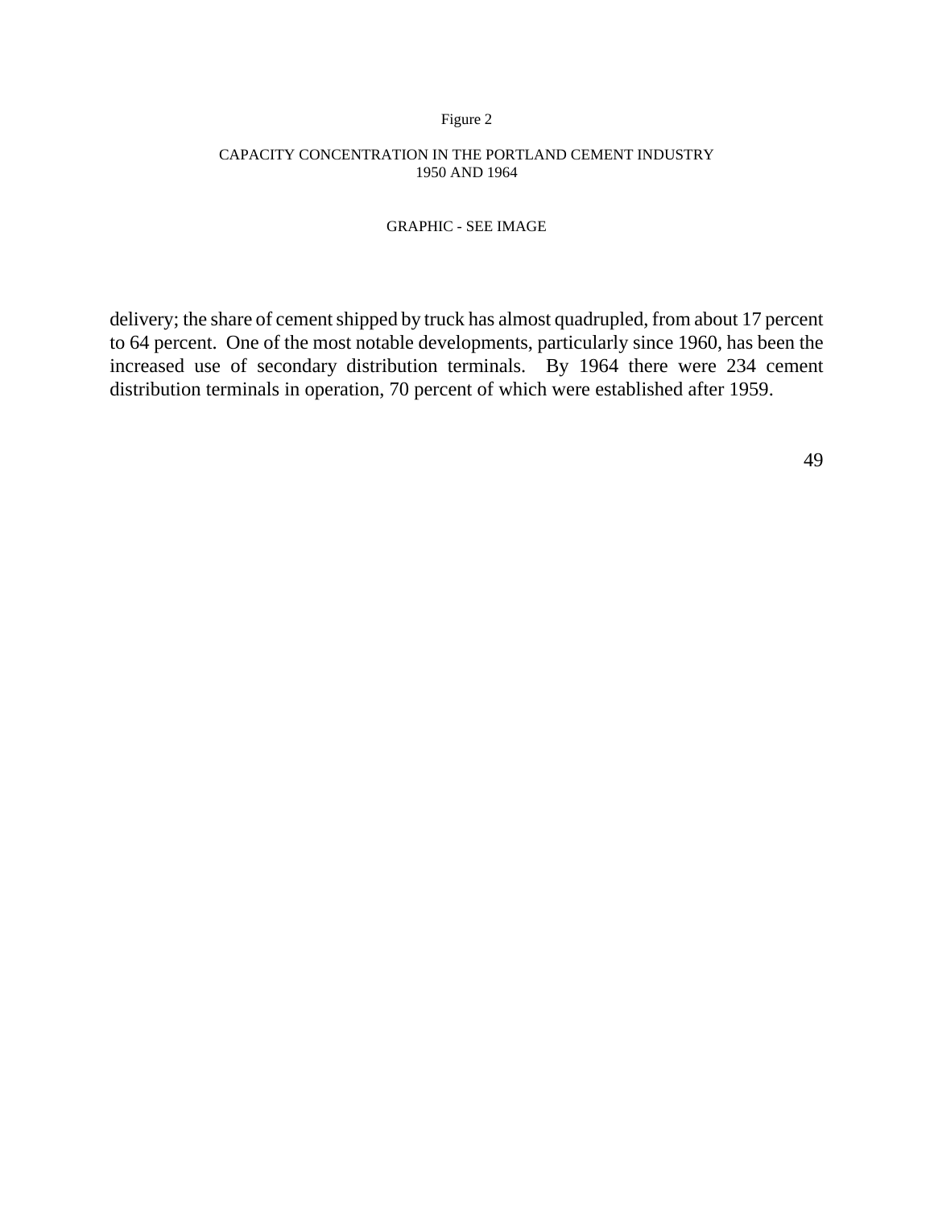Figure 2

CAPACITY CONCENTRATION IN THE PORTLAND CEMENT INDUSTRY
1950 AND 1964

GRAPHIC - SEE IMAGE

delivery; the share of cement shipped by truck has almost quadrupled, from about 17 percent to 64 percent. One of the most notable developments, particularly since 1960, has been the increased use of secondary distribution terminals. By 1964 there were 234 cement distribution terminals in operation, 70 percent of which were established after 1959.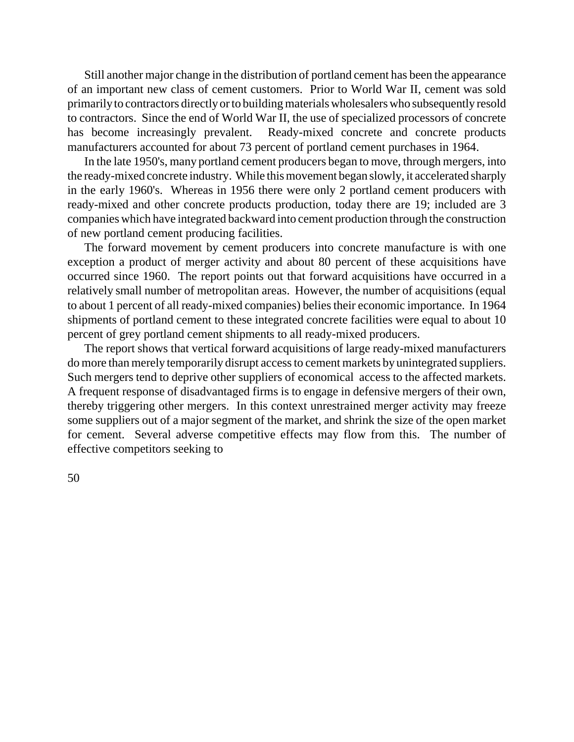Still another major change in the distribution of portland cement has been the appearance of an important new class of cement customers. Prior to World War II, cement was sold primarily to contractors directly or to building materials wholesalers who subsequently resold to contractors. Since the end of World War II, the use of specialized processors of concrete has become increasingly prevalent. Ready-mixed concrete and concrete products manufacturers accounted for about 73 percent of portland cement purchases in 1964.

In the late 1950's, many portland cement producers began to move, through mergers, into the ready-mixed concrete industry. While this movement began slowly, it accelerated sharply in the early 1960's. Whereas in 1956 there were only 2 portland cement producers with ready-mixed and other concrete products production, today there are 19; included are 3 companies which have integrated backward into cement production through the construction of new portland cement producing facilities.

The forward movement by cement producers into concrete manufacture is with one exception a product of merger activity and about 80 percent of these acquisitions have occurred since 1960. The report points out that forward acquisitions have occurred in a relatively small number of metropolitan areas. However, the number of acquisitions (equal to about 1 percent of all ready-mixed companies) belies their economic importance. In 1964 shipments of portland cement to these integrated concrete facilities were equal to about 10 percent of grey portland cement shipments to all ready-mixed producers.

The report shows that vertical forward acquisitions of large ready-mixed manufacturers do more than merely temporarily disrupt access to cement markets by unintegrated suppliers. Such mergers tend to deprive other suppliers of economical access to the affected markets. A frequent response of disadvantaged firms is to engage in defensive mergers of their own, thereby triggering other mergers. In this context unrestrained merger activity may freeze some suppliers out of a major segment of the market, and shrink the size of the open market for cement. Several adverse competitive effects may flow from this. The number of effective competitors seeking to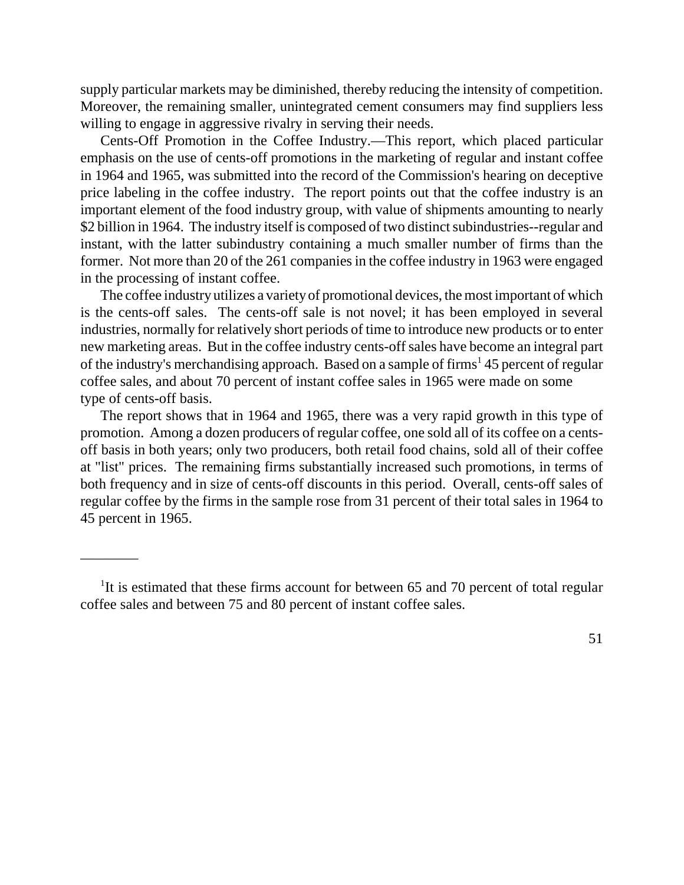supply particular markets may be diminished, thereby reducing the intensity of competition. Moreover, the remaining smaller, unintegrated cement consumers may find suppliers less willing to engage in aggressive rivalry in serving their needs.

Cents-Off Promotion in the Coffee Industry.—This report, which placed particular emphasis on the use of cents-off promotions in the marketing of regular and instant coffee in 1964 and 1965, was submitted into the record of the Commission's hearing on deceptive price labeling in the coffee industry. The report points out that the coffee industry is an important element of the food industry group, with value of shipments amounting to nearly $2 billion in 1964. The industry itself is composed of two distinct subindustries--regular and instant, with the latter subindustry containing a much smaller number of firms than the former. Not more than 20 of the 261 companies in the coffee industry in 1963 were engaged in the processing of instant coffee.

The coffee industry utilizes a variety of promotional devices, the most important of which is the cents-off sales. The cents-off sale is not novel; it has been employed in several industries, normally for relatively short periods of time to introduce new products or to enter new marketing areas. But in the coffee industry cents-off sales have become an integral part of the industry's merchandising approach. Based on a sample of firms[1] 45 percent of regular coffee sales, and about 70 percent of instant coffee sales in 1965 were made on some type of cents-off basis.

The report shows that in 1964 and 1965, there was a very rapid growth in this type of promotion. Among a dozen producers of regular coffee, one sold all of its coffee on a cents-off basis in both years; only two producers, both retail food chains, sold all of their coffee at "list" prices. The remaining firms substantially increased such promotions, in terms of both frequency and in size of cents-off discounts in this period. Overall, cents-off sales of regular coffee by the firms in the sample rose from 31 percent of their total sales in 1964 to 45 percent in 1965.

---

[1]It is estimated that these firms account for between 65 and 70 percent of total regular coffee sales and between 75 and 80 percent of instant coffee sales.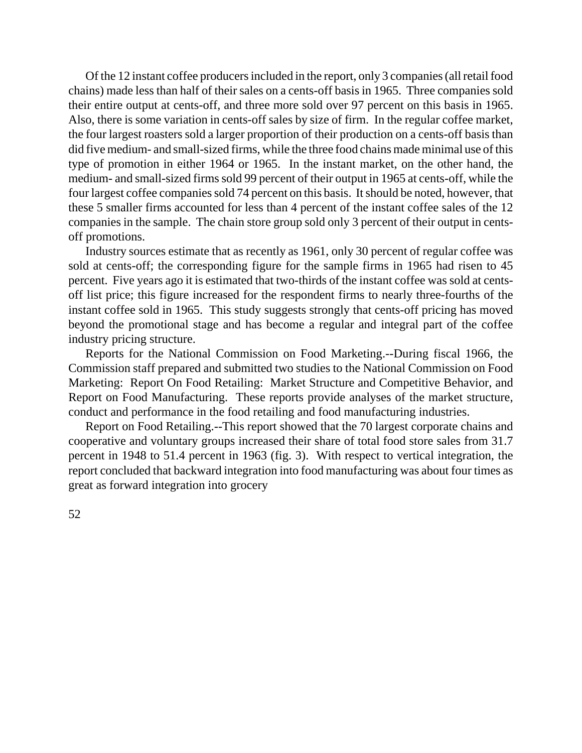Of the 12 instant coffee producers included in the report, only 3 companies (all retail food chains) made less than half of their sales on a cents-off basis in 1965. Three companies sold their entire output at cents-off, and three more sold over 97 percent on this basis in 1965. Also, there is some variation in cents-off sales by size of firm. In the regular coffee market, the four largest roasters sold a larger proportion of their production on a cents-off basis than did five medium- and small-sized firms, while the three food chains made minimal use of this type of promotion in either 1964 or 1965. In the instant market, on the other hand, the medium- and small-sized firms sold 99 percent of their output in 1965 at cents-off, while the four largest coffee companies sold 74 percent on this basis. It should be noted, however, that these 5 smaller firms accounted for less than 4 percent of the instant coffee sales of the 12 companies in the sample. The chain store group sold only 3 percent of their output in cents-off promotions.

Industry sources estimate that as recently as 1961, only 30 percent of regular coffee was sold at cents-off; the corresponding figure for the sample firms in 1965 had risen to 45 percent. Five years ago it is estimated that two-thirds of the instant coffee was sold at cents-off list price; this figure increased for the respondent firms to nearly three-fourths of the instant coffee sold in 1965. This study suggests strongly that cents-off pricing has moved beyond the promotional stage and has become a regular and integral part of the coffee industry pricing structure.

Reports for the National Commission on Food Marketing.--During fiscal 1966, the Commission staff prepared and submitted two studies to the National Commission on Food Marketing: Report On Food Retailing: Market Structure and Competitive Behavior, and Report on Food Manufacturing. These reports provide analyses of the market structure, conduct and performance in the food retailing and food manufacturing industries.

Report on Food Retailing.--This report showed that the 70 largest corporate chains and cooperative and voluntary groups increased their share of total food store sales from 31.7 percent in 1948 to 51.4 percent in 1963 (fig. 3). With respect to vertical integration, the report concluded that backward integration into food manufacturing was about four times as great as forward integration into grocery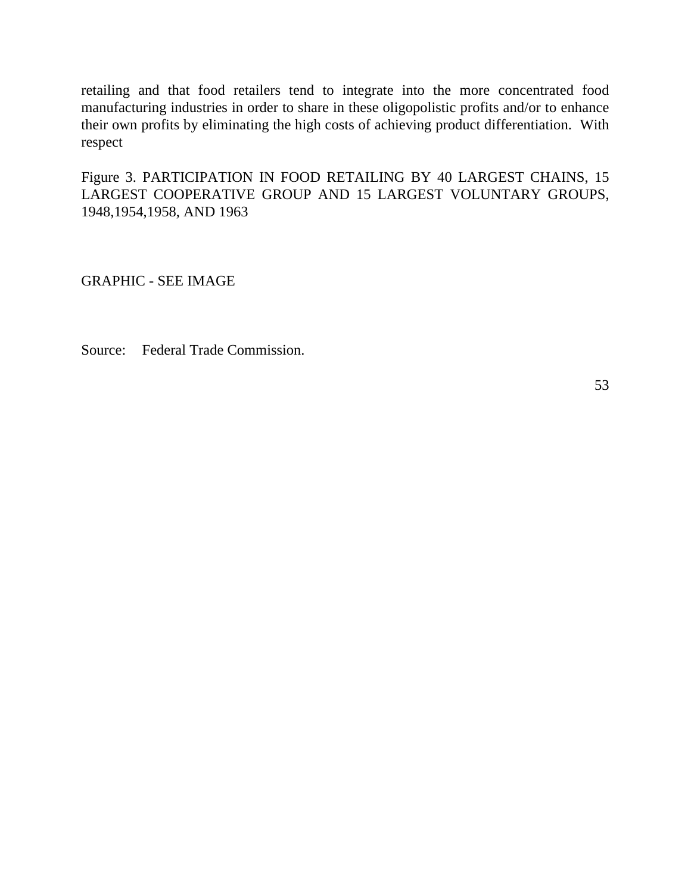retailing and that food retailers tend to integrate into the more concentrated food manufacturing industries in order to share in these oligopolistic profits and/or to enhance their own profits by eliminating the high costs of achieving product differentiation. With respect

Figure 3. PARTICIPATION IN FOOD RETAILING BY 40 LARGEST CHAINS, 15 LARGEST COOPERATIVE GROUP AND 15 LARGEST VOLUNTARY GROUPS, 1948,1954,1958, AND 1963

GRAPHIC - SEE IMAGE

Source: Federal Trade Commission.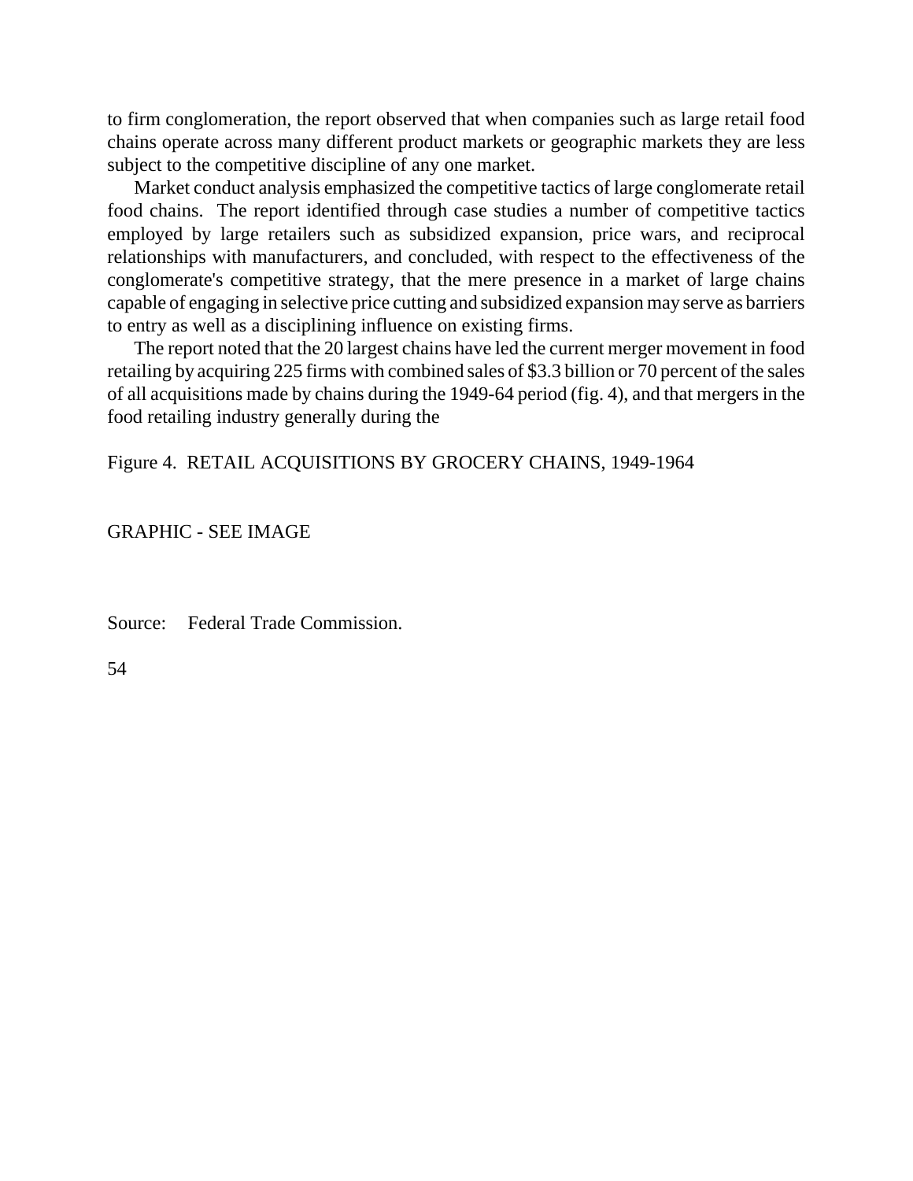to firm conglomeration, the report observed that when companies such as large retail food chains operate across many different product markets or geographic markets they are less subject to the competitive discipline of any one market.

Market conduct analysis emphasized the competitive tactics of large conglomerate retail food chains. The report identified through case studies a number of competitive tactics employed by large retailers such as subsidized expansion, price wars, and reciprocal relationships with manufacturers, and concluded, with respect to the effectiveness of the conglomerate's competitive strategy, that the mere presence in a market of large chains capable of engaging in selective price cutting and subsidized expansion may serve as barriers to entry as well as a disciplining influence on existing firms.

The report noted that the 20 largest chains have led the current merger movement in food retailing by acquiring 225 firms with combined sales of $3.3 billion or 70 percent of the sales of all acquisitions made by chains during the 1949-64 period (fig. 4), and that mergers in the food retailing industry generally during the

Figure 4. RETAIL ACQUISITIONS BY GROCERY CHAINS, 1949-1964

GRAPHIC - SEE IMAGE

Source: Federal Trade Commission.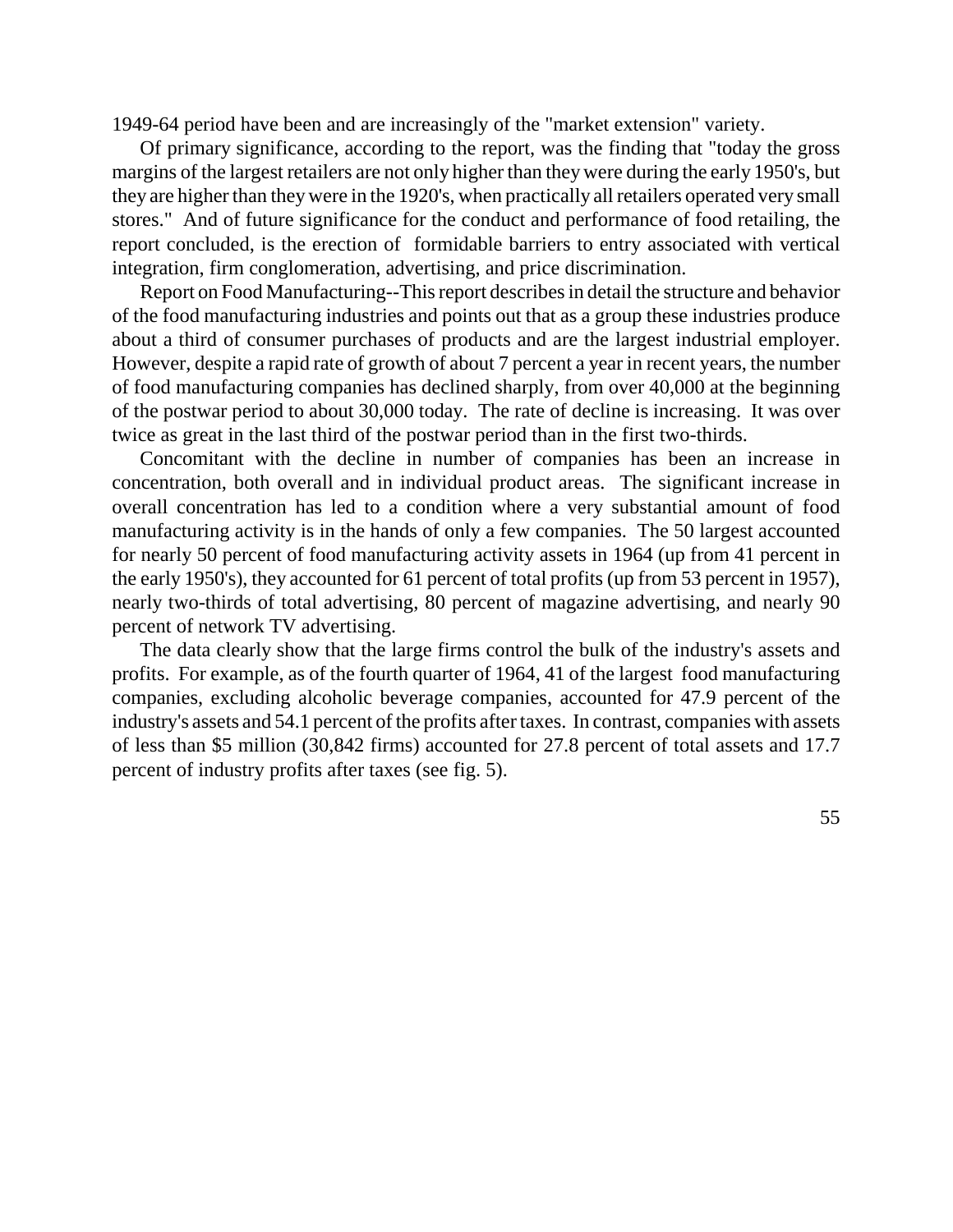1949-64 period have been and are increasingly of the "market extension" variety.

Of primary significance, according to the report, was the finding that "today the gross margins of the largest retailers are not only higher than they were during the early 1950's, but they are higher than they were in the 1920's, when practically all retailers operated very small stores." And of future significance for the conduct and performance of food retailing, the report concluded, is the erection of formidable barriers to entry associated with vertical integration, firm conglomeration, advertising, and price discrimination.

Report on Food Manufacturing--This report describes in detail the structure and behavior of the food manufacturing industries and points out that as a group these industries produce about a third of consumer purchases of products and are the largest industrial employer. However, despite a rapid rate of growth of about 7 percent a year in recent years, the number of food manufacturing companies has declined sharply, from over 40,000 at the beginning of the postwar period to about 30,000 today. The rate of decline is increasing. It was over twice as great in the last third of the postwar period than in the first two-thirds.

Concomitant with the decline in number of companies has been an increase in concentration, both overall and in individual product areas. The significant increase in overall concentration has led to a condition where a very substantial amount of food manufacturing activity is in the hands of only a few companies. The 50 largest accounted for nearly 50 percent of food manufacturing activity assets in 1964 (up from 41 percent in the early 1950's), they accounted for 61 percent of total profits (up from 53 percent in 1957), nearly two-thirds of total advertising, 80 percent of magazine advertising, and nearly 90 percent of network TV advertising.

The data clearly show that the large firms control the bulk of the industry's assets and profits. For example, as of the fourth quarter of 1964, 41 of the largest food manufacturing companies, excluding alcoholic beverage companies, accounted for 47.9 percent of the industry's assets and 54.1 percent of the profits after taxes. In contrast, companies with assets of less than $5 million (30,842 firms) accounted for 27.8 percent of total assets and 17.7 percent of industry profits after taxes (see fig. 5).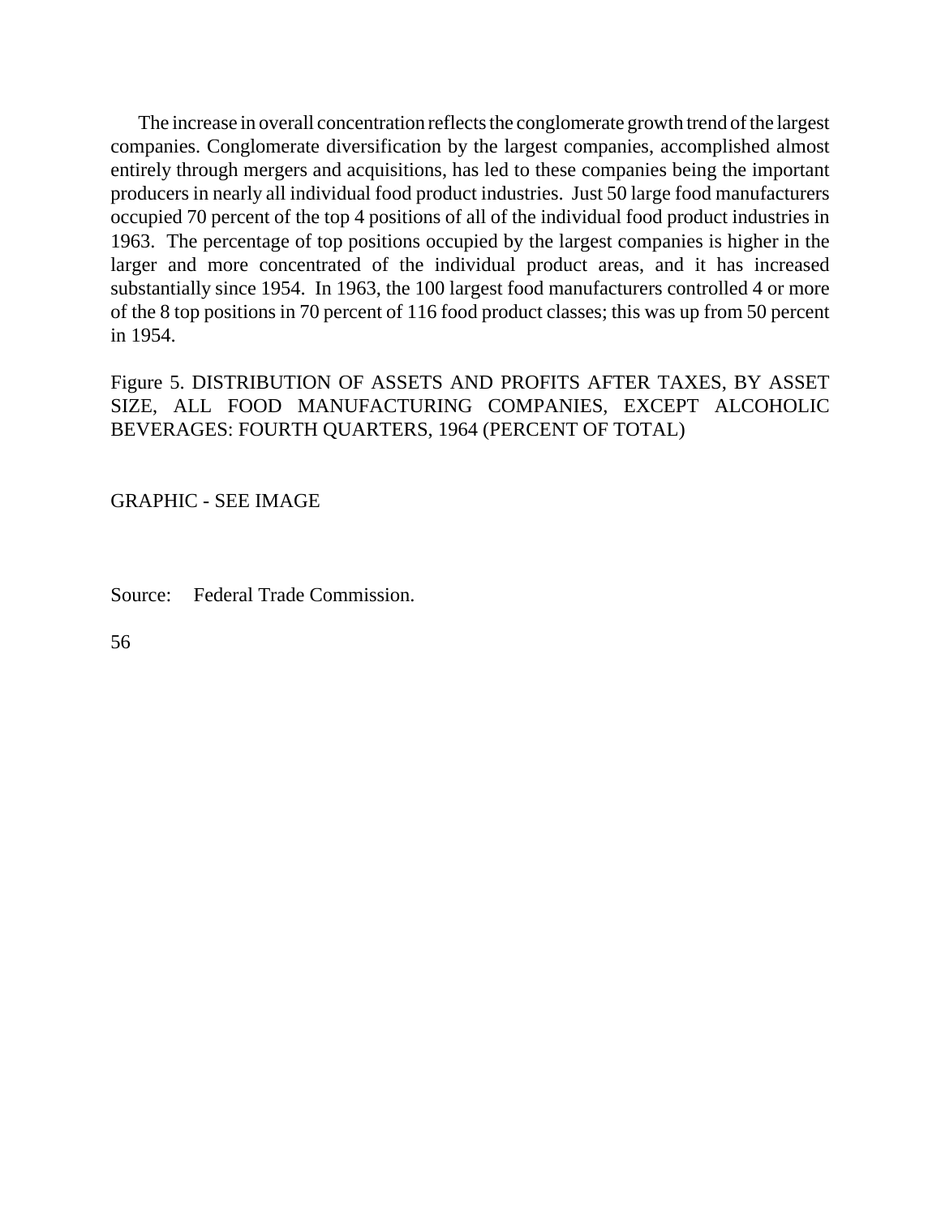The increase in overall concentration reflects the conglomerate growth trend of the largest companies. Conglomerate diversification by the largest companies, accomplished almost entirely through mergers and acquisitions, has led to these companies being the important producers in nearly all individual food product industries. Just 50 large food manufacturers occupied 70 percent of the top 4 positions of all of the individual food product industries in 1963. The percentage of top positions occupied by the largest companies is higher in the larger and more concentrated of the individual product areas, and it has increased substantially since 1954. In 1963, the 100 largest food manufacturers controlled 4 or more of the 8 top positions in 70 percent of 116 food product classes; this was up from 50 percent in 1954.

Figure 5. DISTRIBUTION OF ASSETS AND PROFITS AFTER TAXES, BY ASSET SIZE, ALL FOOD MANUFACTURING COMPANIES, EXCEPT ALCOHOLIC BEVERAGES: FOURTH QUARTERS, 1964 (PERCENT OF TOTAL)

GRAPHIC - SEE IMAGE

Source: Federal Trade Commission.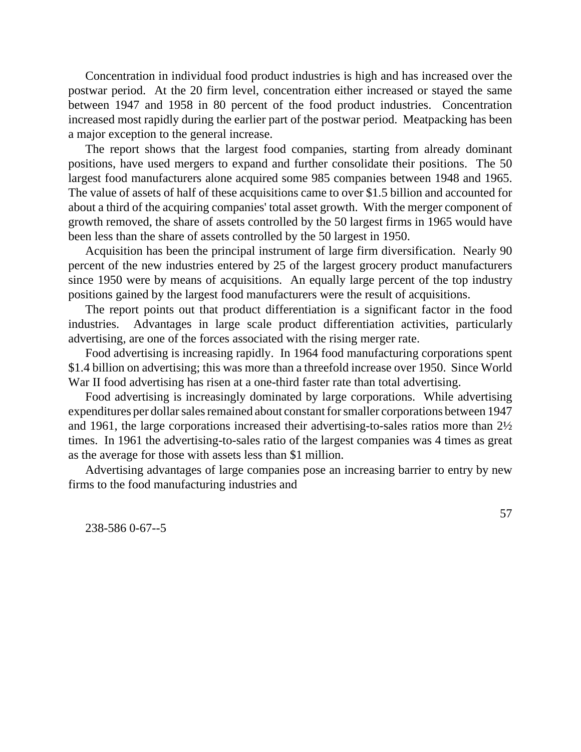Concentration in individual food product industries is high and has increased over the postwar period. At the 20 firm level, concentration either increased or stayed the same between 1947 and 1958 in 80 percent of the food product industries. Concentration increased most rapidly during the earlier part of the postwar period. Meatpacking has been a major exception to the general increase.

The report shows that the largest food companies, starting from already dominant positions, have used mergers to expand and further consolidate their positions. The 50 largest food manufacturers alone acquired some 985 companies between 1948 and 1965. The value of assets of half of these acquisitions came to over $1.5 billion and accounted for about a third of the acquiring companies' total asset growth. With the merger component of growth removed, the share of assets controlled by the 50 largest firms in 1965 would have been less than the share of assets controlled by the 50 largest in 1950.

Acquisition has been the principal instrument of large firm diversification. Nearly 90 percent of the new industries entered by 25 of the largest grocery product manufacturers since 1950 were by means of acquisitions. An equally large percent of the top industry positions gained by the largest food manufacturers were the result of acquisitions.

The report points out that product differentiation is a significant factor in the food industries. Advantages in large scale product differentiation activities, particularly advertising, are one of the forces associated with the rising merger rate.

Food advertising is increasing rapidly. In 1964 food manufacturing corporations spent $1.4 billion on advertising; this was more than a threefold increase over 1950. Since World War II food advertising has risen at a one-third faster rate than total advertising.

Food advertising is increasingly dominated by large corporations. While advertising expenditures per dollar sales remained about constant for smaller corporations between 1947 and 1961, the large corporations increased their advertising-to-sales ratios more than 2½ times. In 1961 the advertising-to-sales ratio of the largest companies was 4 times as great as the average for those with assets less than $1 million.

Advertising advantages of large companies pose an increasing barrier to entry by new firms to the food manufacturing industries and

238-586 0-67--5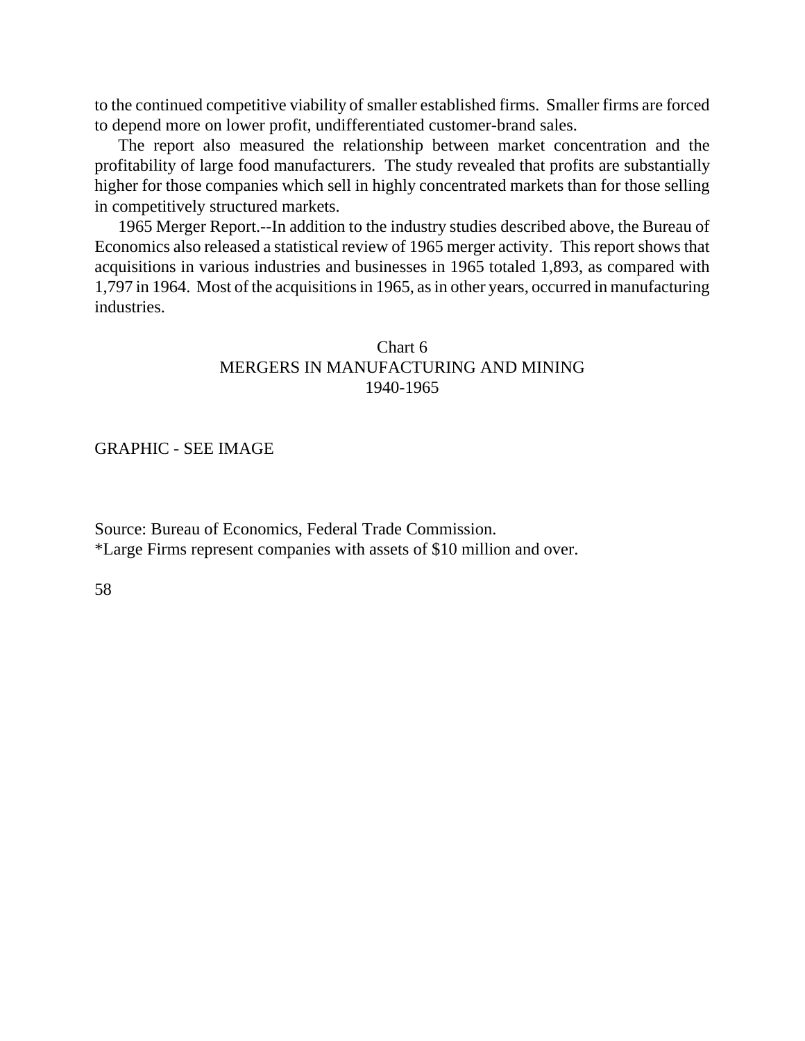to the continued competitive viability of smaller established firms. Smaller firms are forced to depend more on lower profit, undifferentiated customer-brand sales.

The report also measured the relationship between market concentration and the profitability of large food manufacturers. The study revealed that profits are substantially higher for those companies which sell in highly concentrated markets than for those selling in competitively structured markets.

1965 Merger Report.--In addition to the industry studies described above, the Bureau of Economics also released a statistical review of 1965 merger activity. This report shows that acquisitions in various industries and businesses in 1965 totaled 1,893, as compared with 1,797 in 1964. Most of the acquisitions in 1965, as in other years, occurred in manufacturing industries.

Chart 6
MERGERS IN MANUFACTURING AND MINING
1940-1965

GRAPHIC - SEE IMAGE

Source: Bureau of Economics, Federal Trade Commission.
*Large Firms represent companies with assets of $10 million and over.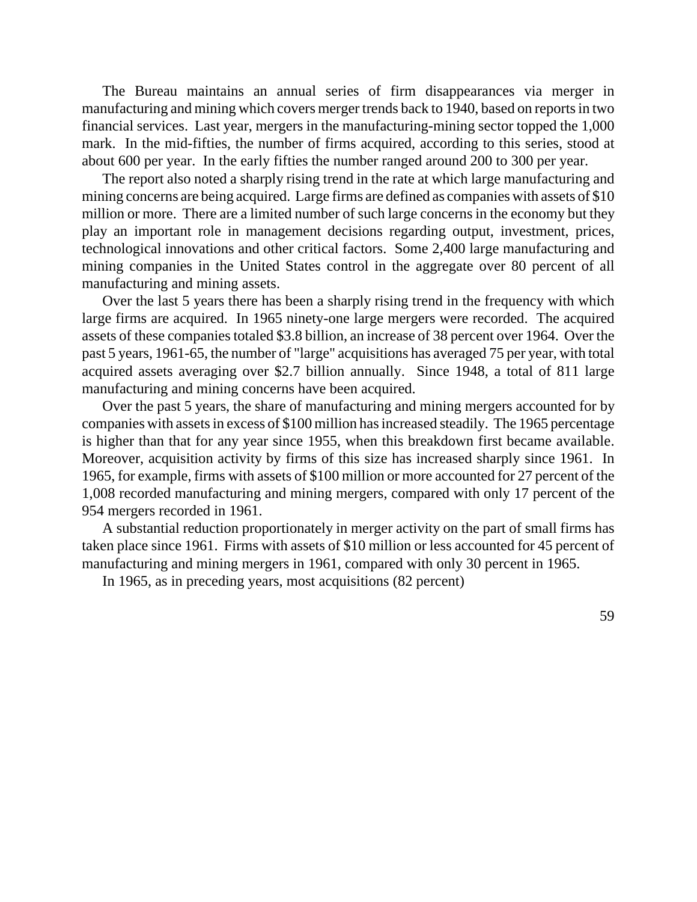The Bureau maintains an annual series of firm disappearances via merger in manufacturing and mining which covers merger trends back to 1940, based on reports in two financial services. Last year, mergers in the manufacturing-mining sector topped the 1,000 mark. In the mid-fifties, the number of firms acquired, according to this series, stood at about 600 per year. In the early fifties the number ranged around 200 to 300 per year.

The report also noted a sharply rising trend in the rate at which large manufacturing and mining concerns are being acquired. Large firms are defined as companies with assets of $10 million or more. There are a limited number of such large concerns in the economy but they play an important role in management decisions regarding output, investment, prices, technological innovations and other critical factors. Some 2,400 large manufacturing and mining companies in the United States control in the aggregate over 80 percent of all manufacturing and mining assets.

Over the last 5 years there has been a sharply rising trend in the frequency with which large firms are acquired. In 1965 ninety-one large mergers were recorded. The acquired assets of these companies totaled $3.8 billion, an increase of 38 percent over 1964. Over the past 5 years, 1961-65, the number of "large" acquisitions has averaged 75 per year, with total acquired assets averaging over $2.7 billion annually. Since 1948, a total of 811 large manufacturing and mining concerns have been acquired.

Over the past 5 years, the share of manufacturing and mining mergers accounted for by companies with assets in excess of $100 million has increased steadily. The 1965 percentage is higher than that for any year since 1955, when this breakdown first became available. Moreover, acquisition activity by firms of this size has increased sharply since 1961. In 1965, for example, firms with assets of $100 million or more accounted for 27 percent of the 1,008 recorded manufacturing and mining mergers, compared with only 17 percent of the 954 mergers recorded in 1961.

A substantial reduction proportionately in merger activity on the part of small firms has taken place since 1961. Firms with assets of $10 million or less accounted for 45 percent of manufacturing and mining mergers in 1961, compared with only 30 percent in 1965.

In 1965, as in preceding years, most acquisitions (82 percent)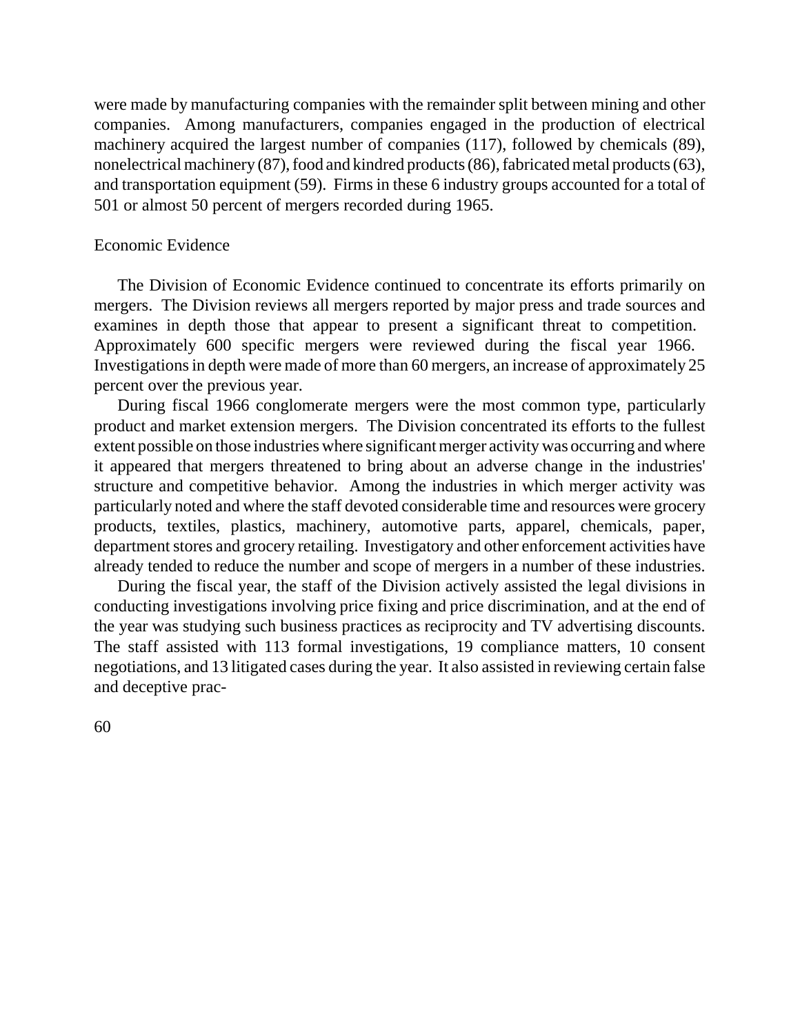were made by manufacturing companies with the remainder split between mining and other companies. Among manufacturers, companies engaged in the production of electrical machinery acquired the largest number of companies (117), followed by chemicals (89), nonelectrical machinery (87), food and kindred products (86), fabricated metal products (63), and transportation equipment (59). Firms in these 6 industry groups accounted for a total of 501 or almost 50 percent of mergers recorded during 1965.

## Economic Evidence

The Division of Economic Evidence continued to concentrate its efforts primarily on mergers. The Division reviews all mergers reported by major press and trade sources and examines in depth those that appear to present a significant threat to competition. Approximately 600 specific mergers were reviewed during the fiscal year 1966. Investigations in depth were made of more than 60 mergers, an increase of approximately 25 percent over the previous year.

During fiscal 1966 conglomerate mergers were the most common type, particularly product and market extension mergers. The Division concentrated its efforts to the fullest extent possible on those industries where significant merger activity was occurring and where it appeared that mergers threatened to bring about an adverse change in the industries' structure and competitive behavior. Among the industries in which merger activity was particularly noted and where the staff devoted considerable time and resources were grocery products, textiles, plastics, machinery, automotive parts, apparel, chemicals, paper, department stores and grocery retailing. Investigatory and other enforcement activities have already tended to reduce the number and scope of mergers in a number of these industries.

During the fiscal year, the staff of the Division actively assisted the legal divisions in conducting investigations involving price fixing and price discrimination, and at the end of the year was studying such business practices as reciprocity and TV advertising discounts. The staff assisted with 113 formal investigations, 19 compliance matters, 10 consent negotiations, and 13 litigated cases during the year. It also assisted in reviewing certain false and deceptive prac-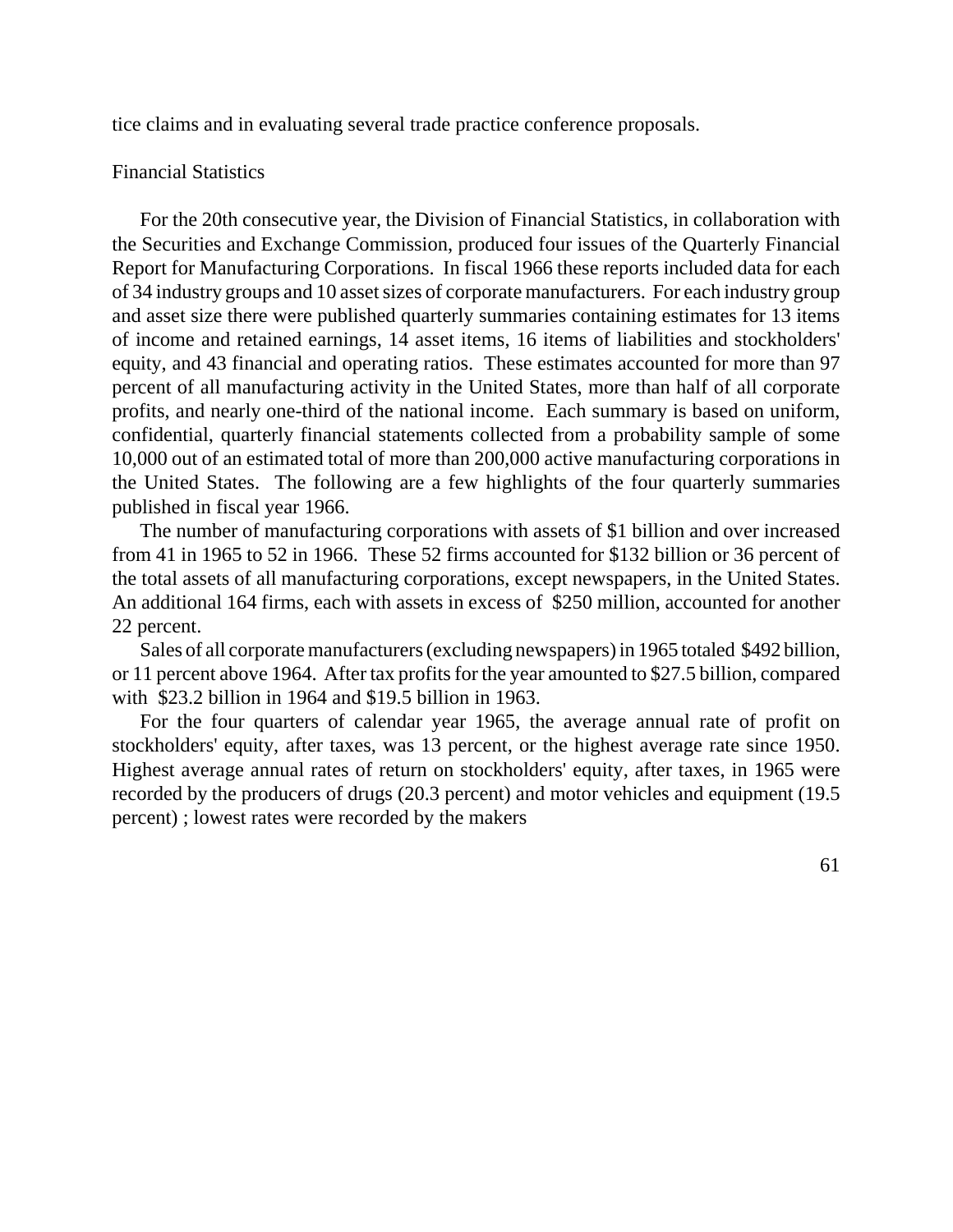tice claims and in evaluating several trade practice conference proposals.

## Financial Statistics

For the 20th consecutive year, the Division of Financial Statistics, in collaboration with the Securities and Exchange Commission, produced four issues of the Quarterly Financial Report for Manufacturing Corporations. In fiscal 1966 these reports included data for each of 34 industry groups and 10 asset sizes of corporate manufacturers. For each industry group and asset size there were published quarterly summaries containing estimates for 13 items of income and retained earnings, 14 asset items, 16 items of liabilities and stockholders' equity, and 43 financial and operating ratios. These estimates accounted for more than 97 percent of all manufacturing activity in the United States, more than half of all corporate profits, and nearly one-third of the national income. Each summary is based on uniform, confidential, quarterly financial statements collected from a probability sample of some 10,000 out of an estimated total of more than 200,000 active manufacturing corporations in the United States. The following are a few highlights of the four quarterly summaries published in fiscal year 1966.

The number of manufacturing corporations with assets of $1 billion and over increased from 41 in 1965 to 52 in 1966. These 52 firms accounted for $132 billion or 36 percent of the total assets of all manufacturing corporations, except newspapers, in the United States. An additional 164 firms, each with assets in excess of $250 million, accounted for another 22 percent.

Sales of all corporate manufacturers (excluding newspapers) in 1965 totaled $492 billion, or 11 percent above 1964. After tax profits for the year amounted to $27.5 billion, compared with $23.2 billion in 1964 and $19.5 billion in 1963.

For the four quarters of calendar year 1965, the average annual rate of profit on stockholders' equity, after taxes, was 13 percent, or the highest average rate since 1950. Highest average annual rates of return on stockholders' equity, after taxes, in 1965 were recorded by the producers of drugs (20.3 percent) and motor vehicles and equipment (19.5 percent) ; lowest rates were recorded by the makers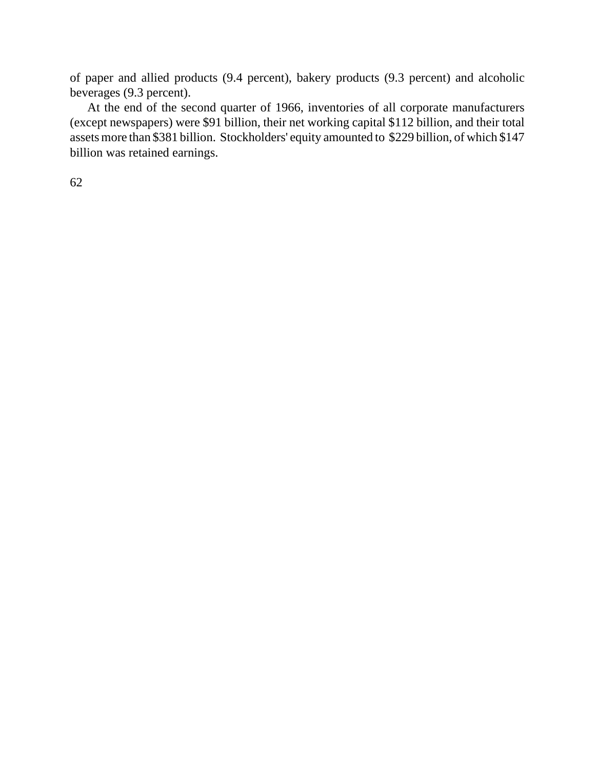of paper and allied products (9.4 percent), bakery products (9.3 percent) and alcoholic beverages (9.3 percent).

At the end of the second quarter of 1966, inventories of all corporate manufacturers (except newspapers) were $91 billion, their net working capital $112 billion, and their total assets more than $381 billion. Stockholders' equity amounted to $229 billion, of which $147 billion was retained earnings.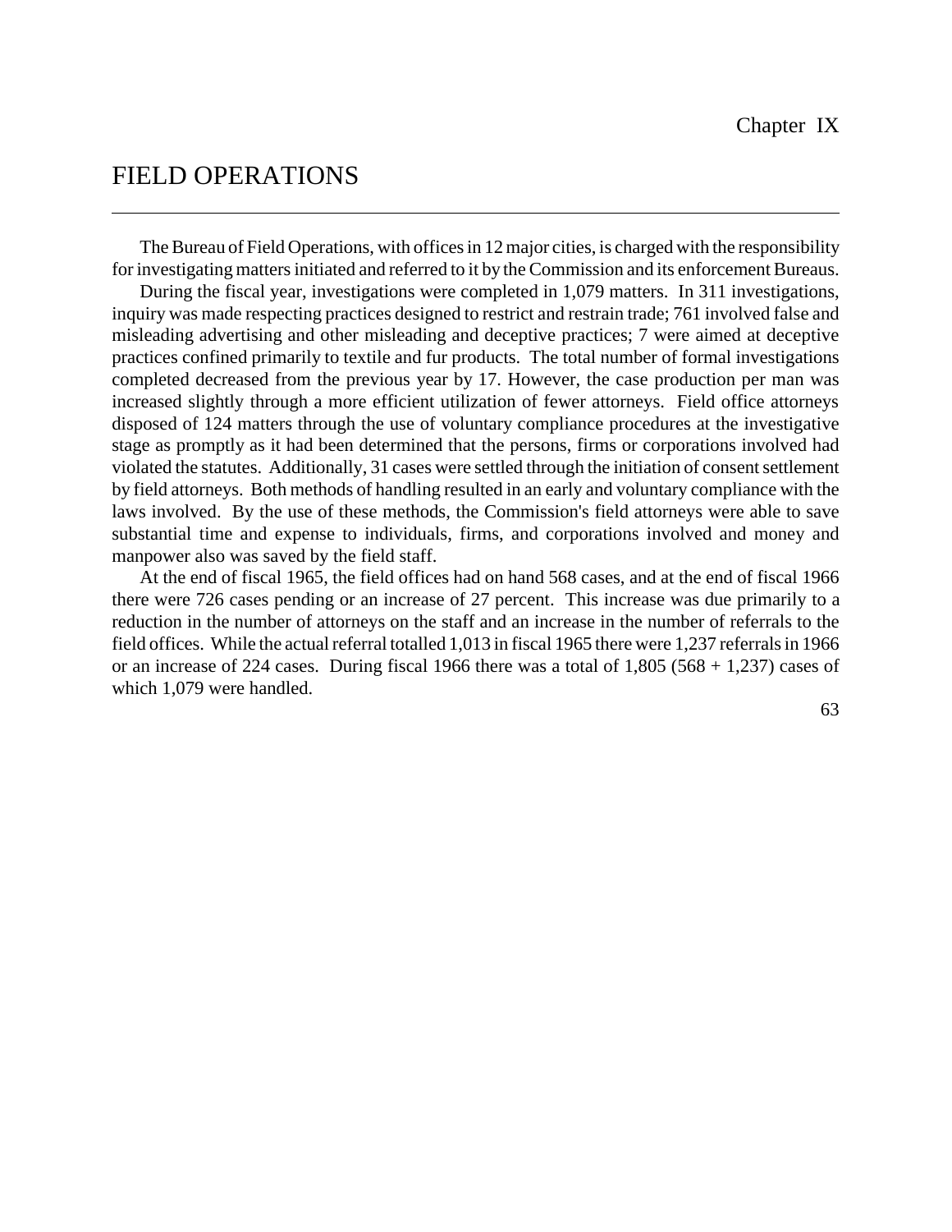Chapter IX

# FIELD OPERATIONS

The Bureau of Field Operations, with offices in 12 major cities, is charged with the responsibility for investigating matters initiated and referred to it by the Commission and its enforcement Bureaus.

During the fiscal year, investigations were completed in 1,079 matters. In 311 investigations, inquiry was made respecting practices designed to restrict and restrain trade; 761 involved false and misleading advertising and other misleading and deceptive practices; 7 were aimed at deceptive practices confined primarily to textile and fur products. The total number of formal investigations completed decreased from the previous year by 17. However, the case production per man was increased slightly through a more efficient utilization of fewer attorneys. Field office attorneys disposed of 124 matters through the use of voluntary compliance procedures at the investigative stage as promptly as it had been determined that the persons, firms or corporations involved had violated the statutes. Additionally, 31 cases were settled through the initiation of consent settlement by field attorneys. Both methods of handling resulted in an early and voluntary compliance with the laws involved. By the use of these methods, the Commission's field attorneys were able to save substantial time and expense to individuals, firms, and corporations involved and money and manpower also was saved by the field staff.

At the end of fiscal 1965, the field offices had on hand 568 cases, and at the end of fiscal 1966 there were 726 cases pending or an increase of 27 percent. This increase was due primarily to a reduction in the number of attorneys on the staff and an increase in the number of referrals to the field offices. While the actual referral totalled 1,013 in fiscal 1965 there were 1,237 referrals in 1966 or an increase of 224 cases. During fiscal 1966 there was a total of 1,805 (568 + 1,237) cases of which 1,079 were handled.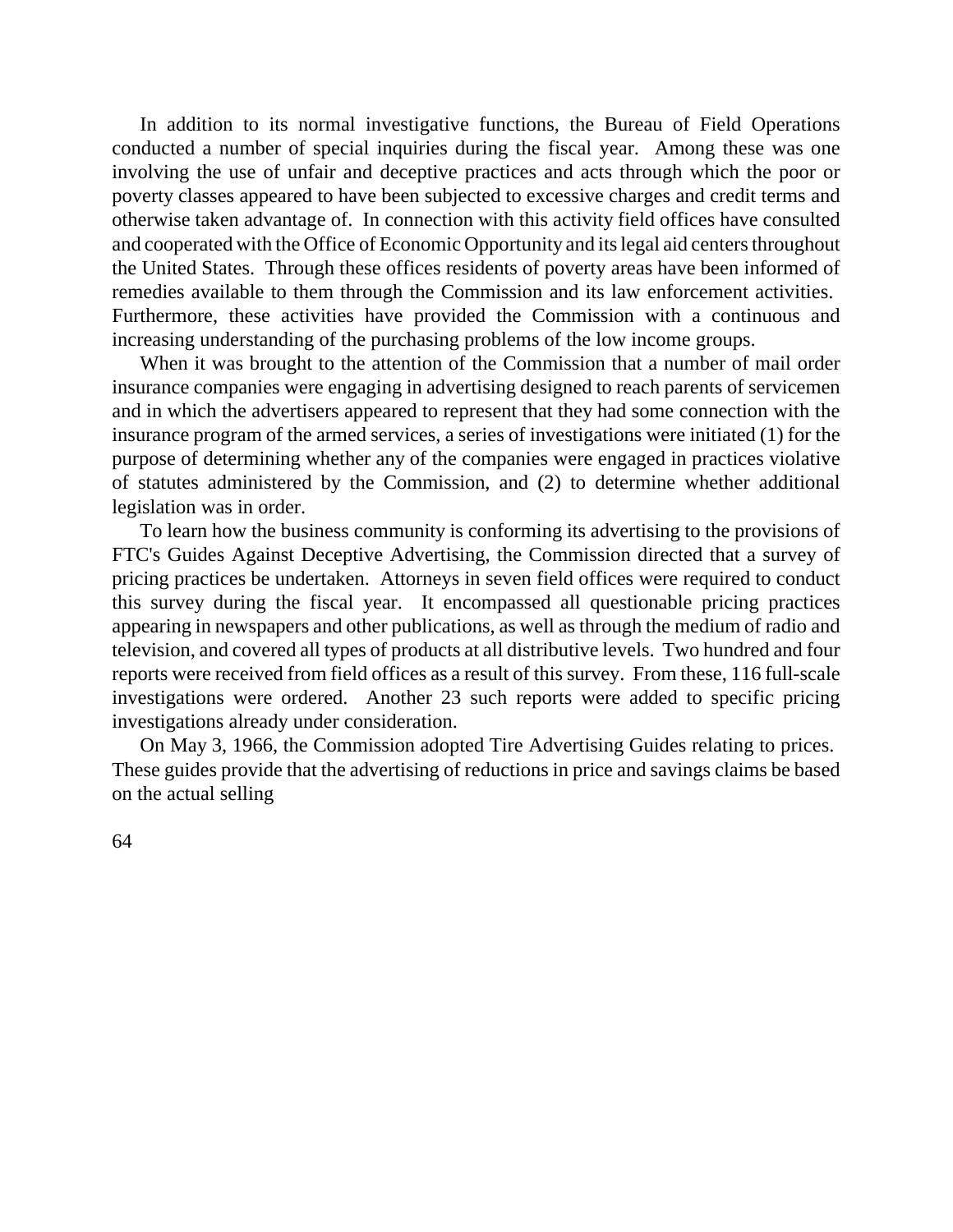In addition to its normal investigative functions, the Bureau of Field Operations conducted a number of special inquiries during the fiscal year. Among these was one involving the use of unfair and deceptive practices and acts through which the poor or poverty classes appeared to have been subjected to excessive charges and credit terms and otherwise taken advantage of. In connection with this activity field offices have consulted and cooperated with the Office of Economic Opportunity and its legal aid centers throughout the United States. Through these offices residents of poverty areas have been informed of remedies available to them through the Commission and its law enforcement activities. Furthermore, these activities have provided the Commission with a continuous and increasing understanding of the purchasing problems of the low income groups.

When it was brought to the attention of the Commission that a number of mail order insurance companies were engaging in advertising designed to reach parents of servicemen and in which the advertisers appeared to represent that they had some connection with the insurance program of the armed services, a series of investigations were initiated (1) for the purpose of determining whether any of the companies were engaged in practices violative of statutes administered by the Commission, and (2) to determine whether additional legislation was in order.

To learn how the business community is conforming its advertising to the provisions of FTC's Guides Against Deceptive Advertising, the Commission directed that a survey of pricing practices be undertaken. Attorneys in seven field offices were required to conduct this survey during the fiscal year. It encompassed all questionable pricing practices appearing in newspapers and other publications, as well as through the medium of radio and television, and covered all types of products at all distributive levels. Two hundred and four reports were received from field offices as a result of this survey. From these, 116 full-scale investigations were ordered. Another 23 such reports were added to specific pricing investigations already under consideration.

On May 3, 1966, the Commission adopted Tire Advertising Guides relating to prices. These guides provide that the advertising of reductions in price and savings claims be based on the actual selling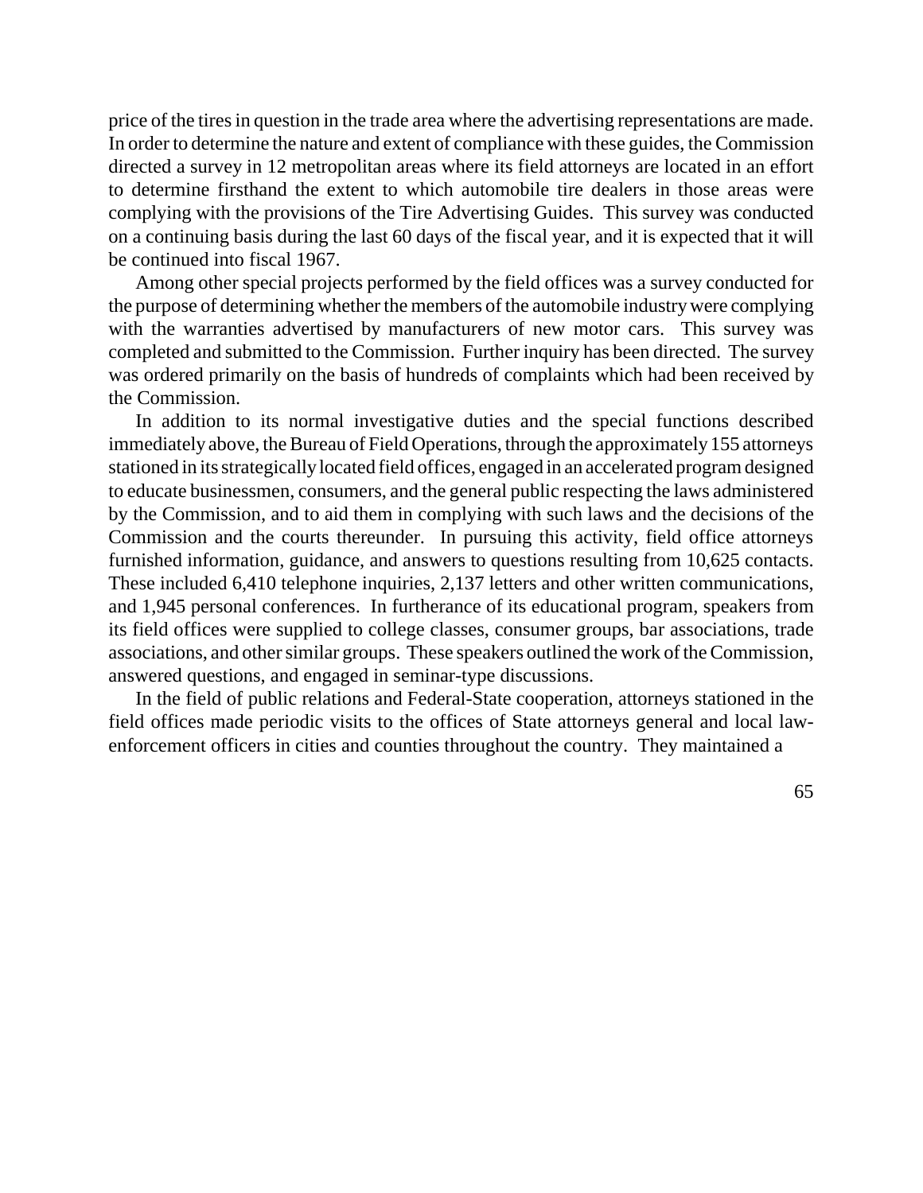price of the tires in question in the trade area where the advertising representations are made. In order to determine the nature and extent of compliance with these guides, the Commission directed a survey in 12 metropolitan areas where its field attorneys are located in an effort to determine firsthand the extent to which automobile tire dealers in those areas were complying with the provisions of the Tire Advertising Guides. This survey was conducted on a continuing basis during the last 60 days of the fiscal year, and it is expected that it will be continued into fiscal 1967.

Among other special projects performed by the field offices was a survey conducted for the purpose of determining whether the members of the automobile industry were complying with the warranties advertised by manufacturers of new motor cars. This survey was completed and submitted to the Commission. Further inquiry has been directed. The survey was ordered primarily on the basis of hundreds of complaints which had been received by the Commission.

In addition to its normal investigative duties and the special functions described immediately above, the Bureau of Field Operations, through the approximately 155 attorneys stationed in its strategically located field offices, engaged in an accelerated program designed to educate businessmen, consumers, and the general public respecting the laws administered by the Commission, and to aid them in complying with such laws and the decisions of the Commission and the courts thereunder. In pursuing this activity, field office attorneys furnished information, guidance, and answers to questions resulting from 10,625 contacts. These included 6,410 telephone inquiries, 2,137 letters and other written communications, and 1,945 personal conferences. In furtherance of its educational program, speakers from its field offices were supplied to college classes, consumer groups, bar associations, trade associations, and other similar groups. These speakers outlined the work of the Commission, answered questions, and engaged in seminar-type discussions.

In the field of public relations and Federal-State cooperation, attorneys stationed in the field offices made periodic visits to the offices of State attorneys general and local law-enforcement officers in cities and counties throughout the country. They maintained a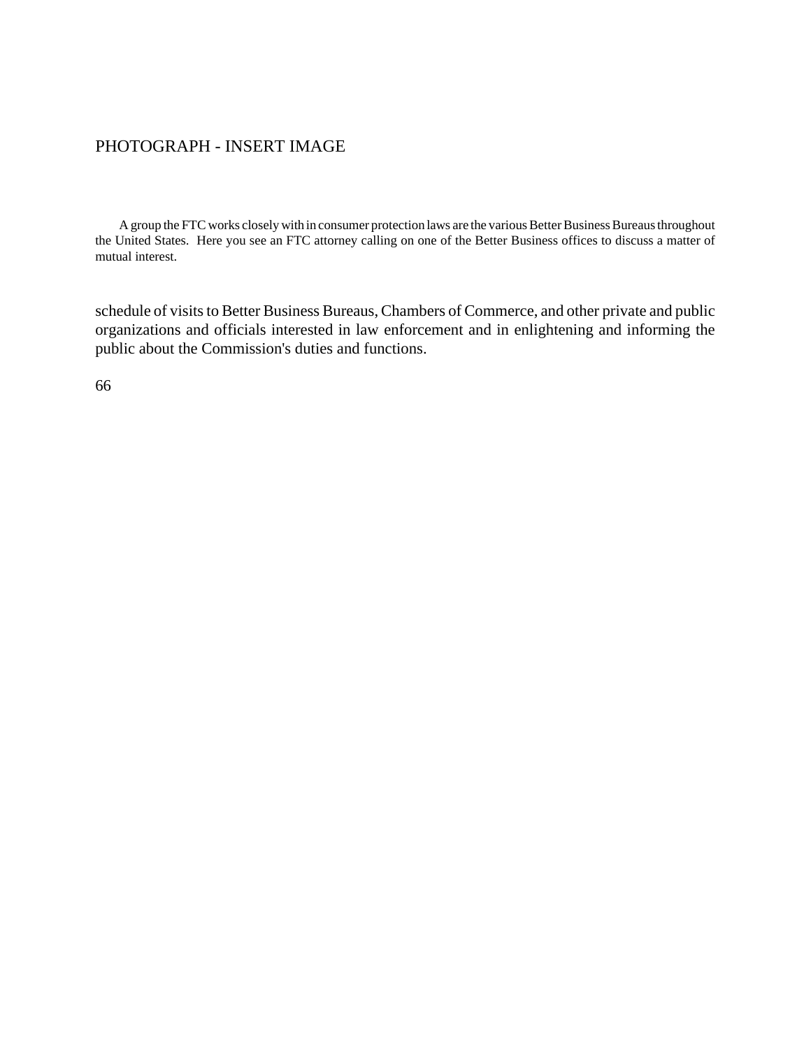PHOTOGRAPH - INSERT IMAGE

A group the FTC works closely with in consumer protection laws are the various Better Business Bureaus throughout the United States. Here you see an FTC attorney calling on one of the Better Business offices to discuss a matter of mutual interest.

schedule of visits to Better Business Bureaus, Chambers of Commerce, and other private and public organizations and officials interested in law enforcement and in enlightening and informing the public about the Commission's duties and functions.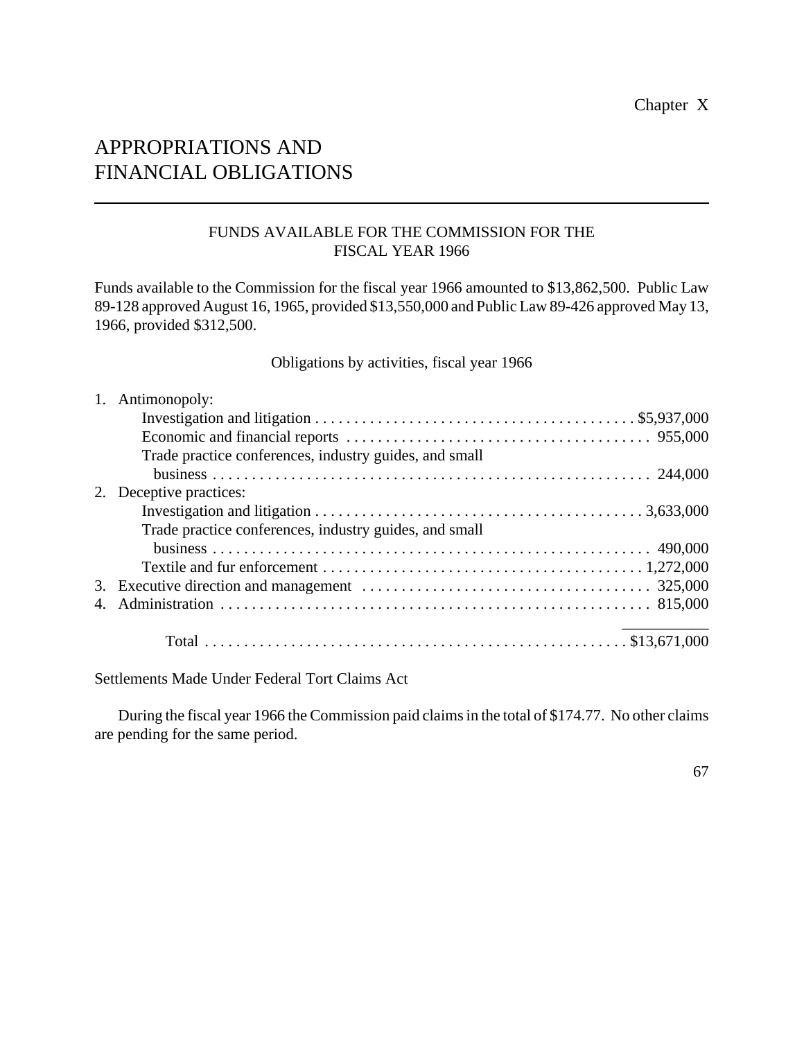Chapter X

# APPROPRIATIONS AND FINANCIAL OBLIGATIONS

## FUNDS AVAILABLE FOR THE COMMISSION FOR THE FISCAL YEAR 1966

Funds available to the Commission for the fiscal year 1966 amounted to $13,862,500. Public Law 89-128 approved August 16, 1965, provided $13,550,000 and Public Law 89-426 approved May 13, 1966, provided $312,500.

### Obligations by activities, fiscal year 1966

| Activity | Amount |
|---|---|
| 1. Antimonopoly: | |
| Investigation and litigation | $5,937,000 |
| Economic and financial reports | 955,000 |
| Trade practice conferences, industry guides, and small business | 244,000 |
| 2. Deceptive practices: | |
| Investigation and litigation | 3,633,000 |
| Trade practice conferences, industry guides, and small business | 490,000 |
| Textile and fur enforcement | 1,272,000 |
| 3. Executive direction and management | 325,000 |
| 4. Administration | 815,000 |
| Total | $13,671,000 |

### Settlements Made Under Federal Tort Claims Act

During the fiscal year 1966 the Commission paid claims in the total of $174.77. No other claims are pending for the same period.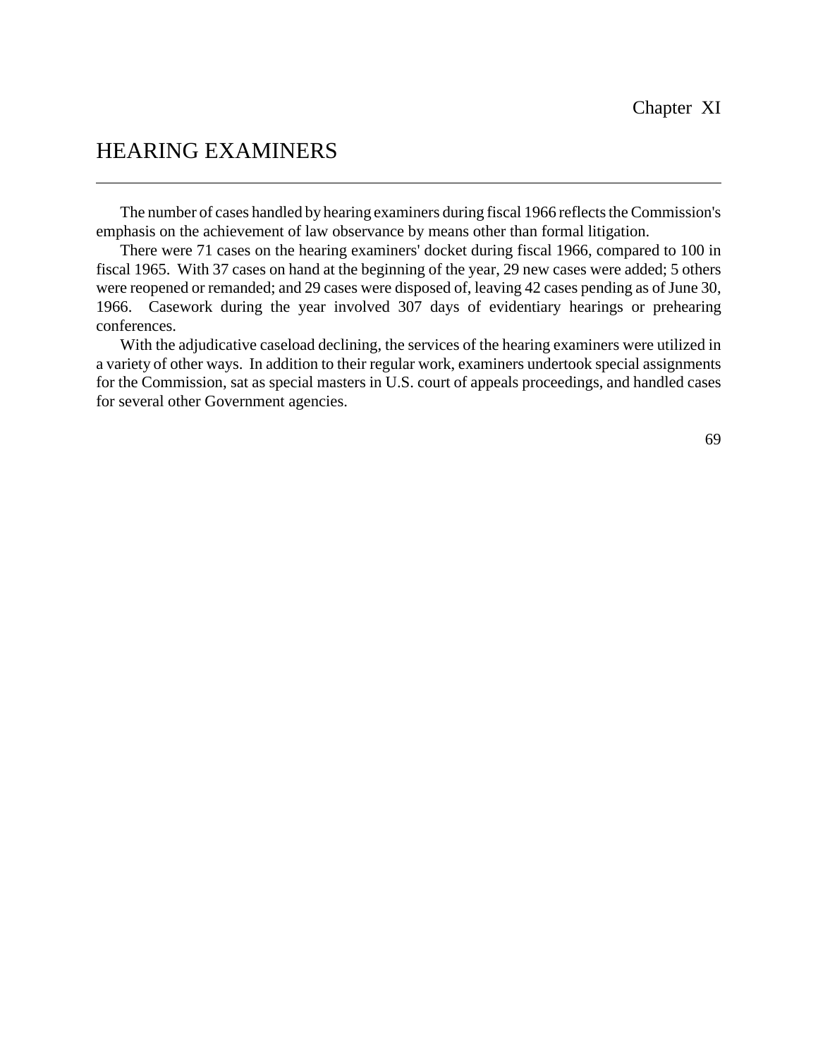Chapter XI

# HEARING EXAMINERS

The number of cases handled by hearing examiners during fiscal 1966 reflects the Commission's emphasis on the achievement of law observance by means other than formal litigation.

There were 71 cases on the hearing examiners' docket during fiscal 1966, compared to 100 in fiscal 1965. With 37 cases on hand at the beginning of the year, 29 new cases were added; 5 others were reopened or remanded; and 29 cases were disposed of, leaving 42 cases pending as of June 30, 1966. Casework during the year involved 307 days of evidentiary hearings or prehearing conferences.

With the adjudicative caseload declining, the services of the hearing examiners were utilized in a variety of other ways. In addition to their regular work, examiners undertook special assignments for the Commission, sat as special masters in U.S. court of appeals proceedings, and handled cases for several other Government agencies.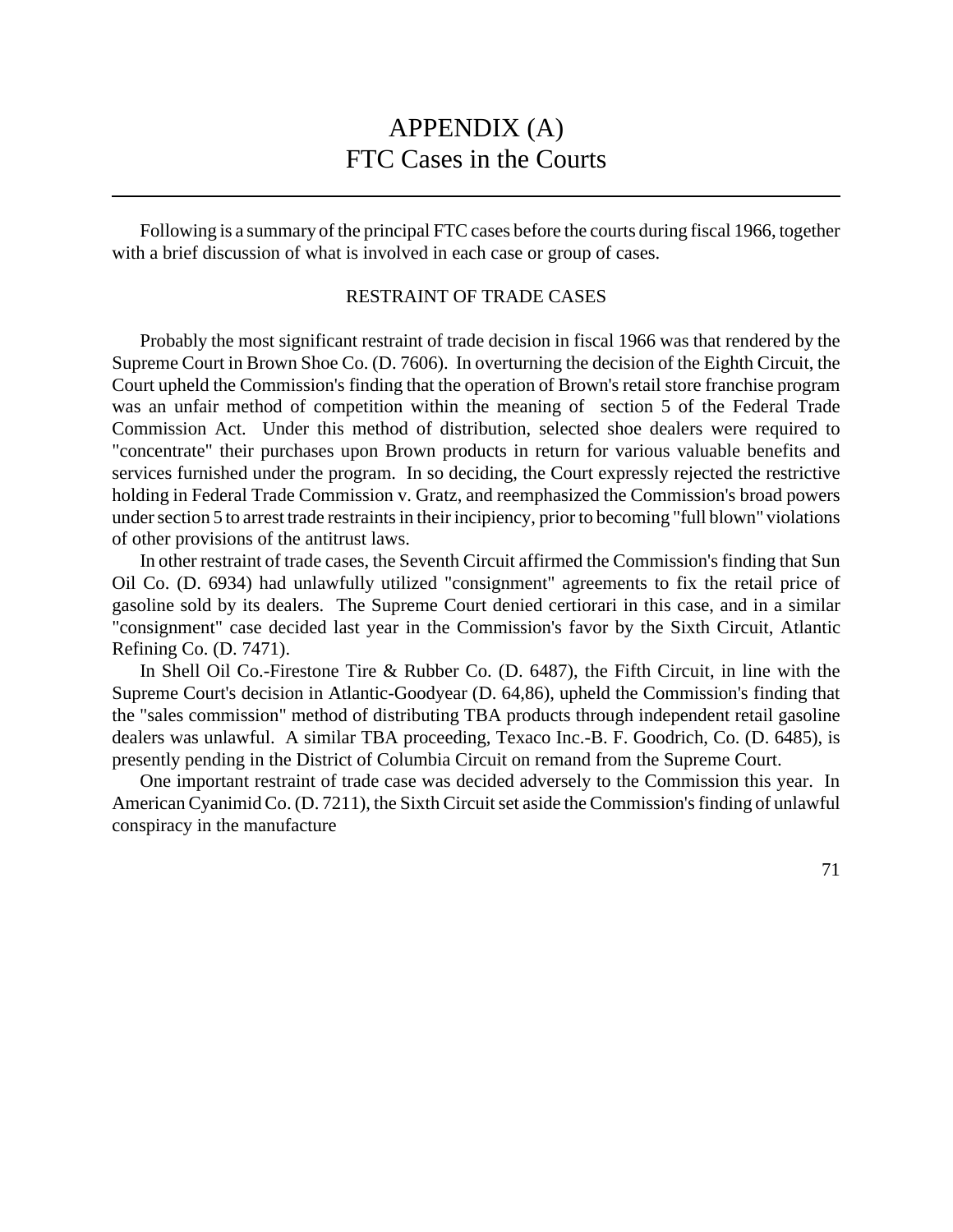# APPENDIX (A)
# FTC Cases in the Courts

Following is a summary of the principal FTC cases before the courts during fiscal 1966, together with a brief discussion of what is involved in each case or group of cases.

## RESTRAINT OF TRADE CASES

Probably the most significant restraint of trade decision in fiscal 1966 was that rendered by the Supreme Court in Brown Shoe Co. (D. 7606). In overturning the decision of the Eighth Circuit, the Court upheld the Commission's finding that the operation of Brown's retail store franchise program was an unfair method of competition within the meaning of section 5 of the Federal Trade Commission Act. Under this method of distribution, selected shoe dealers were required to "concentrate" their purchases upon Brown products in return for various valuable benefits and services furnished under the program. In so deciding, the Court expressly rejected the restrictive holding in Federal Trade Commission v. Gratz, and reemphasized the Commission's broad powers under section 5 to arrest trade restraints in their incipiency, prior to becoming "full blown" violations of other provisions of the antitrust laws.

In other restraint of trade cases, the Seventh Circuit affirmed the Commission's finding that Sun Oil Co. (D. 6934) had unlawfully utilized "consignment" agreements to fix the retail price of gasoline sold by its dealers. The Supreme Court denied certiorari in this case, and in a similar "consignment" case decided last year in the Commission's favor by the Sixth Circuit, Atlantic Refining Co. (D. 7471).

In Shell Oil Co.-Firestone Tire & Rubber Co. (D. 6487), the Fifth Circuit, in line with the Supreme Court's decision in Atlantic-Goodyear (D. 64,86), upheld the Commission's finding that the "sales commission" method of distributing TBA products through independent retail gasoline dealers was unlawful. A similar TBA proceeding, Texaco Inc.-B. F. Goodrich, Co. (D. 6485), is presently pending in the District of Columbia Circuit on remand from the Supreme Court.

One important restraint of trade case was decided adversely to the Commission this year. In American Cyanimid Co. (D. 7211), the Sixth Circuit set aside the Commission's finding of unlawful conspiracy in the manufacture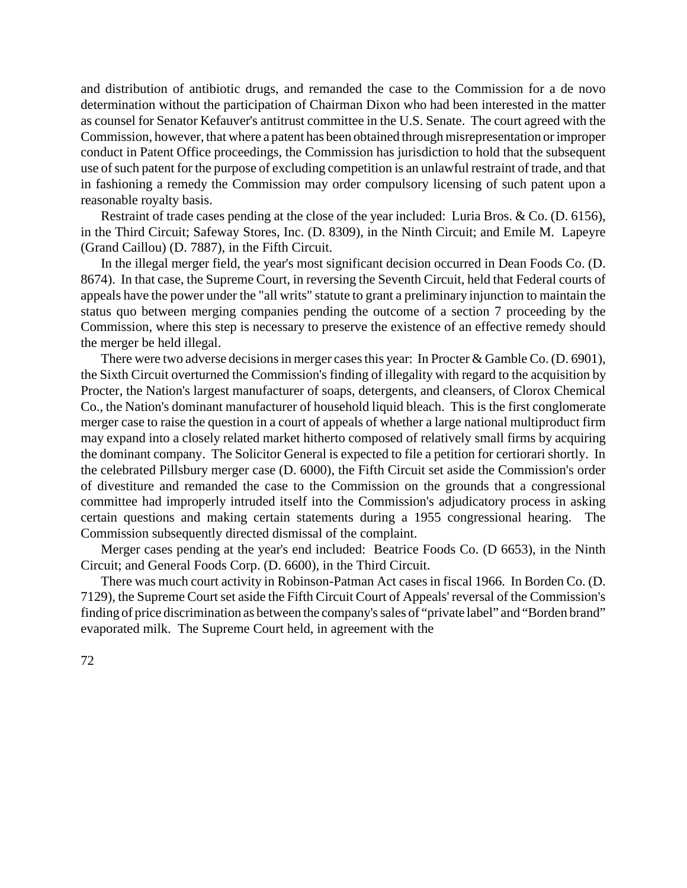and distribution of antibiotic drugs, and remanded the case to the Commission for a de novo determination without the participation of Chairman Dixon who had been interested in the matter as counsel for Senator Kefauver's antitrust committee in the U.S. Senate. The court agreed with the Commission, however, that where a patent has been obtained through misrepresentation or improper conduct in Patent Office proceedings, the Commission has jurisdiction to hold that the subsequent use of such patent for the purpose of excluding competition is an unlawful restraint of trade, and that in fashioning a remedy the Commission may order compulsory licensing of such patent upon a reasonable royalty basis.

Restraint of trade cases pending at the close of the year included: Luria Bros. & Co. (D. 6156), in the Third Circuit; Safeway Stores, Inc. (D. 8309), in the Ninth Circuit; and Emile M. Lapeyre (Grand Caillou) (D. 7887), in the Fifth Circuit.

In the illegal merger field, the year's most significant decision occurred in Dean Foods Co. (D. 8674). In that case, the Supreme Court, in reversing the Seventh Circuit, held that Federal courts of appeals have the power under the "all writs" statute to grant a preliminary injunction to maintain the status quo between merging companies pending the outcome of a section 7 proceeding by the Commission, where this step is necessary to preserve the existence of an effective remedy should the merger be held illegal.

There were two adverse decisions in merger cases this year: In Procter & Gamble Co. (D. 6901), the Sixth Circuit overturned the Commission's finding of illegality with regard to the acquisition by Procter, the Nation's largest manufacturer of soaps, detergents, and cleansers, of Clorox Chemical Co., the Nation's dominant manufacturer of household liquid bleach. This is the first conglomerate merger case to raise the question in a court of appeals of whether a large national multiproduct firm may expand into a closely related market hitherto composed of relatively small firms by acquiring the dominant company. The Solicitor General is expected to file a petition for certiorari shortly. In the celebrated Pillsbury merger case (D. 6000), the Fifth Circuit set aside the Commission's order of divestiture and remanded the case to the Commission on the grounds that a congressional committee had improperly intruded itself into the Commission's adjudicatory process in asking certain questions and making certain statements during a 1955 congressional hearing. The Commission subsequently directed dismissal of the complaint.

Merger cases pending at the year's end included: Beatrice Foods Co. (D 6653), in the Ninth Circuit; and General Foods Corp. (D. 6600), in the Third Circuit.

There was much court activity in Robinson-Patman Act cases in fiscal 1966. In Borden Co. (D. 7129), the Supreme Court set aside the Fifth Circuit Court of Appeals' reversal of the Commission's finding of price discrimination as between the company's sales of "private label" and "Borden brand" evaporated milk. The Supreme Court held, in agreement with the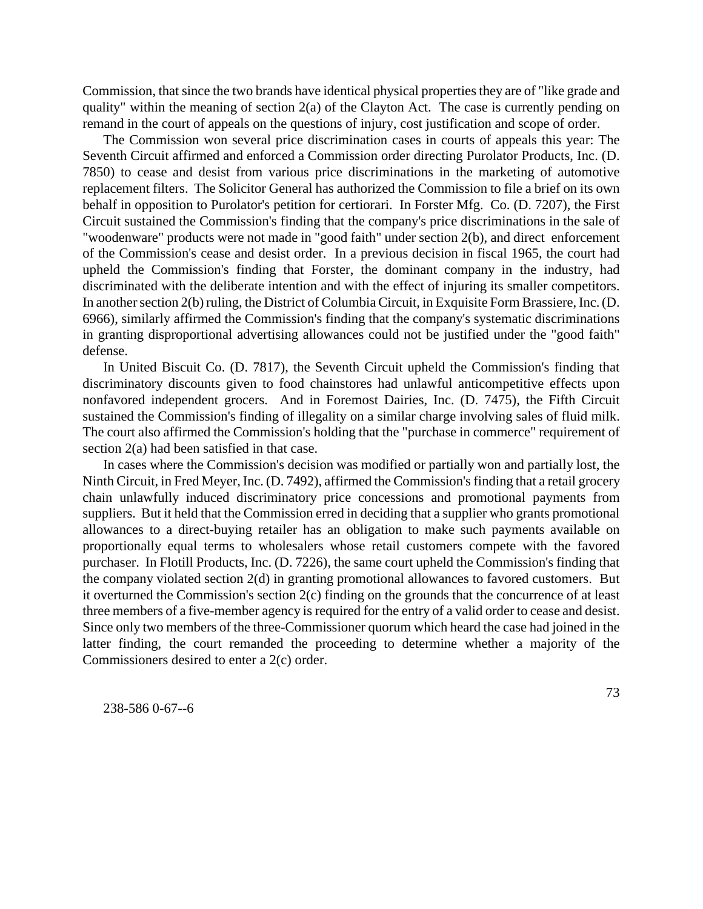Commission, that since the two brands have identical physical properties they are of "like grade and quality" within the meaning of section 2(a) of the Clayton Act. The case is currently pending on remand in the court of appeals on the questions of injury, cost justification and scope of order.

The Commission won several price discrimination cases in courts of appeals this year: The Seventh Circuit affirmed and enforced a Commission order directing Purolator Products, Inc. (D. 7850) to cease and desist from various price discriminations in the marketing of automotive replacement filters. The Solicitor General has authorized the Commission to file a brief on its own behalf in opposition to Purolator's petition for certiorari. In Forster Mfg. Co. (D. 7207), the First Circuit sustained the Commission's finding that the company's price discriminations in the sale of "woodenware" products were not made in "good faith" under section 2(b), and direct enforcement of the Commission's cease and desist order. In a previous decision in fiscal 1965, the court had upheld the Commission's finding that Forster, the dominant company in the industry, had discriminated with the deliberate intention and with the effect of injuring its smaller competitors. In another section 2(b) ruling, the District of Columbia Circuit, in Exquisite Form Brassiere, Inc. (D. 6966), similarly affirmed the Commission's finding that the company's systematic discriminations in granting disproportional advertising allowances could not be justified under the "good faith" defense.

In United Biscuit Co. (D. 7817), the Seventh Circuit upheld the Commission's finding that discriminatory discounts given to food chainstores had unlawful anticompetitive effects upon nonfavored independent grocers. And in Foremost Dairies, Inc. (D. 7475), the Fifth Circuit sustained the Commission's finding of illegality on a similar charge involving sales of fluid milk. The court also affirmed the Commission's holding that the "purchase in commerce" requirement of section 2(a) had been satisfied in that case.

In cases where the Commission's decision was modified or partially won and partially lost, the Ninth Circuit, in Fred Meyer, Inc. (D. 7492), affirmed the Commission's finding that a retail grocery chain unlawfully induced discriminatory price concessions and promotional payments from suppliers. But it held that the Commission erred in deciding that a supplier who grants promotional allowances to a direct-buying retailer has an obligation to make such payments available on proportionally equal terms to wholesalers whose retail customers compete with the favored purchaser. In Flotill Products, Inc. (D. 7226), the same court upheld the Commission's finding that the company violated section 2(d) in granting promotional allowances to favored customers. But it overturned the Commission's section 2(c) finding on the grounds that the concurrence of at least three members of a five-member agency is required for the entry of a valid order to cease and desist. Since only two members of the three-Commissioner quorum which heard the case had joined in the latter finding, the court remanded the proceeding to determine whether a majority of the Commissioners desired to enter a 2(c) order.

238-586 0-67--6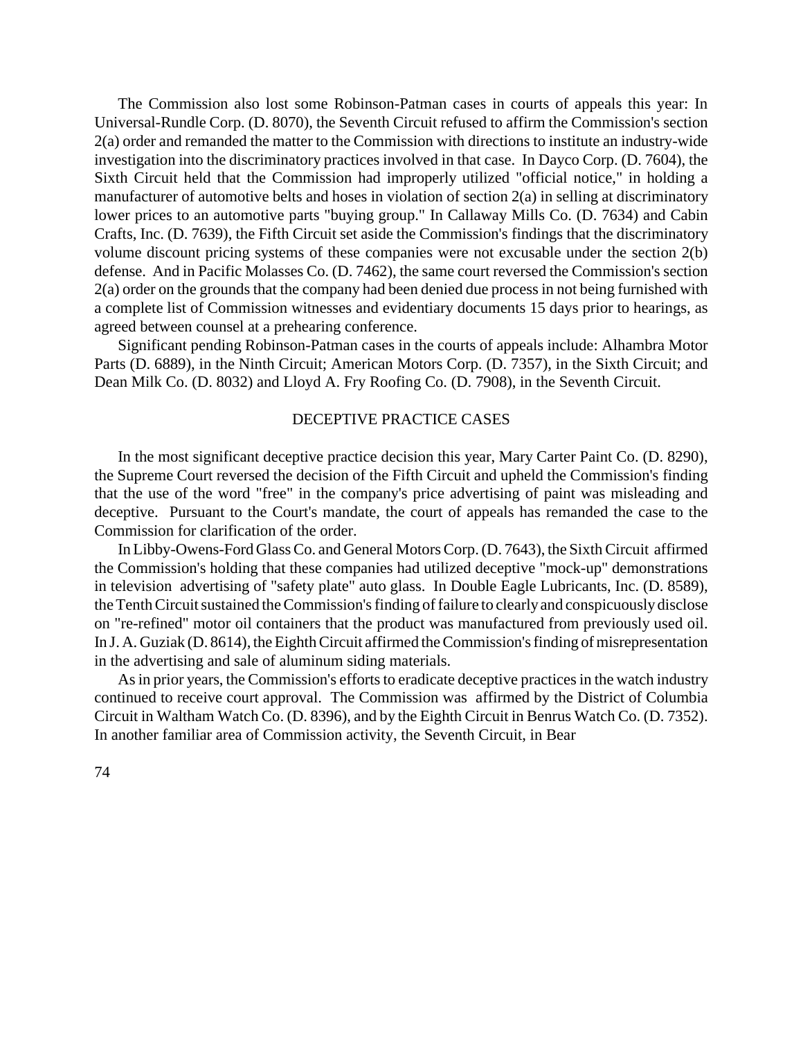The Commission also lost some Robinson-Patman cases in courts of appeals this year: In Universal-Rundle Corp. (D. 8070), the Seventh Circuit refused to affirm the Commission's section 2(a) order and remanded the matter to the Commission with directions to institute an industry-wide investigation into the discriminatory practices involved in that case. In Dayco Corp. (D. 7604), the Sixth Circuit held that the Commission had improperly utilized "official notice," in holding a manufacturer of automotive belts and hoses in violation of section 2(a) in selling at discriminatory lower prices to an automotive parts "buying group." In Callaway Mills Co. (D. 7634) and Cabin Crafts, Inc. (D. 7639), the Fifth Circuit set aside the Commission's findings that the discriminatory volume discount pricing systems of these companies were not excusable under the section 2(b) defense. And in Pacific Molasses Co. (D. 7462), the same court reversed the Commission's section 2(a) order on the grounds that the company had been denied due process in not being furnished with a complete list of Commission witnesses and evidentiary documents 15 days prior to hearings, as agreed between counsel at a prehearing conference.

Significant pending Robinson-Patman cases in the courts of appeals include: Alhambra Motor Parts (D. 6889), in the Ninth Circuit; American Motors Corp. (D. 7357), in the Sixth Circuit; and Dean Milk Co. (D. 8032) and Lloyd A. Fry Roofing Co. (D. 7908), in the Seventh Circuit.

## DECEPTIVE PRACTICE CASES

In the most significant deceptive practice decision this year, Mary Carter Paint Co. (D. 8290), the Supreme Court reversed the decision of the Fifth Circuit and upheld the Commission's finding that the use of the word "free" in the company's price advertising of paint was misleading and deceptive. Pursuant to the Court's mandate, the court of appeals has remanded the case to the Commission for clarification of the order.

In Libby-Owens-Ford Glass Co. and General Motors Corp. (D. 7643), the Sixth Circuit affirmed the Commission's holding that these companies had utilized deceptive "mock-up" demonstrations in television advertising of "safety plate" auto glass. In Double Eagle Lubricants, Inc. (D. 8589), the Tenth Circuit sustained the Commission's finding of failure to clearly and conspicuously disclose on "re-refined" motor oil containers that the product was manufactured from previously used oil. In J. A. Guziak (D. 8614), the Eighth Circuit affirmed the Commission's finding of misrepresentation in the advertising and sale of aluminum siding materials.

As in prior years, the Commission's efforts to eradicate deceptive practices in the watch industry continued to receive court approval. The Commission was affirmed by the District of Columbia Circuit in Waltham Watch Co. (D. 8396), and by the Eighth Circuit in Benrus Watch Co. (D. 7352). In another familiar area of Commission activity, the Seventh Circuit, in Bear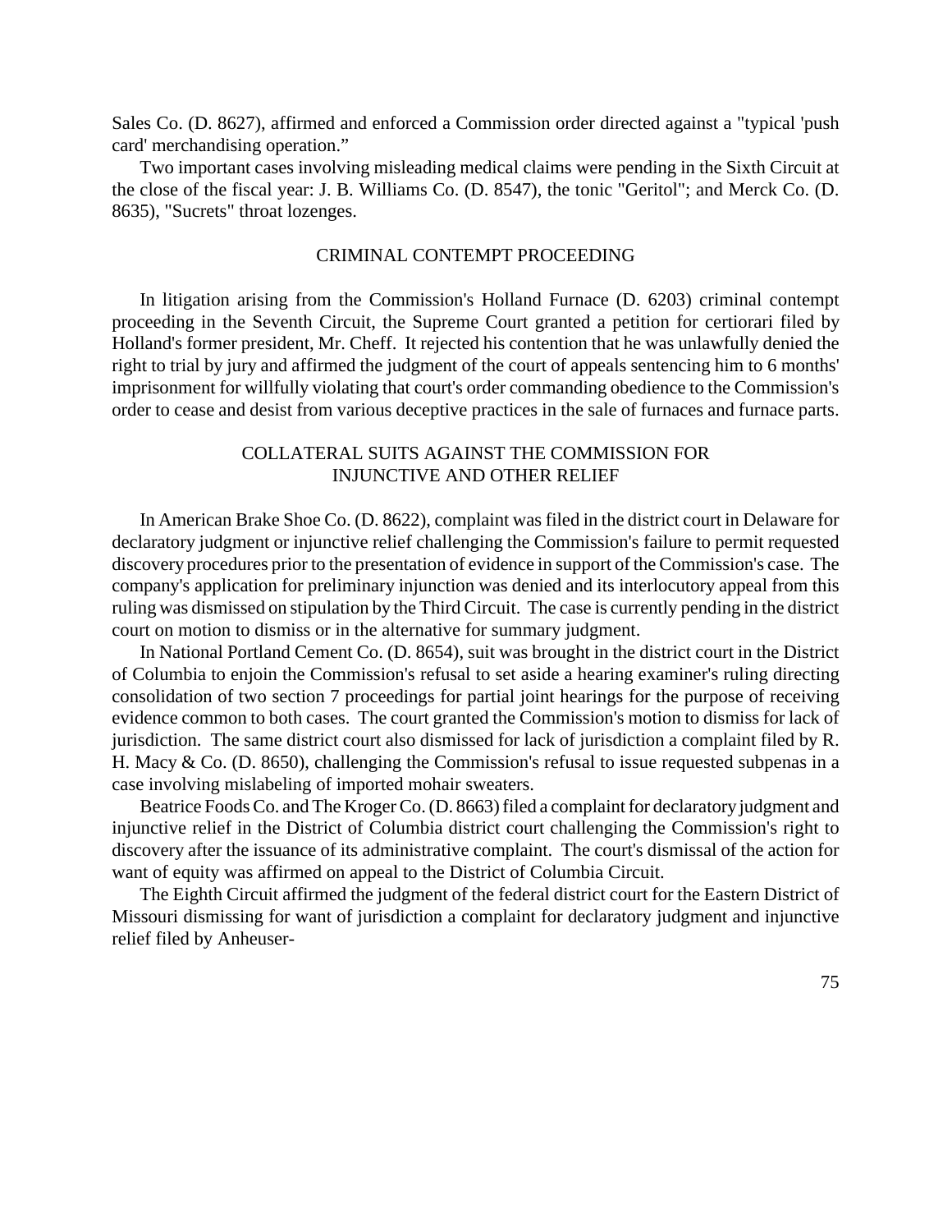Sales Co. (D. 8627), affirmed and enforced a Commission order directed against a "typical 'push card' merchandising operation."

Two important cases involving misleading medical claims were pending in the Sixth Circuit at the close of the fiscal year: J. B. Williams Co. (D. 8547), the tonic "Geritol"; and Merck Co. (D. 8635), "Sucrets" throat lozenges.

## CRIMINAL CONTEMPT PROCEEDING

In litigation arising from the Commission's Holland Furnace (D. 6203) criminal contempt proceeding in the Seventh Circuit, the Supreme Court granted a petition for certiorari filed by Holland's former president, Mr. Cheff. It rejected his contention that he was unlawfully denied the right to trial by jury and affirmed the judgment of the court of appeals sentencing him to 6 months' imprisonment for willfully violating that court's order commanding obedience to the Commission's order to cease and desist from various deceptive practices in the sale of furnaces and furnace parts.

## COLLATERAL SUITS AGAINST THE COMMISSION FOR INJUNCTIVE AND OTHER RELIEF

In American Brake Shoe Co. (D. 8622), complaint was filed in the district court in Delaware for declaratory judgment or injunctive relief challenging the Commission's failure to permit requested discovery procedures prior to the presentation of evidence in support of the Commission's case. The company's application for preliminary injunction was denied and its interlocutory appeal from this ruling was dismissed on stipulation by the Third Circuit. The case is currently pending in the district court on motion to dismiss or in the alternative for summary judgment.

In National Portland Cement Co. (D. 8654), suit was brought in the district court in the District of Columbia to enjoin the Commission's refusal to set aside a hearing examiner's ruling directing consolidation of two section 7 proceedings for partial joint hearings for the purpose of receiving evidence common to both cases. The court granted the Commission's motion to dismiss for lack of jurisdiction. The same district court also dismissed for lack of jurisdiction a complaint filed by R. H. Macy & Co. (D. 8650), challenging the Commission's refusal to issue requested subpenas in a case involving mislabeling of imported mohair sweaters.

Beatrice Foods Co. and The Kroger Co. (D. 8663) filed a complaint for declaratory judgment and injunctive relief in the District of Columbia district court challenging the Commission's right to discovery after the issuance of its administrative complaint. The court's dismissal of the action for want of equity was affirmed on appeal to the District of Columbia Circuit.

The Eighth Circuit affirmed the judgment of the federal district court for the Eastern District of Missouri dismissing for want of jurisdiction a complaint for declaratory judgment and injunctive relief filed by Anheuser-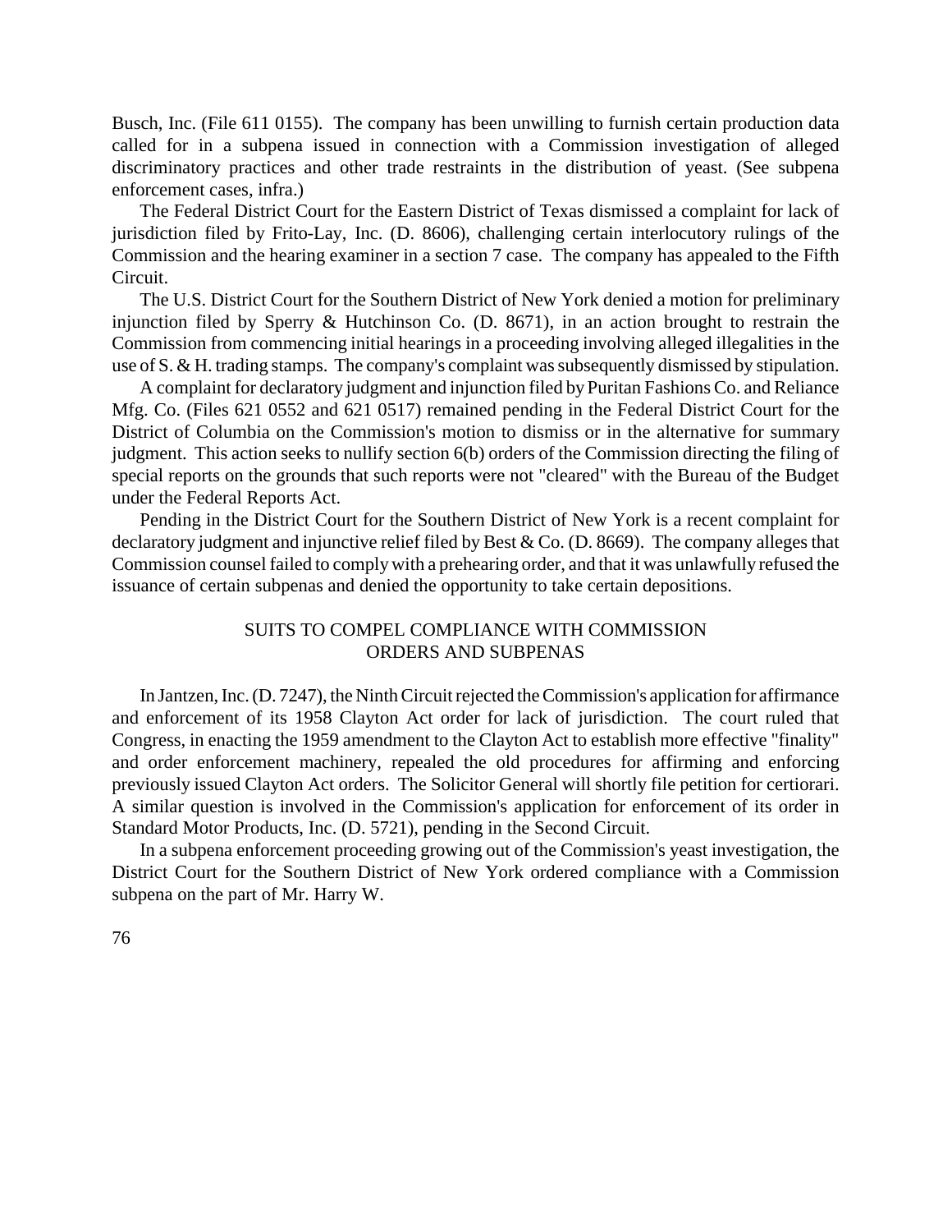Busch, Inc. (File 611 0155). The company has been unwilling to furnish certain production data called for in a subpena issued in connection with a Commission investigation of alleged discriminatory practices and other trade restraints in the distribution of yeast. (See subpena enforcement cases, infra.)

The Federal District Court for the Eastern District of Texas dismissed a complaint for lack of jurisdiction filed by Frito-Lay, Inc. (D. 8606), challenging certain interlocutory rulings of the Commission and the hearing examiner in a section 7 case. The company has appealed to the Fifth Circuit.

The U.S. District Court for the Southern District of New York denied a motion for preliminary injunction filed by Sperry & Hutchinson Co. (D. 8671), in an action brought to restrain the Commission from commencing initial hearings in a proceeding involving alleged illegalities in the use of S. & H. trading stamps. The company's complaint was subsequently dismissed by stipulation.

A complaint for declaratory judgment and injunction filed by Puritan Fashions Co. and Reliance Mfg. Co. (Files 621 0552 and 621 0517) remained pending in the Federal District Court for the District of Columbia on the Commission's motion to dismiss or in the alternative for summary judgment. This action seeks to nullify section 6(b) orders of the Commission directing the filing of special reports on the grounds that such reports were not "cleared" with the Bureau of the Budget under the Federal Reports Act.

Pending in the District Court for the Southern District of New York is a recent complaint for declaratory judgment and injunctive relief filed by Best & Co. (D. 8669). The company alleges that Commission counsel failed to comply with a prehearing order, and that it was unlawfully refused the issuance of certain subpenas and denied the opportunity to take certain depositions.

## SUITS TO COMPEL COMPLIANCE WITH COMMISSION ORDERS AND SUBPENAS

In Jantzen, Inc. (D. 7247), the Ninth Circuit rejected the Commission's application for affirmance and enforcement of its 1958 Clayton Act order for lack of jurisdiction. The court ruled that Congress, in enacting the 1959 amendment to the Clayton Act to establish more effective "finality" and order enforcement machinery, repealed the old procedures for affirming and enforcing previously issued Clayton Act orders. The Solicitor General will shortly file petition for certiorari. A similar question is involved in the Commission's application for enforcement of its order in Standard Motor Products, Inc. (D. 5721), pending in the Second Circuit.

In a subpena enforcement proceeding growing out of the Commission's yeast investigation, the District Court for the Southern District of New York ordered compliance with a Commission subpena on the part of Mr. Harry W.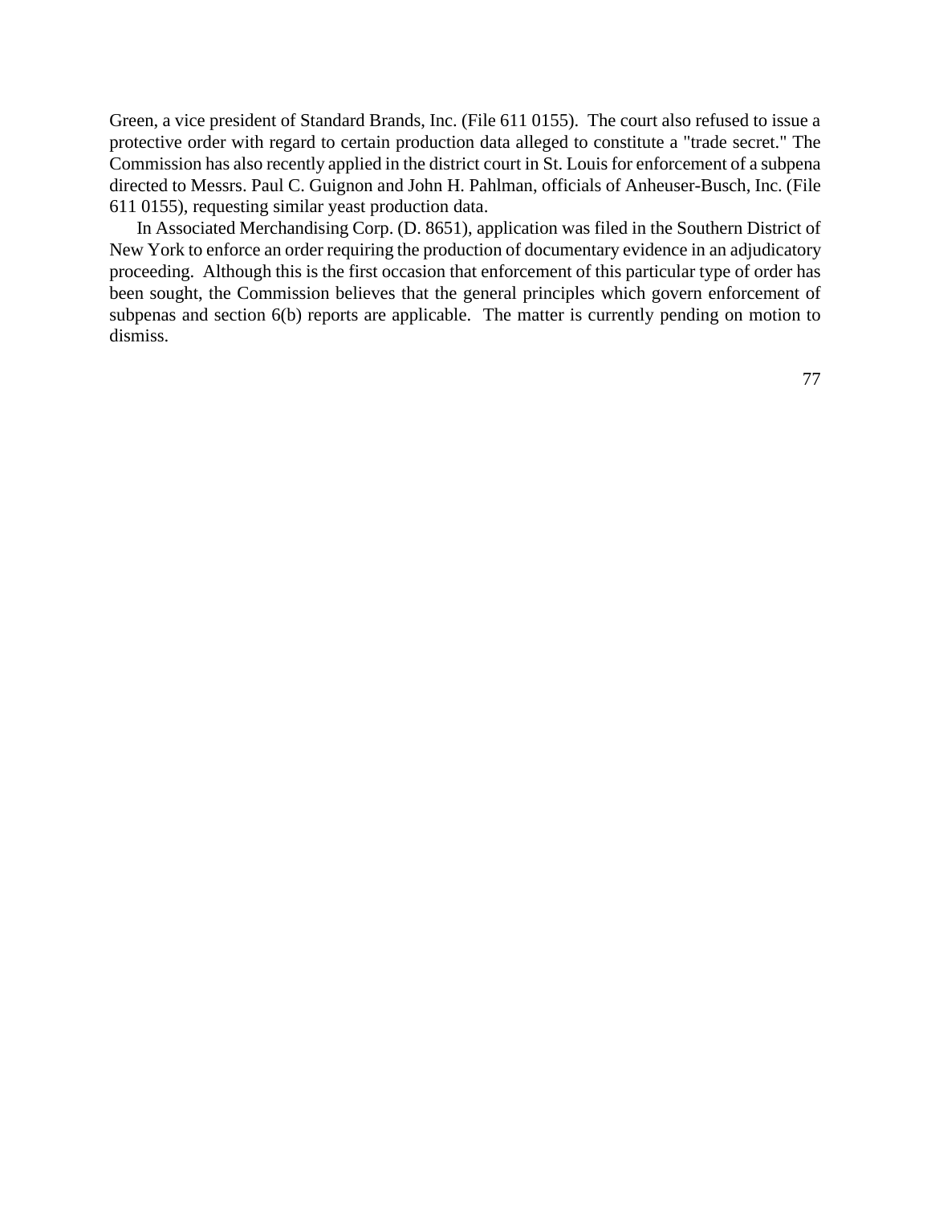Green, a vice president of Standard Brands, Inc. (File 611 0155). The court also refused to issue a protective order with regard to certain production data alleged to constitute a "trade secret." The Commission has also recently applied in the district court in St. Louis for enforcement of a subpena directed to Messrs. Paul C. Guignon and John H. Pahlman, officials of Anheuser-Busch, Inc. (File 611 0155), requesting similar yeast production data.

In Associated Merchandising Corp. (D. 8651), application was filed in the Southern District of New York to enforce an order requiring the production of documentary evidence in an adjudicatory proceeding. Although this is the first occasion that enforcement of this particular type of order has been sought, the Commission believes that the general principles which govern enforcement of subpenas and section 6(b) reports are applicable. The matter is currently pending on motion to dismiss.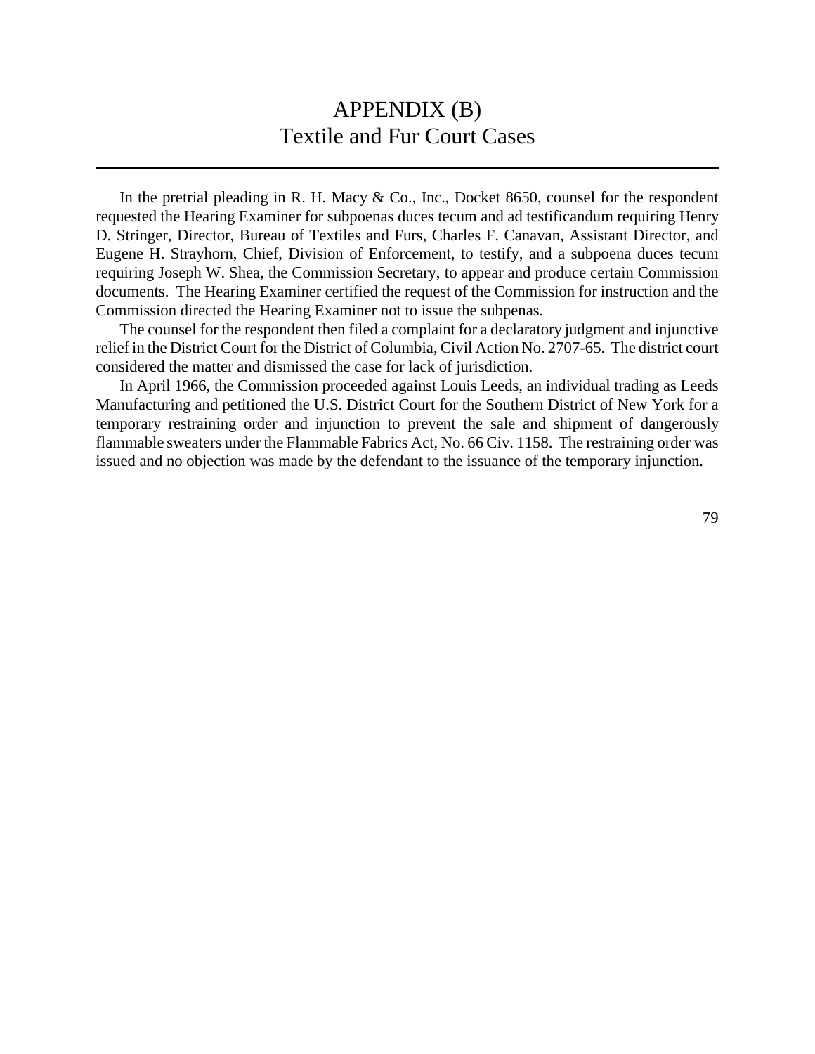# APPENDIX (B)
## Textile and Fur Court Cases

In the pretrial pleading in R. H. Macy & Co., Inc., Docket 8650, counsel for the respondent requested the Hearing Examiner for subpoenas duces tecum and ad testificandum requiring Henry D. Stringer, Director, Bureau of Textiles and Furs, Charles F. Canavan, Assistant Director, and Eugene H. Strayhorn, Chief, Division of Enforcement, to testify, and a subpoena duces tecum requiring Joseph W. Shea, the Commission Secretary, to appear and produce certain Commission documents. The Hearing Examiner certified the request of the Commission for instruction and the Commission directed the Hearing Examiner not to issue the subpenas.

The counsel for the respondent then filed a complaint for a declaratory judgment and injunctive relief in the District Court for the District of Columbia, Civil Action No. 2707-65. The district court considered the matter and dismissed the case for lack of jurisdiction.

In April 1966, the Commission proceeded against Louis Leeds, an individual trading as Leeds Manufacturing and petitioned the U.S. District Court for the Southern District of New York for a temporary restraining order and injunction to prevent the sale and shipment of dangerously flammable sweaters under the Flammable Fabrics Act, No. 66 Civ. 1158. The restraining order was issued and no objection was made by the defendant to the issuance of the temporary injunction.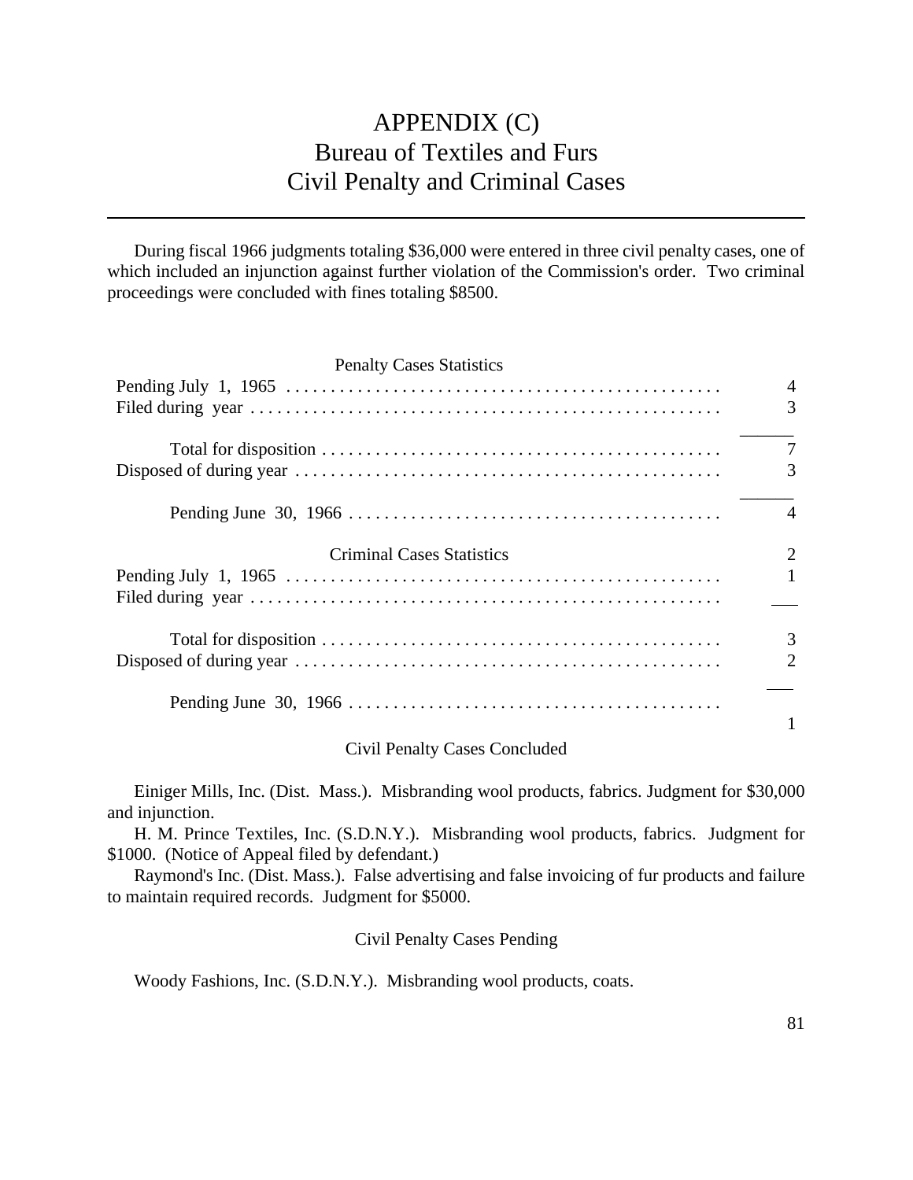# APPENDIX (C)
# Bureau of Textiles and Furs
# Civil Penalty and Criminal Cases

During fiscal 1966 judgments totaling $36,000 were entered in three civil penalty cases, one of which included an injunction against further violation of the Commission's order. Two criminal proceedings were concluded with fines totaling $8500.

Penalty Cases Statistics

| | |
|---|---|
| Pending July 1, 1965 | 4 |
| Filed during year | 3 |
| Total for disposition | 7 |
| Disposed of during year | 3 |
| Pending June 30, 1966 | 4 |

Criminal Cases Statistics

| | |
|---|---|
| Pending July 1, 1965 | 2 |
| Filed during year | 1 |
| Total for disposition | 3 |
| Disposed of during year | 2 |
| Pending June 30, 1966 | 1 |

Civil Penalty Cases Concluded

Einiger Mills, Inc. (Dist. Mass.). Misbranding wool products, fabrics. Judgment for $30,000 and injunction.

H. M. Prince Textiles, Inc. (S.D.N.Y.). Misbranding wool products, fabrics. Judgment for $1000. (Notice of Appeal filed by defendant.)

Raymond's Inc. (Dist. Mass.). False advertising and false invoicing of fur products and failure to maintain required records. Judgment for $5000.

Civil Penalty Cases Pending

Woody Fashions, Inc. (S.D.N.Y.). Misbranding wool products, coats.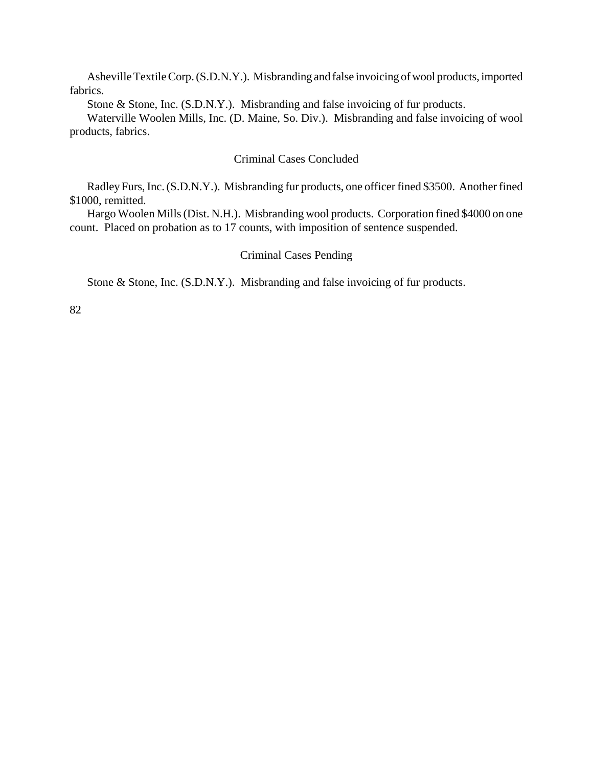Asheville Textile Corp. (S.D.N.Y.). Misbranding and false invoicing of wool products, imported fabrics.

Stone & Stone, Inc. (S.D.N.Y.). Misbranding and false invoicing of fur products.

Waterville Woolen Mills, Inc. (D. Maine, So. Div.). Misbranding and false invoicing of wool products, fabrics.

### Criminal Cases Concluded

Radley Furs, Inc. (S.D.N.Y.). Misbranding fur products, one officer fined $3500. Another fined $1000, remitted.

Hargo Woolen Mills (Dist. N.H.). Misbranding wool products. Corporation fined $4000 on one count. Placed on probation as to 17 counts, with imposition of sentence suspended.

### Criminal Cases Pending

Stone & Stone, Inc. (S.D.N.Y.). Misbranding and false invoicing of fur products.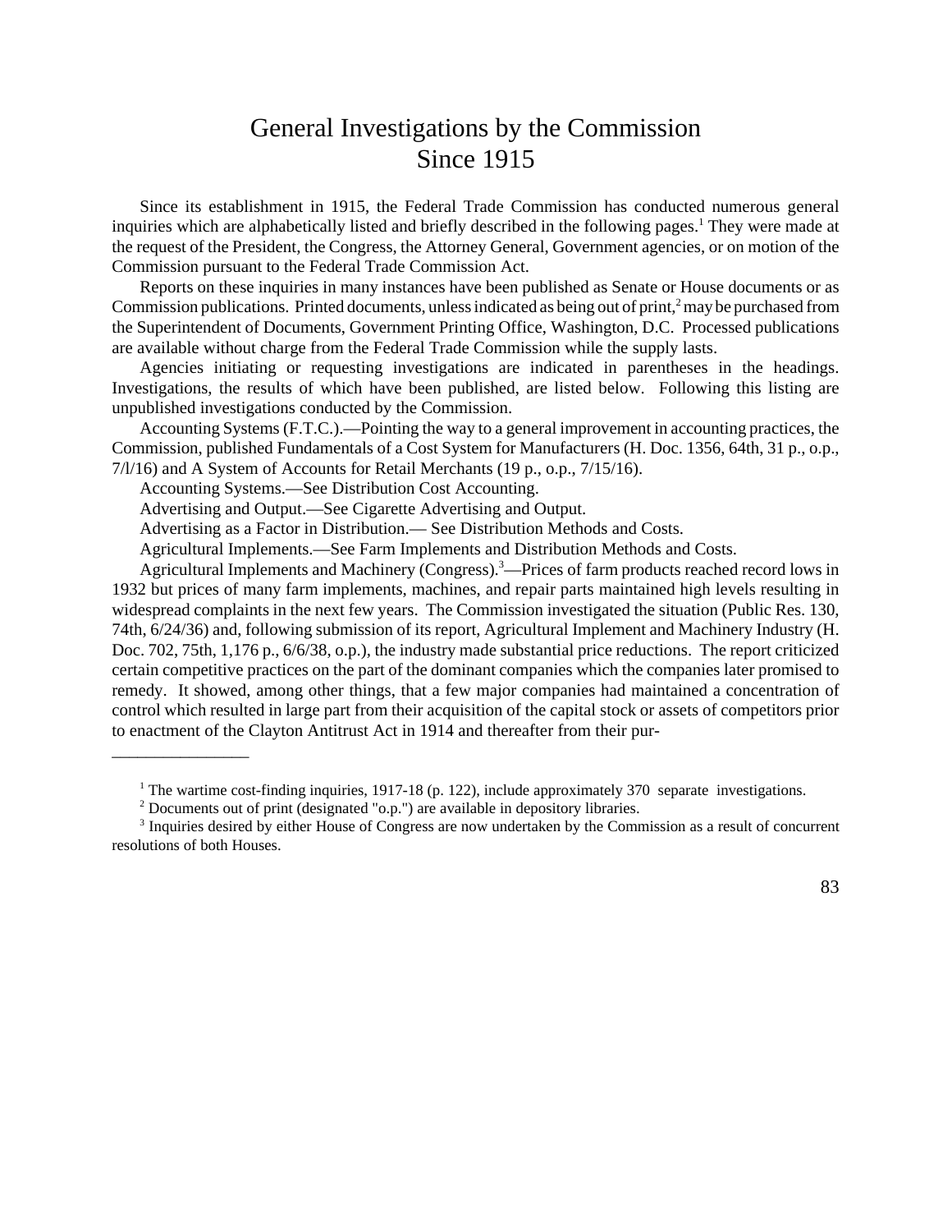# General Investigations by the Commission Since 1915

Since its establishment in 1915, the Federal Trade Commission has conducted numerous general inquiries which are alphabetically listed and briefly described in the following pages.[1] They were made at the request of the President, the Congress, the Attorney General, Government agencies, or on motion of the Commission pursuant to the Federal Trade Commission Act.

Reports on these inquiries in many instances have been published as Senate or House documents or as Commission publications. Printed documents, unless indicated as being out of print,[2] may be purchased from the Superintendent of Documents, Government Printing Office, Washington, D.C. Processed publications are available without charge from the Federal Trade Commission while the supply lasts.

Agencies initiating or requesting investigations are indicated in parentheses in the headings. Investigations, the results of which have been published, are listed below. Following this listing are unpublished investigations conducted by the Commission.

Accounting Systems (F.T.C.).—Pointing the way to a general improvement in accounting practices, the Commission, published Fundamentals of a Cost System for Manufacturers (H. Doc. 1356, 64th, 31 p., o.p., 7/l/16) and A System of Accounts for Retail Merchants (19 p., o.p., 7/15/16).

Accounting Systems.—See Distribution Cost Accounting.

Advertising and Output.—See Cigarette Advertising and Output.

Advertising as a Factor in Distribution.— See Distribution Methods and Costs.

Agricultural Implements.—See Farm Implements and Distribution Methods and Costs.

Agricultural Implements and Machinery (Congress).[3]—Prices of farm products reached record lows in 1932 but prices of many farm implements, machines, and repair parts maintained high levels resulting in widespread complaints in the next few years. The Commission investigated the situation (Public Res. 130, 74th, 6/24/36) and, following submission of its report, Agricultural Implement and Machinery Industry (H. Doc. 702, 75th, 1,176 p., 6/6/38, o.p.), the industry made substantial price reductions. The report criticized certain competitive practices on the part of the dominant companies which the companies later promised to remedy. It showed, among other things, that a few major companies had maintained a concentration of control which resulted in large part from their acquisition of the capital stock or assets of competitors prior to enactment of the Clayton Antitrust Act in 1914 and thereafter from their pur-

---

[1] The wartime cost-finding inquiries, 1917-18 (p. 122), include approximately 370 separate investigations.

[2] Documents out of print (designated "o.p.") are available in depository libraries.

[3] Inquiries desired by either House of Congress are now undertaken by the Commission as a result of concurrent resolutions of both Houses.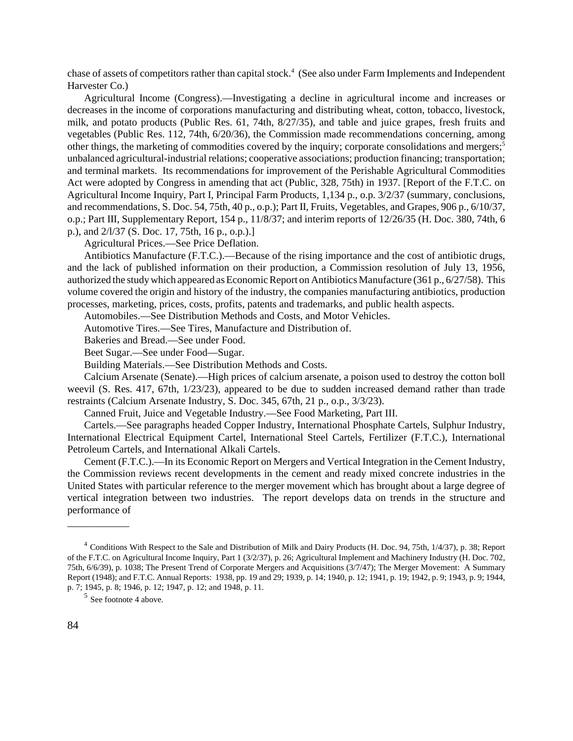chase of assets of competitors rather than capital stock.[4] (See also under Farm Implements and Independent Harvester Co.)

Agricultural Income (Congress).—Investigating a decline in agricultural income and increases or decreases in the income of corporations manufacturing and distributing wheat, cotton, tobacco, livestock, milk, and potato products (Public Res. 61, 74th, 8/27/35), and table and juice grapes, fresh fruits and vegetables (Public Res. 112, 74th, 6/20/36), the Commission made recommendations concerning, among other things, the marketing of commodities covered by the inquiry; corporate consolidations and mergers;[5] unbalanced agricultural-industrial relations; cooperative associations; production financing; transportation; and terminal markets. Its recommendations for improvement of the Perishable Agricultural Commodities Act were adopted by Congress in amending that act (Public, 328, 75th) in 1937. [Report of the F.T.C. on Agricultural Income Inquiry, Part I, Principal Farm Products, 1,134 p., o.p. 3/2/37 (summary, conclusions, and recommendations, S. Doc. 54, 75th, 40 p., o.p.); Part II, Fruits, Vegetables, and Grapes, 906 p., 6/10/37, o.p.; Part III, Supplementary Report, 154 p., 11/8/37; and interim reports of 12/26/35 (H. Doc. 380, 74th, 6 p.), and 2/l/37 (S. Doc. 17, 75th, 16 p., o.p.).]

Agricultural Prices.—See Price Deflation.

Antibiotics Manufacture (F.T.C.).—Because of the rising importance and the cost of antibiotic drugs, and the lack of published information on their production, a Commission resolution of July 13, 1956, authorized the study which appeared as Economic Report on Antibiotics Manufacture (361 p., 6/27/58). This volume covered the origin and history of the industry, the companies manufacturing antibiotics, production processes, marketing, prices, costs, profits, patents and trademarks, and public health aspects.

Automobiles.—See Distribution Methods and Costs, and Motor Vehicles.

Automotive Tires.—See Tires, Manufacture and Distribution of.

Bakeries and Bread.—See under Food.

Beet Sugar.—See under Food—Sugar.

Building Materials.—See Distribution Methods and Costs.

Calcium Arsenate (Senate).—High prices of calcium arsenate, a poison used to destroy the cotton boll weevil (S. Res. 417, 67th, 1/23/23), appeared to be due to sudden increased demand rather than trade restraints (Calcium Arsenate Industry, S. Doc. 345, 67th, 21 p., o.p., 3/3/23).

Canned Fruit, Juice and Vegetable Industry.—See Food Marketing, Part III.

Cartels.—See paragraphs headed Copper Industry, International Phosphate Cartels, Sulphur Industry, International Electrical Equipment Cartel, International Steel Cartels, Fertilizer (F.T.C.), International Petroleum Cartels, and International Alkali Cartels.

Cement (F.T.C.).—In its Economic Report on Mergers and Vertical Integration in the Cement Industry, the Commission reviews recent developments in the cement and ready mixed concrete industries in the United States with particular reference to the merger movement which has brought about a large degree of vertical integration between two industries. The report develops data on trends in the structure and performance of

---

[4] Conditions With Respect to the Sale and Distribution of Milk and Dairy Products (H. Doc. 94, 75th, 1/4/37), p. 38; Report of the F.T.C. on Agricultural Income Inquiry, Part 1 (3/2/37), p. 26; Agricultural Implement and Machinery Industry (H. Doc. 702, 75th, 6/6/39), p. 1038; The Present Trend of Corporate Mergers and Acquisitions (3/7/47); The Merger Movement: A Summary Report (1948); and F.T.C. Annual Reports: 1938, pp. 19 and 29; 1939, p. 14; 1940, p. 12; 1941, p. 19; 1942, p. 9; 1943, p. 9; 1944, p. 7; 1945, p. 8; 1946, p. 12; 1947, p. 12; and 1948, p. 11.

[5] See footnote 4 above.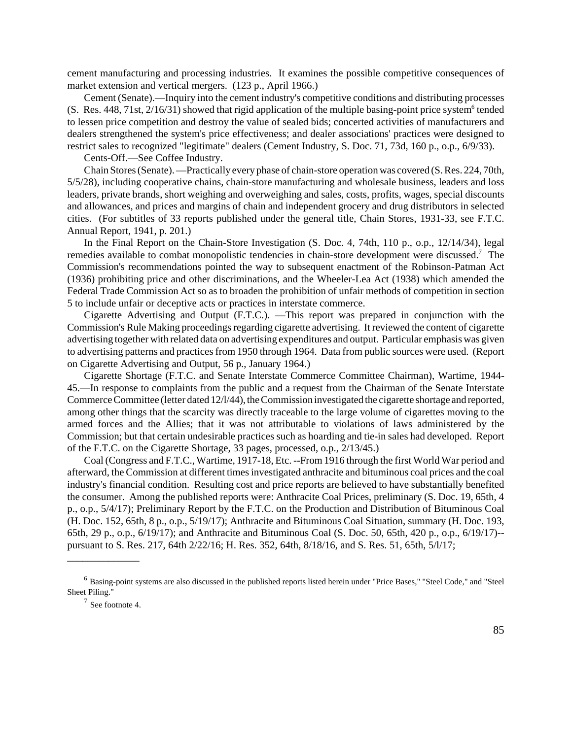cement manufacturing and processing industries. It examines the possible competitive consequences of market extension and vertical mergers. (123 p., April 1966.)

Cement (Senate).—Inquiry into the cement industry's competitive conditions and distributing processes (S. Res. 448, 71st, 2/16/31) showed that rigid application of the multiple basing-point price system[6] tended to lessen price competition and destroy the value of sealed bids; concerted activities of manufacturers and dealers strengthened the system's price effectiveness; and dealer associations' practices were designed to restrict sales to recognized "legitimate" dealers (Cement Industry, S. Doc. 71, 73d, 160 p., o.p., 6/9/33).

Cents-Off.—See Coffee Industry.

Chain Stores (Senate). —Practically every phase of chain-store operation was covered (S. Res. 224, 70th, 5/5/28), including cooperative chains, chain-store manufacturing and wholesale business, leaders and loss leaders, private brands, short weighing and overweighing and sales, costs, profits, wages, special discounts and allowances, and prices and margins of chain and independent grocery and drug distributors in selected cities. (For subtitles of 33 reports published under the general title, Chain Stores, 1931-33, see F.T.C. Annual Report, 1941, p. 201.)

In the Final Report on the Chain-Store Investigation (S. Doc. 4, 74th, 110 p., o.p., 12/14/34), legal remedies available to combat monopolistic tendencies in chain-store development were discussed.[7] The Commission's recommendations pointed the way to subsequent enactment of the Robinson-Patman Act (1936) prohibiting price and other discriminations, and the Wheeler-Lea Act (1938) which amended the Federal Trade Commission Act so as to broaden the prohibition of unfair methods of competition in section 5 to include unfair or deceptive acts or practices in interstate commerce.

Cigarette Advertising and Output (F.T.C.). —This report was prepared in conjunction with the Commission's Rule Making proceedings regarding cigarette advertising. It reviewed the content of cigarette advertising together with related data on advertising expenditures and output. Particular emphasis was given to advertising patterns and practices from 1950 through 1964. Data from public sources were used. (Report on Cigarette Advertising and Output, 56 p., January 1964.)

Cigarette Shortage (F.T.C. and Senate Interstate Commerce Committee Chairman), Wartime, 1944-45.—In response to complaints from the public and a request from the Chairman of the Senate Interstate Commerce Committee (letter dated 12/l/44), the Commission investigated the cigarette shortage and reported, among other things that the scarcity was directly traceable to the large volume of cigarettes moving to the armed forces and the Allies; that it was not attributable to violations of laws administered by the Commission; but that certain undesirable practices such as hoarding and tie-in sales had developed. Report of the F.T.C. on the Cigarette Shortage, 33 pages, processed, o.p., 2/13/45.)

Coal (Congress and F.T.C., Wartime, 1917-18, Etc. --From 1916 through the first World War period and afterward, the Commission at different times investigated anthracite and bituminous coal prices and the coal industry's financial condition. Resulting cost and price reports are believed to have substantially benefited the consumer. Among the published reports were: Anthracite Coal Prices, preliminary (S. Doc. 19, 65th, 4 p., o.p., 5/4/17); Preliminary Report by the F.T.C. on the Production and Distribution of Bituminous Coal (H. Doc. 152, 65th, 8 p., o.p., 5/19/17); Anthracite and Bituminous Coal Situation, summary (H. Doc. 193, 65th, 29 p., o.p., 6/19/17); and Anthracite and Bituminous Coal (S. Doc. 50, 65th, 420 p., o.p., 6/19/17)--pursuant to S. Res. 217, 64th 2/22/16; H. Res. 352, 64th, 8/18/16, and S. Res. 51, 65th, 5/l/17;

---

[6] Basing-point systems are also discussed in the published reports listed herein under "Price Bases," "Steel Code," and "Steel Sheet Piling."

[7] See footnote 4.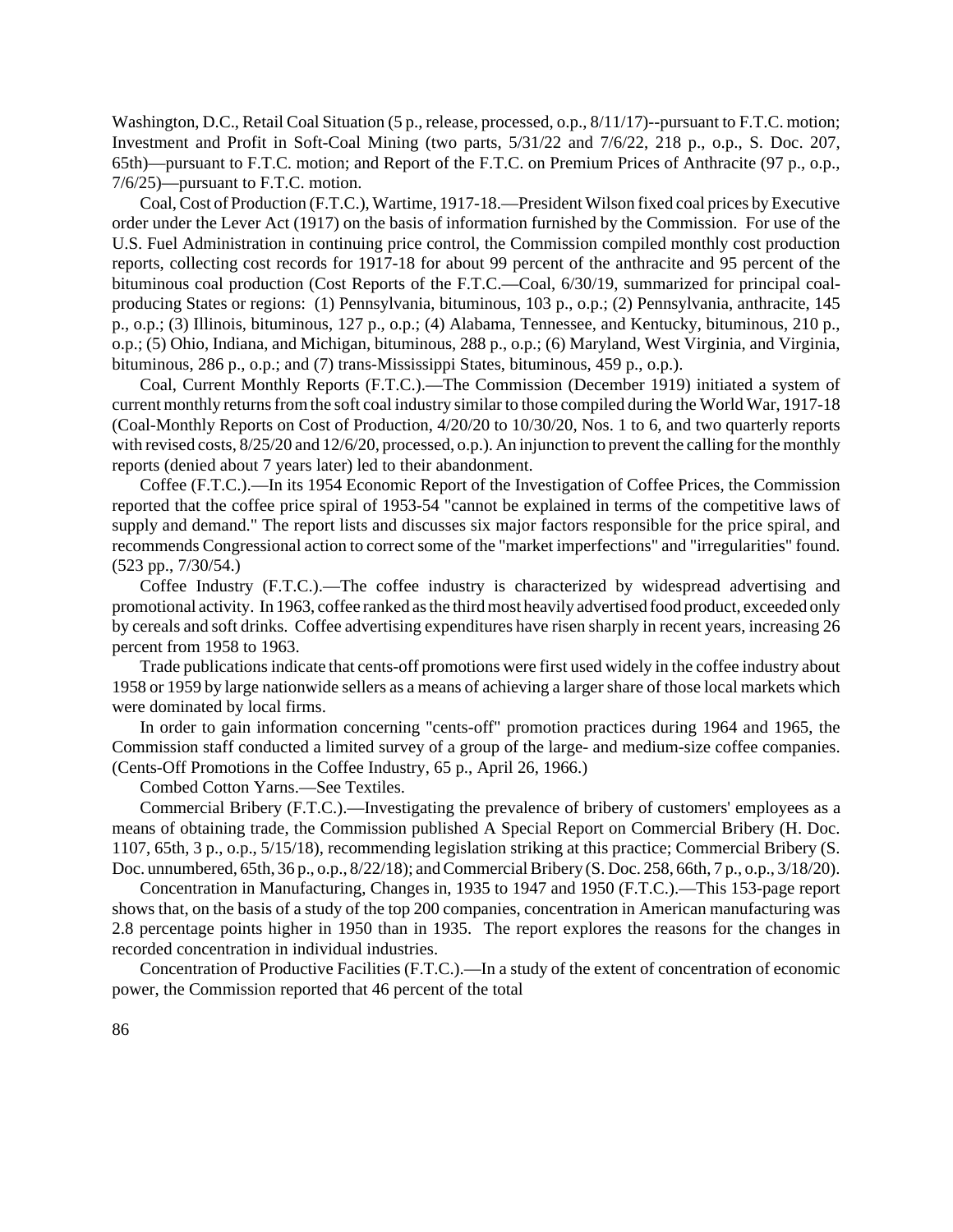Washington, D.C., Retail Coal Situation (5 p., release, processed, o.p., 8/11/17)--pursuant to F.T.C. motion; Investment and Profit in Soft-Coal Mining (two parts, 5/31/22 and 7/6/22, 218 p., o.p., S. Doc. 207, 65th)—pursuant to F.T.C. motion; and Report of the F.T.C. on Premium Prices of Anthracite (97 p., o.p., 7/6/25)—pursuant to F.T.C. motion.

Coal, Cost of Production (F.T.C.), Wartime, 1917-18.—President Wilson fixed coal prices by Executive order under the Lever Act (1917) on the basis of information furnished by the Commission. For use of the U.S. Fuel Administration in continuing price control, the Commission compiled monthly cost production reports, collecting cost records for 1917-18 for about 99 percent of the anthracite and 95 percent of the bituminous coal production (Cost Reports of the F.T.C.—Coal, 6/30/19, summarized for principal coal-producing States or regions: (1) Pennsylvania, bituminous, 103 p., o.p.; (2) Pennsylvania, anthracite, 145 p., o.p.; (3) Illinois, bituminous, 127 p., o.p.; (4) Alabama, Tennessee, and Kentucky, bituminous, 210 p., o.p.; (5) Ohio, Indiana, and Michigan, bituminous, 288 p., o.p.; (6) Maryland, West Virginia, and Virginia, bituminous, 286 p., o.p.; and (7) trans-Mississippi States, bituminous, 459 p., o.p.).

Coal, Current Monthly Reports (F.T.C.).—The Commission (December 1919) initiated a system of current monthly returns from the soft coal industry similar to those compiled during the World War, 1917-18 (Coal-Monthly Reports on Cost of Production, 4/20/20 to 10/30/20, Nos. 1 to 6, and two quarterly reports with revised costs, 8/25/20 and 12/6/20, processed, o.p.). An injunction to prevent the calling for the monthly reports (denied about 7 years later) led to their abandonment.

Coffee (F.T.C.).—In its 1954 Economic Report of the Investigation of Coffee Prices, the Commission reported that the coffee price spiral of 1953-54 "cannot be explained in terms of the competitive laws of supply and demand." The report lists and discusses six major factors responsible for the price spiral, and recommends Congressional action to correct some of the "market imperfections" and "irregularities" found. (523 pp., 7/30/54.)

Coffee Industry (F.T.C.).—The coffee industry is characterized by widespread advertising and promotional activity. In 1963, coffee ranked as the third most heavily advertised food product, exceeded only by cereals and soft drinks. Coffee advertising expenditures have risen sharply in recent years, increasing 26 percent from 1958 to 1963.

Trade publications indicate that cents-off promotions were first used widely in the coffee industry about 1958 or 1959 by large nationwide sellers as a means of achieving a larger share of those local markets which were dominated by local firms.

In order to gain information concerning "cents-off" promotion practices during 1964 and 1965, the Commission staff conducted a limited survey of a group of the large- and medium-size coffee companies. (Cents-Off Promotions in the Coffee Industry, 65 p., April 26, 1966.)

Combed Cotton Yarns.—See Textiles.

Commercial Bribery (F.T.C.).—Investigating the prevalence of bribery of customers' employees as a means of obtaining trade, the Commission published A Special Report on Commercial Bribery (H. Doc. 1107, 65th, 3 p., o.p., 5/15/18), recommending legislation striking at this practice; Commercial Bribery (S. Doc. unnumbered, 65th, 36 p., o.p., 8/22/18); and Commercial Bribery (S. Doc. 258, 66th, 7 p., o.p., 3/18/20).

Concentration in Manufacturing, Changes in, 1935 to 1947 and 1950 (F.T.C.).—This 153-page report shows that, on the basis of a study of the top 200 companies, concentration in American manufacturing was 2.8 percentage points higher in 1950 than in 1935. The report explores the reasons for the changes in recorded concentration in individual industries.

Concentration of Productive Facilities (F.T.C.).—In a study of the extent of concentration of economic power, the Commission reported that 46 percent of the total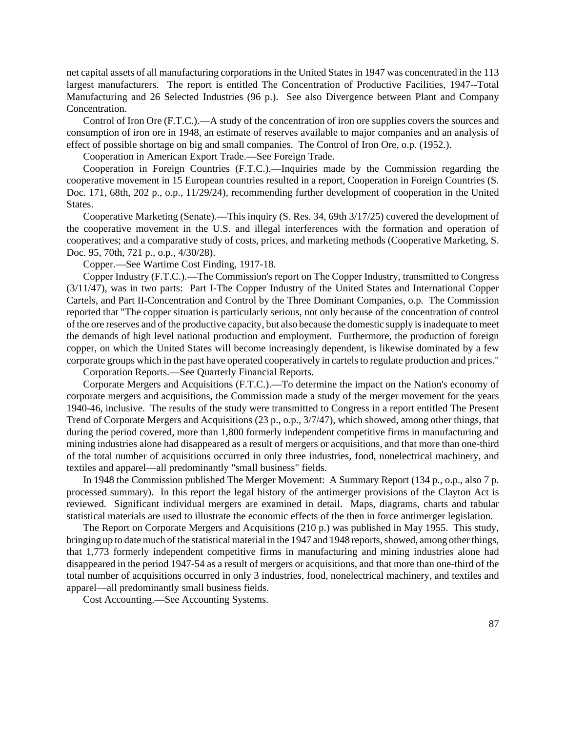net capital assets of all manufacturing corporations in the United States in 1947 was concentrated in the 113 largest manufacturers. The report is entitled The Concentration of Productive Facilities, 1947--Total Manufacturing and 26 Selected Industries (96 p.). See also Divergence between Plant and Company Concentration.

Control of Iron Ore (F.T.C.).—A study of the concentration of iron ore supplies covers the sources and consumption of iron ore in 1948, an estimate of reserves available to major companies and an analysis of effect of possible shortage on big and small companies. The Control of Iron Ore, o.p. (1952.).

Cooperation in American Export Trade.—See Foreign Trade.

Cooperation in Foreign Countries (F.T.C.).—Inquiries made by the Commission regarding the cooperative movement in 15 European countries resulted in a report, Cooperation in Foreign Countries (S. Doc. 171, 68th, 202 p., o.p., 11/29/24), recommending further development of cooperation in the United States.

Cooperative Marketing (Senate).—This inquiry (S. Res. 34, 69th 3/17/25) covered the development of the cooperative movement in the U.S. and illegal interferences with the formation and operation of cooperatives; and a comparative study of costs, prices, and marketing methods (Cooperative Marketing, S. Doc. 95, 70th, 721 p., o.p., 4/30/28).

Copper.—See Wartime Cost Finding, 1917-18.

Copper Industry (F.T.C.).—The Commission's report on The Copper Industry, transmitted to Congress (3/11/47), was in two parts: Part I-The Copper Industry of the United States and International Copper Cartels, and Part II-Concentration and Control by the Three Dominant Companies, o.p. The Commission reported that "The copper situation is particularly serious, not only because of the concentration of control of the ore reserves and of the productive capacity, but also because the domestic supply is inadequate to meet the demands of high level national production and employment. Furthermore, the production of foreign copper, on which the United States will become increasingly dependent, is likewise dominated by a few corporate groups which in the past have operated cooperatively in cartels to regulate production and prices."

Corporation Reports.—See Quarterly Financial Reports.

Corporate Mergers and Acquisitions (F.T.C.).—To determine the impact on the Nation's economy of corporate mergers and acquisitions, the Commission made a study of the merger movement for the years 1940-46, inclusive. The results of the study were transmitted to Congress in a report entitled The Present Trend of Corporate Mergers and Acquisitions (23 p., o.p., 3/7/47), which showed, among other things, that during the period covered, more than 1,800 formerly independent competitive firms in manufacturing and mining industries alone had disappeared as a result of mergers or acquisitions, and that more than one-third of the total number of acquisitions occurred in only three industries, food, nonelectrical machinery, and textiles and apparel—all predominantly "small business" fields.

In 1948 the Commission published The Merger Movement: A Summary Report (134 p., o.p., also 7 p. processed summary). In this report the legal history of the antimerger provisions of the Clayton Act is reviewed. Significant individual mergers are examined in detail. Maps, diagrams, charts and tabular statistical materials are used to illustrate the economic effects of the then in force antimerger legislation.

The Report on Corporate Mergers and Acquisitions (210 p.) was published in May 1955. This study, bringing up to date much of the statistical material in the 1947 and 1948 reports, showed, among other things, that 1,773 formerly independent competitive firms in manufacturing and mining industries alone had disappeared in the period 1947-54 as a result of mergers or acquisitions, and that more than one-third of the total number of acquisitions occurred in only 3 industries, food, nonelectrical machinery, and textiles and apparel—all predominantly small business fields.

Cost Accounting.—See Accounting Systems.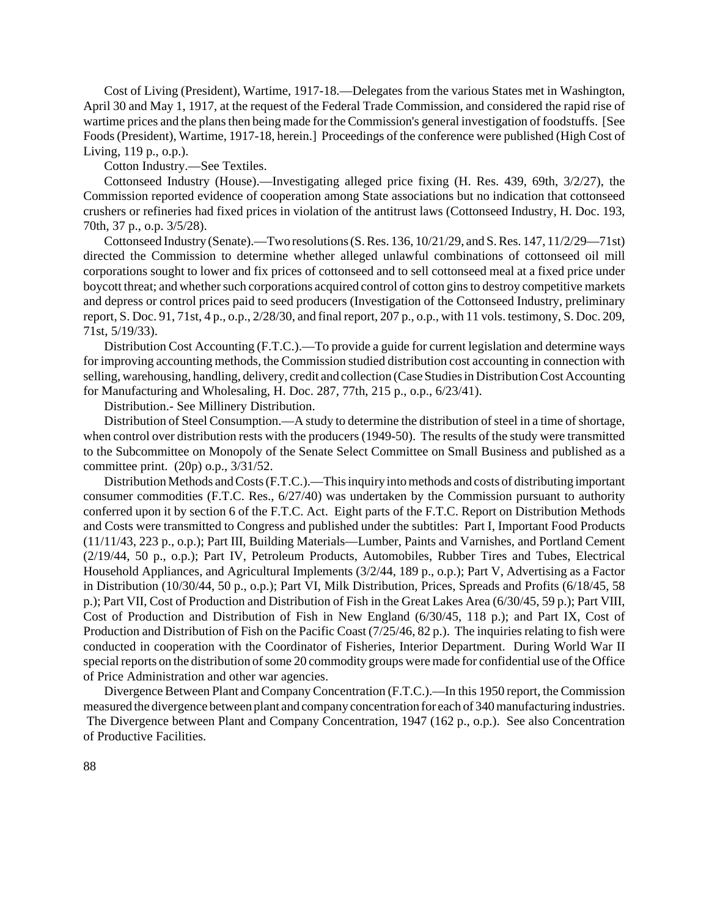Cost of Living (President), Wartime, 1917-18.—Delegates from the various States met in Washington, April 30 and May 1, 1917, at the request of the Federal Trade Commission, and considered the rapid rise of wartime prices and the plans then being made for the Commission's general investigation of foodstuffs. [See Foods (President), Wartime, 1917-18, herein.] Proceedings of the conference were published (High Cost of Living, 119 p., o.p.).

Cotton Industry.—See Textiles.

Cottonseed Industry (House).—Investigating alleged price fixing (H. Res. 439, 69th, 3/2/27), the Commission reported evidence of cooperation among State associations but no indication that cottonseed crushers or refineries had fixed prices in violation of the antitrust laws (Cottonseed Industry, H. Doc. 193, 70th, 37 p., o.p. 3/5/28).

Cottonseed Industry (Senate).—Two resolutions (S. Res. 136, 10/21/29, and S. Res. 147, 11/2/29—71st) directed the Commission to determine whether alleged unlawful combinations of cottonseed oil mill corporations sought to lower and fix prices of cottonseed and to sell cottonseed meal at a fixed price under boycott threat; and whether such corporations acquired control of cotton gins to destroy competitive markets and depress or control prices paid to seed producers (Investigation of the Cottonseed Industry, preliminary report, S. Doc. 91, 71st, 4 p., o.p., 2/28/30, and final report, 207 p., o.p., with 11 vols. testimony, S. Doc. 209, 71st, 5/19/33).

Distribution Cost Accounting (F.T.C.).—To provide a guide for current legislation and determine ways for improving accounting methods, the Commission studied distribution cost accounting in connection with selling, warehousing, handling, delivery, credit and collection (Case Studies in Distribution Cost Accounting for Manufacturing and Wholesaling, H. Doc. 287, 77th, 215 p., o.p., 6/23/41).

Distribution.- See Millinery Distribution.

Distribution of Steel Consumption.—A study to determine the distribution of steel in a time of shortage, when control over distribution rests with the producers (1949-50). The results of the study were transmitted to the Subcommittee on Monopoly of the Senate Select Committee on Small Business and published as a committee print. (20p) o.p., 3/31/52.

Distribution Methods and Costs (F.T.C.).—This inquiry into methods and costs of distributing important consumer commodities (F.T.C. Res., 6/27/40) was undertaken by the Commission pursuant to authority conferred upon it by section 6 of the F.T.C. Act. Eight parts of the F.T.C. Report on Distribution Methods and Costs were transmitted to Congress and published under the subtitles: Part I, Important Food Products (11/11/43, 223 p., o.p.); Part III, Building Materials—Lumber, Paints and Varnishes, and Portland Cement (2/19/44, 50 p., o.p.); Part IV, Petroleum Products, Automobiles, Rubber Tires and Tubes, Electrical Household Appliances, and Agricultural Implements (3/2/44, 189 p., o.p.); Part V, Advertising as a Factor in Distribution (10/30/44, 50 p., o.p.); Part VI, Milk Distribution, Prices, Spreads and Profits (6/18/45, 58 p.); Part VII, Cost of Production and Distribution of Fish in the Great Lakes Area (6/30/45, 59 p.); Part VIII, Cost of Production and Distribution of Fish in New England (6/30/45, 118 p.); and Part IX, Cost of Production and Distribution of Fish on the Pacific Coast (7/25/46, 82 p.). The inquiries relating to fish were conducted in cooperation with the Coordinator of Fisheries, Interior Department. During World War II special reports on the distribution of some 20 commodity groups were made for confidential use of the Office of Price Administration and other war agencies.

Divergence Between Plant and Company Concentration (F.T.C.).—In this 1950 report, the Commission measured the divergence between plant and company concentration for each of 340 manufacturing industries. The Divergence between Plant and Company Concentration, 1947 (162 p., o.p.). See also Concentration of Productive Facilities.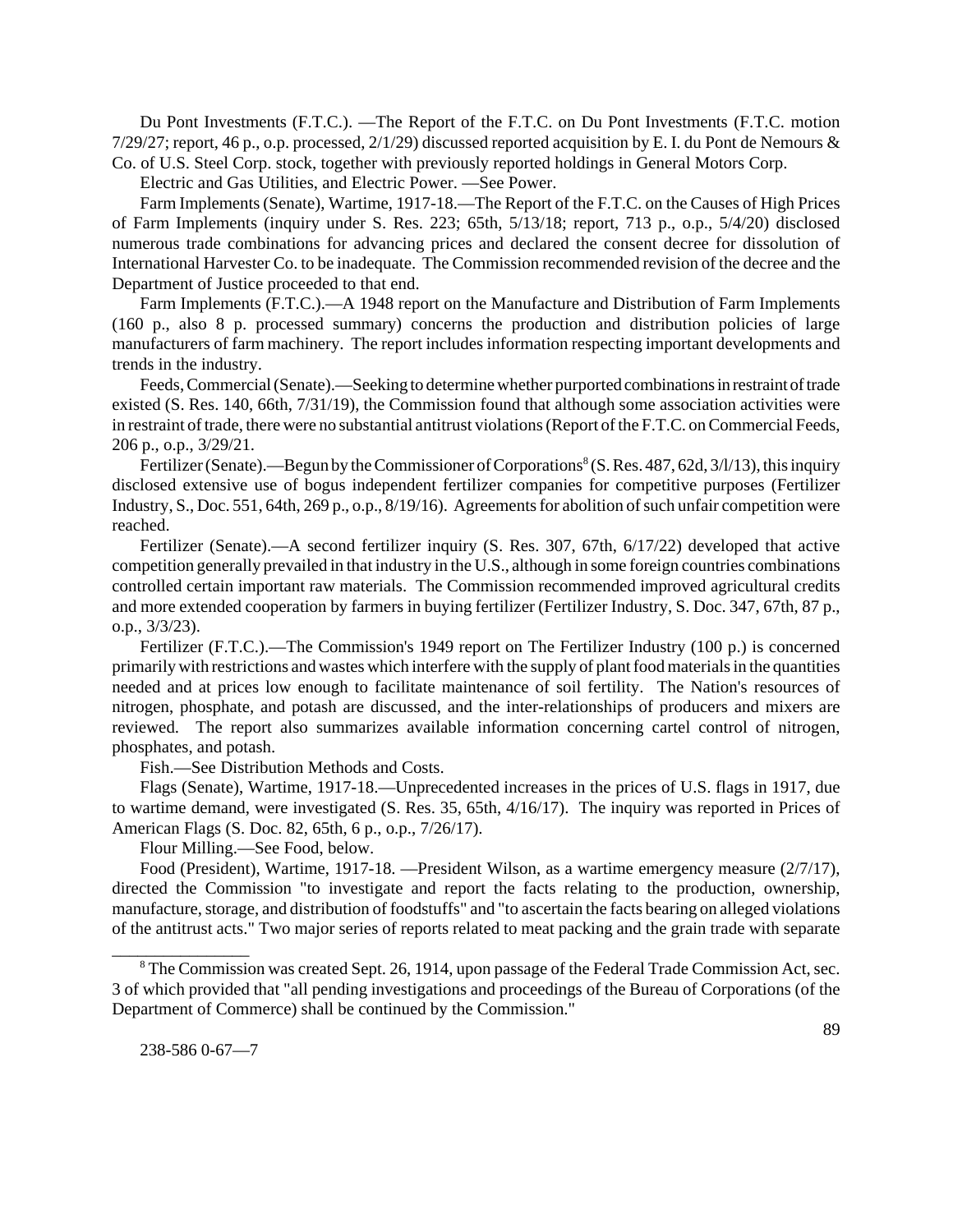Du Pont Investments (F.T.C.). —The Report of the F.T.C. on Du Pont Investments (F.T.C. motion 7/29/27; report, 46 p., o.p. processed, 2/1/29) discussed reported acquisition by E. I. du Pont de Nemours & Co. of U.S. Steel Corp. stock, together with previously reported holdings in General Motors Corp.

Electric and Gas Utilities, and Electric Power. —See Power.

Farm Implements (Senate), Wartime, 1917-18.—The Report of the F.T.C. on the Causes of High Prices of Farm Implements (inquiry under S. Res. 223; 65th, 5/13/18; report, 713 p., o.p., 5/4/20) disclosed numerous trade combinations for advancing prices and declared the consent decree for dissolution of International Harvester Co. to be inadequate. The Commission recommended revision of the decree and the Department of Justice proceeded to that end.

Farm Implements (F.T.C.).—A 1948 report on the Manufacture and Distribution of Farm Implements (160 p., also 8 p. processed summary) concerns the production and distribution policies of large manufacturers of farm machinery. The report includes information respecting important developments and trends in the industry.

Feeds, Commercial (Senate).—Seeking to determine whether purported combinations in restraint of trade existed (S. Res. 140, 66th, 7/31/19), the Commission found that although some association activities were in restraint of trade, there were no substantial antitrust violations (Report of the F.T.C. on Commercial Feeds, 206 p., o.p., 3/29/21.

Fertilizer (Senate).—Begun by the Commissioner of Corporations[8] (S. Res. 487, 62d, 3/l/13), this inquiry disclosed extensive use of bogus independent fertilizer companies for competitive purposes (Fertilizer Industry, S., Doc. 551, 64th, 269 p., o.p., 8/19/16). Agreements for abolition of such unfair competition were reached.

Fertilizer (Senate).—A second fertilizer inquiry (S. Res. 307, 67th, 6/17/22) developed that active competition generally prevailed in that industry in the U.S., although in some foreign countries combinations controlled certain important raw materials. The Commission recommended improved agricultural credits and more extended cooperation by farmers in buying fertilizer (Fertilizer Industry, S. Doc. 347, 67th, 87 p., o.p., 3/3/23).

Fertilizer (F.T.C.).—The Commission's 1949 report on The Fertilizer Industry (100 p.) is concerned primarily with restrictions and wastes which interfere with the supply of plant food materials in the quantities needed and at prices low enough to facilitate maintenance of soil fertility. The Nation's resources of nitrogen, phosphate, and potash are discussed, and the inter-relationships of producers and mixers are reviewed. The report also summarizes available information concerning cartel control of nitrogen, phosphates, and potash.

Fish.—See Distribution Methods and Costs.

Flags (Senate), Wartime, 1917-18.—Unprecedented increases in the prices of U.S. flags in 1917, due to wartime demand, were investigated (S. Res. 35, 65th, 4/16/17). The inquiry was reported in Prices of American Flags (S. Doc. 82, 65th, 6 p., o.p., 7/26/17).

Flour Milling.—See Food, below.

Food (President), Wartime, 1917-18. —President Wilson, as a wartime emergency measure (2/7/17), directed the Commission "to investigate and report the facts relating to the production, ownership, manufacture, storage, and distribution of foodstuffs" and "to ascertain the facts bearing on alleged violations of the antitrust acts." Two major series of reports related to meat packing and the grain trade with separate

---

[8] The Commission was created Sept. 26, 1914, upon passage of the Federal Trade Commission Act, sec. 3 of which provided that "all pending investigations and proceedings of the Bureau of Corporations (of the Department of Commerce) shall be continued by the Commission."

238-586 0-67—7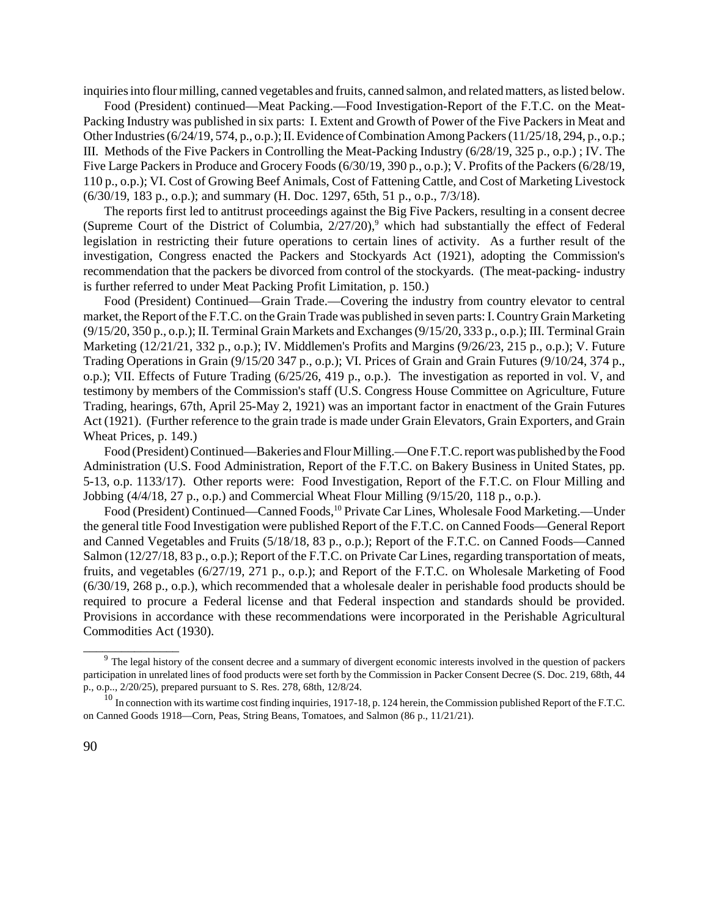inquiries into flour milling, canned vegetables and fruits, canned salmon, and related matters, as listed below.

Food (President) continued—Meat Packing.—Food Investigation-Report of the F.T.C. on the Meat-Packing Industry was published in six parts: I. Extent and Growth of Power of the Five Packers in Meat and Other Industries (6/24/19, 574, p., o.p.); II. Evidence of Combination Among Packers (11/25/18, 294, p., o.p.; III. Methods of the Five Packers in Controlling the Meat-Packing Industry (6/28/19, 325 p., o.p.) ; IV. The Five Large Packers in Produce and Grocery Foods (6/30/19, 390 p., o.p.); V. Profits of the Packers (6/28/19, 110 p., o.p.); VI. Cost of Growing Beef Animals, Cost of Fattening Cattle, and Cost of Marketing Livestock (6/30/19, 183 p., o.p.); and summary (H. Doc. 1297, 65th, 51 p., o.p., 7/3/18).

The reports first led to antitrust proceedings against the Big Five Packers, resulting in a consent decree (Supreme Court of the District of Columbia, 2/27/20),[9] which had substantially the effect of Federal legislation in restricting their future operations to certain lines of activity. As a further result of the investigation, Congress enacted the Packers and Stockyards Act (1921), adopting the Commission's recommendation that the packers be divorced from control of the stockyards. (The meat-packing- industry is further referred to under Meat Packing Profit Limitation, p. 150.)

Food (President) Continued—Grain Trade.—Covering the industry from country elevator to central market, the Report of the F.T.C. on the Grain Trade was published in seven parts: I. Country Grain Marketing (9/15/20, 350 p., o.p.); II. Terminal Grain Markets and Exchanges (9/15/20, 333 p., o.p.); III. Terminal Grain Marketing (12/21/21, 332 p., o.p.); IV. Middlemen's Profits and Margins (9/26/23, 215 p., o.p.); V. Future Trading Operations in Grain (9/15/20 347 p., o.p.); VI. Prices of Grain and Grain Futures (9/10/24, 374 p., o.p.); VII. Effects of Future Trading (6/25/26, 419 p., o.p.). The investigation as reported in vol. V, and testimony by members of the Commission's staff (U.S. Congress House Committee on Agriculture, Future Trading, hearings, 67th, April 25-May 2, 1921) was an important factor in enactment of the Grain Futures Act (1921). (Further reference to the grain trade is made under Grain Elevators, Grain Exporters, and Grain Wheat Prices, p. 149.)

Food (President) Continued—Bakeries and Flour Milling.—One F.T.C. report was published by the Food Administration (U.S. Food Administration, Report of the F.T.C. on Bakery Business in United States, pp. 5-13, o.p. 1133/17). Other reports were: Food Investigation, Report of the F.T.C. on Flour Milling and Jobbing (4/4/18, 27 p., o.p.) and Commercial Wheat Flour Milling (9/15/20, 118 p., o.p.).

Food (President) Continued—Canned Foods,[10] Private Car Lines, Wholesale Food Marketing.—Under the general title Food Investigation were published Report of the F.T.C. on Canned Foods—General Report and Canned Vegetables and Fruits (5/18/18, 83 p., o.p.); Report of the F.T.C. on Canned Foods—Canned Salmon (12/27/18, 83 p., o.p.); Report of the F.T.C. on Private Car Lines, regarding transportation of meats, fruits, and vegetables (6/27/19, 271 p., o.p.); and Report of the F.T.C. on Wholesale Marketing of Food (6/30/19, 268 p., o.p.), which recommended that a wholesale dealer in perishable food products should be required to procure a Federal license and that Federal inspection and standards should be provided. Provisions in accordance with these recommendations were incorporated in the Perishable Agricultural Commodities Act (1930).

---

[9] The legal history of the consent decree and a summary of divergent economic interests involved in the question of packers participation in unrelated lines of food products were set forth by the Commission in Packer Consent Decree (S. Doc. 219, 68th, 44 p., o.p.., 2/20/25), prepared pursuant to S. Res. 278, 68th, 12/8/24.

[10] In connection with its wartime cost finding inquiries, 1917-18, p. 124 herein, the Commission published Report of the F.T.C. on Canned Goods 1918—Corn, Peas, String Beans, Tomatoes, and Salmon (86 p., 11/21/21).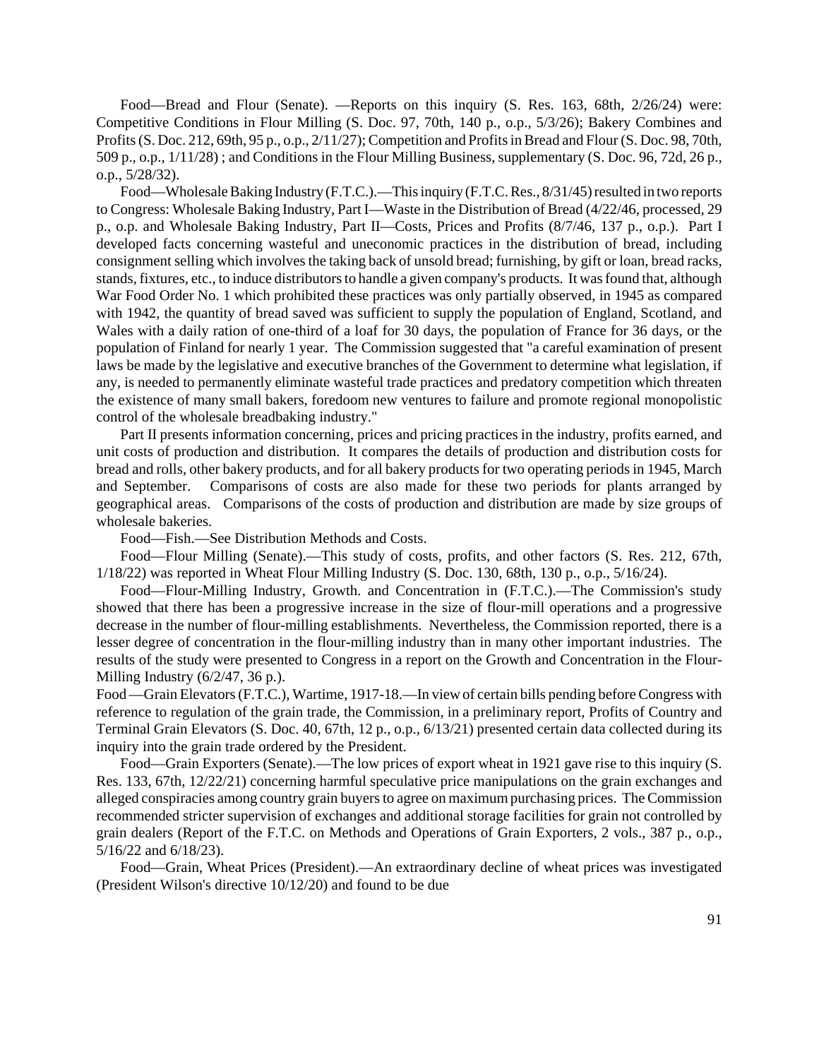Food—Bread and Flour (Senate). —Reports on this inquiry (S. Res. 163, 68th, 2/26/24) were: Competitive Conditions in Flour Milling (S. Doc. 97, 70th, 140 p., o.p., 5/3/26); Bakery Combines and Profits (S. Doc. 212, 69th, 95 p., o.p., 2/11/27); Competition and Profits in Bread and Flour (S. Doc. 98, 70th, 509 p., o.p., 1/11/28) ; and Conditions in the Flour Milling Business, supplementary (S. Doc. 96, 72d, 26 p., o.p., 5/28/32).

Food—Wholesale Baking Industry (F.T.C.).—This inquiry (F.T.C. Res., 8/31/45) resulted in two reports to Congress: Wholesale Baking Industry, Part I—Waste in the Distribution of Bread (4/22/46, processed, 29 p., o.p. and Wholesale Baking Industry, Part II—Costs, Prices and Profits (8/7/46, 137 p., o.p.). Part I developed facts concerning wasteful and uneconomic practices in the distribution of bread, including consignment selling which involves the taking back of unsold bread; furnishing, by gift or loan, bread racks, stands, fixtures, etc., to induce distributors to handle a given company's products. It was found that, although War Food Order No. 1 which prohibited these practices was only partially observed, in 1945 as compared with 1942, the quantity of bread saved was sufficient to supply the population of England, Scotland, and Wales with a daily ration of one-third of a loaf for 30 days, the population of France for 36 days, or the population of Finland for nearly 1 year. The Commission suggested that "a careful examination of present laws be made by the legislative and executive branches of the Government to determine what legislation, if any, is needed to permanently eliminate wasteful trade practices and predatory competition which threaten the existence of many small bakers, foredoom new ventures to failure and promote regional monopolistic control of the wholesale breadbaking industry."

Part II presents information concerning, prices and pricing practices in the industry, profits earned, and unit costs of production and distribution. It compares the details of production and distribution costs for bread and rolls, other bakery products, and for all bakery products for two operating periods in 1945, March and September. Comparisons of costs are also made for these two periods for plants arranged by geographical areas. Comparisons of the costs of production and distribution are made by size groups of wholesale bakeries.

Food—Fish.—See Distribution Methods and Costs.

Food—Flour Milling (Senate).—This study of costs, profits, and other factors (S. Res. 212, 67th, 1/18/22) was reported in Wheat Flour Milling Industry (S. Doc. 130, 68th, 130 p., o.p., 5/16/24).

Food—Flour-Milling Industry, Growth. and Concentration in (F.T.C.).—The Commission's study showed that there has been a progressive increase in the size of flour-mill operations and a progressive decrease in the number of flour-milling establishments. Nevertheless, the Commission reported, there is a lesser degree of concentration in the flour-milling industry than in many other important industries. The results of the study were presented to Congress in a report on the Growth and Concentration in the Flour-Milling Industry (6/2/47, 36 p.).

Food —Grain Elevators (F.T.C.), Wartime, 1917-18.—In view of certain bills pending before Congress with reference to regulation of the grain trade, the Commission, in a preliminary report, Profits of Country and Terminal Grain Elevators (S. Doc. 40, 67th, 12 p., o.p., 6/13/21) presented certain data collected during its inquiry into the grain trade ordered by the President.

Food—Grain Exporters (Senate).—The low prices of export wheat in 1921 gave rise to this inquiry (S. Res. 133, 67th, 12/22/21) concerning harmful speculative price manipulations on the grain exchanges and alleged conspiracies among country grain buyers to agree on maximum purchasing prices. The Commission recommended stricter supervision of exchanges and additional storage facilities for grain not controlled by grain dealers (Report of the F.T.C. on Methods and Operations of Grain Exporters, 2 vols., 387 p., o.p., 5/16/22 and 6/18/23).

Food—Grain, Wheat Prices (President).—An extraordinary decline of wheat prices was investigated (President Wilson's directive 10/12/20) and found to be due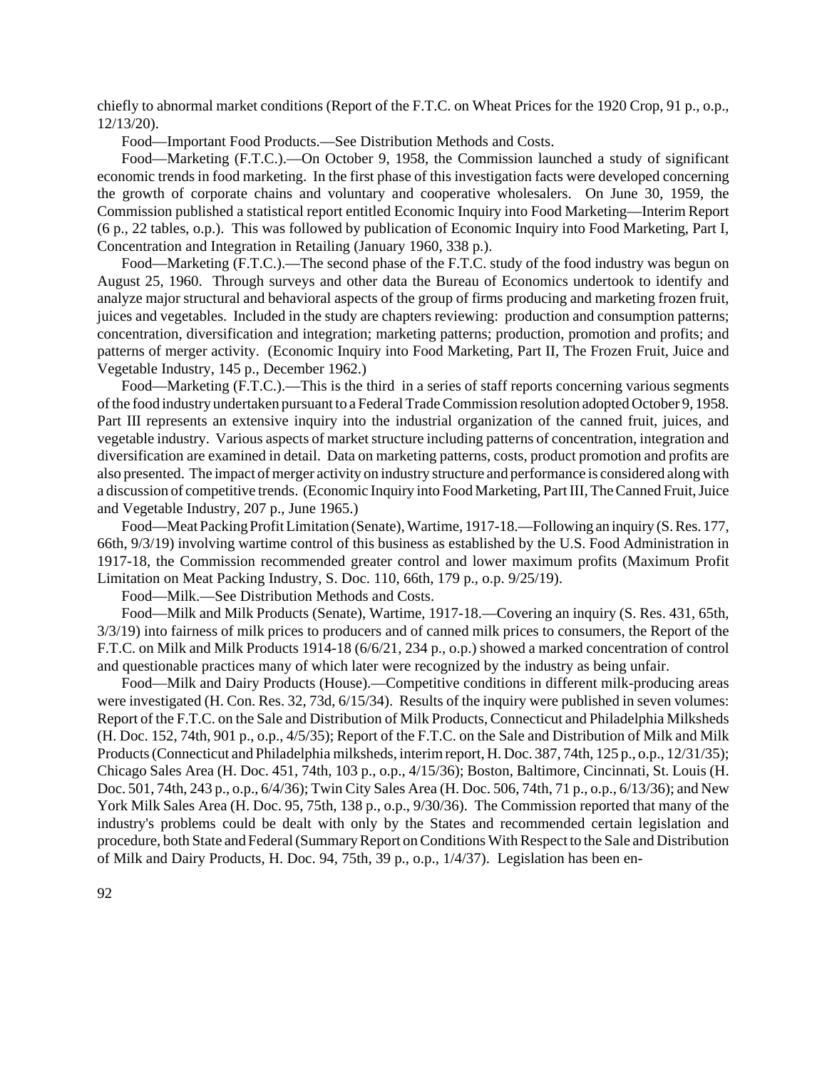chiefly to abnormal market conditions (Report of the F.T.C. on Wheat Prices for the 1920 Crop, 91 p., o.p., 12/13/20).

Food—Important Food Products.—See Distribution Methods and Costs.

Food—Marketing (F.T.C.).—On October 9, 1958, the Commission launched a study of significant economic trends in food marketing. In the first phase of this investigation facts were developed concerning the growth of corporate chains and voluntary and cooperative wholesalers. On June 30, 1959, the Commission published a statistical report entitled Economic Inquiry into Food Marketing—Interim Report (6 p., 22 tables, o.p.). This was followed by publication of Economic Inquiry into Food Marketing, Part I, Concentration and Integration in Retailing (January 1960, 338 p.).

Food—Marketing (F.T.C.).—The second phase of the F.T.C. study of the food industry was begun on August 25, 1960. Through surveys and other data the Bureau of Economics undertook to identify and analyze major structural and behavioral aspects of the group of firms producing and marketing frozen fruit, juices and vegetables. Included in the study are chapters reviewing: production and consumption patterns; concentration, diversification and integration; marketing patterns; production, promotion and profits; and patterns of merger activity. (Economic Inquiry into Food Marketing, Part II, The Frozen Fruit, Juice and Vegetable Industry, 145 p., December 1962.)

Food—Marketing (F.T.C.).—This is the third in a series of staff reports concerning various segments of the food industry undertaken pursuant to a Federal Trade Commission resolution adopted October 9, 1958. Part III represents an extensive inquiry into the industrial organization of the canned fruit, juices, and vegetable industry. Various aspects of market structure including patterns of concentration, integration and diversification are examined in detail. Data on marketing patterns, costs, product promotion and profits are also presented. The impact of merger activity on industry structure and performance is considered along with a discussion of competitive trends. (Economic Inquiry into Food Marketing, Part III, The Canned Fruit, Juice and Vegetable Industry, 207 p., June 1965.)

Food—Meat Packing Profit Limitation (Senate), Wartime, 1917-18.—Following an inquiry (S. Res. 177, 66th, 9/3/19) involving wartime control of this business as established by the U.S. Food Administration in 1917-18, the Commission recommended greater control and lower maximum profits (Maximum Profit Limitation on Meat Packing Industry, S. Doc. 110, 66th, 179 p., o.p. 9/25/19).

Food—Milk.—See Distribution Methods and Costs.

Food—Milk and Milk Products (Senate), Wartime, 1917-18.—Covering an inquiry (S. Res. 431, 65th, 3/3/19) into fairness of milk prices to producers and of canned milk prices to consumers, the Report of the F.T.C. on Milk and Milk Products 1914-18 (6/6/21, 234 p., o.p.) showed a marked concentration of control and questionable practices many of which later were recognized by the industry as being unfair.

Food—Milk and Dairy Products (House).—Competitive conditions in different milk-producing areas were investigated (H. Con. Res. 32, 73d, 6/15/34). Results of the inquiry were published in seven volumes: Report of the F.T.C. on the Sale and Distribution of Milk Products, Connecticut and Philadelphia Milksheds (H. Doc. 152, 74th, 901 p., o.p., 4/5/35); Report of the F.T.C. on the Sale and Distribution of Milk and Milk Products (Connecticut and Philadelphia milksheds, interim report, H. Doc. 387, 74th, 125 p., o.p., 12/31/35); Chicago Sales Area (H. Doc. 451, 74th, 103 p., o.p., 4/15/36); Boston, Baltimore, Cincinnati, St. Louis (H. Doc. 501, 74th, 243 p., o.p., 6/4/36); Twin City Sales Area (H. Doc. 506, 74th, 71 p., o.p., 6/13/36); and New York Milk Sales Area (H. Doc. 95, 75th, 138 p., o.p., 9/30/36). The Commission reported that many of the industry's problems could be dealt with only by the States and recommended certain legislation and procedure, both State and Federal (Summary Report on Conditions With Respect to the Sale and Distribution of Milk and Dairy Products, H. Doc. 94, 75th, 39 p., o.p., 1/4/37). Legislation has been en-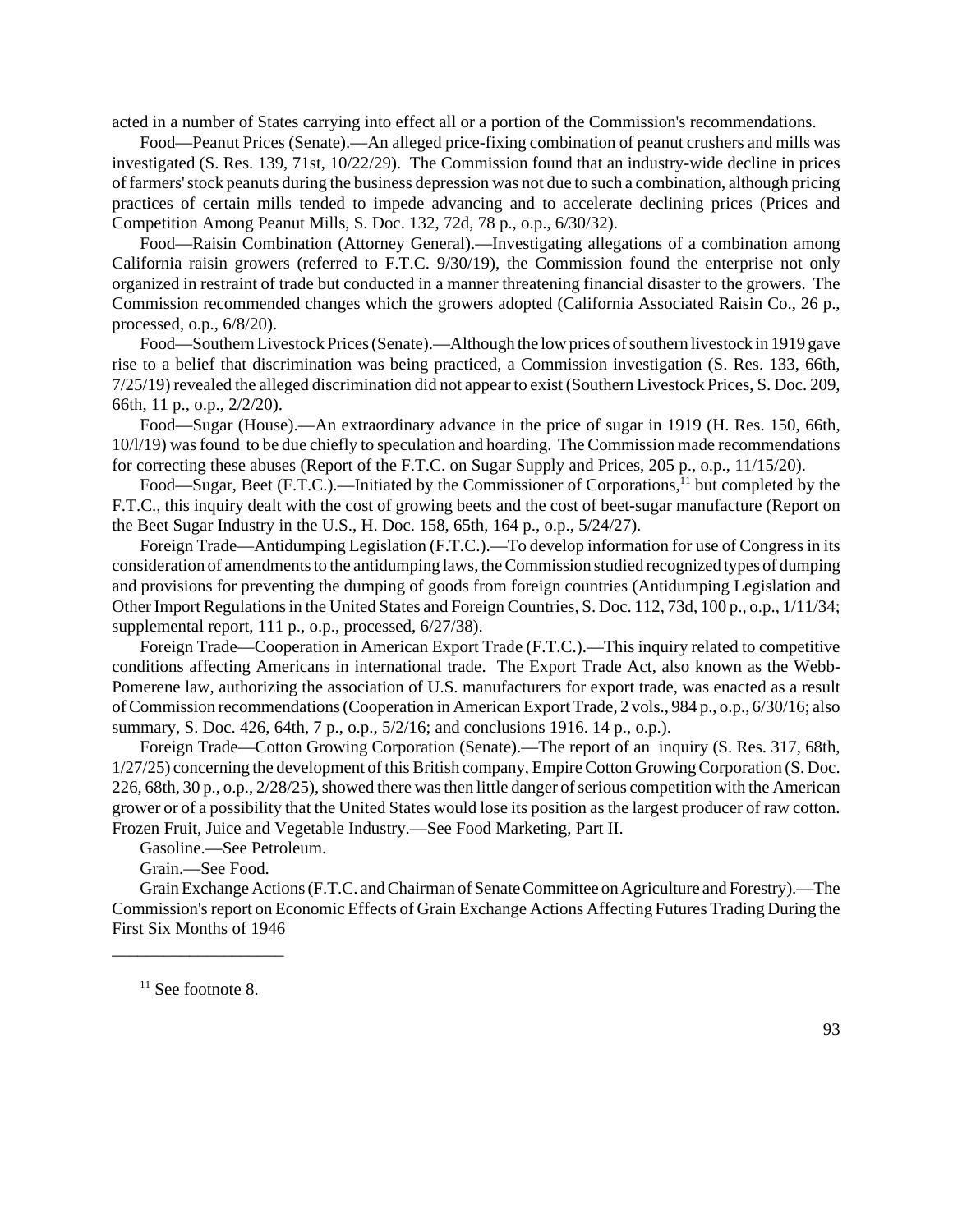acted in a number of States carrying into effect all or a portion of the Commission's recommendations.

Food—Peanut Prices (Senate).—An alleged price-fixing combination of peanut crushers and mills was investigated (S. Res. 139, 71st, 10/22/29). The Commission found that an industry-wide decline in prices of farmers' stock peanuts during the business depression was not due to such a combination, although pricing practices of certain mills tended to impede advancing and to accelerate declining prices (Prices and Competition Among Peanut Mills, S. Doc. 132, 72d, 78 p., o.p., 6/30/32).

Food—Raisin Combination (Attorney General).—Investigating allegations of a combination among California raisin growers (referred to F.T.C. 9/30/19), the Commission found the enterprise not only organized in restraint of trade but conducted in a manner threatening financial disaster to the growers. The Commission recommended changes which the growers adopted (California Associated Raisin Co., 26 p., processed, o.p., 6/8/20).

Food—Southern Livestock Prices (Senate).—Although the low prices of southern livestock in 1919 gave rise to a belief that discrimination was being practiced, a Commission investigation (S. Res. 133, 66th, 7/25/19) revealed the alleged discrimination did not appear to exist (Southern Livestock Prices, S. Doc. 209, 66th, 11 p., o.p., 2/2/20).

Food—Sugar (House).—An extraordinary advance in the price of sugar in 1919 (H. Res. 150, 66th, 10/l/19) was found to be due chiefly to speculation and hoarding. The Commission made recommendations for correcting these abuses (Report of the F.T.C. on Sugar Supply and Prices, 205 p., o.p., 11/15/20).

Food—Sugar, Beet (F.T.C.).—Initiated by the Commissioner of Corporations,[11] but completed by the F.T.C., this inquiry dealt with the cost of growing beets and the cost of beet-sugar manufacture (Report on the Beet Sugar Industry in the U.S., H. Doc. 158, 65th, 164 p., o.p., 5/24/27).

Foreign Trade—Antidumping Legislation (F.T.C.).—To develop information for use of Congress in its consideration of amendments to the antidumping laws, the Commission studied recognized types of dumping and provisions for preventing the dumping of goods from foreign countries (Antidumping Legislation and Other Import Regulations in the United States and Foreign Countries, S. Doc. 112, 73d, 100 p., o.p., 1/11/34; supplemental report, 111 p., o.p., processed, 6/27/38).

Foreign Trade—Cooperation in American Export Trade (F.T.C.).—This inquiry related to competitive conditions affecting Americans in international trade. The Export Trade Act, also known as the Webb-Pomerene law, authorizing the association of U.S. manufacturers for export trade, was enacted as a result of Commission recommendations (Cooperation in American Export Trade, 2 vols., 984 p., o.p., 6/30/16; also summary, S. Doc. 426, 64th, 7 p., o.p., 5/2/16; and conclusions 1916. 14 p., o.p.).

Foreign Trade—Cotton Growing Corporation (Senate).—The report of an inquiry (S. Res. 317, 68th, 1/27/25) concerning the development of this British company, Empire Cotton Growing Corporation (S. Doc. 226, 68th, 30 p., o.p., 2/28/25), showed there was then little danger of serious competition with the American grower or of a possibility that the United States would lose its position as the largest producer of raw cotton. Frozen Fruit, Juice and Vegetable Industry.—See Food Marketing, Part II.

Gasoline.—See Petroleum.

Grain.—See Food.

Grain Exchange Actions (F.T.C. and Chairman of Senate Committee on Agriculture and Forestry).—The Commission's report on Economic Effects of Grain Exchange Actions Affecting Futures Trading During the First Six Months of 1946

---

[11] See footnote 8.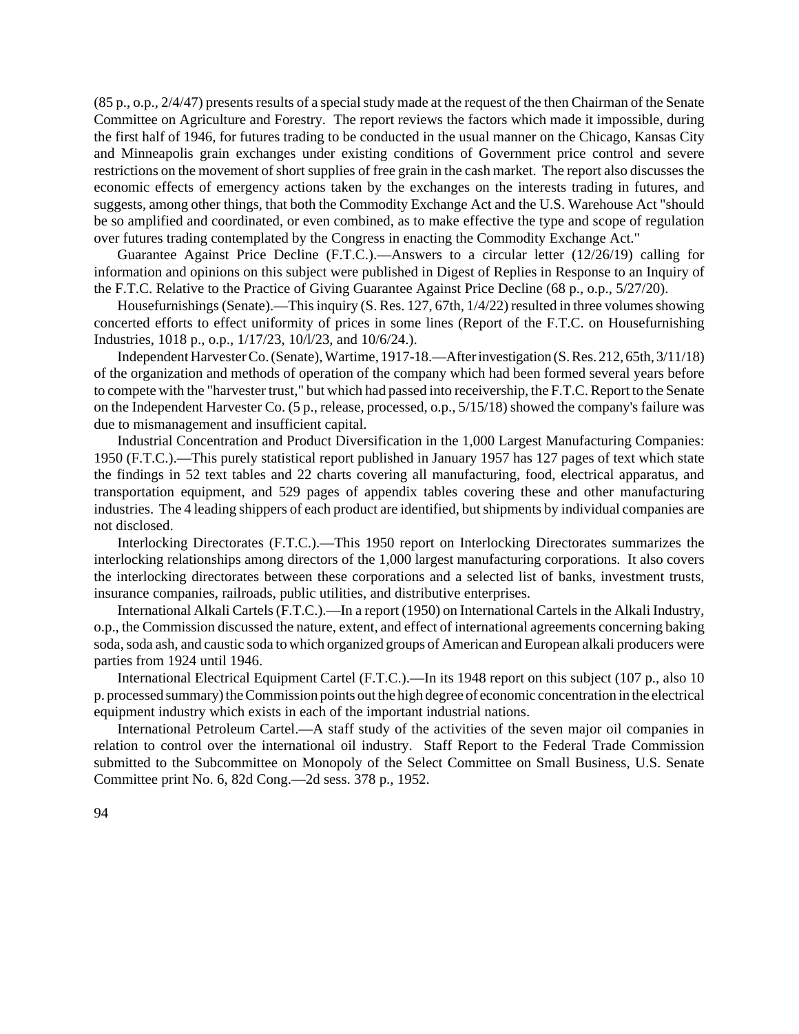(85 p., o.p., 2/4/47) presents results of a special study made at the request of the then Chairman of the Senate Committee on Agriculture and Forestry. The report reviews the factors which made it impossible, during the first half of 1946, for futures trading to be conducted in the usual manner on the Chicago, Kansas City and Minneapolis grain exchanges under existing conditions of Government price control and severe restrictions on the movement of short supplies of free grain in the cash market. The report also discusses the economic effects of emergency actions taken by the exchanges on the interests trading in futures, and suggests, among other things, that both the Commodity Exchange Act and the U.S. Warehouse Act "should be so amplified and coordinated, or even combined, as to make effective the type and scope of regulation over futures trading contemplated by the Congress in enacting the Commodity Exchange Act."

Guarantee Against Price Decline (F.T.C.).—Answers to a circular letter (12/26/19) calling for information and opinions on this subject were published in Digest of Replies in Response to an Inquiry of the F.T.C. Relative to the Practice of Giving Guarantee Against Price Decline (68 p., o.p., 5/27/20).

Housefurnishings (Senate).—This inquiry (S. Res. 127, 67th, 1/4/22) resulted in three volumes showing concerted efforts to effect uniformity of prices in some lines (Report of the F.T.C. on Housefurnishing Industries, 1018 p., o.p., 1/17/23, 10/l/23, and 10/6/24.).

Independent Harvester Co. (Senate), Wartime, 1917-18.—After investigation (S. Res. 212, 65th, 3/11/18) of the organization and methods of operation of the company which had been formed several years before to compete with the "harvester trust," but which had passed into receivership, the F.T.C. Report to the Senate on the Independent Harvester Co. (5 p., release, processed, o.p., 5/15/18) showed the company's failure was due to mismanagement and insufficient capital.

Industrial Concentration and Product Diversification in the 1,000 Largest Manufacturing Companies: 1950 (F.T.C.).—This purely statistical report published in January 1957 has 127 pages of text which state the findings in 52 text tables and 22 charts covering all manufacturing, food, electrical apparatus, and transportation equipment, and 529 pages of appendix tables covering these and other manufacturing industries. The 4 leading shippers of each product are identified, but shipments by individual companies are not disclosed.

Interlocking Directorates (F.T.C.).—This 1950 report on Interlocking Directorates summarizes the interlocking relationships among directors of the 1,000 largest manufacturing corporations. It also covers the interlocking directorates between these corporations and a selected list of banks, investment trusts, insurance companies, railroads, public utilities, and distributive enterprises.

International Alkali Cartels (F.T.C.).—In a report (1950) on International Cartels in the Alkali Industry, o.p., the Commission discussed the nature, extent, and effect of international agreements concerning baking soda, soda ash, and caustic soda to which organized groups of American and European alkali producers were parties from 1924 until 1946.

International Electrical Equipment Cartel (F.T.C.).—In its 1948 report on this subject (107 p., also 10 p. processed summary) the Commission points out the high degree of economic concentration in the electrical equipment industry which exists in each of the important industrial nations.

International Petroleum Cartel.—A staff study of the activities of the seven major oil companies in relation to control over the international oil industry. Staff Report to the Federal Trade Commission submitted to the Subcommittee on Monopoly of the Select Committee on Small Business, U.S. Senate Committee print No. 6, 82d Cong.—2d sess. 378 p., 1952.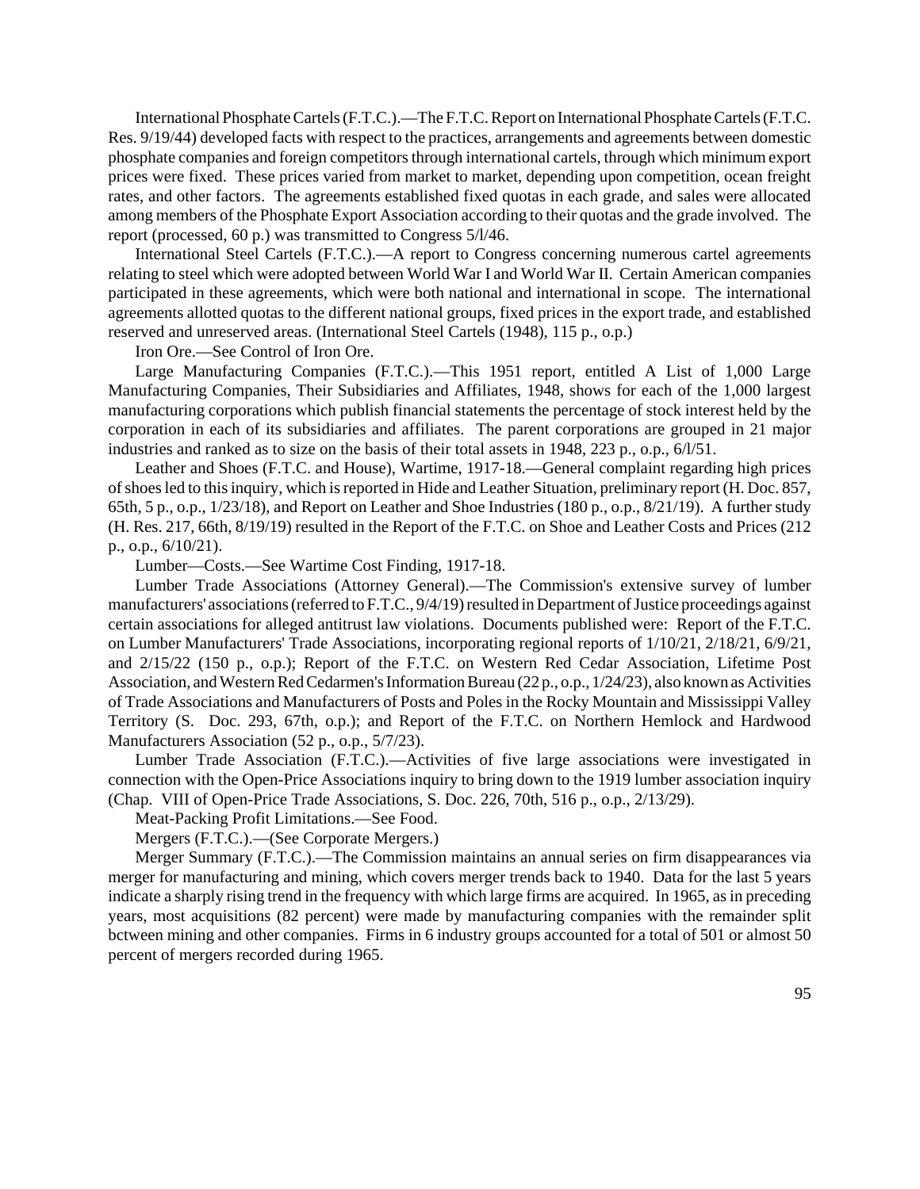International Phosphate Cartels (F.T.C.).—The F.T.C. Report on International Phosphate Cartels (F.T.C. Res. 9/19/44) developed facts with respect to the practices, arrangements and agreements between domestic phosphate companies and foreign competitors through international cartels, through which minimum export prices were fixed. These prices varied from market to market, depending upon competition, ocean freight rates, and other factors. The agreements established fixed quotas in each grade, and sales were allocated among members of the Phosphate Export Association according to their quotas and the grade involved. The report (processed, 60 p.) was transmitted to Congress 5/l/46.

International Steel Cartels (F.T.C.).—A report to Congress concerning numerous cartel agreements relating to steel which were adopted between World War I and World War II. Certain American companies participated in these agreements, which were both national and international in scope. The international agreements allotted quotas to the different national groups, fixed prices in the export trade, and established reserved and unreserved areas. (International Steel Cartels (1948), 115 p., o.p.)

Iron Ore.—See Control of Iron Ore.

Large Manufacturing Companies (F.T.C.).—This 1951 report, entitled A List of 1,000 Large Manufacturing Companies, Their Subsidiaries and Affiliates, 1948, shows for each of the 1,000 largest manufacturing corporations which publish financial statements the percentage of stock interest held by the corporation in each of its subsidiaries and affiliates. The parent corporations are grouped in 21 major industries and ranked as to size on the basis of their total assets in 1948, 223 p., o.p., 6/l/51.

Leather and Shoes (F.T.C. and House), Wartime, 1917-18.—General complaint regarding high prices of shoes led to this inquiry, which is reported in Hide and Leather Situation, preliminary report (H. Doc. 857, 65th, 5 p., o.p., 1/23/18), and Report on Leather and Shoe Industries (180 p., o.p., 8/21/19). A further study (H. Res. 217, 66th, 8/19/19) resulted in the Report of the F.T.C. on Shoe and Leather Costs and Prices (212 p., o.p., 6/10/21).

Lumber—Costs.—See Wartime Cost Finding, 1917-18.

Lumber Trade Associations (Attorney General).—The Commission's extensive survey of lumber manufacturers' associations (referred to F.T.C., 9/4/19) resulted in Department of Justice proceedings against certain associations for alleged antitrust law violations. Documents published were: Report of the F.T.C. on Lumber Manufacturers' Trade Associations, incorporating regional reports of 1/10/21, 2/18/21, 6/9/21, and 2/15/22 (150 p., o.p.); Report of the F.T.C. on Western Red Cedar Association, Lifetime Post Association, and Western Red Cedarmen's Information Bureau (22 p., o.p., 1/24/23), also known as Activities of Trade Associations and Manufacturers of Posts and Poles in the Rocky Mountain and Mississippi Valley Territory (S. Doc. 293, 67th, o.p.); and Report of the F.T.C. on Northern Hemlock and Hardwood Manufacturers Association (52 p., o.p., 5/7/23).

Lumber Trade Association (F.T.C.).—Activities of five large associations were investigated in connection with the Open-Price Associations inquiry to bring down to the 1919 lumber association inquiry (Chap. VIII of Open-Price Trade Associations, S. Doc. 226, 70th, 516 p., o.p., 2/13/29).

Meat-Packing Profit Limitations.—See Food.

Mergers (F.T.C.).—(See Corporate Mergers.)

Merger Summary (F.T.C.).—The Commission maintains an annual series on firm disappearances via merger for manufacturing and mining, which covers merger trends back to 1940. Data for the last 5 years indicate a sharply rising trend in the frequency with which large firms are acquired. In 1965, as in preceding years, most acquisitions (82 percent) were made by manufacturing companies with the remainder split bctween mining and other companies. Firms in 6 industry groups accounted for a total of 501 or almost 50 percent of mergers recorded during 1965.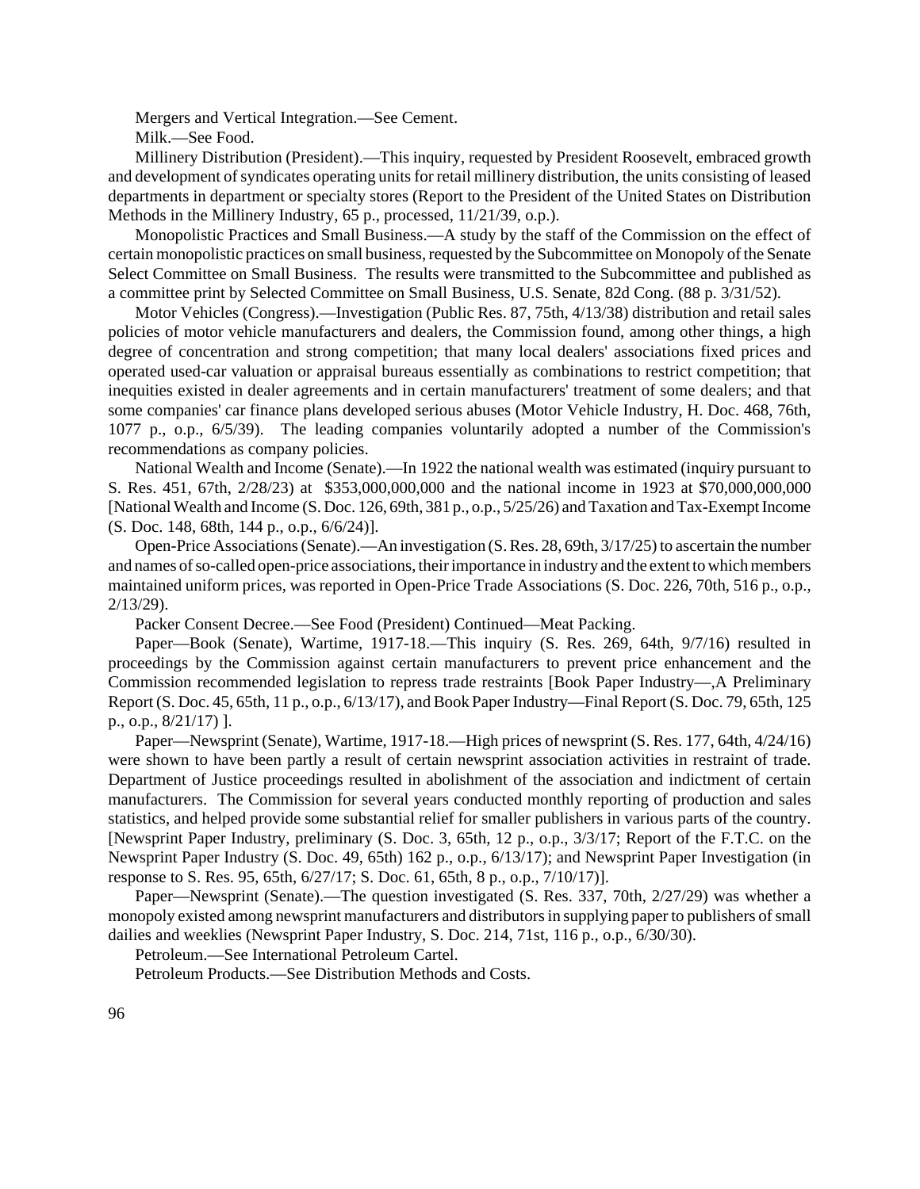Mergers and Vertical Integration.—See Cement.

Milk.—See Food.

Millinery Distribution (President).—This inquiry, requested by President Roosevelt, embraced growth and development of syndicates operating units for retail millinery distribution, the units consisting of leased departments in department or specialty stores (Report to the President of the United States on Distribution Methods in the Millinery Industry, 65 p., processed, 11/21/39, o.p.).

Monopolistic Practices and Small Business.—A study by the staff of the Commission on the effect of certain monopolistic practices on small business, requested by the Subcommittee on Monopoly of the Senate Select Committee on Small Business. The results were transmitted to the Subcommittee and published as a committee print by Selected Committee on Small Business, U.S. Senate, 82d Cong. (88 p. 3/31/52).

Motor Vehicles (Congress).—Investigation (Public Res. 87, 75th, 4/13/38) distribution and retail sales policies of motor vehicle manufacturers and dealers, the Commission found, among other things, a high degree of concentration and strong competition; that many local dealers' associations fixed prices and operated used-car valuation or appraisal bureaus essentially as combinations to restrict competition; that inequities existed in dealer agreements and in certain manufacturers' treatment of some dealers; and that some companies' car finance plans developed serious abuses (Motor Vehicle Industry, H. Doc. 468, 76th, 1077 p., o.p., 6/5/39). The leading companies voluntarily adopted a number of the Commission's recommendations as company policies.

National Wealth and Income (Senate).—In 1922 the national wealth was estimated (inquiry pursuant to S. Res. 451, 67th, 2/28/23) at $353,000,000,000 and the national income in 1923 at $70,000,000,000 [National Wealth and Income (S. Doc. 126, 69th, 381 p., o.p., 5/25/26) and Taxation and Tax-Exempt Income (S. Doc. 148, 68th, 144 p., o.p., 6/6/24)].

Open-Price Associations (Senate).—An investigation (S. Res. 28, 69th, 3/17/25) to ascertain the number and names of so-called open-price associations, their importance in industry and the extent to which members maintained uniform prices, was reported in Open-Price Trade Associations (S. Doc. 226, 70th, 516 p., o.p., 2/13/29).

Packer Consent Decree.—See Food (President) Continued—Meat Packing.

Paper—Book (Senate), Wartime, 1917-18.—This inquiry (S. Res. 269, 64th, 9/7/16) resulted in proceedings by the Commission against certain manufacturers to prevent price enhancement and the Commission recommended legislation to repress trade restraints [Book Paper Industry—,A Preliminary Report (S. Doc. 45, 65th, 11 p., o.p., 6/13/17), and Book Paper Industry—Final Report (S. Doc. 79, 65th, 125 p., o.p., 8/21/17) ].

Paper—Newsprint (Senate), Wartime, 1917-18.—High prices of newsprint (S. Res. 177, 64th, 4/24/16) were shown to have been partly a result of certain newsprint association activities in restraint of trade. Department of Justice proceedings resulted in abolishment of the association and indictment of certain manufacturers. The Commission for several years conducted monthly reporting of production and sales statistics, and helped provide some substantial relief for smaller publishers in various parts of the country. [Newsprint Paper Industry, preliminary (S. Doc. 3, 65th, 12 p., o.p., 3/3/17; Report of the F.T.C. on the Newsprint Paper Industry (S. Doc. 49, 65th) 162 p., o.p., 6/13/17); and Newsprint Paper Investigation (in response to S. Res. 95, 65th, 6/27/17; S. Doc. 61, 65th, 8 p., o.p., 7/10/17)].

Paper—Newsprint (Senate).—The question investigated (S. Res. 337, 70th, 2/27/29) was whether a monopoly existed among newsprint manufacturers and distributors in supplying paper to publishers of small dailies and weeklies (Newsprint Paper Industry, S. Doc. 214, 71st, 116 p., o.p., 6/30/30).

Petroleum.—See International Petroleum Cartel.

Petroleum Products.—See Distribution Methods and Costs.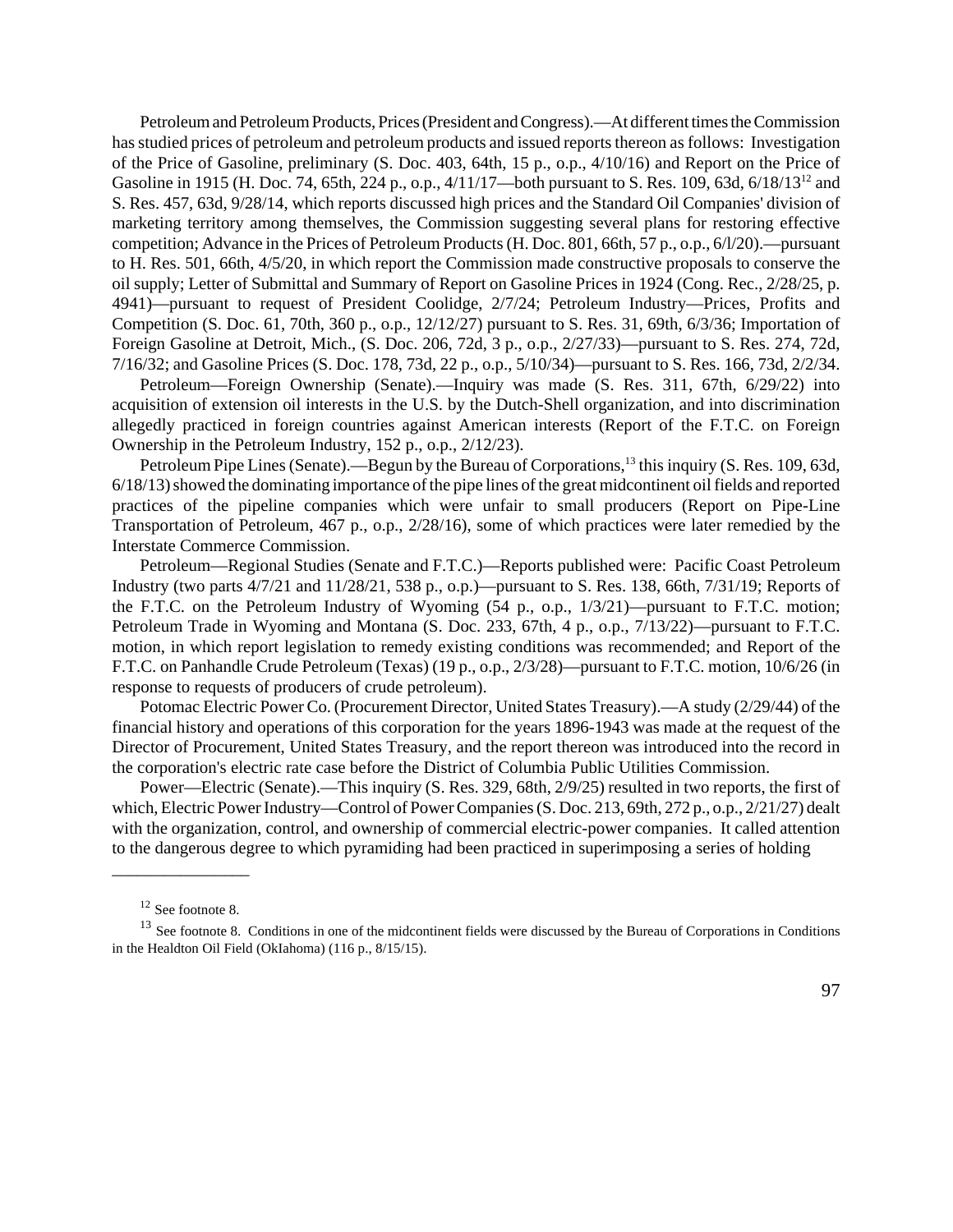Petroleum and Petroleum Products, Prices (President and Congress).—At different times the Commission has studied prices of petroleum and petroleum products and issued reports thereon as follows: Investigation of the Price of Gasoline, preliminary (S. Doc. 403, 64th, 15 p., o.p., 4/10/16) and Report on the Price of Gasoline in 1915 (H. Doc. 74, 65th, 224 p., o.p., 4/11/17—both pursuant to S. Res. 109, 63d, 6/18/13[12] and S. Res. 457, 63d, 9/28/14, which reports discussed high prices and the Standard Oil Companies' division of marketing territory among themselves, the Commission suggesting several plans for restoring effective competition; Advance in the Prices of Petroleum Products (H. Doc. 801, 66th, 57 p., o.p., 6/l/20).—pursuant to H. Res. 501, 66th, 4/5/20, in which report the Commission made constructive proposals to conserve the oil supply; Letter of Submittal and Summary of Report on Gasoline Prices in 1924 (Cong. Rec., 2/28/25, p. 4941)—pursuant to request of President Coolidge, 2/7/24; Petroleum Industry—Prices, Profits and Competition (S. Doc. 61, 70th, 360 p., o.p., 12/12/27) pursuant to S. Res. 31, 69th, 6/3/36; Importation of Foreign Gasoline at Detroit, Mich., (S. Doc. 206, 72d, 3 p., o.p., 2/27/33)—pursuant to S. Res. 274, 72d, 7/16/32; and Gasoline Prices (S. Doc. 178, 73d, 22 p., o.p., 5/10/34)—pursuant to S. Res. 166, 73d, 2/2/34.

Petroleum—Foreign Ownership (Senate).—Inquiry was made (S. Res. 311, 67th, 6/29/22) into acquisition of extension oil interests in the U.S. by the Dutch-Shell organization, and into discrimination allegedly practiced in foreign countries against American interests (Report of the F.T.C. on Foreign Ownership in the Petroleum Industry, 152 p., o.p., 2/12/23).

Petroleum Pipe Lines (Senate).—Begun by the Bureau of Corporations,[13] this inquiry (S. Res. 109, 63d, 6/18/13) showed the dominating importance of the pipe lines of the great midcontinent oil fields and reported practices of the pipeline companies which were unfair to small producers (Report on Pipe-Line Transportation of Petroleum, 467 p., o.p., 2/28/16), some of which practices were later remedied by the Interstate Commerce Commission.

Petroleum—Regional Studies (Senate and F.T.C.)—Reports published were: Pacific Coast Petroleum Industry (two parts 4/7/21 and 11/28/21, 538 p., o.p.)—pursuant to S. Res. 138, 66th, 7/31/19; Reports of the F.T.C. on the Petroleum Industry of Wyoming (54 p., o.p., 1/3/21)—pursuant to F.T.C. motion; Petroleum Trade in Wyoming and Montana (S. Doc. 233, 67th, 4 p., o.p., 7/13/22)—pursuant to F.T.C. motion, in which report legislation to remedy existing conditions was recommended; and Report of the F.T.C. on Panhandle Crude Petroleum (Texas) (19 p., o.p., 2/3/28)—pursuant to F.T.C. motion, 10/6/26 (in response to requests of producers of crude petroleum).

Potomac Electric Power Co. (Procurement Director, United States Treasury).—A study (2/29/44) of the financial history and operations of this corporation for the years 1896-1943 was made at the request of the Director of Procurement, United States Treasury, and the report thereon was introduced into the record in the corporation's electric rate case before the District of Columbia Public Utilities Commission.

Power—Electric (Senate).—This inquiry (S. Res. 329, 68th, 2/9/25) resulted in two reports, the first of which, Electric Power Industry—Control of Power Companies (S. Doc. 213, 69th, 272 p., o.p., 2/21/27) dealt with the organization, control, and ownership of commercial electric-power companies. It called attention to the dangerous degree to which pyramiding had been practiced in superimposing a series of holding

---

[12] See footnote 8.

[13] See footnote 8. Conditions in one of the midcontinent fields were discussed by the Bureau of Corporations in Conditions in the Healdton Oil Field (OkIahoma) (116 p., 8/15/15).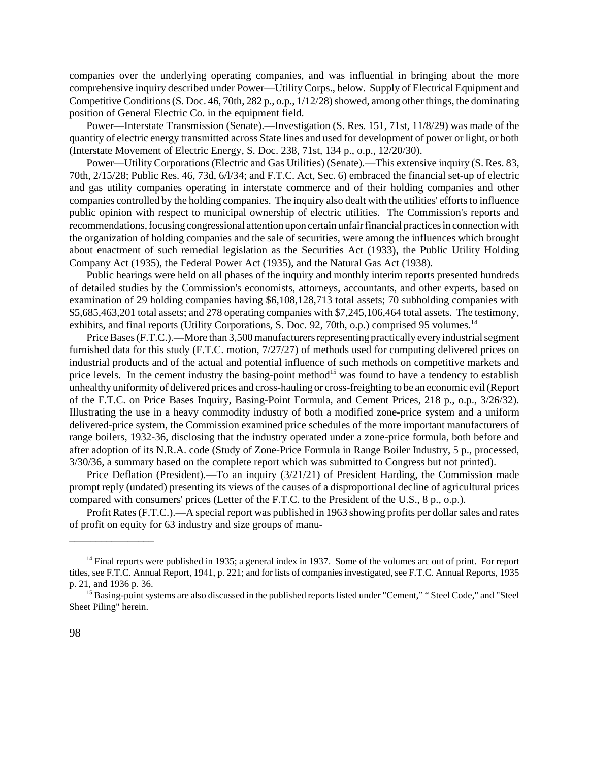companies over the underlying operating companies, and was influential in bringing about the more comprehensive inquiry described under Power—Utility Corps., below. Supply of Electrical Equipment and Competitive Conditions (S. Doc. 46, 70th, 282 p., o.p., 1/12/28) showed, among other things, the dominating position of General Electric Co. in the equipment field.

Power—Interstate Transmission (Senate).—Investigation (S. Res. 151, 71st, 11/8/29) was made of the quantity of electric energy transmitted across State lines and used for development of power or light, or both (Interstate Movement of Electric Energy, S. Doc. 238, 71st, 134 p., o.p., 12/20/30).

Power—Utility Corporations (Electric and Gas Utilities) (Senate).—This extensive inquiry (S. Res. 83, 70th, 2/15/28; Public Res. 46, 73d, 6/l/34; and F.T.C. Act, Sec. 6) embraced the financial set-up of electric and gas utility companies operating in interstate commerce and of their holding companies and other companies controlled by the holding companies. The inquiry also dealt with the utilities' efforts to influence public opinion with respect to municipal ownership of electric utilities. The Commission's reports and recommendations, focusing congressional attention upon certain unfair financial practices in connection with the organization of holding companies and the sale of securities, were among the influences which brought about enactment of such remedial legislation as the Securities Act (1933), the Public Utility Holding Company Act (1935), the Federal Power Act (1935), and the Natural Gas Act (1938).

Public hearings were held on all phases of the inquiry and monthly interim reports presented hundreds of detailed studies by the Commission's economists, attorneys, accountants, and other experts, based on examination of 29 holding companies having $6,108,128,713 total assets; 70 subholding companies with $5,685,463,201 total assets; and 278 operating companies with $7,245,106,464 total assets. The testimony, exhibits, and final reports (Utility Corporations, S. Doc. 92, 70th, o.p.) comprised 95 volumes.[14]

Price Bases (F.T.C.).—More than 3,500 manufacturers representing practically every industrial segment furnished data for this study (F.T.C. motion, 7/27/27) of methods used for computing delivered prices on industrial products and of the actual and potential influence of such methods on competitive markets and price levels. In the cement industry the basing-point method[15] was found to have a tendency to establish unhealthy uniformity of delivered prices and cross-hauling or cross-freighting to be an economic evil (Report of the F.T.C. on Price Bases Inquiry, Basing-Point Formula, and Cement Prices, 218 p., o.p., 3/26/32). Illustrating the use in a heavy commodity industry of both a modified zone-price system and a uniform delivered-price system, the Commission examined price schedules of the more important manufacturers of range boilers, 1932-36, disclosing that the industry operated under a zone-price formula, both before and after adoption of its N.R.A. code (Study of Zone-Price Formula in Range Boiler Industry, 5 p., processed, 3/30/36, a summary based on the complete report which was submitted to Congress but not printed).

Price Deflation (President).—To an inquiry (3/21/21) of President Harding, the Commission made prompt reply (undated) presenting its views of the causes of a disproportional decline of agricultural prices compared with consumers' prices (Letter of the F.T.C. to the President of the U.S., 8 p., o.p.).

Profit Rates (F.T.C.).—A special report was published in 1963 showing profits per dollar sales and rates of profit on equity for 63 industry and size groups of manu-

---

[14] Final reports were published in 1935; a general index in 1937. Some of the volumes arc out of print. For report titles, see F.T.C. Annual Report, 1941, p. 221; and for lists of companies investigated, see F.T.C. Annual Reports, 1935 p. 21, and 1936 p. 36.

[15] Basing-point systems are also discussed in the published reports listed under "Cement," " Steel Code," and "Steel Sheet Piling" herein.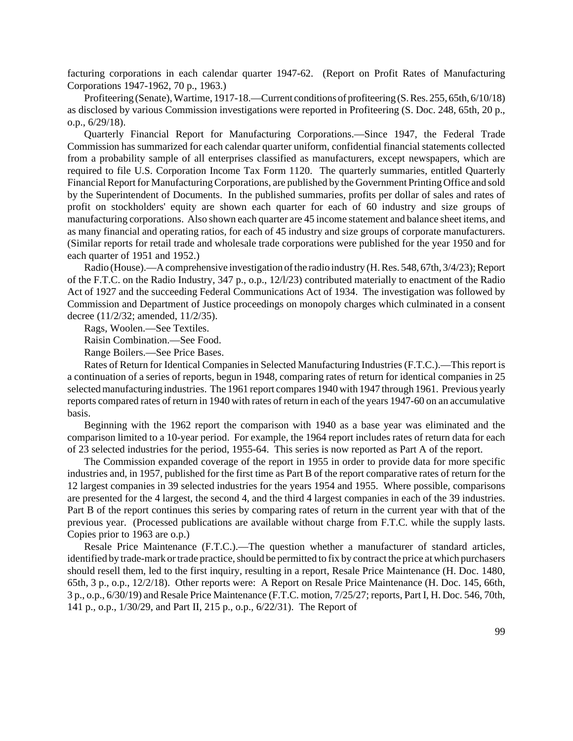facturing corporations in each calendar quarter 1947-62. (Report on Profit Rates of Manufacturing Corporations 1947-1962, 70 p., 1963.)

Profiteering (Senate), Wartime, 1917-18.—Current conditions of profiteering (S. Res. 255, 65th, 6/10/18) as disclosed by various Commission investigations were reported in Profiteering (S. Doc. 248, 65th, 20 p., o.p., 6/29/18).

Quarterly Financial Report for Manufacturing Corporations.—Since 1947, the Federal Trade Commission has summarized for each calendar quarter uniform, confidential financial statements collected from a probability sample of all enterprises classified as manufacturers, except newspapers, which are required to file U.S. Corporation Income Tax Form 1120. The quarterly summaries, entitled Quarterly Financial Report for Manufacturing Corporations, are published by the Government Printing Office and sold by the Superintendent of Documents. In the published summaries, profits per dollar of sales and rates of profit on stockholders' equity are shown each quarter for each of 60 industry and size groups of manufacturing corporations. Also shown each quarter are 45 income statement and balance sheet items, and as many financial and operating ratios, for each of 45 industry and size groups of corporate manufacturers. (Similar reports for retail trade and wholesale trade corporations were published for the year 1950 and for each quarter of 1951 and 1952.)

Radio (House).—A comprehensive investigation of the radio industry (H. Res. 548, 67th, 3/4/23); Report of the F.T.C. on the Radio Industry, 347 p., o.p., 12/l/23) contributed materially to enactment of the Radio Act of 1927 and the succeeding Federal Communications Act of 1934. The investigation was followed by Commission and Department of Justice proceedings on monopoly charges which culminated in a consent decree (11/2/32; amended, 11/2/35).

Rags, Woolen.—See Textiles.

Raisin Combination.—See Food.

Range Boilers.—See Price Bases.

Rates of Return for Identical Companies in Selected Manufacturing Industries (F.T.C.).—This report is a continuation of a series of reports, begun in 1948, comparing rates of return for identical companies in 25 selected manufacturing industries. The 1961 report compares 1940 with 1947 through 1961. Previous yearly reports compared rates of return in 1940 with rates of return in each of the years 1947-60 on an accumulative basis.

Beginning with the 1962 report the comparison with 1940 as a base year was eliminated and the comparison limited to a 10-year period. For example, the 1964 report includes rates of return data for each of 23 selected industries for the period, 1955-64. This series is now reported as Part A of the report.

The Commission expanded coverage of the report in 1955 in order to provide data for more specific industries and, in 1957, published for the first time as Part B of the report comparative rates of return for the 12 largest companies in 39 selected industries for the years 1954 and 1955. Where possible, comparisons are presented for the 4 largest, the second 4, and the third 4 largest companies in each of the 39 industries. Part B of the report continues this series by comparing rates of return in the current year with that of the previous year. (Processed publications are available without charge from F.T.C. while the supply lasts. Copies prior to 1963 are o.p.)

Resale Price Maintenance (F.T.C.).—The question whether a manufacturer of standard articles, identified by trade-mark or trade practice, should be permitted to fix by contract the price at which purchasers should resell them, led to the first inquiry, resulting in a report, Resale Price Maintenance (H. Doc. 1480, 65th, 3 p., o.p., 12/2/18). Other reports were: A Report on Resale Price Maintenance (H. Doc. 145, 66th, 3 p., o.p., 6/30/19) and Resale Price Maintenance (F.T.C. motion, 7/25/27; reports, Part I, H. Doc. 546, 70th, 141 p., o.p., 1/30/29, and Part II, 215 p., o.p., 6/22/31). The Report of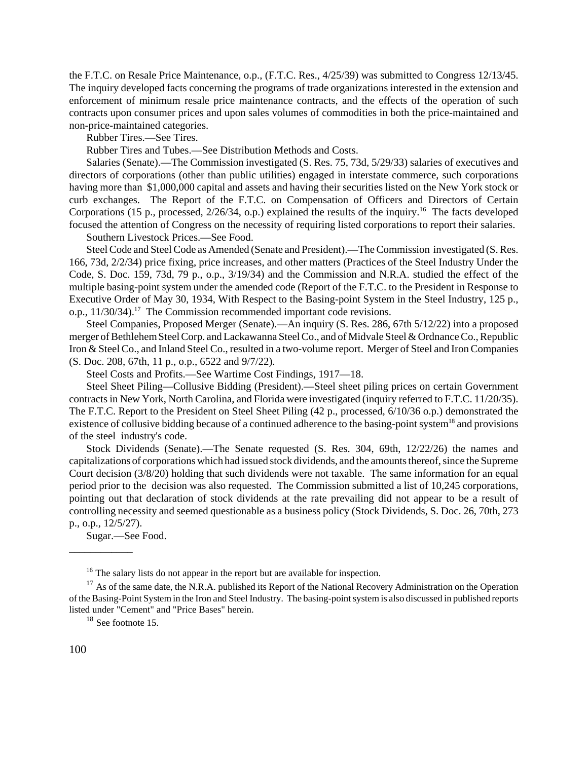the F.T.C. on Resale Price Maintenance, o.p., (F.T.C. Res., 4/25/39) was submitted to Congress 12/13/45. The inquiry developed facts concerning the programs of trade organizations interested in the extension and enforcement of minimum resale price maintenance contracts, and the effects of the operation of such contracts upon consumer prices and upon sales volumes of commodities in both the price-maintained and non-price-maintained categories.

Rubber Tires.—See Tires.

Rubber Tires and Tubes.—See Distribution Methods and Costs.

Salaries (Senate).—The Commission investigated (S. Res. 75, 73d, 5/29/33) salaries of executives and directors of corporations (other than public utilities) engaged in interstate commerce, such corporations having more than $1,000,000 capital and assets and having their securities listed on the New York stock or curb exchanges. The Report of the F.T.C. on Compensation of Officers and Directors of Certain Corporations (15 p., processed, 2/26/34, o.p.) explained the results of the inquiry.[16] The facts developed focused the attention of Congress on the necessity of requiring listed corporations to report their salaries.

Southern Livestock Prices.—See Food.

Steel Code and Steel Code as Amended (Senate and President).—The Commission investigated (S. Res. 166, 73d, 2/2/34) price fixing, price increases, and other matters (Practices of the Steel Industry Under the Code, S. Doc. 159, 73d, 79 p., o.p., 3/19/34) and the Commission and N.R.A. studied the effect of the multiple basing-point system under the amended code (Report of the F.T.C. to the President in Response to Executive Order of May 30, 1934, With Respect to the Basing-point System in the Steel Industry, 125 p., o.p., 11/30/34).[17] The Commission recommended important code revisions.

Steel Companies, Proposed Merger (Senate).—An inquiry (S. Res. 286, 67th 5/12/22) into a proposed merger of Bethlehem Steel Corp. and Lackawanna Steel Co., and of Midvale Steel & Ordnance Co., Republic Iron & Steel Co., and Inland Steel Co., resulted in a two-volume report. Merger of Steel and Iron Companies (S. Doc. 208, 67th, 11 p., o.p., 6522 and 9/7/22).

Steel Costs and Profits.—See Wartime Cost Findings, 1917—18.

Steel Sheet Piling—Collusive Bidding (President).—Steel sheet piling prices on certain Government contracts in New York, North Carolina, and Florida were investigated (inquiry referred to F.T.C. 11/20/35). The F.T.C. Report to the President on Steel Sheet Piling (42 p., processed, 6/10/36 o.p.) demonstrated the existence of collusive bidding because of a continued adherence to the basing-point system[18] and provisions of the steel industry's code.

Stock Dividends (Senate).—The Senate requested (S. Res. 304, 69th, 12/22/26) the names and capitalizations of corporations which had issued stock dividends, and the amounts thereof, since the Supreme Court decision (3/8/20) holding that such dividends were not taxable. The same information for an equal period prior to the decision was also requested. The Commission submitted a list of 10,245 corporations, pointing out that declaration of stock dividends at the rate prevailing did not appear to be a result of controlling necessity and seemed questionable as a business policy (Stock Dividends, S. Doc. 26, 70th, 273 p., o.p., 12/5/27).

Sugar.—See Food.

---

[16] The salary lists do not appear in the report but are available for inspection.

[17] As of the same date, the N.R.A. published its Report of the National Recovery Administration on the Operation of the Basing-Point System in the Iron and Steel Industry. The basing-point system is also discussed in published reports listed under "Cement" and "Price Bases" herein.

[18] See footnote 15.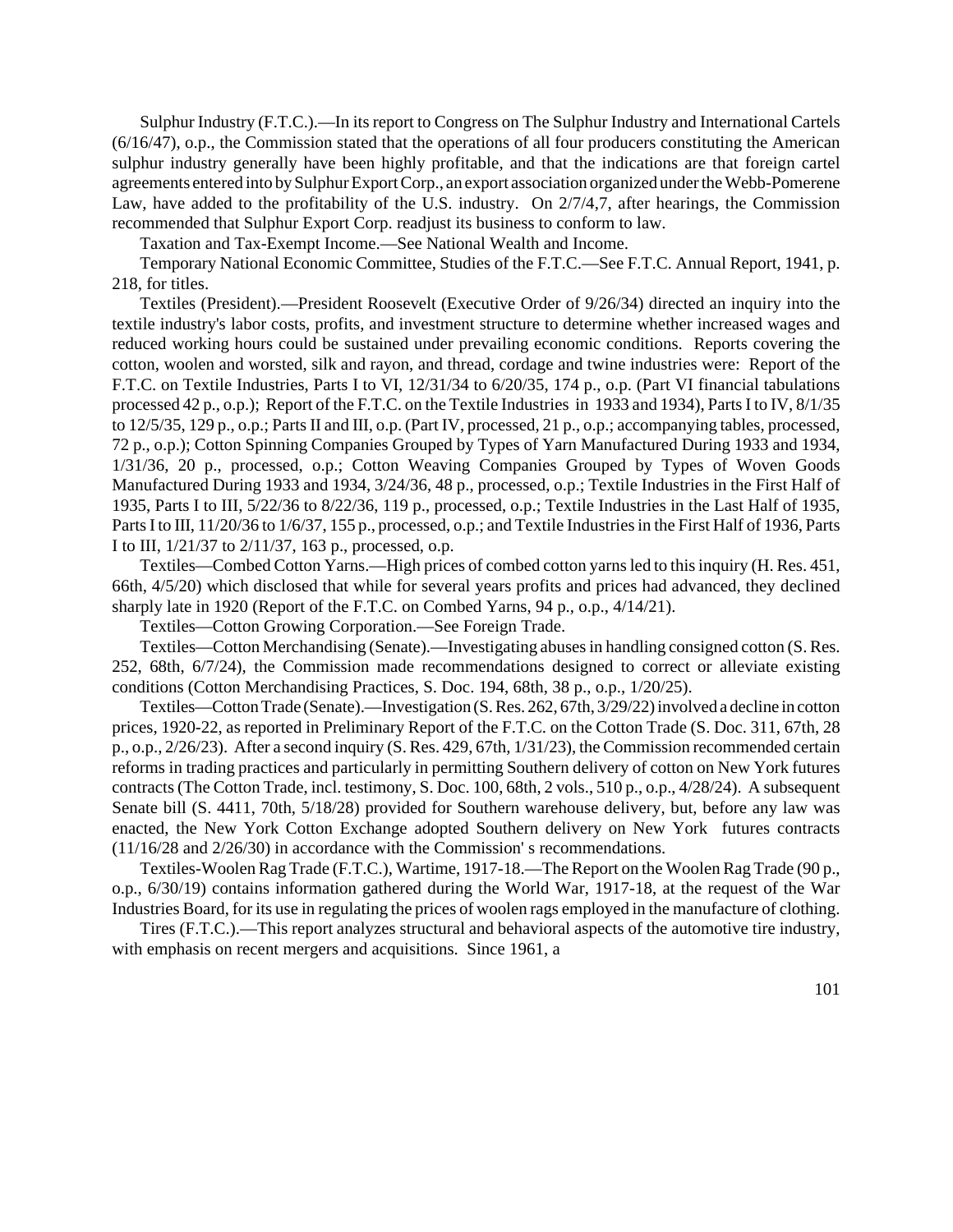Sulphur Industry (F.T.C.).—In its report to Congress on The Sulphur Industry and International Cartels (6/16/47), o.p., the Commission stated that the operations of all four producers constituting the American sulphur industry generally have been highly profitable, and that the indications are that foreign cartel agreements entered into by Sulphur Export Corp., an export association organized under the Webb-Pomerene Law, have added to the profitability of the U.S. industry. On 2/7/4,7, after hearings, the Commission recommended that Sulphur Export Corp. readjust its business to conform to law.

Taxation and Tax-Exempt Income.—See National Wealth and Income.

Temporary National Economic Committee, Studies of the F.T.C.—See F.T.C. Annual Report, 1941, p. 218, for titles.

Textiles (President).—President Roosevelt (Executive Order of 9/26/34) directed an inquiry into the textile industry's labor costs, profits, and investment structure to determine whether increased wages and reduced working hours could be sustained under prevailing economic conditions. Reports covering the cotton, woolen and worsted, silk and rayon, and thread, cordage and twine industries were: Report of the F.T.C. on Textile Industries, Parts I to VI, 12/31/34 to 6/20/35, 174 p., o.p. (Part VI financial tabulations processed 42 p., o.p.); Report of the F.T.C. on the Textile Industries in 1933 and 1934), Parts I to IV, 8/1/35 to 12/5/35, 129 p., o.p.; Parts II and III, o.p. (Part IV, processed, 21 p., o.p.; accompanying tables, processed, 72 p., o.p.); Cotton Spinning Companies Grouped by Types of Yarn Manufactured During 1933 and 1934, 1/31/36, 20 p., processed, o.p.; Cotton Weaving Companies Grouped by Types of Woven Goods Manufactured During 1933 and 1934, 3/24/36, 48 p., processed, o.p.; Textile Industries in the First Half of 1935, Parts I to III, 5/22/36 to 8/22/36, 119 p., processed, o.p.; Textile Industries in the Last Half of 1935, Parts I to III, 11/20/36 to 1/6/37, 155 p., processed, o.p.; and Textile Industries in the First Half of 1936, Parts I to III, 1/21/37 to 2/11/37, 163 p., processed, o.p.

Textiles—Combed Cotton Yarns.—High prices of combed cotton yarns led to this inquiry (H. Res. 451, 66th, 4/5/20) which disclosed that while for several years profits and prices had advanced, they declined sharply late in 1920 (Report of the F.T.C. on Combed Yarns, 94 p., o.p., 4/14/21).

Textiles—Cotton Growing Corporation.—See Foreign Trade.

Textiles—Cotton Merchandising (Senate).—Investigating abuses in handling consigned cotton (S. Res. 252, 68th, 6/7/24), the Commission made recommendations designed to correct or alleviate existing conditions (Cotton Merchandising Practices, S. Doc. 194, 68th, 38 p., o.p., 1/20/25).

Textiles—Cotton Trade (Senate).—Investigation (S. Res. 262, 67th, 3/29/22) involved a decline in cotton prices, 1920-22, as reported in Preliminary Report of the F.T.C. on the Cotton Trade (S. Doc. 311, 67th, 28 p., o.p., 2/26/23). After a second inquiry (S. Res. 429, 67th, 1/31/23), the Commission recommended certain reforms in trading practices and particularly in permitting Southern delivery of cotton on New York futures contracts (The Cotton Trade, incl. testimony, S. Doc. 100, 68th, 2 vols., 510 p., o.p., 4/28/24). A subsequent Senate bill (S. 4411, 70th, 5/18/28) provided for Southern warehouse delivery, but, before any law was enacted, the New York Cotton Exchange adopted Southern delivery on New York futures contracts (11/16/28 and 2/26/30) in accordance with the Commission' s recommendations.

Textiles-Woolen Rag Trade (F.T.C.), Wartime, 1917-18.—The Report on the Woolen Rag Trade (90 p., o.p., 6/30/19) contains information gathered during the World War, 1917-18, at the request of the War Industries Board, for its use in regulating the prices of woolen rags employed in the manufacture of clothing.

Tires (F.T.C.).—This report analyzes structural and behavioral aspects of the automotive tire industry, with emphasis on recent mergers and acquisitions. Since 1961, a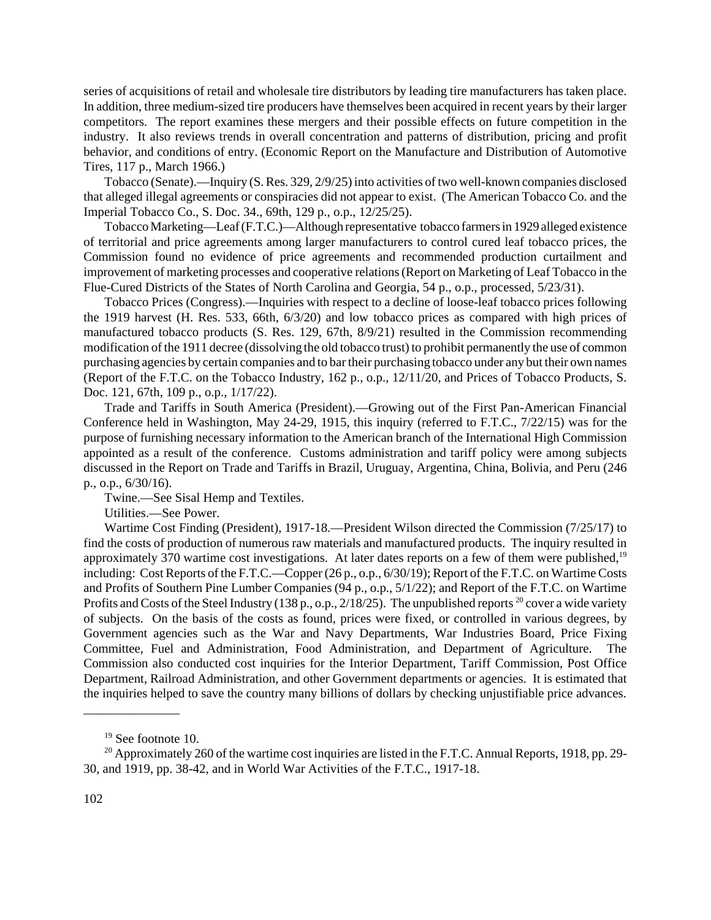series of acquisitions of retail and wholesale tire distributors by leading tire manufacturers has taken place. In addition, three medium-sized tire producers have themselves been acquired in recent years by their larger competitors. The report examines these mergers and their possible effects on future competition in the industry. It also reviews trends in overall concentration and patterns of distribution, pricing and profit behavior, and conditions of entry. (Economic Report on the Manufacture and Distribution of Automotive Tires, 117 p., March 1966.)

Tobacco (Senate).—Inquiry (S. Res. 329, 2/9/25) into activities of two well-known companies disclosed that alleged illegal agreements or conspiracies did not appear to exist. (The American Tobacco Co. and the Imperial Tobacco Co., S. Doc. 34., 69th, 129 p., o.p., 12/25/25).

Tobacco Marketing—Leaf (F.T.C.)—Although representative tobacco farmers in 1929 alleged existence of territorial and price agreements among larger manufacturers to control cured leaf tobacco prices, the Commission found no evidence of price agreements and recommended production curtailment and improvement of marketing processes and cooperative relations (Report on Marketing of Leaf Tobacco in the Flue-Cured Districts of the States of North Carolina and Georgia, 54 p., o.p., processed, 5/23/31).

Tobacco Prices (Congress).—Inquiries with respect to a decline of loose-leaf tobacco prices following the 1919 harvest (H. Res. 533, 66th, 6/3/20) and low tobacco prices as compared with high prices of manufactured tobacco products (S. Res. 129, 67th, 8/9/21) resulted in the Commission recommending modification of the 1911 decree (dissolving the old tobacco trust) to prohibit permanently the use of common purchasing agencies by certain companies and to bar their purchasing tobacco under any but their own names (Report of the F.T.C. on the Tobacco Industry, 162 p., o.p., 12/11/20, and Prices of Tobacco Products, S. Doc. 121, 67th, 109 p., o.p., 1/17/22).

Trade and Tariffs in South America (President).—Growing out of the First Pan-American Financial Conference held in Washington, May 24-29, 1915, this inquiry (referred to F.T.C., 7/22/15) was for the purpose of furnishing necessary information to the American branch of the International High Commission appointed as a result of the conference. Customs administration and tariff policy were among subjects discussed in the Report on Trade and Tariffs in Brazil, Uruguay, Argentina, China, Bolivia, and Peru (246 p., o.p., 6/30/16).

Twine.—See Sisal Hemp and Textiles.

Utilities.—See Power.

Wartime Cost Finding (President), 1917-18.—President Wilson directed the Commission (7/25/17) to find the costs of production of numerous raw materials and manufactured products. The inquiry resulted in approximately 370 wartime cost investigations. At later dates reports on a few of them were published,[19] including: Cost Reports of the F.T.C.—Copper (26 p., o.p., 6/30/19); Report of the F.T.C. on Wartime Costs and Profits of Southern Pine Lumber Companies (94 p., o.p., 5/1/22); and Report of the F.T.C. on Wartime Profits and Costs of the Steel Industry (138 p., o.p., 2/18/25). The unpublished reports [20] cover a wide variety of subjects. On the basis of the costs as found, prices were fixed, or controlled in various degrees, by Government agencies such as the War and Navy Departments, War Industries Board, Price Fixing Committee, Fuel and Administration, Food Administration, and Department of Agriculture. The Commission also conducted cost inquiries for the Interior Department, Tariff Commission, Post Office Department, Railroad Administration, and other Government departments or agencies. It is estimated that the inquiries helped to save the country many billions of dollars by checking unjustifiable price advances.

---

[19] See footnote 10.

[20] Approximately 260 of the wartime cost inquiries are listed in the F.T.C. Annual Reports, 1918, pp. 29-30, and 1919, pp. 38-42, and in World War Activities of the F.T.C., 1917-18.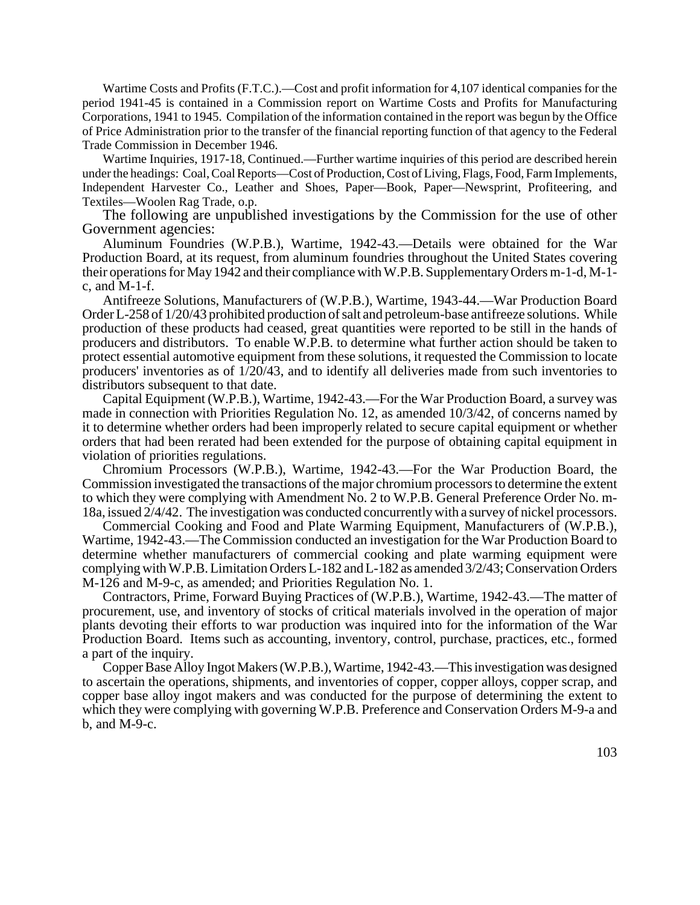Wartime Costs and Profits (F.T.C.).—Cost and profit information for 4,107 identical companies for the period 1941-45 is contained in a Commission report on Wartime Costs and Profits for Manufacturing Corporations, 1941 to 1945. Compilation of the information contained in the report was begun by the Office of Price Administration prior to the transfer of the financial reporting function of that agency to the Federal Trade Commission in December 1946.

Wartime Inquiries, 1917-18, Continued.—Further wartime inquiries of this period are described herein under the headings: Coal, Coal Reports—Cost of Production, Cost of Living, Flags, Food, Farm Implements, Independent Harvester Co., Leather and Shoes, Paper—Book, Paper—Newsprint, Profiteering, and Textiles—Woolen Rag Trade, o.p.

The following are unpublished investigations by the Commission for the use of other Government agencies:

Aluminum Foundries (W.P.B.), Wartime, 1942-43.—Details were obtained for the War Production Board, at its request, from aluminum foundries throughout the United States covering their operations for May 1942 and their compliance with W.P.B. Supplementary Orders m-1-d, M-1-c, and M-1-f.

Antifreeze Solutions, Manufacturers of (W.P.B.), Wartime, 1943-44.—War Production Board Order L-258 of 1/20/43 prohibited production of salt and petroleum-base antifreeze solutions. While production of these products had ceased, great quantities were reported to be still in the hands of producers and distributors. To enable W.P.B. to determine what further action should be taken to protect essential automotive equipment from these solutions, it requested the Commission to locate producers' inventories as of 1/20/43, and to identify all deliveries made from such inventories to distributors subsequent to that date.

Capital Equipment (W.P.B.), Wartime, 1942-43.—For the War Production Board, a survey was made in connection with Priorities Regulation No. 12, as amended 10/3/42, of concerns named by it to determine whether orders had been improperly related to secure capital equipment or whether orders that had been rerated had been extended for the purpose of obtaining capital equipment in violation of priorities regulations.

Chromium Processors (W.P.B.), Wartime, 1942-43.—For the War Production Board, the Commission investigated the transactions of the major chromium processors to determine the extent to which they were complying with Amendment No. 2 to W.P.B. General Preference Order No. m-18a, issued 2/4/42. The investigation was conducted concurrently with a survey of nickel processors.

Commercial Cooking and Food and Plate Warming Equipment, Manufacturers of (W.P.B.), Wartime, 1942-43.—The Commission conducted an investigation for the War Production Board to determine whether manufacturers of commercial cooking and plate warming equipment were complying with W.P.B. Limitation Orders L-182 and L-182 as amended 3/2/43; Conservation Orders M-126 and M-9-c, as amended; and Priorities Regulation No. 1.

Contractors, Prime, Forward Buying Practices of (W.P.B.), Wartime, 1942-43.—The matter of procurement, use, and inventory of stocks of critical materials involved in the operation of major plants devoting their efforts to war production was inquired into for the information of the War Production Board. Items such as accounting, inventory, control, purchase, practices, etc., formed a part of the inquiry.

Copper Base Alloy Ingot Makers (W.P.B.), Wartime, 1942-43.—This investigation was designed to ascertain the operations, shipments, and inventories of copper, copper alloys, copper scrap, and copper base alloy ingot makers and was conducted for the purpose of determining the extent to which they were complying with governing W.P.B. Preference and Conservation Orders M-9-a and b, and M-9-c.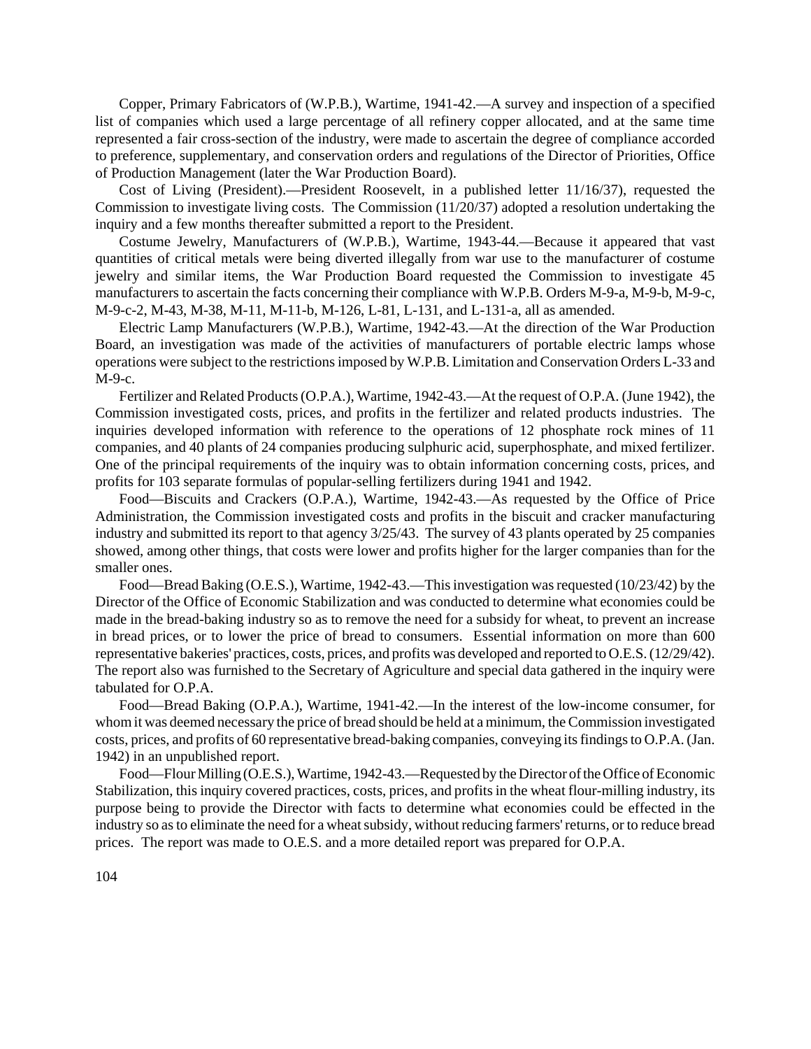Copper, Primary Fabricators of (W.P.B.), Wartime, 1941-42.—A survey and inspection of a specified list of companies which used a large percentage of all refinery copper allocated, and at the same time represented a fair cross-section of the industry, were made to ascertain the degree of compliance accorded to preference, supplementary, and conservation orders and regulations of the Director of Priorities, Office of Production Management (later the War Production Board).

Cost of Living (President).—President Roosevelt, in a published letter 11/16/37), requested the Commission to investigate living costs. The Commission (11/20/37) adopted a resolution undertaking the inquiry and a few months thereafter submitted a report to the President.

Costume Jewelry, Manufacturers of (W.P.B.), Wartime, 1943-44.—Because it appeared that vast quantities of critical metals were being diverted illegally from war use to the manufacturer of costume jewelry and similar items, the War Production Board requested the Commission to investigate 45 manufacturers to ascertain the facts concerning their compliance with W.P.B. Orders M-9-a, M-9-b, M-9-c, M-9-c-2, M-43, M-38, M-11, M-11-b, M-126, L-81, L-131, and L-131-a, all as amended.

Electric Lamp Manufacturers (W.P.B.), Wartime, 1942-43.—At the direction of the War Production Board, an investigation was made of the activities of manufacturers of portable electric lamps whose operations were subject to the restrictions imposed by W.P.B. Limitation and Conservation Orders L-33 and M-9-c.

Fertilizer and Related Products (O.P.A.), Wartime, 1942-43.—At the request of O.P.A. (June 1942), the Commission investigated costs, prices, and profits in the fertilizer and related products industries. The inquiries developed information with reference to the operations of 12 phosphate rock mines of 11 companies, and 40 plants of 24 companies producing sulphuric acid, superphosphate, and mixed fertilizer. One of the principal requirements of the inquiry was to obtain information concerning costs, prices, and profits for 103 separate formulas of popular-selling fertilizers during 1941 and 1942.

Food—Biscuits and Crackers (O.P.A.), Wartime, 1942-43.—As requested by the Office of Price Administration, the Commission investigated costs and profits in the biscuit and cracker manufacturing industry and submitted its report to that agency 3/25/43. The survey of 43 plants operated by 25 companies showed, among other things, that costs were lower and profits higher for the larger companies than for the smaller ones.

Food—Bread Baking (O.E.S.), Wartime, 1942-43.—This investigation was requested (10/23/42) by the Director of the Office of Economic Stabilization and was conducted to determine what economies could be made in the bread-baking industry so as to remove the need for a subsidy for wheat, to prevent an increase in bread prices, or to lower the price of bread to consumers. Essential information on more than 600 representative bakeries' practices, costs, prices, and profits was developed and reported to O.E.S. (12/29/42). The report also was furnished to the Secretary of Agriculture and special data gathered in the inquiry were tabulated for O.P.A.

Food—Bread Baking (O.P.A.), Wartime, 1941-42.—In the interest of the low-income consumer, for whom it was deemed necessary the price of bread should be held at a minimum, the Commission investigated costs, prices, and profits of 60 representative bread-baking companies, conveying its findings to O.P.A. (Jan. 1942) in an unpublished report.

Food—Flour Milling (O.E.S.), Wartime, 1942-43.—Requested by the Director of the Office of Economic Stabilization, this inquiry covered practices, costs, prices, and profits in the wheat flour-milling industry, its purpose being to provide the Director with facts to determine what economies could be effected in the industry so as to eliminate the need for a wheat subsidy, without reducing farmers' returns, or to reduce bread prices. The report was made to O.E.S. and a more detailed report was prepared for O.P.A.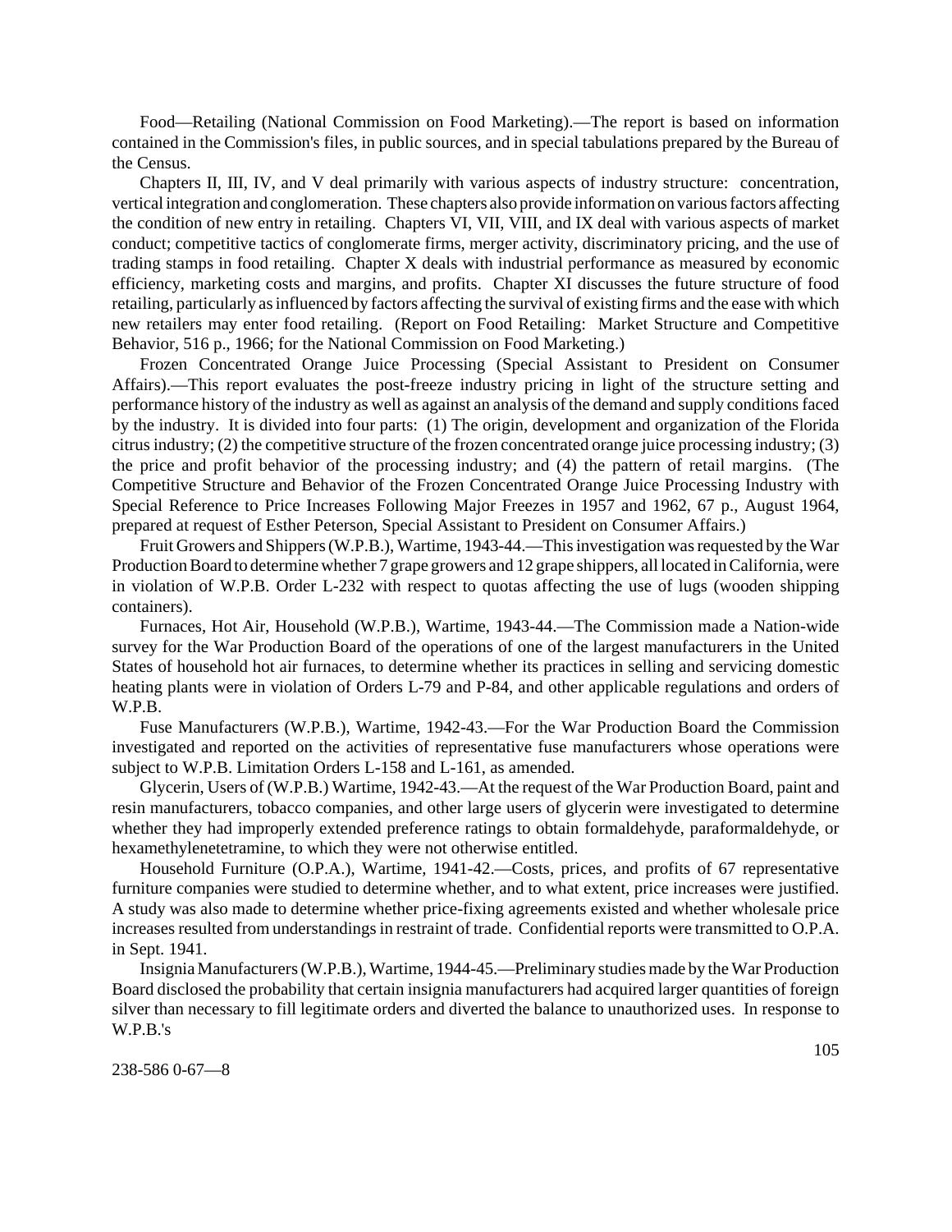Food—Retailing (National Commission on Food Marketing).—The report is based on information contained in the Commission's files, in public sources, and in special tabulations prepared by the Bureau of the Census.

Chapters II, III, IV, and V deal primarily with various aspects of industry structure: concentration, vertical integration and conglomeration. These chapters also provide information on various factors affecting the condition of new entry in retailing. Chapters VI, VII, VIII, and IX deal with various aspects of market conduct; competitive tactics of conglomerate firms, merger activity, discriminatory pricing, and the use of trading stamps in food retailing. Chapter X deals with industrial performance as measured by economic efficiency, marketing costs and margins, and profits. Chapter XI discusses the future structure of food retailing, particularly as influenced by factors affecting the survival of existing firms and the ease with which new retailers may enter food retailing. (Report on Food Retailing: Market Structure and Competitive Behavior, 516 p., 1966; for the National Commission on Food Marketing.)

Frozen Concentrated Orange Juice Processing (Special Assistant to President on Consumer Affairs).—This report evaluates the post-freeze industry pricing in light of the structure setting and performance history of the industry as well as against an analysis of the demand and supply conditions faced by the industry. It is divided into four parts: (1) The origin, development and organization of the Florida citrus industry; (2) the competitive structure of the frozen concentrated orange juice processing industry; (3) the price and profit behavior of the processing industry; and (4) the pattern of retail margins. (The Competitive Structure and Behavior of the Frozen Concentrated Orange Juice Processing Industry with Special Reference to Price Increases Following Major Freezes in 1957 and 1962, 67 p., August 1964, prepared at request of Esther Peterson, Special Assistant to President on Consumer Affairs.)

Fruit Growers and Shippers (W.P.B.), Wartime, 1943-44.—This investigation was requested by the War Production Board to determine whether 7 grape growers and 12 grape shippers, all located in California, were in violation of W.P.B. Order L-232 with respect to quotas affecting the use of lugs (wooden shipping containers).

Furnaces, Hot Air, Household (W.P.B.), Wartime, 1943-44.—The Commission made a Nation-wide survey for the War Production Board of the operations of one of the largest manufacturers in the United States of household hot air furnaces, to determine whether its practices in selling and servicing domestic heating plants were in violation of Orders L-79 and P-84, and other applicable regulations and orders of W.P.B.

Fuse Manufacturers (W.P.B.), Wartime, 1942-43.—For the War Production Board the Commission investigated and reported on the activities of representative fuse manufacturers whose operations were subject to W.P.B. Limitation Orders L-158 and L-161, as amended.

Glycerin, Users of (W.P.B.) Wartime, 1942-43.—At the request of the War Production Board, paint and resin manufacturers, tobacco companies, and other large users of glycerin were investigated to determine whether they had improperly extended preference ratings to obtain formaldehyde, paraformaldehyde, or hexamethylenetetramine, to which they were not otherwise entitled.

Household Furniture (O.P.A.), Wartime, 1941-42.—Costs, prices, and profits of 67 representative furniture companies were studied to determine whether, and to what extent, price increases were justified. A study was also made to determine whether price-fixing agreements existed and whether wholesale price increases resulted from understandings in restraint of trade. Confidential reports were transmitted to O.P.A. in Sept. 1941.

Insignia Manufacturers (W.P.B.), Wartime, 1944-45.—Preliminary studies made by the War Production Board disclosed the probability that certain insignia manufacturers had acquired larger quantities of foreign silver than necessary to fill legitimate orders and diverted the balance to unauthorized uses. In response to W.P.B.'s

238-586 0-67—8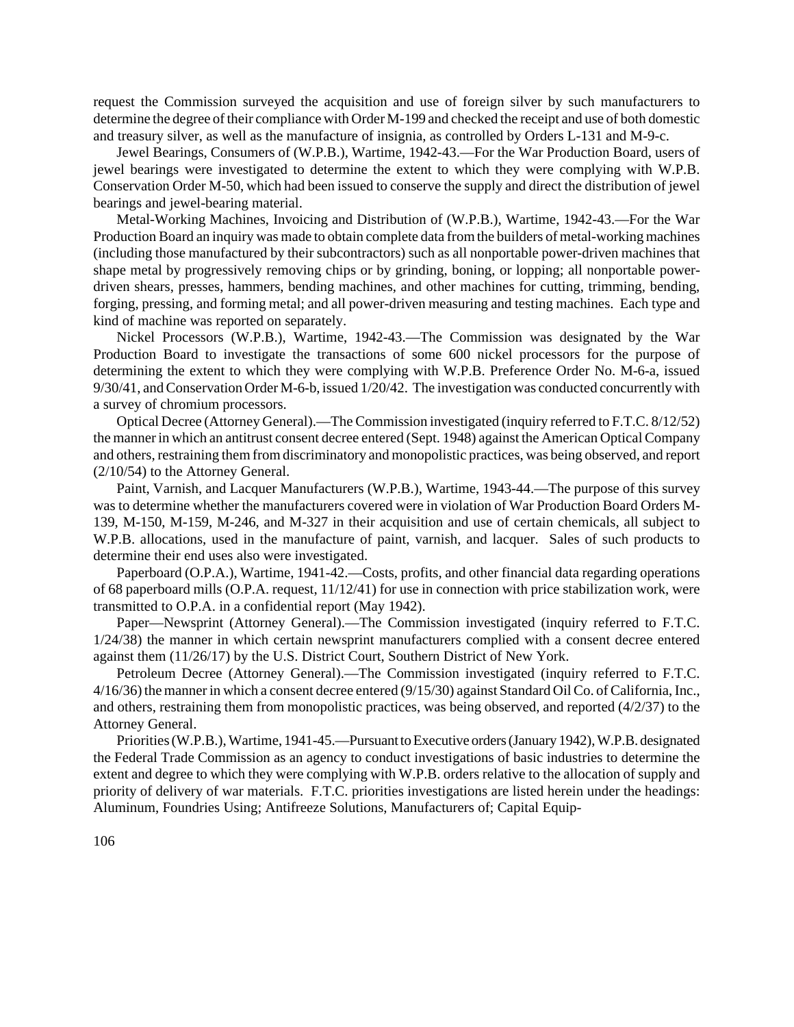request the Commission surveyed the acquisition and use of foreign silver by such manufacturers to determine the degree of their compliance with Order M-199 and checked the receipt and use of both domestic and treasury silver, as well as the manufacture of insignia, as controlled by Orders L-131 and M-9-c.

Jewel Bearings, Consumers of (W.P.B.), Wartime, 1942-43.—For the War Production Board, users of jewel bearings were investigated to determine the extent to which they were complying with W.P.B. Conservation Order M-50, which had been issued to conserve the supply and direct the distribution of jewel bearings and jewel-bearing material.

Metal-Working Machines, Invoicing and Distribution of (W.P.B.), Wartime, 1942-43.—For the War Production Board an inquiry was made to obtain complete data from the builders of metal-working machines (including those manufactured by their subcontractors) such as all nonportable power-driven machines that shape metal by progressively removing chips or by grinding, boning, or lopping; all nonportable power-driven shears, presses, hammers, bending machines, and other machines for cutting, trimming, bending, forging, pressing, and forming metal; and all power-driven measuring and testing machines. Each type and kind of machine was reported on separately.

Nickel Processors (W.P.B.), Wartime, 1942-43.—The Commission was designated by the War Production Board to investigate the transactions of some 600 nickel processors for the purpose of determining the extent to which they were complying with W.P.B. Preference Order No. M-6-a, issued 9/30/41, and Conservation Order M-6-b, issued 1/20/42. The investigation was conducted concurrently with a survey of chromium processors.

Optical Decree (Attorney General).—The Commission investigated (inquiry referred to F.T.C. 8/12/52) the manner in which an antitrust consent decree entered (Sept. 1948) against the American Optical Company and others, restraining them from discriminatory and monopolistic practices, was being observed, and report (2/10/54) to the Attorney General.

Paint, Varnish, and Lacquer Manufacturers (W.P.B.), Wartime, 1943-44.—The purpose of this survey was to determine whether the manufacturers covered were in violation of War Production Board Orders M-139, M-150, M-159, M-246, and M-327 in their acquisition and use of certain chemicals, all subject to W.P.B. allocations, used in the manufacture of paint, varnish, and lacquer. Sales of such products to determine their end uses also were investigated.

Paperboard (O.P.A.), Wartime, 1941-42.—Costs, profits, and other financial data regarding operations of 68 paperboard mills (O.P.A. request, 11/12/41) for use in connection with price stabilization work, were transmitted to O.P.A. in a confidential report (May 1942).

Paper—Newsprint (Attorney General).—The Commission investigated (inquiry referred to F.T.C. 1/24/38) the manner in which certain newsprint manufacturers complied with a consent decree entered against them (11/26/17) by the U.S. District Court, Southern District of New York.

Petroleum Decree (Attorney General).—The Commission investigated (inquiry referred to F.T.C. 4/16/36) the manner in which a consent decree entered (9/15/30) against Standard Oil Co. of California, Inc., and others, restraining them from monopolistic practices, was being observed, and reported (4/2/37) to the Attorney General.

Priorities (W.P.B.), Wartime, 1941-45.—Pursuant to Executive orders (January 1942), W.P.B. designated the Federal Trade Commission as an agency to conduct investigations of basic industries to determine the extent and degree to which they were complying with W.P.B. orders relative to the allocation of supply and priority of delivery of war materials. F.T.C. priorities investigations are listed herein under the headings: Aluminum, Foundries Using; Antifreeze Solutions, Manufacturers of; Capital Equip-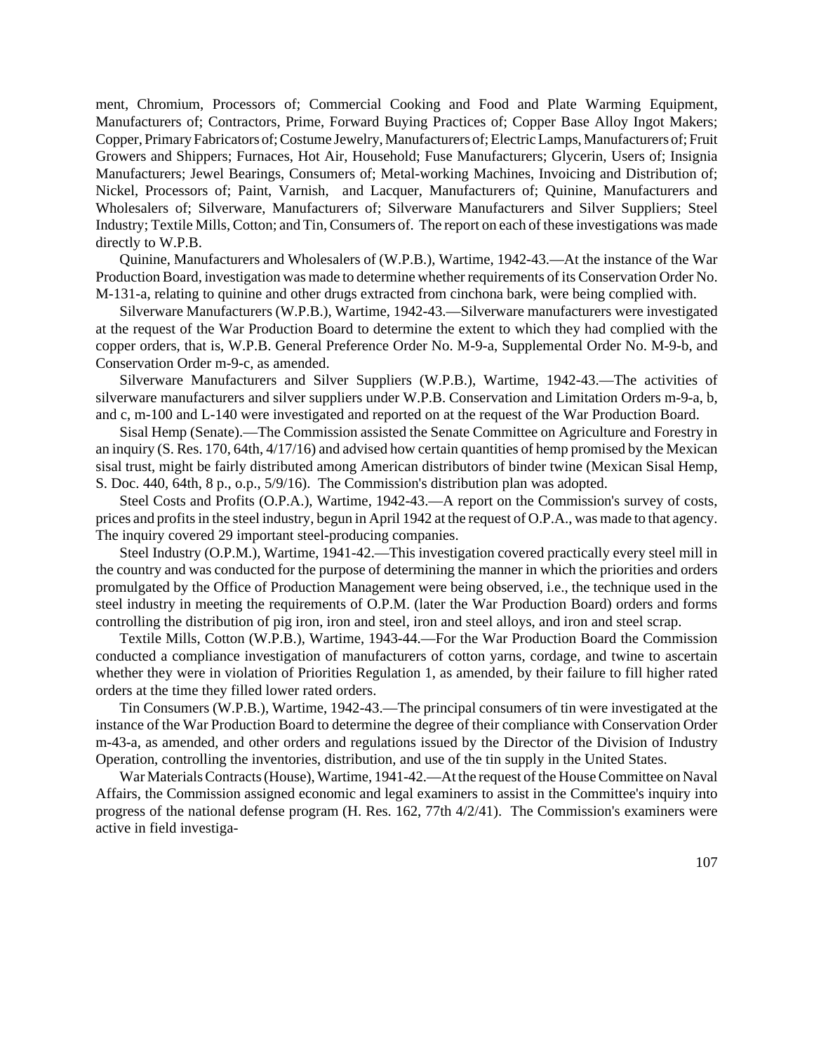ment, Chromium, Processors of; Commercial Cooking and Food and Plate Warming Equipment, Manufacturers of; Contractors, Prime, Forward Buying Practices of; Copper Base Alloy Ingot Makers; Copper, Primary Fabricators of; Costume Jewelry, Manufacturers of; Electric Lamps, Manufacturers of; Fruit Growers and Shippers; Furnaces, Hot Air, Household; Fuse Manufacturers; Glycerin, Users of; Insignia Manufacturers; Jewel Bearings, Consumers of; Metal-working Machines, Invoicing and Distribution of; Nickel, Processors of; Paint, Varnish, and Lacquer, Manufacturers of; Quinine, Manufacturers and Wholesalers of; Silverware, Manufacturers of; Silverware Manufacturers and Silver Suppliers; Steel Industry; Textile Mills, Cotton; and Tin, Consumers of. The report on each of these investigations was made directly to W.P.B.

Quinine, Manufacturers and Wholesalers of (W.P.B.), Wartime, 1942-43.—At the instance of the War Production Board, investigation was made to determine whether requirements of its Conservation Order No. M-131-a, relating to quinine and other drugs extracted from cinchona bark, were being complied with.

Silverware Manufacturers (W.P.B.), Wartime, 1942-43.—Silverware manufacturers were investigated at the request of the War Production Board to determine the extent to which they had complied with the copper orders, that is, W.P.B. General Preference Order No. M-9-a, Supplemental Order No. M-9-b, and Conservation Order m-9-c, as amended.

Silverware Manufacturers and Silver Suppliers (W.P.B.), Wartime, 1942-43.—The activities of silverware manufacturers and silver suppliers under W.P.B. Conservation and Limitation Orders m-9-a, b, and c, m-100 and L-140 were investigated and reported on at the request of the War Production Board.

Sisal Hemp (Senate).—The Commission assisted the Senate Committee on Agriculture and Forestry in an inquiry (S. Res. 170, 64th, 4/17/16) and advised how certain quantities of hemp promised by the Mexican sisal trust, might be fairly distributed among American distributors of binder twine (Mexican Sisal Hemp, S. Doc. 440, 64th, 8 p., o.p., 5/9/16). The Commission's distribution plan was adopted.

Steel Costs and Profits (O.P.A.), Wartime, 1942-43.—A report on the Commission's survey of costs, prices and profits in the steel industry, begun in April 1942 at the request of O.P.A., was made to that agency. The inquiry covered 29 important steel-producing companies.

Steel Industry (O.P.M.), Wartime, 1941-42.—This investigation covered practically every steel mill in the country and was conducted for the purpose of determining the manner in which the priorities and orders promulgated by the Office of Production Management were being observed, i.e., the technique used in the steel industry in meeting the requirements of O.P.M. (later the War Production Board) orders and forms controlling the distribution of pig iron, iron and steel, iron and steel alloys, and iron and steel scrap.

Textile Mills, Cotton (W.P.B.), Wartime, 1943-44.—For the War Production Board the Commission conducted a compliance investigation of manufacturers of cotton yarns, cordage, and twine to ascertain whether they were in violation of Priorities Regulation 1, as amended, by their failure to fill higher rated orders at the time they filled lower rated orders.

Tin Consumers (W.P.B.), Wartime, 1942-43.—The principal consumers of tin were investigated at the instance of the War Production Board to determine the degree of their compliance with Conservation Order m-43-a, as amended, and other orders and regulations issued by the Director of the Division of Industry Operation, controlling the inventories, distribution, and use of the tin supply in the United States.

War Materials Contracts (House), Wartime, 1941-42.—At the request of the House Committee on Naval Affairs, the Commission assigned economic and legal examiners to assist in the Committee's inquiry into progress of the national defense program (H. Res. 162, 77th 4/2/41). The Commission's examiners were active in field investiga-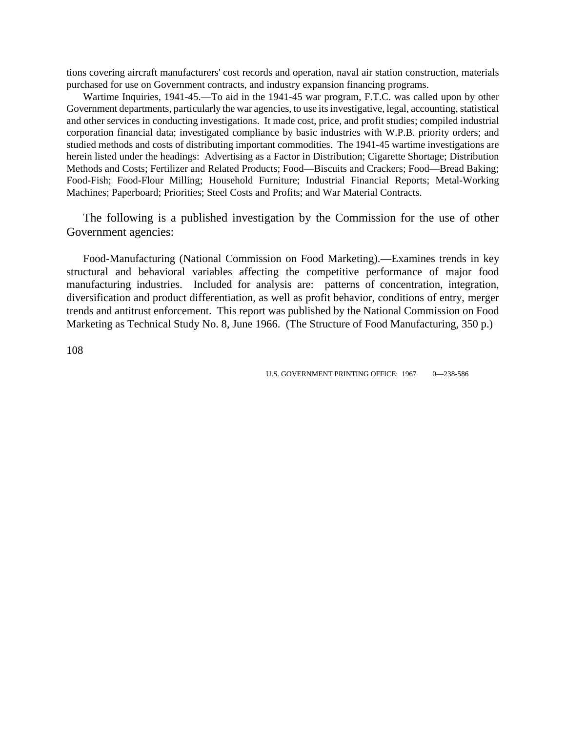tions covering aircraft manufacturers' cost records and operation, naval air station construction, materials purchased for use on Government contracts, and industry expansion financing programs.

Wartime Inquiries, 1941-45.—To aid in the 1941-45 war program, F.T.C. was called upon by other Government departments, particularly the war agencies, to use its investigative, legal, accounting, statistical and other services in conducting investigations. It made cost, price, and profit studies; compiled industrial corporation financial data; investigated compliance by basic industries with W.P.B. priority orders; and studied methods and costs of distributing important commodities. The 1941-45 wartime investigations are herein listed under the headings: Advertising as a Factor in Distribution; Cigarette Shortage; Distribution Methods and Costs; Fertilizer and Related Products; Food—Biscuits and Crackers; Food—Bread Baking; Food-Fish; Food-Flour Milling; Household Furniture; Industrial Financial Reports; Metal-Working Machines; Paperboard; Priorities; Steel Costs and Profits; and War Material Contracts.

The following is a published investigation by the Commission for the use of other Government agencies:

Food-Manufacturing (National Commission on Food Marketing).—Examines trends in key structural and behavioral variables affecting the competitive performance of major food manufacturing industries. Included for analysis are: patterns of concentration, integration, diversification and product differentiation, as well as profit behavior, conditions of entry, merger trends and antitrust enforcement. This report was published by the National Commission on Food Marketing as Technical Study No. 8, June 1966. (The Structure of Food Manufacturing, 350 p.)

U.S. GOVERNMENT PRINTING OFFICE: 1967 0—238-586